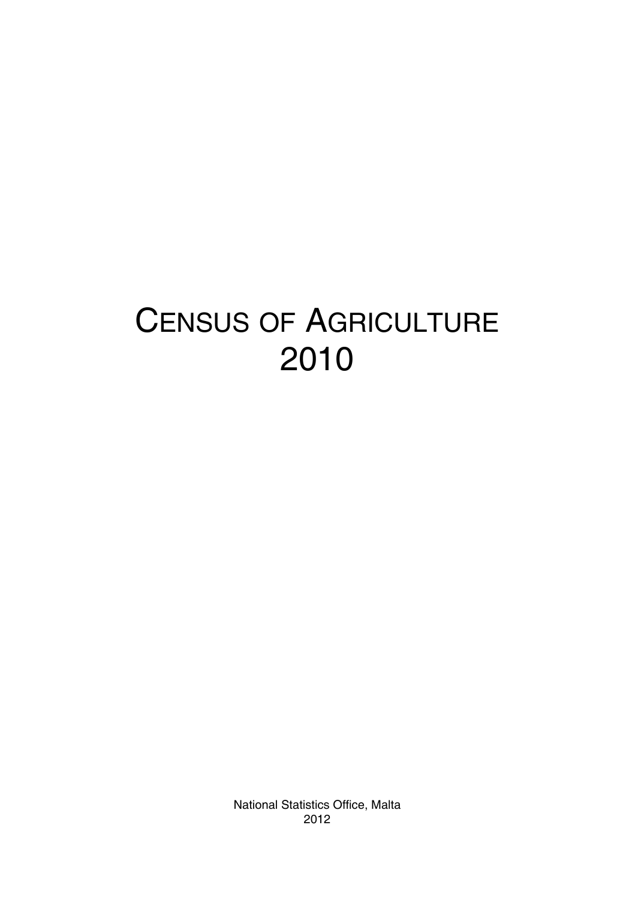# CENSUS OF AGRICULTURE 2010

National Statistics Office, Malta
2012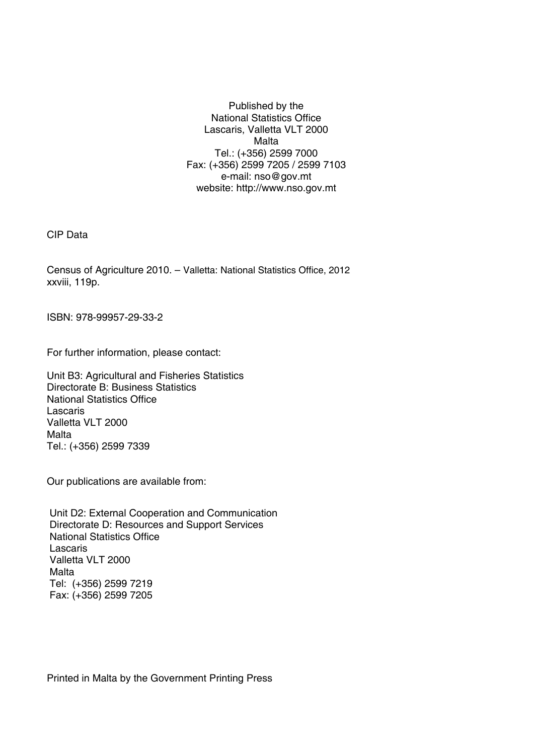Published by the
National Statistics Office
Lascaris, Valletta VLT 2000
Malta
Tel.: (+356) 2599 7000
Fax: (+356) 2599 7205 / 2599 7103
e-mail: nso@gov.mt
website: http://www.nso.gov.mt

CIP Data

Census of Agriculture 2010. – Valletta: National Statistics Office, 2012
xxviii, 119p.

ISBN: 978-99957-29-33-2

For further information, please contact:

Unit B3: Agricultural and Fisheries Statistics
Directorate B: Business Statistics
National Statistics Office
Lascaris
Valletta VLT 2000
Malta
Tel.: (+356) 2599 7339

Our publications are available from:

Unit D2: External Cooperation and Communication
Directorate D: Resources and Support Services
National Statistics Office
Lascaris
Valletta VLT 2000
Malta
Tel: (+356) 2599 7219
Fax: (+356) 2599 7205

Printed in Malta by the Government Printing Press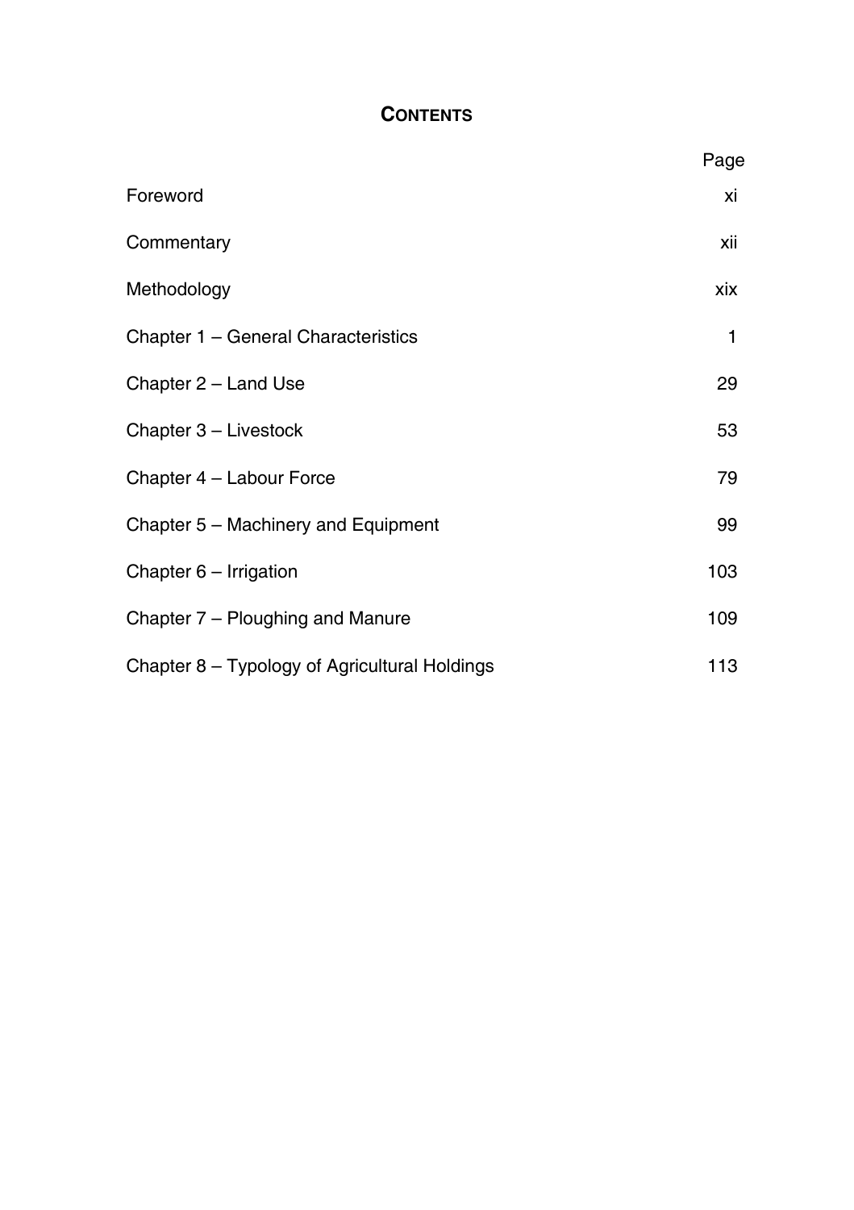# CONTENTS

| | Page |
|---|---|
| Foreword | xi |
| Commentary | xii |
| Methodology | xix |
| Chapter 1 – General Characteristics | 1 |
| Chapter 2 – Land Use | 29 |
| Chapter 3 – Livestock | 53 |
| Chapter 4 – Labour Force | 79 |
| Chapter 5 – Machinery and Equipment | 99 |
| Chapter 6 – Irrigation | 103 |
| Chapter 7 – Ploughing and Manure | 109 |
| Chapter 8 – Typology of Agricultural Holdings | 113 |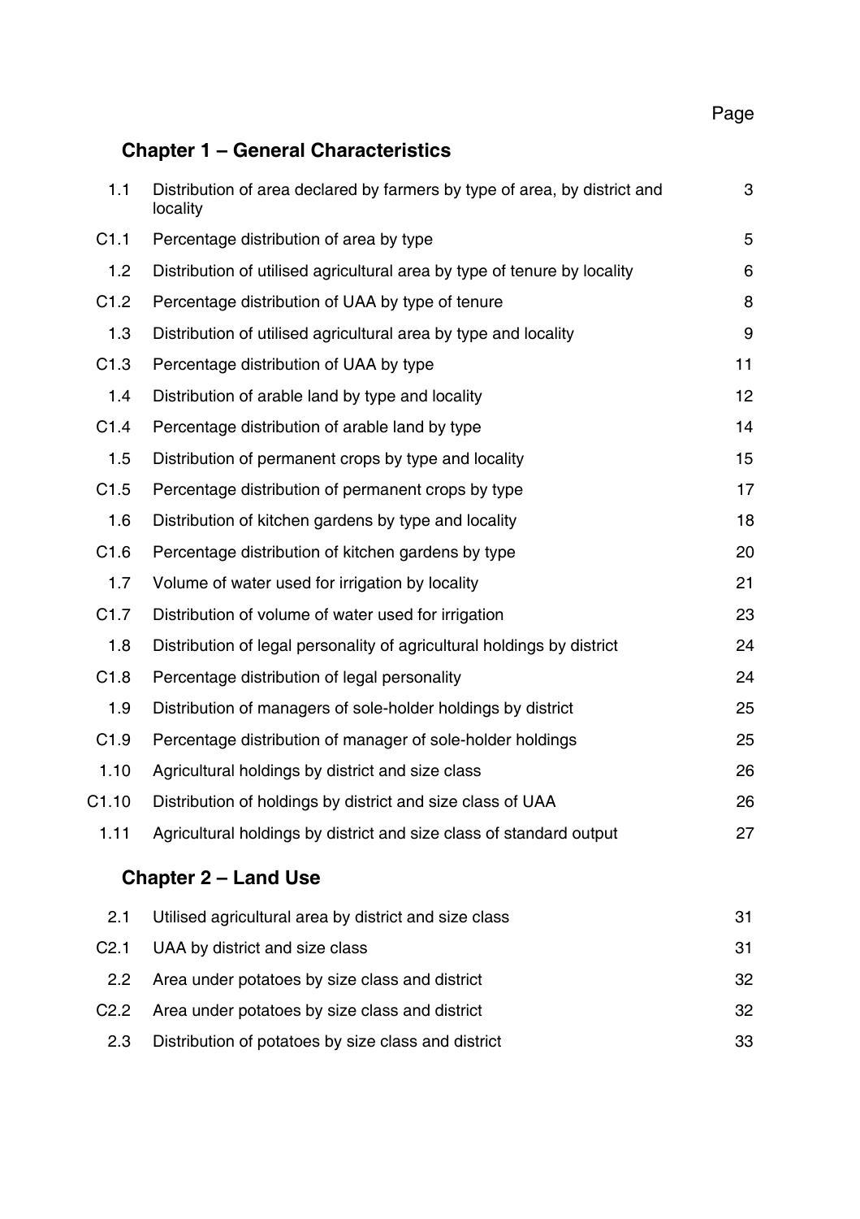| | | Page |
|---|---|---|
| **Chapter 1 – General Characteristics** | | |
| 1.1 | Distribution of area declared by farmers by type of area, by district and locality | 3 |
| C1.1 | Percentage distribution of area by type | 5 |
| 1.2 | Distribution of utilised agricultural area by type of tenure by locality | 6 |
| C1.2 | Percentage distribution of UAA by type of tenure | 8 |
| 1.3 | Distribution of utilised agricultural area by type and locality | 9 |
| C1.3 | Percentage distribution of UAA by type | 11 |
| 1.4 | Distribution of arable land by type and locality | 12 |
| C1.4 | Percentage distribution of arable land by type | 14 |
| 1.5 | Distribution of permanent crops by type and locality | 15 |
| C1.5 | Percentage distribution of permanent crops by type | 17 |
| 1.6 | Distribution of kitchen gardens by type and locality | 18 |
| C1.6 | Percentage distribution of kitchen gardens by type | 20 |
| 1.7 | Volume of water used for irrigation by locality | 21 |
| C1.7 | Distribution of volume of water used for irrigation | 23 |
| 1.8 | Distribution of legal personality of agricultural holdings by district | 24 |
| C1.8 | Percentage distribution of legal personality | 24 |
| 1.9 | Distribution of managers of sole-holder holdings by district | 25 |
| C1.9 | Percentage distribution of manager of sole-holder holdings | 25 |
| 1.10 | Agricultural holdings by district and size class | 26 |
| C1.10 | Distribution of holdings by district and size class of UAA | 26 |
| 1.11 | Agricultural holdings by district and size class of standard output | 27 |
| **Chapter 2 – Land Use** | | |
| 2.1 | Utilised agricultural area by district and size class | 31 |
| C2.1 | UAA by district and size class | 31 |
| 2.2 | Area under potatoes by size class and district | 32 |
| C2.2 | Area under potatoes by size class and district | 32 |
| 2.3 | Distribution of potatoes by size class and district | 33 |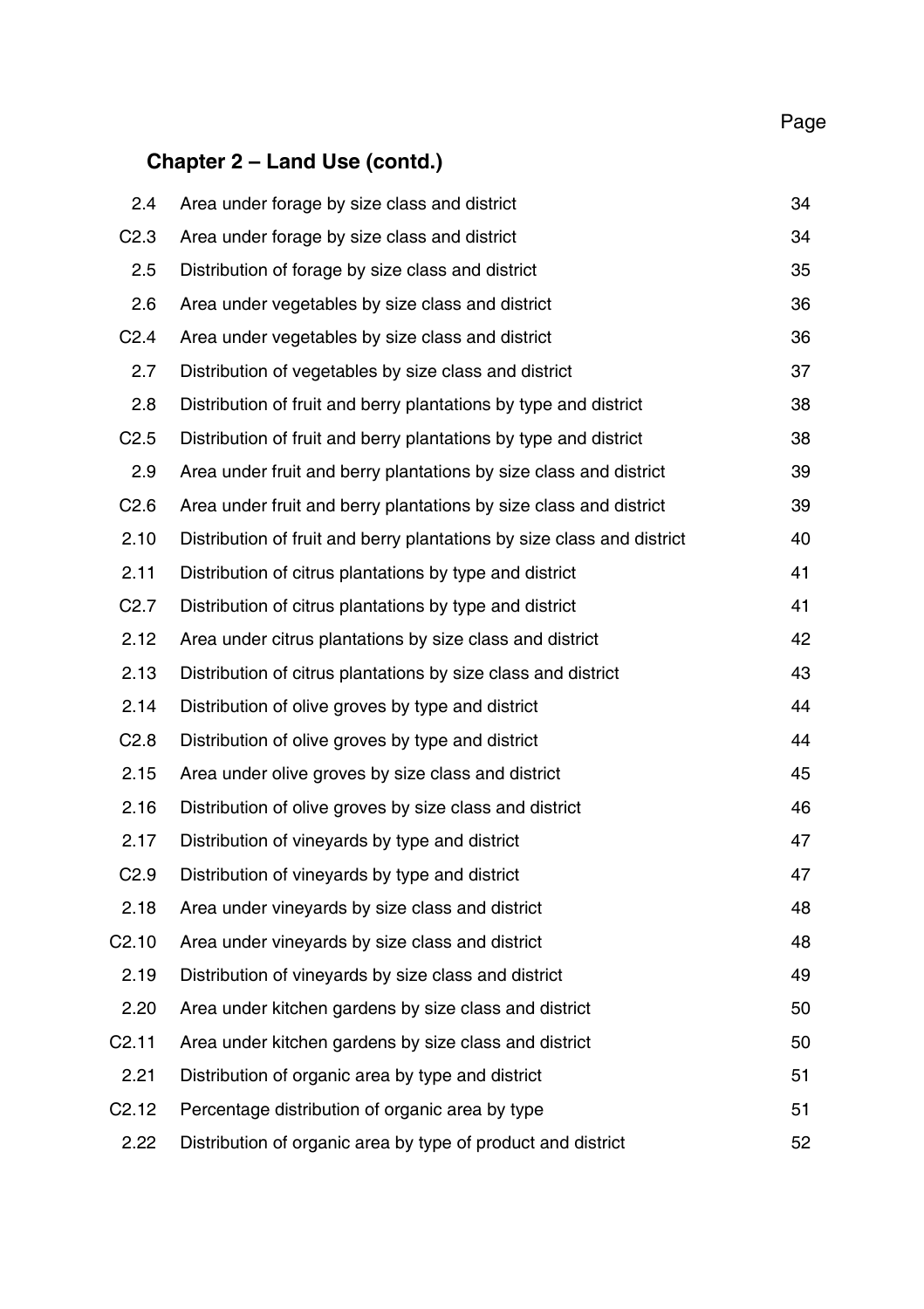## Chapter 2 – Land Use (contd.)

| | | Page |
|---|---|---|
| 2.4 | Area under forage by size class and district | 34 |
| C2.3 | Area under forage by size class and district | 34 |
| 2.5 | Distribution of forage by size class and district | 35 |
| 2.6 | Area under vegetables by size class and district | 36 |
| C2.4 | Area under vegetables by size class and district | 36 |
| 2.7 | Distribution of vegetables by size class and district | 37 |
| 2.8 | Distribution of fruit and berry plantations by type and district | 38 |
| C2.5 | Distribution of fruit and berry plantations by type and district | 38 |
| 2.9 | Area under fruit and berry plantations by size class and district | 39 |
| C2.6 | Area under fruit and berry plantations by size class and district | 39 |
| 2.10 | Distribution of fruit and berry plantations by size class and district | 40 |
| 2.11 | Distribution of citrus plantations by type and district | 41 |
| C2.7 | Distribution of citrus plantations by type and district | 41 |
| 2.12 | Area under citrus plantations by size class and district | 42 |
| 2.13 | Distribution of citrus plantations by size class and district | 43 |
| 2.14 | Distribution of olive groves by type and district | 44 |
| C2.8 | Distribution of olive groves by type and district | 44 |
| 2.15 | Area under olive groves by size class and district | 45 |
| 2.16 | Distribution of olive groves by size class and district | 46 |
| 2.17 | Distribution of vineyards by type and district | 47 |
| C2.9 | Distribution of vineyards by type and district | 47 |
| 2.18 | Area under vineyards by size class and district | 48 |
| C2.10 | Area under vineyards by size class and district | 48 |
| 2.19 | Distribution of vineyards by size class and district | 49 |
| 2.20 | Area under kitchen gardens by size class and district | 50 |
| C2.11 | Area under kitchen gardens by size class and district | 50 |
| 2.21 | Distribution of organic area by type and district | 51 |
| C2.12 | Percentage distribution of organic area by type | 51 |
| 2.22 | Distribution of organic area by type of product and district | 52 |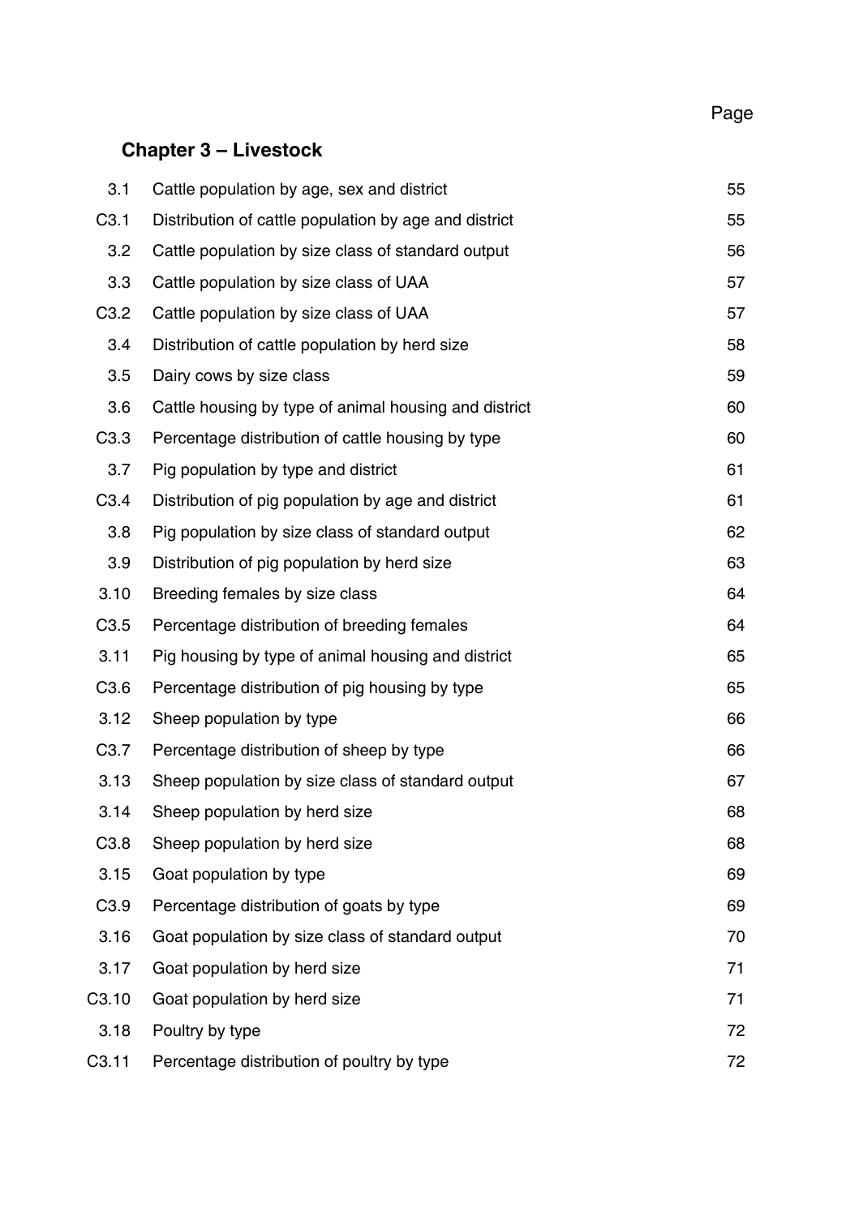| | | Page |
|---|---|---|
| **Chapter 3 – Livestock** | | |
| 3.1 | Cattle population by age, sex and district | 55 |
| C3.1 | Distribution of cattle population by age and district | 55 |
| 3.2 | Cattle population by size class of standard output | 56 |
| 3.3 | Cattle population by size class of UAA | 57 |
| C3.2 | Cattle population by size class of UAA | 57 |
| 3.4 | Distribution of cattle population by herd size | 58 |
| 3.5 | Dairy cows by size class | 59 |
| 3.6 | Cattle housing by type of animal housing and district | 60 |
| C3.3 | Percentage distribution of cattle housing by type | 60 |
| 3.7 | Pig population by type and district | 61 |
| C3.4 | Distribution of pig population by age and district | 61 |
| 3.8 | Pig population by size class of standard output | 62 |
| 3.9 | Distribution of pig population by herd size | 63 |
| 3.10 | Breeding females by size class | 64 |
| C3.5 | Percentage distribution of breeding females | 64 |
| 3.11 | Pig housing by type of animal housing and district | 65 |
| C3.6 | Percentage distribution of pig housing by type | 65 |
| 3.12 | Sheep population by type | 66 |
| C3.7 | Percentage distribution of sheep by type | 66 |
| 3.13 | Sheep population by size class of standard output | 67 |
| 3.14 | Sheep population by herd size | 68 |
| C3.8 | Sheep population by herd size | 68 |
| 3.15 | Goat population by type | 69 |
| C3.9 | Percentage distribution of goats by type | 69 |
| 3.16 | Goat population by size class of standard output | 70 |
| 3.17 | Goat population by herd size | 71 |
| C3.10 | Goat population by herd size | 71 |
| 3.18 | Poultry by type | 72 |
| C3.11 | Percentage distribution of poultry by type | 72 |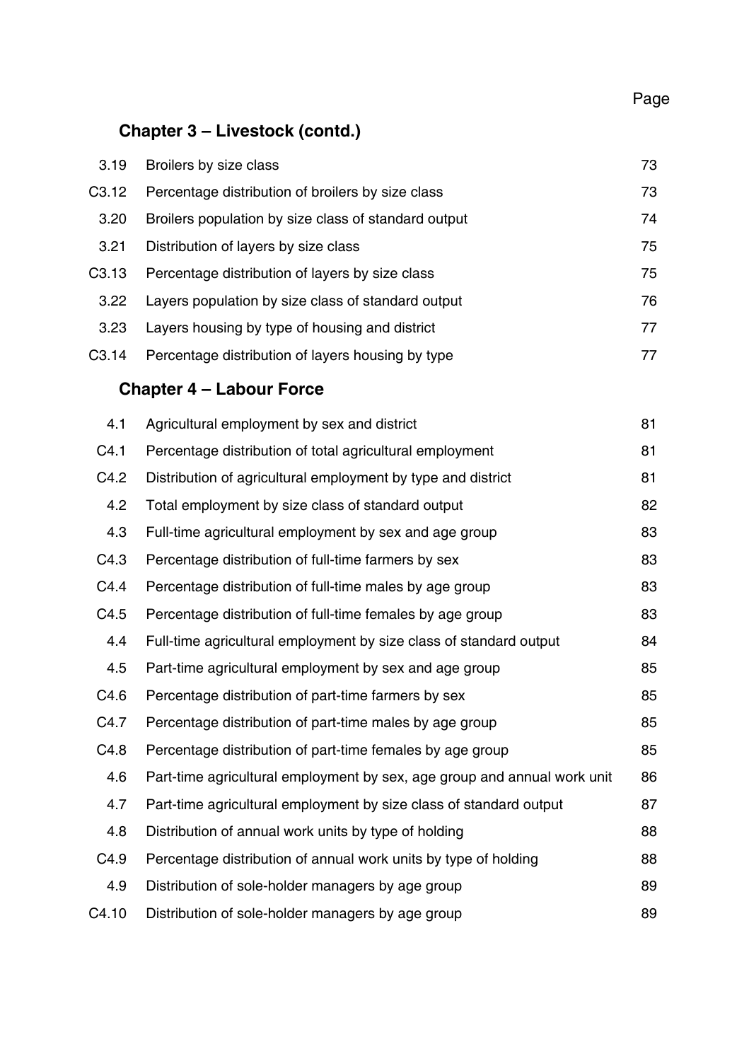| | | Page |
|---|---|---|

## Chapter 3 – Livestock (contd.)

| | | |
|---|---|---|
| 3.19 | Broilers by size class | 73 |
| C3.12 | Percentage distribution of broilers by size class | 73 |
| 3.20 | Broilers population by size class of standard output | 74 |
| 3.21 | Distribution of layers by size class | 75 |
| C3.13 | Percentage distribution of layers by size class | 75 |
| 3.22 | Layers population by size class of standard output | 76 |
| 3.23 | Layers housing by type of housing and district | 77 |
| C3.14 | Percentage distribution of layers housing by type | 77 |

## Chapter 4 – Labour Force

| | | |
|---|---|---|
| 4.1 | Agricultural employment by sex and district | 81 |
| C4.1 | Percentage distribution of total agricultural employment | 81 |
| C4.2 | Distribution of agricultural employment by type and district | 81 |
| 4.2 | Total employment by size class of standard output | 82 |
| 4.3 | Full-time agricultural employment by sex and age group | 83 |
| C4.3 | Percentage distribution of full-time farmers by sex | 83 |
| C4.4 | Percentage distribution of full-time males by age group | 83 |
| C4.5 | Percentage distribution of full-time females by age group | 83 |
| 4.4 | Full-time agricultural employment by size class of standard output | 84 |
| 4.5 | Part-time agricultural employment by sex and age group | 85 |
| C4.6 | Percentage distribution of part-time farmers by sex | 85 |
| C4.7 | Percentage distribution of part-time males by age group | 85 |
| C4.8 | Percentage distribution of part-time females by age group | 85 |
| 4.6 | Part-time agricultural employment by sex, age group and annual work unit | 86 |
| 4.7 | Part-time agricultural employment by size class of standard output | 87 |
| 4.8 | Distribution of annual work units by type of holding | 88 |
| C4.9 | Percentage distribution of annual work units by type of holding | 88 |
| 4.9 | Distribution of sole-holder managers by age group | 89 |
| C4.10 | Distribution of sole-holder managers by age group | 89 |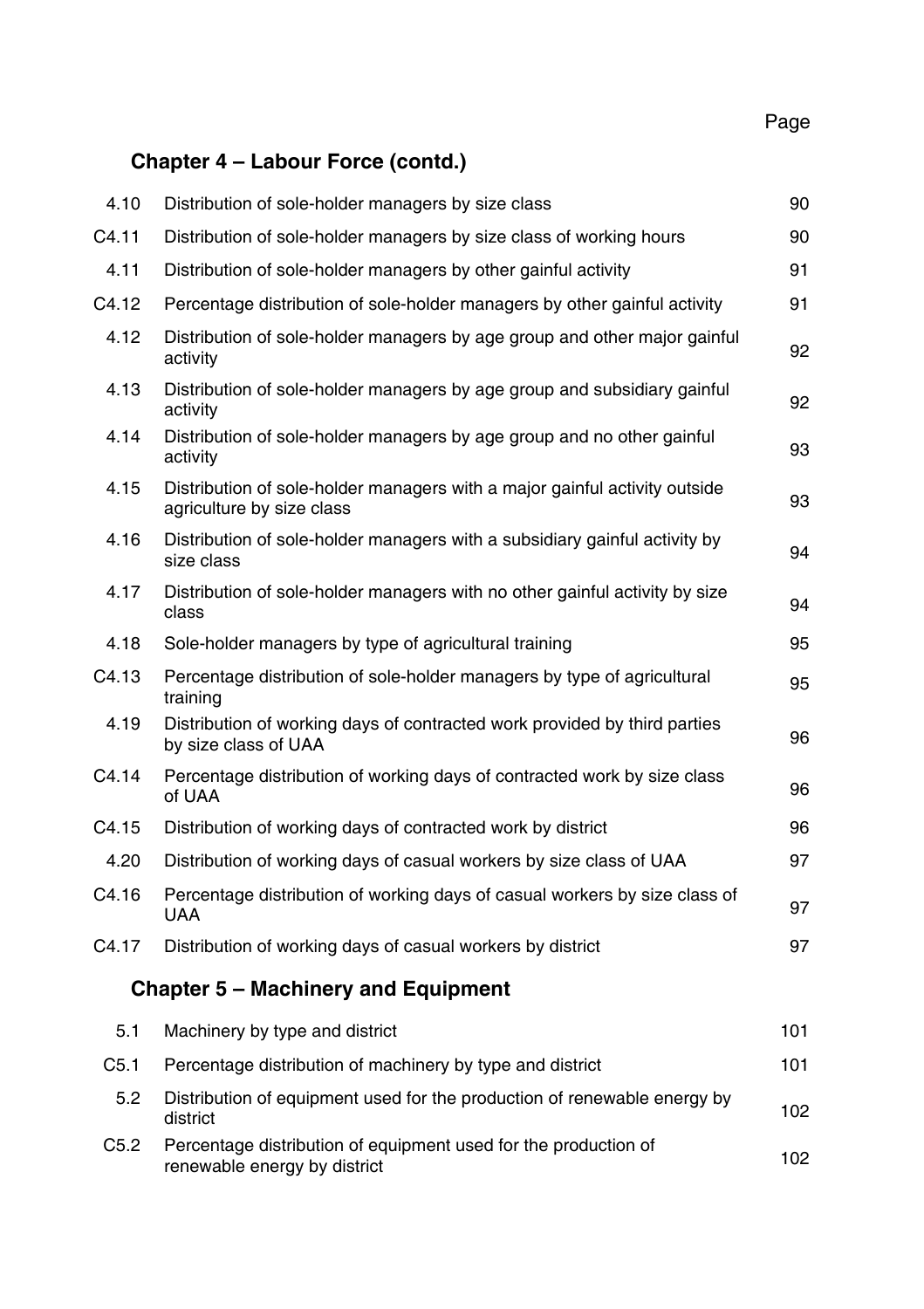| | | Page |
|---|---|---|

## Chapter 4 – Labour Force (contd.)

| | | |
|---|---|---|
| 4.10 | Distribution of sole-holder managers by size class | 90 |
| C4.11 | Distribution of sole-holder managers by size class of working hours | 90 |
| 4.11 | Distribution of sole-holder managers by other gainful activity | 91 |
| C4.12 | Percentage distribution of sole-holder managers by other gainful activity | 91 |
| 4.12 | Distribution of sole-holder managers by age group and other major gainful activity | 92 |
| 4.13 | Distribution of sole-holder managers by age group and subsidiary gainful activity | 92 |
| 4.14 | Distribution of sole-holder managers by age group and no other gainful activity | 93 |
| 4.15 | Distribution of sole-holder managers with a major gainful activity outside agriculture by size class | 93 |
| 4.16 | Distribution of sole-holder managers with a subsidiary gainful activity by size class | 94 |
| 4.17 | Distribution of sole-holder managers with no other gainful activity by size class | 94 |
| 4.18 | Sole-holder managers by type of agricultural training | 95 |
| C4.13 | Percentage distribution of sole-holder managers by type of agricultural training | 95 |
| 4.19 | Distribution of working days of contracted work provided by third parties by size class of UAA | 96 |
| C4.14 | Percentage distribution of working days of contracted work by size class of UAA | 96 |
| C4.15 | Distribution of working days of contracted work by district | 96 |
| 4.20 | Distribution of working days of casual workers by size class of UAA | 97 |
| C4.16 | Percentage distribution of working days of casual workers by size class of UAA | 97 |
| C4.17 | Distribution of working days of casual workers by district | 97 |

## Chapter 5 – Machinery and Equipment

| | | |
|---|---|---|
| 5.1 | Machinery by type and district | 101 |
| C5.1 | Percentage distribution of machinery by type and district | 101 |
| 5.2 | Distribution of equipment used for the production of renewable energy by district | 102 |
| C5.2 | Percentage distribution of equipment used for the production of renewable energy by district | 102 |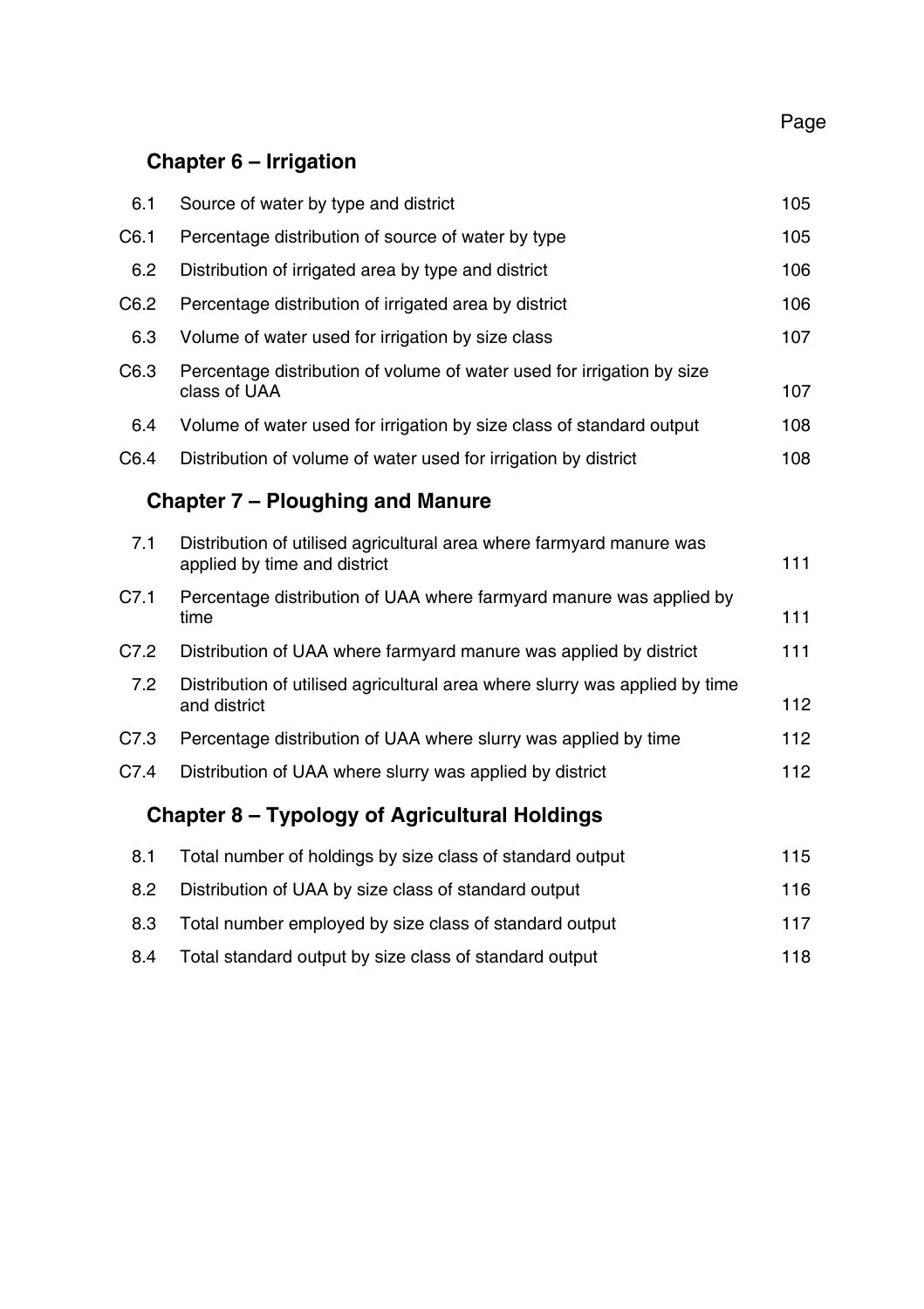| | | Page |
|---|---|---|
| **Chapter 6 – Irrigation** | | |
| 6.1 | Source of water by type and district | 105 |
| C6.1 | Percentage distribution of source of water by type | 105 |
| 6.2 | Distribution of irrigated area by type and district | 106 |
| C6.2 | Percentage distribution of irrigated area by district | 106 |
| 6.3 | Volume of water used for irrigation by size class | 107 |
| C6.3 | Percentage distribution of volume of water used for irrigation by size class of UAA | 107 |
| 6.4 | Volume of water used for irrigation by size class of standard output | 108 |
| C6.4 | Distribution of volume of water used for irrigation by district | 108 |
| **Chapter 7 – Ploughing and Manure** | | |
| 7.1 | Distribution of utilised agricultural area where farmyard manure was applied by time and district | 111 |
| C7.1 | Percentage distribution of UAA where farmyard manure was applied by time | 111 |
| C7.2 | Distribution of UAA where farmyard manure was applied by district | 111 |
| 7.2 | Distribution of utilised agricultural area where slurry was applied by time and district | 112 |
| C7.3 | Percentage distribution of UAA where slurry was applied by time | 112 |
| C7.4 | Distribution of UAA where slurry was applied by district | 112 |
| **Chapter 8 – Typology of Agricultural Holdings** | | |
| 8.1 | Total number of holdings by size class of standard output | 115 |
| 8.2 | Distribution of UAA by size class of standard output | 116 |
| 8.3 | Total number employed by size class of standard output | 117 |
| 8.4 | Total standard output by size class of standard output | 118 |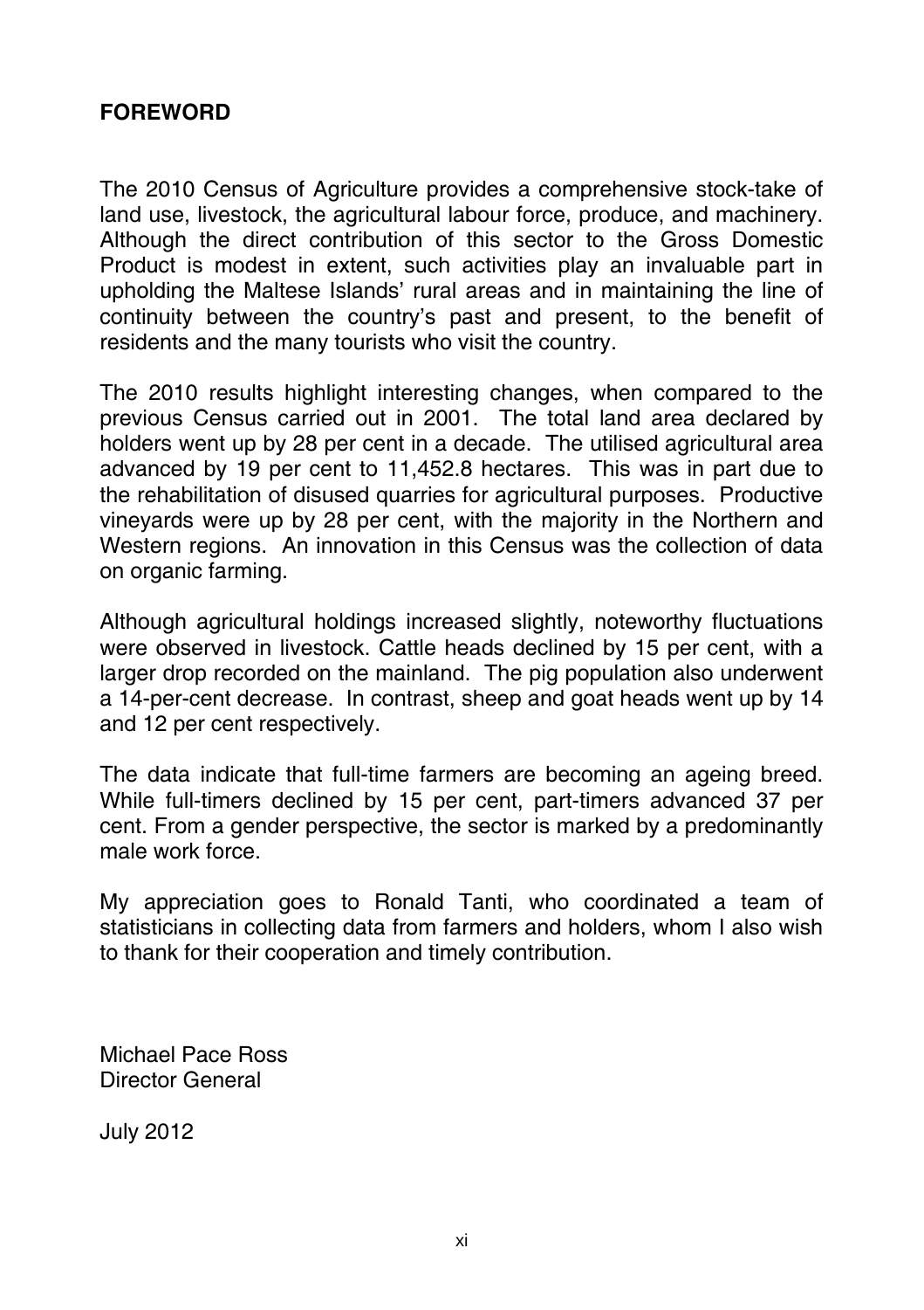## FOREWORD

The 2010 Census of Agriculture provides a comprehensive stock-take of land use, livestock, the agricultural labour force, produce, and machinery. Although the direct contribution of this sector to the Gross Domestic Product is modest in extent, such activities play an invaluable part in upholding the Maltese Islands' rural areas and in maintaining the line of continuity between the country's past and present, to the benefit of residents and the many tourists who visit the country.

The 2010 results highlight interesting changes, when compared to the previous Census carried out in 2001. The total land area declared by holders went up by 28 per cent in a decade. The utilised agricultural area advanced by 19 per cent to 11,452.8 hectares. This was in part due to the rehabilitation of disused quarries for agricultural purposes. Productive vineyards were up by 28 per cent, with the majority in the Northern and Western regions. An innovation in this Census was the collection of data on organic farming.

Although agricultural holdings increased slightly, noteworthy fluctuations were observed in livestock. Cattle heads declined by 15 per cent, with a larger drop recorded on the mainland. The pig population also underwent a 14-per-cent decrease. In contrast, sheep and goat heads went up by 14 and 12 per cent respectively.

The data indicate that full-time farmers are becoming an ageing breed. While full-timers declined by 15 per cent, part-timers advanced 37 per cent. From a gender perspective, the sector is marked by a predominantly male work force.

My appreciation goes to Ronald Tanti, who coordinated a team of statisticians in collecting data from farmers and holders, whom I also wish to thank for their cooperation and timely contribution.

Michael Pace Ross
Director General

July 2012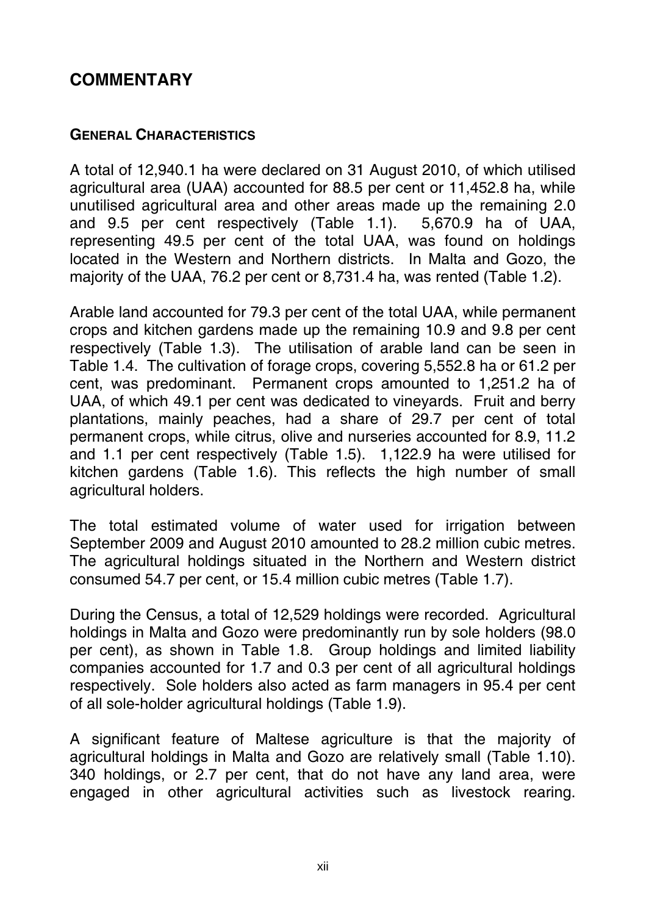## COMMENTARY

### GENERAL CHARACTERISTICS

A total of 12,940.1 ha were declared on 31 August 2010, of which utilised agricultural area (UAA) accounted for 88.5 per cent or 11,452.8 ha, while unutilised agricultural area and other areas made up the remaining 2.0 and 9.5 per cent respectively (Table 1.1). 5,670.9 ha of UAA, representing 49.5 per cent of the total UAA, was found on holdings located in the Western and Northern districts. In Malta and Gozo, the majority of the UAA, 76.2 per cent or 8,731.4 ha, was rented (Table 1.2).

Arable land accounted for 79.3 per cent of the total UAA, while permanent crops and kitchen gardens made up the remaining 10.9 and 9.8 per cent respectively (Table 1.3). The utilisation of arable land can be seen in Table 1.4. The cultivation of forage crops, covering 5,552.8 ha or 61.2 per cent, was predominant. Permanent crops amounted to 1,251.2 ha of UAA, of which 49.1 per cent was dedicated to vineyards. Fruit and berry plantations, mainly peaches, had a share of 29.7 per cent of total permanent crops, while citrus, olive and nurseries accounted for 8.9, 11.2 and 1.1 per cent respectively (Table 1.5). 1,122.9 ha were utilised for kitchen gardens (Table 1.6). This reflects the high number of small agricultural holders.

The total estimated volume of water used for irrigation between September 2009 and August 2010 amounted to 28.2 million cubic metres. The agricultural holdings situated in the Northern and Western district consumed 54.7 per cent, or 15.4 million cubic metres (Table 1.7).

During the Census, a total of 12,529 holdings were recorded. Agricultural holdings in Malta and Gozo were predominantly run by sole holders (98.0 per cent), as shown in Table 1.8. Group holdings and limited liability companies accounted for 1.7 and 0.3 per cent of all agricultural holdings respectively. Sole holders also acted as farm managers in 95.4 per cent of all sole-holder agricultural holdings (Table 1.9).

A significant feature of Maltese agriculture is that the majority of agricultural holdings in Malta and Gozo are relatively small (Table 1.10). 340 holdings, or 2.7 per cent, that do not have any land area, were engaged in other agricultural activities such as livestock rearing.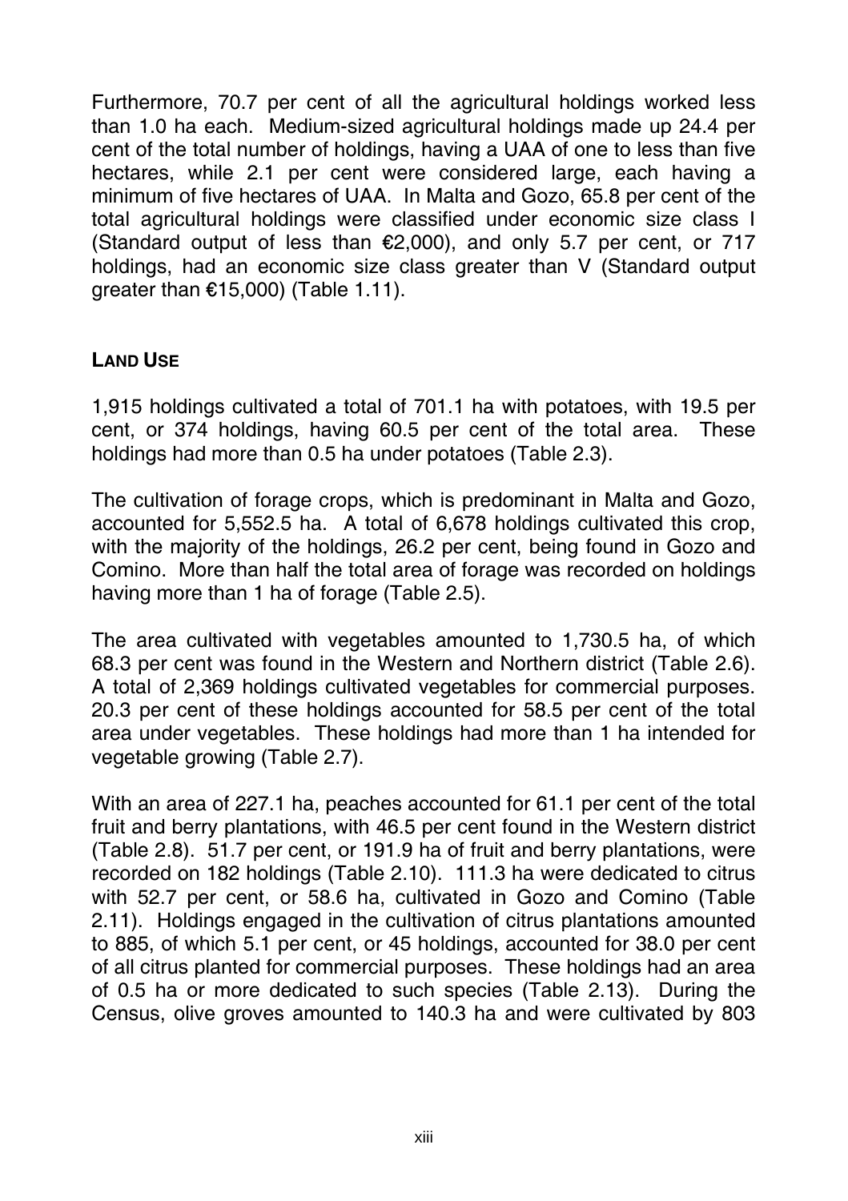Furthermore, 70.7 per cent of all the agricultural holdings worked less than 1.0 ha each. Medium-sized agricultural holdings made up 24.4 per cent of the total number of holdings, having a UAA of one to less than five hectares, while 2.1 per cent were considered large, each having a minimum of five hectares of UAA. In Malta and Gozo, 65.8 per cent of the total agricultural holdings were classified under economic size class I (Standard output of less than €2,000), and only 5.7 per cent, or 717 holdings, had an economic size class greater than V (Standard output greater than €15,000) (Table 1.11).

## LAND USE

1,915 holdings cultivated a total of 701.1 ha with potatoes, with 19.5 per cent, or 374 holdings, having 60.5 per cent of the total area. These holdings had more than 0.5 ha under potatoes (Table 2.3).

The cultivation of forage crops, which is predominant in Malta and Gozo, accounted for 5,552.5 ha. A total of 6,678 holdings cultivated this crop, with the majority of the holdings, 26.2 per cent, being found in Gozo and Comino. More than half the total area of forage was recorded on holdings having more than 1 ha of forage (Table 2.5).

The area cultivated with vegetables amounted to 1,730.5 ha, of which 68.3 per cent was found in the Western and Northern district (Table 2.6). A total of 2,369 holdings cultivated vegetables for commercial purposes. 20.3 per cent of these holdings accounted for 58.5 per cent of the total area under vegetables. These holdings had more than 1 ha intended for vegetable growing (Table 2.7).

With an area of 227.1 ha, peaches accounted for 61.1 per cent of the total fruit and berry plantations, with 46.5 per cent found in the Western district (Table 2.8). 51.7 per cent, or 191.9 ha of fruit and berry plantations, were recorded on 182 holdings (Table 2.10). 111.3 ha were dedicated to citrus with 52.7 per cent, or 58.6 ha, cultivated in Gozo and Comino (Table 2.11). Holdings engaged in the cultivation of citrus plantations amounted to 885, of which 5.1 per cent, or 45 holdings, accounted for 38.0 per cent of all citrus planted for commercial purposes. These holdings had an area of 0.5 ha or more dedicated to such species (Table 2.13). During the Census, olive groves amounted to 140.3 ha and were cultivated by 803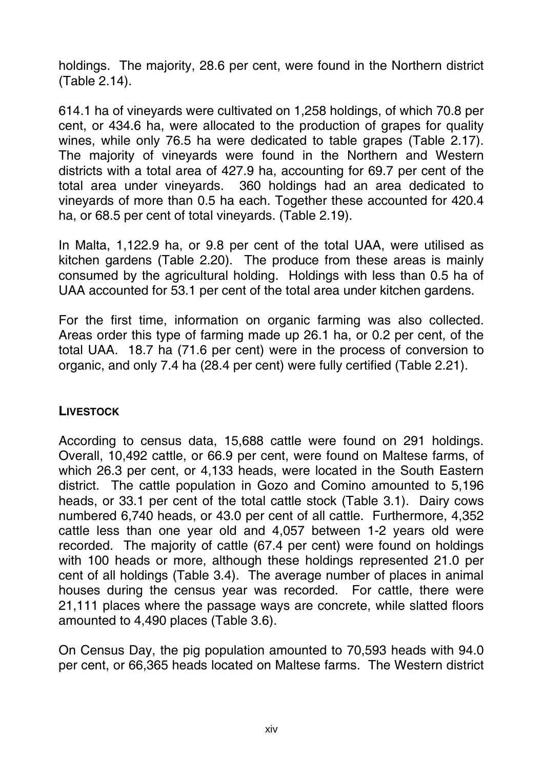holdings. The majority, 28.6 per cent, were found in the Northern district (Table 2.14).

614.1 ha of vineyards were cultivated on 1,258 holdings, of which 70.8 per cent, or 434.6 ha, were allocated to the production of grapes for quality wines, while only 76.5 ha were dedicated to table grapes (Table 2.17). The majority of vineyards were found in the Northern and Western districts with a total area of 427.9 ha, accounting for 69.7 per cent of the total area under vineyards. 360 holdings had an area dedicated to vineyards of more than 0.5 ha each. Together these accounted for 420.4 ha, or 68.5 per cent of total vineyards. (Table 2.19).

In Malta, 1,122.9 ha, or 9.8 per cent of the total UAA, were utilised as kitchen gardens (Table 2.20). The produce from these areas is mainly consumed by the agricultural holding. Holdings with less than 0.5 ha of UAA accounted for 53.1 per cent of the total area under kitchen gardens.

For the first time, information on organic farming was also collected. Areas order this type of farming made up 26.1 ha, or 0.2 per cent, of the total UAA. 18.7 ha (71.6 per cent) were in the process of conversion to organic, and only 7.4 ha (28.4 per cent) were fully certified (Table 2.21).

## LIVESTOCK

According to census data, 15,688 cattle were found on 291 holdings. Overall, 10,492 cattle, or 66.9 per cent, were found on Maltese farms, of which 26.3 per cent, or 4,133 heads, were located in the South Eastern district. The cattle population in Gozo and Comino amounted to 5,196 heads, or 33.1 per cent of the total cattle stock (Table 3.1). Dairy cows numbered 6,740 heads, or 43.0 per cent of all cattle. Furthermore, 4,352 cattle less than one year old and 4,057 between 1-2 years old were recorded. The majority of cattle (67.4 per cent) were found on holdings with 100 heads or more, although these holdings represented 21.0 per cent of all holdings (Table 3.4). The average number of places in animal houses during the census year was recorded. For cattle, there were 21,111 places where the passage ways are concrete, while slatted floors amounted to 4,490 places (Table 3.6).

On Census Day, the pig population amounted to 70,593 heads with 94.0 per cent, or 66,365 heads located on Maltese farms. The Western district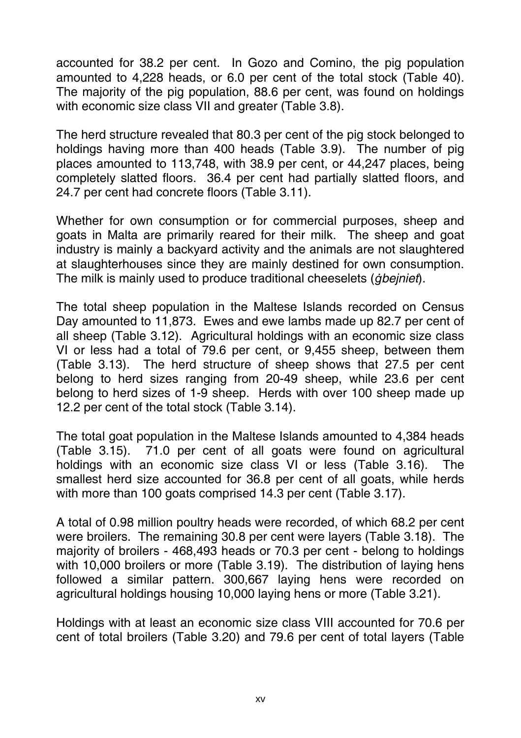accounted for 38.2 per cent. In Gozo and Comino, the pig population amounted to 4,228 heads, or 6.0 per cent of the total stock (Table 40). The majority of the pig population, 88.6 per cent, was found on holdings with economic size class VII and greater (Table 3.8).

The herd structure revealed that 80.3 per cent of the pig stock belonged to holdings having more than 400 heads (Table 3.9). The number of pig places amounted to 113,748, with 38.9 per cent, or 44,247 places, being completely slatted floors. 36.4 per cent had partially slatted floors, and 24.7 per cent had concrete floors (Table 3.11).

Whether for own consumption or for commercial purposes, sheep and goats in Malta are primarily reared for their milk. The sheep and goat industry is mainly a backyard activity and the animals are not slaughtered at slaughterhouses since they are mainly destined for own consumption. The milk is mainly used to produce traditional cheeselets (*ġbejniet*).

The total sheep population in the Maltese Islands recorded on Census Day amounted to 11,873. Ewes and ewe lambs made up 82.7 per cent of all sheep (Table 3.12). Agricultural holdings with an economic size class VI or less had a total of 79.6 per cent, or 9,455 sheep, between them (Table 3.13). The herd structure of sheep shows that 27.5 per cent belong to herd sizes ranging from 20-49 sheep, while 23.6 per cent belong to herd sizes of 1-9 sheep. Herds with over 100 sheep made up 12.2 per cent of the total stock (Table 3.14).

The total goat population in the Maltese Islands amounted to 4,384 heads (Table 3.15). 71.0 per cent of all goats were found on agricultural holdings with an economic size class VI or less (Table 3.16). The smallest herd size accounted for 36.8 per cent of all goats, while herds with more than 100 goats comprised 14.3 per cent (Table 3.17).

A total of 0.98 million poultry heads were recorded, of which 68.2 per cent were broilers. The remaining 30.8 per cent were layers (Table 3.18). The majority of broilers - 468,493 heads or 70.3 per cent - belong to holdings with 10,000 broilers or more (Table 3.19). The distribution of laying hens followed a similar pattern. 300,667 laying hens were recorded on agricultural holdings housing 10,000 laying hens or more (Table 3.21).

Holdings with at least an economic size class VIII accounted for 70.6 per cent of total broilers (Table 3.20) and 79.6 per cent of total layers (Table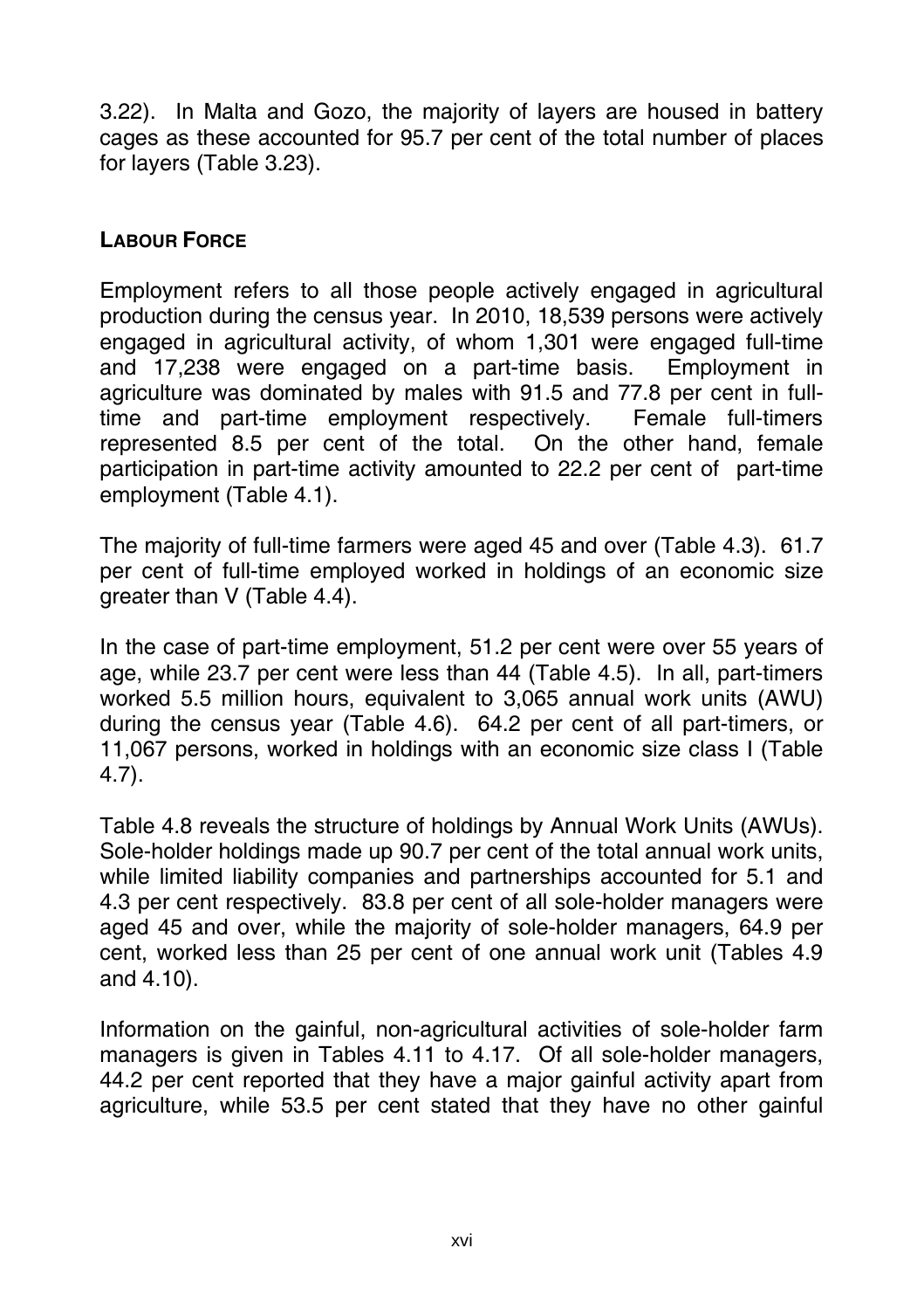3.22). In Malta and Gozo, the majority of layers are housed in battery cages as these accounted for 95.7 per cent of the total number of places for layers (Table 3.23).

## LABOUR FORCE

Employment refers to all those people actively engaged in agricultural production during the census year. In 2010, 18,539 persons were actively engaged in agricultural activity, of whom 1,301 were engaged full-time and 17,238 were engaged on a part-time basis. Employment in agriculture was dominated by males with 91.5 and 77.8 per cent in full-time and part-time employment respectively. Female full-timers represented 8.5 per cent of the total. On the other hand, female participation in part-time activity amounted to 22.2 per cent of part-time employment (Table 4.1).

The majority of full-time farmers were aged 45 and over (Table 4.3). 61.7 per cent of full-time employed worked in holdings of an economic size greater than V (Table 4.4).

In the case of part-time employment, 51.2 per cent were over 55 years of age, while 23.7 per cent were less than 44 (Table 4.5). In all, part-timers worked 5.5 million hours, equivalent to 3,065 annual work units (AWU) during the census year (Table 4.6). 64.2 per cent of all part-timers, or 11,067 persons, worked in holdings with an economic size class I (Table 4.7).

Table 4.8 reveals the structure of holdings by Annual Work Units (AWUs). Sole-holder holdings made up 90.7 per cent of the total annual work units, while limited liability companies and partnerships accounted for 5.1 and 4.3 per cent respectively. 83.8 per cent of all sole-holder managers were aged 45 and over, while the majority of sole-holder managers, 64.9 per cent, worked less than 25 per cent of one annual work unit (Tables 4.9 and 4.10).

Information on the gainful, non-agricultural activities of sole-holder farm managers is given in Tables 4.11 to 4.17. Of all sole-holder managers, 44.2 per cent reported that they have a major gainful activity apart from agriculture, while 53.5 per cent stated that they have no other gainful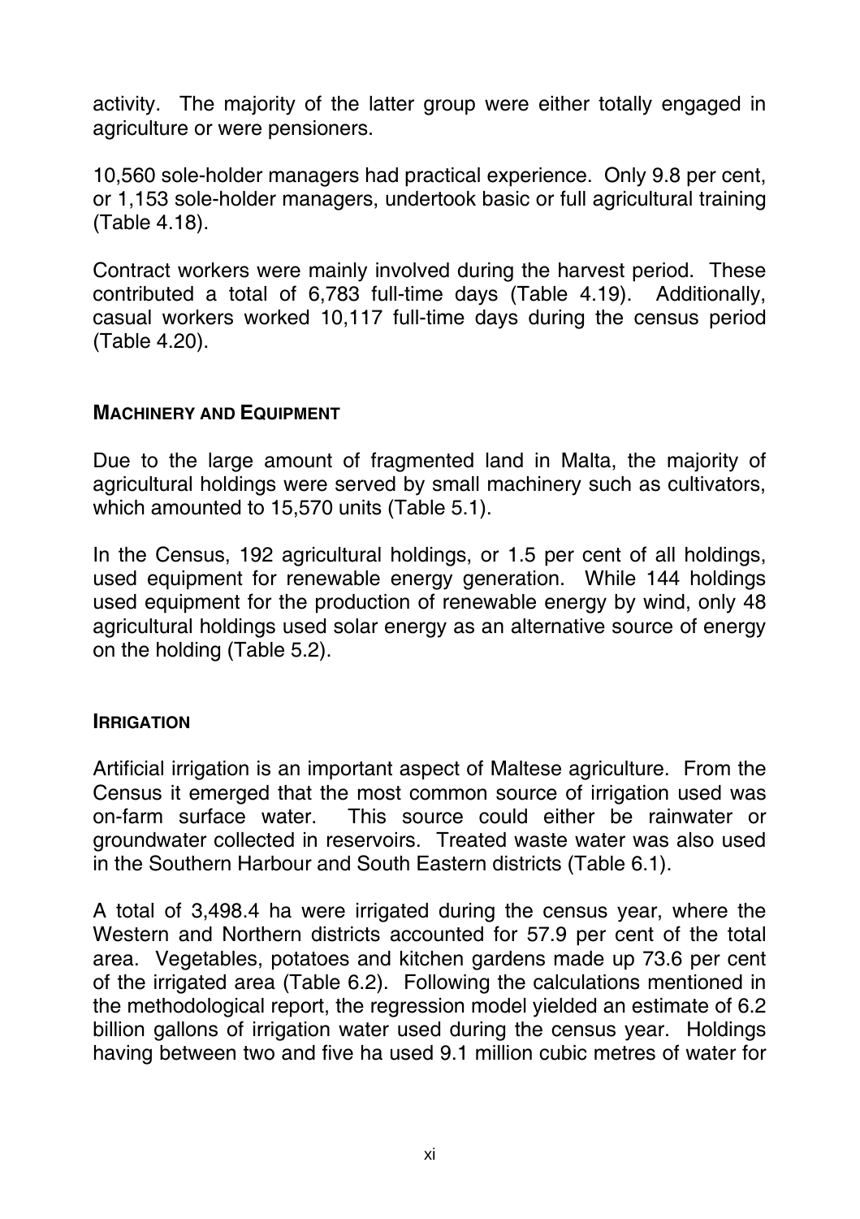activity. The majority of the latter group were either totally engaged in agriculture or were pensioners.

10,560 sole-holder managers had practical experience. Only 9.8 per cent, or 1,153 sole-holder managers, undertook basic or full agricultural training (Table 4.18).

Contract workers were mainly involved during the harvest period. These contributed a total of 6,783 full-time days (Table 4.19). Additionally, casual workers worked 10,117 full-time days during the census period (Table 4.20).

## MACHINERY AND EQUIPMENT

Due to the large amount of fragmented land in Malta, the majority of agricultural holdings were served by small machinery such as cultivators, which amounted to 15,570 units (Table 5.1).

In the Census, 192 agricultural holdings, or 1.5 per cent of all holdings, used equipment for renewable energy generation. While 144 holdings used equipment for the production of renewable energy by wind, only 48 agricultural holdings used solar energy as an alternative source of energy on the holding (Table 5.2).

## IRRIGATION

Artificial irrigation is an important aspect of Maltese agriculture. From the Census it emerged that the most common source of irrigation used was on-farm surface water. This source could either be rainwater or groundwater collected in reservoirs. Treated waste water was also used in the Southern Harbour and South Eastern districts (Table 6.1).

A total of 3,498.4 ha were irrigated during the census year, where the Western and Northern districts accounted for 57.9 per cent of the total area. Vegetables, potatoes and kitchen gardens made up 73.6 per cent of the irrigated area (Table 6.2). Following the calculations mentioned in the methodological report, the regression model yielded an estimate of 6.2 billion gallons of irrigation water used during the census year. Holdings having between two and five ha used 9.1 million cubic metres of water for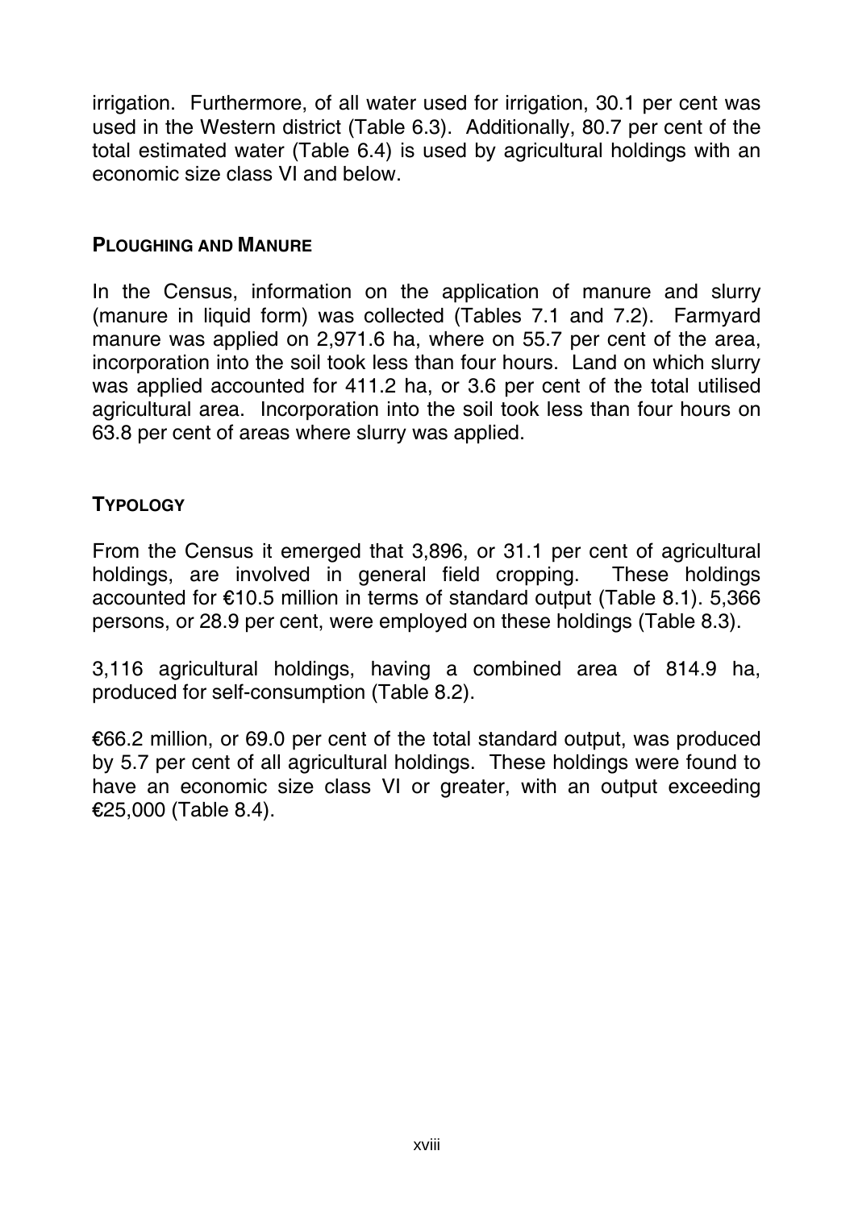irrigation. Furthermore, of all water used for irrigation, 30.1 per cent was used in the Western district (Table 6.3). Additionally, 80.7 per cent of the total estimated water (Table 6.4) is used by agricultural holdings with an economic size class VI and below.

### Ploughing and Manure

In the Census, information on the application of manure and slurry (manure in liquid form) was collected (Tables 7.1 and 7.2). Farmyard manure was applied on 2,971.6 ha, where on 55.7 per cent of the area, incorporation into the soil took less than four hours. Land on which slurry was applied accounted for 411.2 ha, or 3.6 per cent of the total utilised agricultural area. Incorporation into the soil took less than four hours on 63.8 per cent of areas where slurry was applied.

### Typology

From the Census it emerged that 3,896, or 31.1 per cent of agricultural holdings, are involved in general field cropping. These holdings accounted for €10.5 million in terms of standard output (Table 8.1). 5,366 persons, or 28.9 per cent, were employed on these holdings (Table 8.3).

3,116 agricultural holdings, having a combined area of 814.9 ha, produced for self-consumption (Table 8.2).

€66.2 million, or 69.0 per cent of the total standard output, was produced by 5.7 per cent of all agricultural holdings. These holdings were found to have an economic size class VI or greater, with an output exceeding €25,000 (Table 8.4).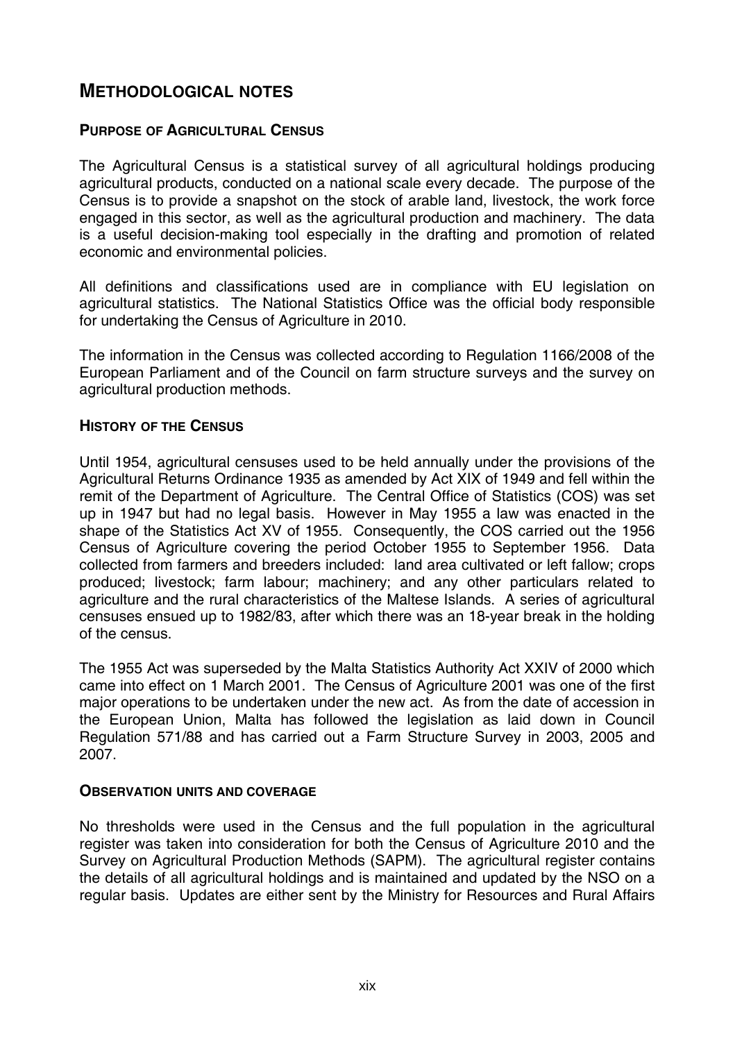# METHODOLOGICAL NOTES

## PURPOSE OF AGRICULTURAL CENSUS

The Agricultural Census is a statistical survey of all agricultural holdings producing agricultural products, conducted on a national scale every decade. The purpose of the Census is to provide a snapshot on the stock of arable land, livestock, the work force engaged in this sector, as well as the agricultural production and machinery. The data is a useful decision-making tool especially in the drafting and promotion of related economic and environmental policies.

All definitions and classifications used are in compliance with EU legislation on agricultural statistics. The National Statistics Office was the official body responsible for undertaking the Census of Agriculture in 2010.

The information in the Census was collected according to Regulation 1166/2008 of the European Parliament and of the Council on farm structure surveys and the survey on agricultural production methods.

## HISTORY OF THE CENSUS

Until 1954, agricultural censuses used to be held annually under the provisions of the Agricultural Returns Ordinance 1935 as amended by Act XIX of 1949 and fell within the remit of the Department of Agriculture. The Central Office of Statistics (COS) was set up in 1947 but had no legal basis. However in May 1955 a law was enacted in the shape of the Statistics Act XV of 1955. Consequently, the COS carried out the 1956 Census of Agriculture covering the period October 1955 to September 1956. Data collected from farmers and breeders included: land area cultivated or left fallow; crops produced; livestock; farm labour; machinery; and any other particulars related to agriculture and the rural characteristics of the Maltese Islands. A series of agricultural censuses ensued up to 1982/83, after which there was an 18-year break in the holding of the census.

The 1955 Act was superseded by the Malta Statistics Authority Act XXIV of 2000 which came into effect on 1 March 2001. The Census of Agriculture 2001 was one of the first major operations to be undertaken under the new act. As from the date of accession in the European Union, Malta has followed the legislation as laid down in Council Regulation 571/88 and has carried out a Farm Structure Survey in 2003, 2005 and 2007.

## OBSERVATION UNITS AND COVERAGE

No thresholds were used in the Census and the full population in the agricultural register was taken into consideration for both the Census of Agriculture 2010 and the Survey on Agricultural Production Methods (SAPM). The agricultural register contains the details of all agricultural holdings and is maintained and updated by the NSO on a regular basis. Updates are either sent by the Ministry for Resources and Rural Affairs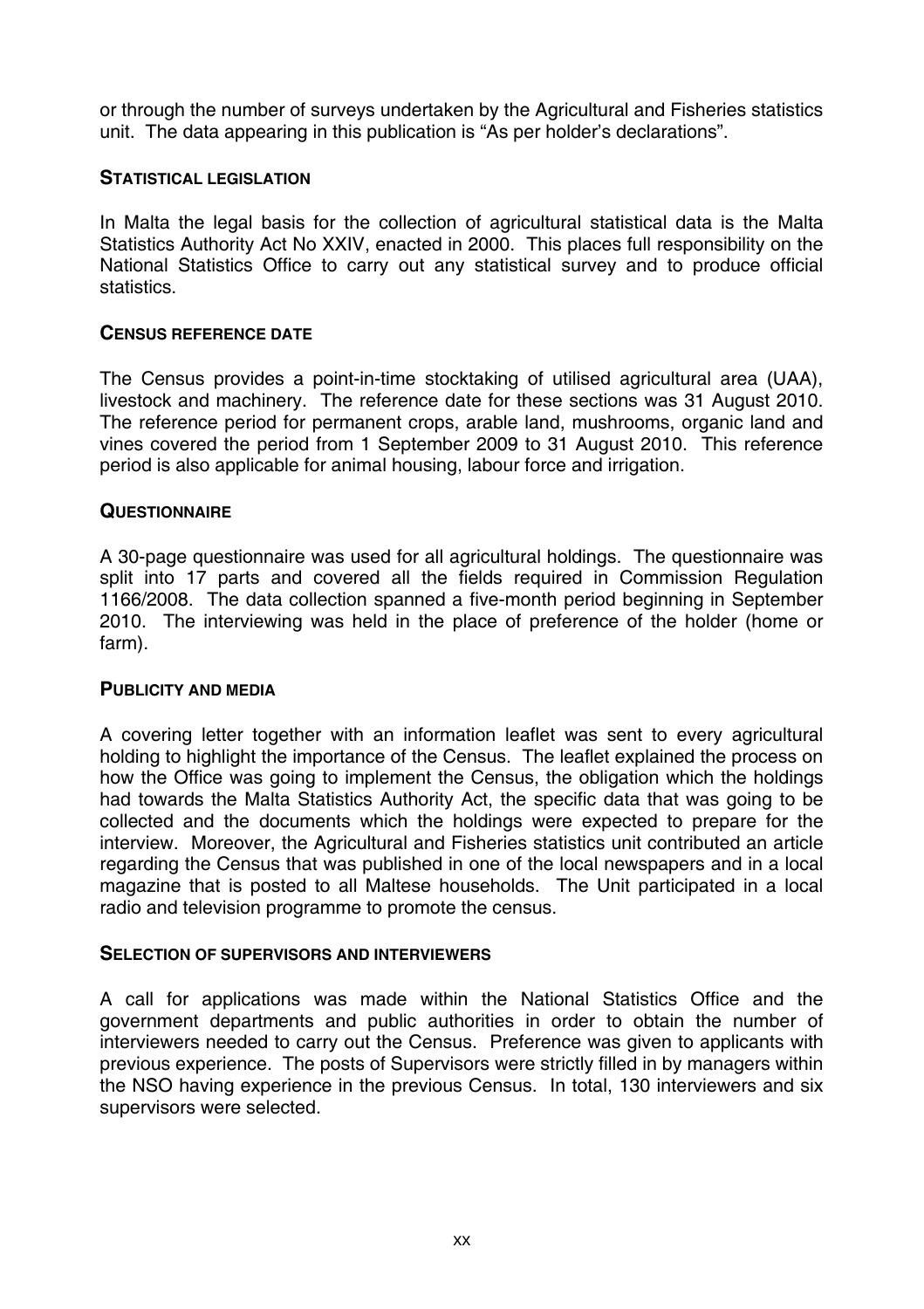or through the number of surveys undertaken by the Agricultural and Fisheries statistics unit. The data appearing in this publication is “As per holder’s declarations”.

### Statistical legislation

In Malta the legal basis for the collection of agricultural statistical data is the Malta Statistics Authority Act No XXIV, enacted in 2000. This places full responsibility on the National Statistics Office to carry out any statistical survey and to produce official statistics.

### Census reference date

The Census provides a point-in-time stocktaking of utilised agricultural area (UAA), livestock and machinery. The reference date for these sections was 31 August 2010. The reference period for permanent crops, arable land, mushrooms, organic land and vines covered the period from 1 September 2009 to 31 August 2010. This reference period is also applicable for animal housing, labour force and irrigation.

### Questionnaire

A 30-page questionnaire was used for all agricultural holdings. The questionnaire was split into 17 parts and covered all the fields required in Commission Regulation 1166/2008. The data collection spanned a five-month period beginning in September 2010. The interviewing was held in the place of preference of the holder (home or farm).

### Publicity and media

A covering letter together with an information leaflet was sent to every agricultural holding to highlight the importance of the Census. The leaflet explained the process on how the Office was going to implement the Census, the obligation which the holdings had towards the Malta Statistics Authority Act, the specific data that was going to be collected and the documents which the holdings were expected to prepare for the interview. Moreover, the Agricultural and Fisheries statistics unit contributed an article regarding the Census that was published in one of the local newspapers and in a local magazine that is posted to all Maltese households. The Unit participated in a local radio and television programme to promote the census.

### Selection of supervisors and interviewers

A call for applications was made within the National Statistics Office and the government departments and public authorities in order to obtain the number of interviewers needed to carry out the Census. Preference was given to applicants with previous experience. The posts of Supervisors were strictly filled in by managers within the NSO having experience in the previous Census. In total, 130 interviewers and six supervisors were selected.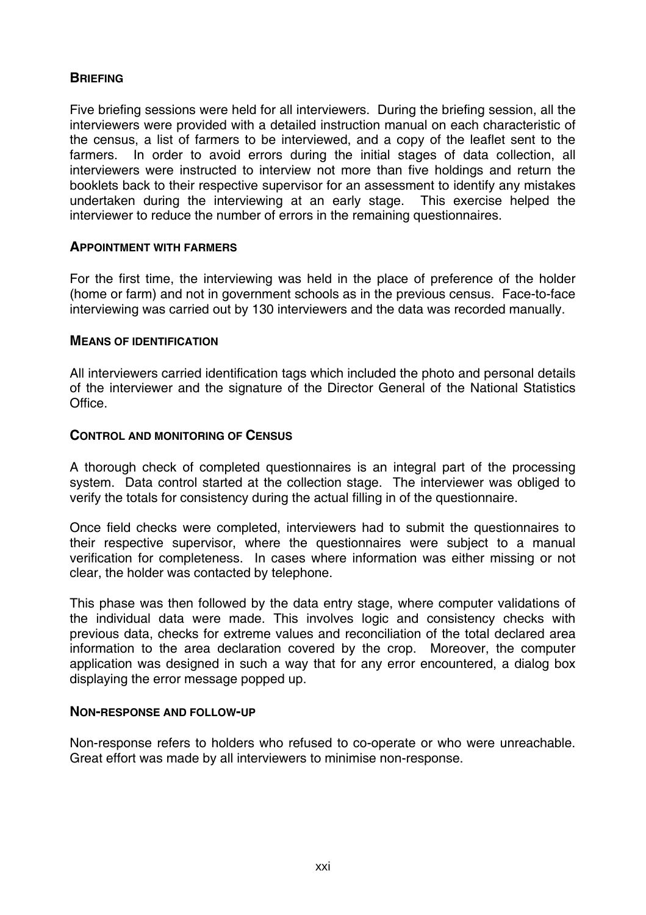### BRIEFING

Five briefing sessions were held for all interviewers. During the briefing session, all the interviewers were provided with a detailed instruction manual on each characteristic of the census, a list of farmers to be interviewed, and a copy of the leaflet sent to the farmers. In order to avoid errors during the initial stages of data collection, all interviewers were instructed to interview not more than five holdings and return the booklets back to their respective supervisor for an assessment to identify any mistakes undertaken during the interviewing at an early stage. This exercise helped the interviewer to reduce the number of errors in the remaining questionnaires.

### APPOINTMENT WITH FARMERS

For the first time, the interviewing was held in the place of preference of the holder (home or farm) and not in government schools as in the previous census. Face-to-face interviewing was carried out by 130 interviewers and the data was recorded manually.

### MEANS OF IDENTIFICATION

All interviewers carried identification tags which included the photo and personal details of the interviewer and the signature of the Director General of the National Statistics Office.

### CONTROL AND MONITORING OF CENSUS

A thorough check of completed questionnaires is an integral part of the processing system. Data control started at the collection stage. The interviewer was obliged to verify the totals for consistency during the actual filling in of the questionnaire.

Once field checks were completed, interviewers had to submit the questionnaires to their respective supervisor, where the questionnaires were subject to a manual verification for completeness. In cases where information was either missing or not clear, the holder was contacted by telephone.

This phase was then followed by the data entry stage, where computer validations of the individual data were made. This involves logic and consistency checks with previous data, checks for extreme values and reconciliation of the total declared area information to the area declaration covered by the crop. Moreover, the computer application was designed in such a way that for any error encountered, a dialog box displaying the error message popped up.

### NON-RESPONSE AND FOLLOW-UP

Non-response refers to holders who refused to co-operate or who were unreachable. Great effort was made by all interviewers to minimise non-response.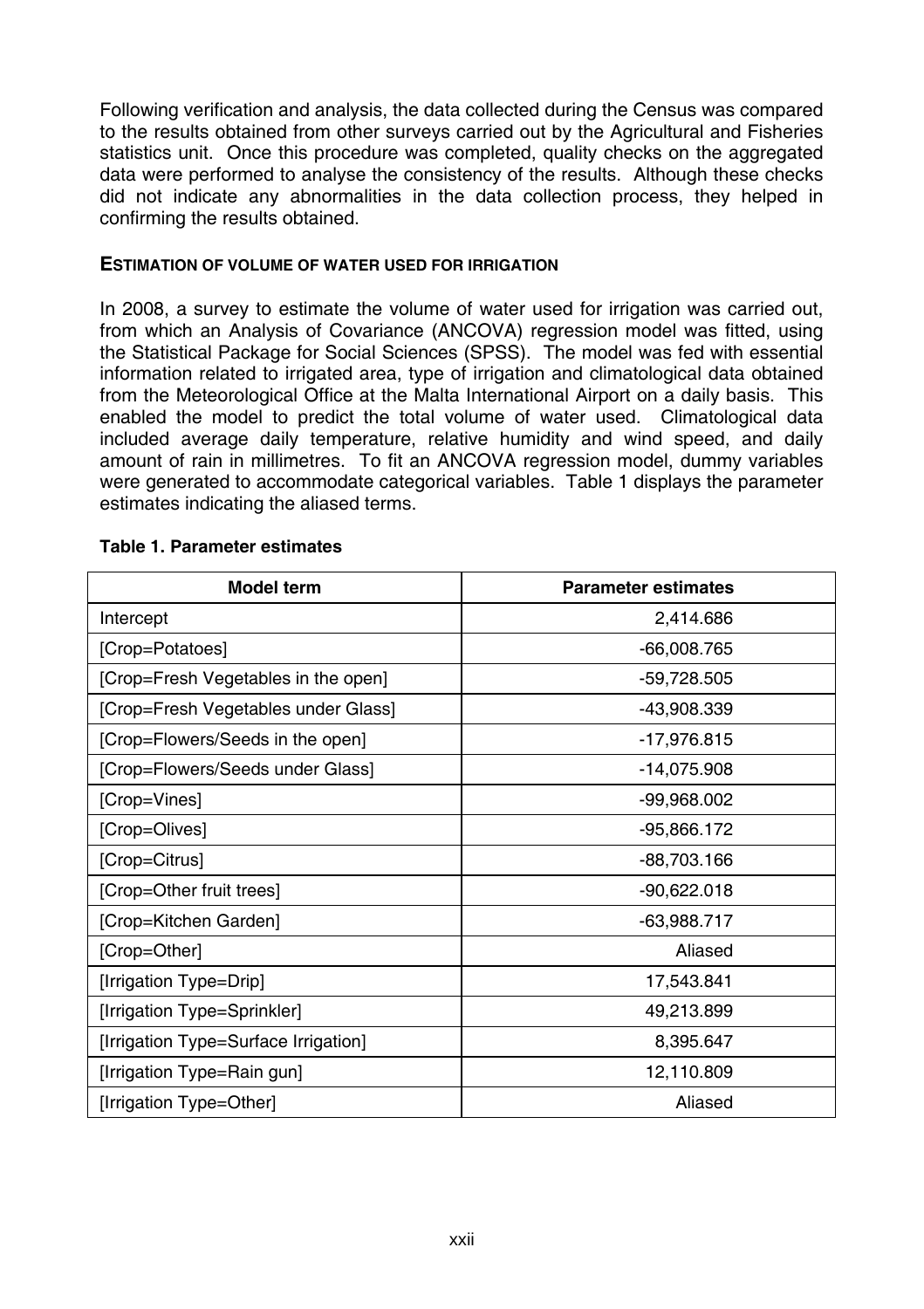Following verification and analysis, the data collected during the Census was compared to the results obtained from other surveys carried out by the Agricultural and Fisheries statistics unit. Once this procedure was completed, quality checks on the aggregated data were performed to analyse the consistency of the results. Although these checks did not indicate any abnormalities in the data collection process, they helped in confirming the results obtained.

**ESTIMATION OF VOLUME OF WATER USED FOR IRRIGATION**

In 2008, a survey to estimate the volume of water used for irrigation was carried out, from which an Analysis of Covariance (ANCOVA) regression model was fitted, using the Statistical Package for Social Sciences (SPSS). The model was fed with essential information related to irrigated area, type of irrigation and climatological data obtained from the Meteorological Office at the Malta International Airport on a daily basis. This enabled the model to predict the total volume of water used. Climatological data included average daily temperature, relative humidity and wind speed, and daily amount of rain in millimetres. To fit an ANCOVA regression model, dummy variables were generated to accommodate categorical variables. Table 1 displays the parameter estimates indicating the aliased terms.

**Table 1. Parameter estimates**

| Model term | Parameter estimates |
|---|---:|
| Intercept | 2,414.686 |
| [Crop=Potatoes] | -66,008.765 |
| [Crop=Fresh Vegetables in the open] | -59,728.505 |
| [Crop=Fresh Vegetables under Glass] | -43,908.339 |
| [Crop=Flowers/Seeds in the open] | -17,976.815 |
| [Crop=Flowers/Seeds under Glass] | -14,075.908 |
| [Crop=Vines] | -99,968.002 |
| [Crop=Olives] | -95,866.172 |
| [Crop=Citrus] | -88,703.166 |
| [Crop=Other fruit trees] | -90,622.018 |
| [Crop=Kitchen Garden] | -63,988.717 |
| [Crop=Other] | Aliased |
| [Irrigation Type=Drip] | 17,543.841 |
| [Irrigation Type=Sprinkler] | 49,213.899 |
| [Irrigation Type=Surface Irrigation] | 8,395.647 |
| [Irrigation Type=Rain gun] | 12,110.809 |
| [Irrigation Type=Other] | Aliased |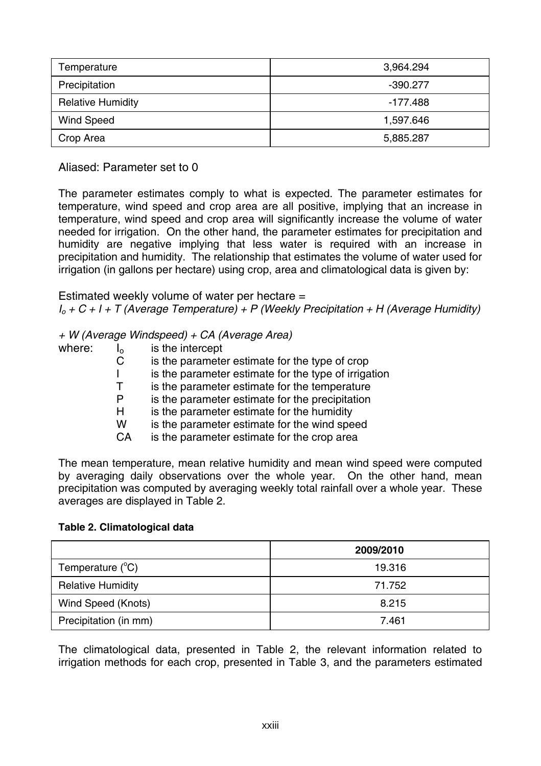| Temperature | 3,964.294 |
|---|---|
| Precipitation | -390.277 |
| Relative Humidity | -177.488 |
| Wind Speed | 1,597.646 |
| Crop Area | 5,885.287 |

Aliased: Parameter set to 0

The parameter estimates comply to what is expected. The parameter estimates for temperature, wind speed and crop area are all positive, implying that an increase in temperature, wind speed and crop area will significantly increase the volume of water needed for irrigation. On the other hand, the parameter estimates for precipitation and humidity are negative implying that less water is required with an increase in precipitation and humidity. The relationship that estimates the volume of water used for irrigation (in gallons per hectare) using crop, area and climatological data is given by:

Estimated weekly volume of water per hectare =
*$I_o$ + C + I + T (Average Temperature) + P (Weekly Precipitation + H (Average Humidity)*

*+ W (Average Windspeed) + CA (Average Area)*

where:
- $I_o$ is the intercept
- C is the parameter estimate for the type of crop
- I is the parameter estimate for the type of irrigation
- T is the parameter estimate for the temperature
- P is the parameter estimate for the precipitation
- H is the parameter estimate for the humidity
- W is the parameter estimate for the wind speed
- CA is the parameter estimate for the crop area

The mean temperature, mean relative humidity and mean wind speed were computed by averaging daily observations over the whole year. On the other hand, mean precipitation was computed by averaging weekly total rainfall over a whole year. These averages are displayed in Table 2.

**Table 2. Climatological data**

| | 2009/2010 |
|---|---|
| Temperature (°C) | 19.316 |
| Relative Humidity | 71.752 |
| Wind Speed (Knots) | 8.215 |
| Precipitation (in mm) | 7.461 |

The climatological data, presented in Table 2, the relevant information related to irrigation methods for each crop, presented in Table 3, and the parameters estimated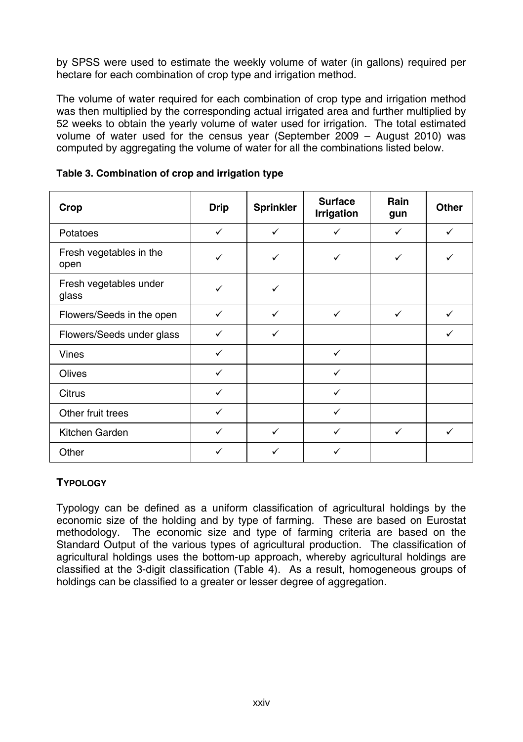by SPSS were used to estimate the weekly volume of water (in gallons) required per hectare for each combination of crop type and irrigation method.

The volume of water required for each combination of crop type and irrigation method was then multiplied by the corresponding actual irrigated area and further multiplied by 52 weeks to obtain the yearly volume of water used for irrigation. The total estimated volume of water used for the census year (September 2009 – August 2010) was computed by aggregating the volume of water for all the combinations listed below.

**Table 3. Combination of crop and irrigation type**

| Crop | Drip | Sprinkler | Surface Irrigation | Rain gun | Other |
|---|---|---|---|---|---|
| Potatoes | ✓ | ✓ | ✓ | ✓ | ✓ |
| Fresh vegetables in the open | ✓ | ✓ | ✓ | ✓ | ✓ |
| Fresh vegetables under glass | ✓ | ✓ | | | |
| Flowers/Seeds in the open | ✓ | ✓ | ✓ | ✓ | ✓ |
| Flowers/Seeds under glass | ✓ | ✓ | | | ✓ |
| Vines | ✓ | | ✓ | | |
| Olives | ✓ | | ✓ | | |
| Citrus | ✓ | | ✓ | | |
| Other fruit trees | ✓ | | ✓ | | |
| Kitchen Garden | ✓ | ✓ | ✓ | ✓ | ✓ |
| Other | ✓ | ✓ | ✓ | | |

## TYPOLOGY

Typology can be defined as a uniform classification of agricultural holdings by the economic size of the holding and by type of farming. These are based on Eurostat methodology. The economic size and type of farming criteria are based on the Standard Output of the various types of agricultural production. The classification of agricultural holdings uses the bottom-up approach, whereby agricultural holdings are classified at the 3-digit classification (Table 4). As a result, homogeneous groups of holdings can be classified to a greater or lesser degree of aggregation.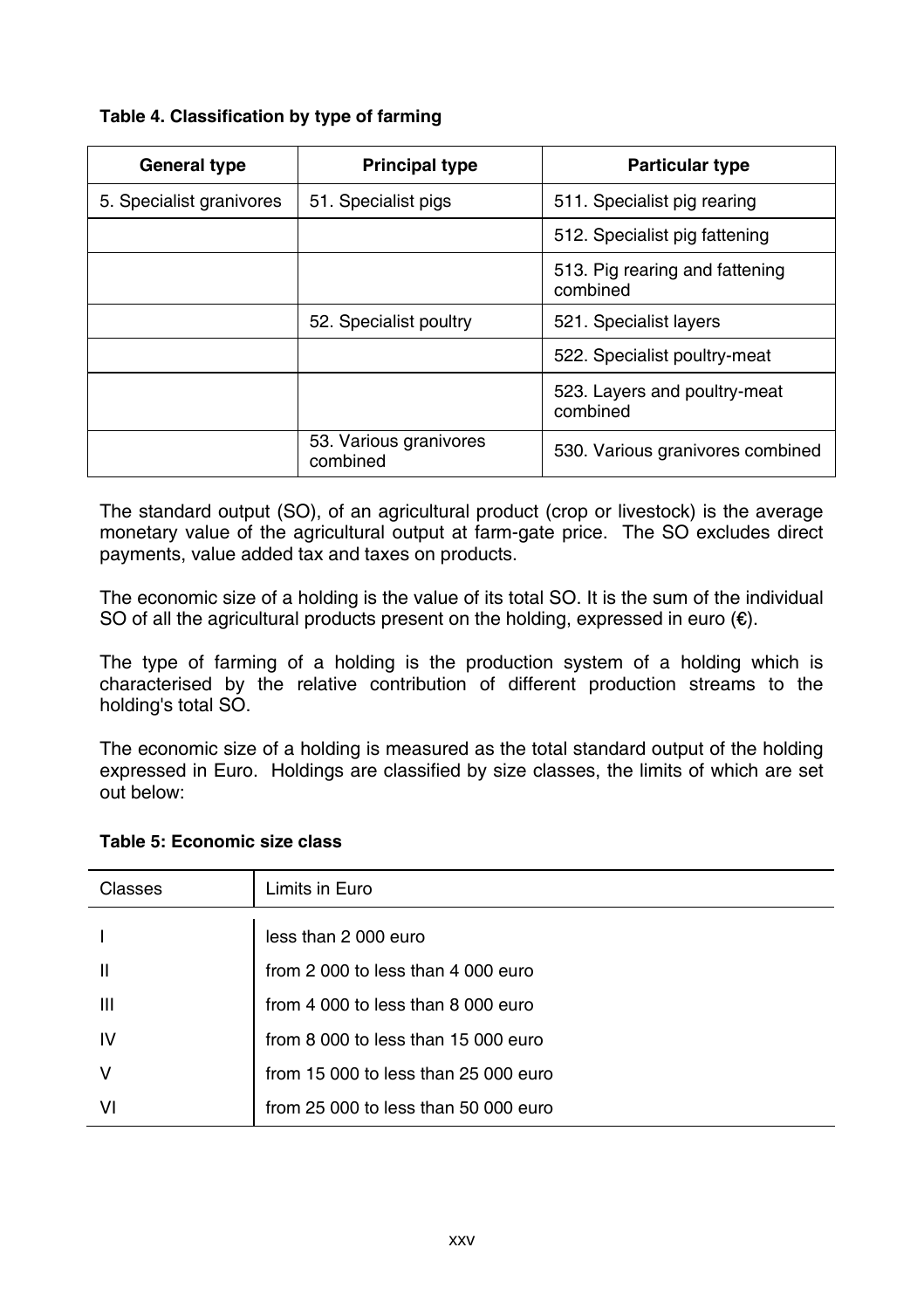**Table 4. Classification by type of farming**

| General type | Principal type | Particular type |
|---|---|---|
| 5. Specialist granivores | 51. Specialist pigs | 511. Specialist pig rearing |
| | | 512. Specialist pig fattening |
| | | 513. Pig rearing and fattening combined |
| | 52. Specialist poultry | 521. Specialist layers |
| | | 522. Specialist poultry-meat |
| | | 523. Layers and poultry-meat combined |
| | 53. Various granivores combined | 530. Various granivores combined |

The standard output (SO), of an agricultural product (crop or livestock) is the average monetary value of the agricultural output at farm-gate price. The SO excludes direct payments, value added tax and taxes on products.

The economic size of a holding is the value of its total SO. It is the sum of the individual SO of all the agricultural products present on the holding, expressed in euro (€).

The type of farming of a holding is the production system of a holding which is characterised by the relative contribution of different production streams to the holding's total SO.

The economic size of a holding is measured as the total standard output of the holding expressed in Euro. Holdings are classified by size classes, the limits of which are set out below:

**Table 5: Economic size class**

| Classes | Limits in Euro |
|---|---|
| I | less than 2 000 euro |
| II | from 2 000 to less than 4 000 euro |
| III | from 4 000 to less than 8 000 euro |
| IV | from 8 000 to less than 15 000 euro |
| V | from 15 000 to less than 25 000 euro |
| VI | from 25 000 to less than 50 000 euro |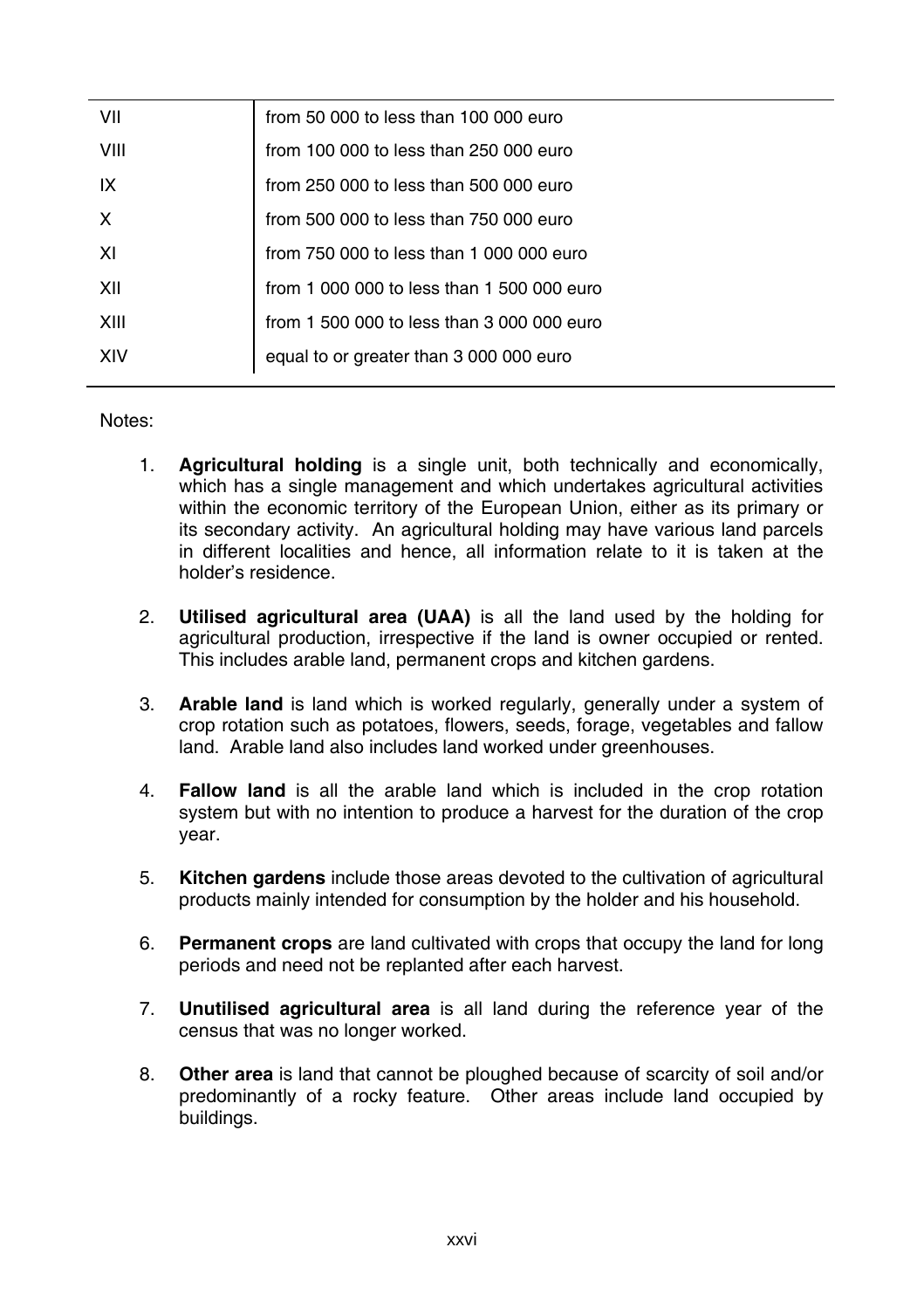| | |
|---|---|
| VII | from 50 000 to less than 100 000 euro |
| VIII | from 100 000 to less than 250 000 euro |
| IX | from 250 000 to less than 500 000 euro |
| X | from 500 000 to less than 750 000 euro |
| XI | from 750 000 to less than 1 000 000 euro |
| XII | from 1 000 000 to less than 1 500 000 euro |
| XIII | from 1 500 000 to less than 3 000 000 euro |
| XIV | equal to or greater than 3 000 000 euro |

Notes:

1. **Agricultural holding** is a single unit, both technically and economically, which has a single management and which undertakes agricultural activities within the economic territory of the European Union, either as its primary or its secondary activity. An agricultural holding may have various land parcels in different localities and hence, all information relate to it is taken at the holder's residence.

2. **Utilised agricultural area (UAA)** is all the land used by the holding for agricultural production, irrespective if the land is owner occupied or rented. This includes arable land, permanent crops and kitchen gardens.

3. **Arable land** is land which is worked regularly, generally under a system of crop rotation such as potatoes, flowers, seeds, forage, vegetables and fallow land. Arable land also includes land worked under greenhouses.

4. **Fallow land** is all the arable land which is included in the crop rotation system but with no intention to produce a harvest for the duration of the crop year.

5. **Kitchen gardens** include those areas devoted to the cultivation of agricultural products mainly intended for consumption by the holder and his household.

6. **Permanent crops** are land cultivated with crops that occupy the land for long periods and need not be replanted after each harvest.

7. **Unutilised agricultural area** is all land during the reference year of the census that was no longer worked.

8. **Other area** is land that cannot be ploughed because of scarcity of soil and/or predominantly of a rocky feature. Other areas include land occupied by buildings.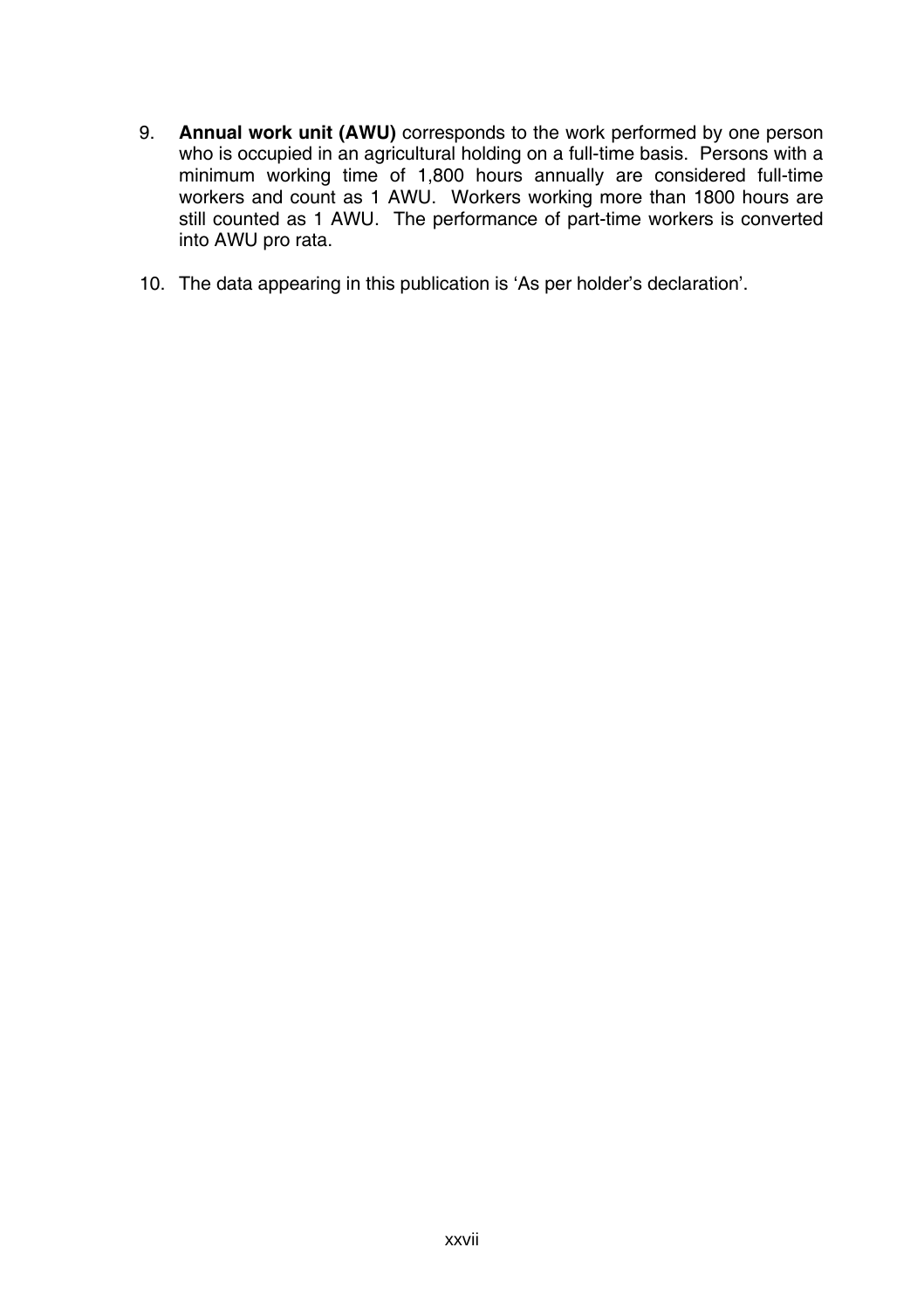9. **Annual work unit (AWU)** corresponds to the work performed by one person who is occupied in an agricultural holding on a full-time basis. Persons with a minimum working time of 1,800 hours annually are considered full-time workers and count as 1 AWU. Workers working more than 1800 hours are still counted as 1 AWU. The performance of part-time workers is converted into AWU pro rata.

10. The data appearing in this publication is 'As per holder's declaration'.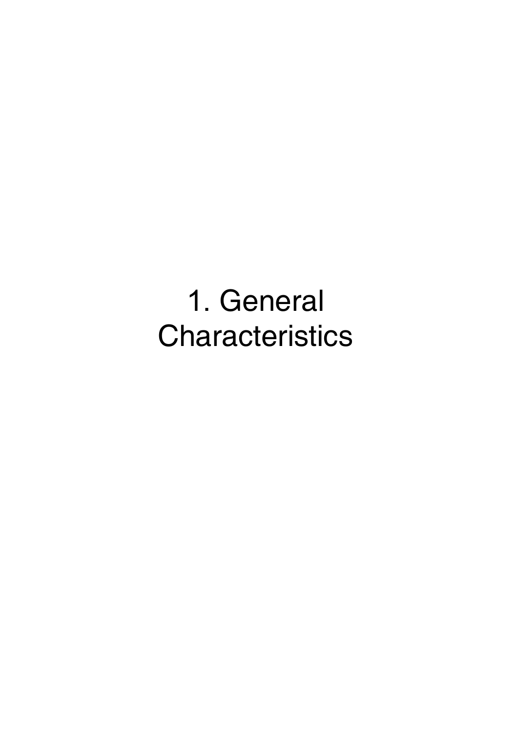# 1. General Characteristics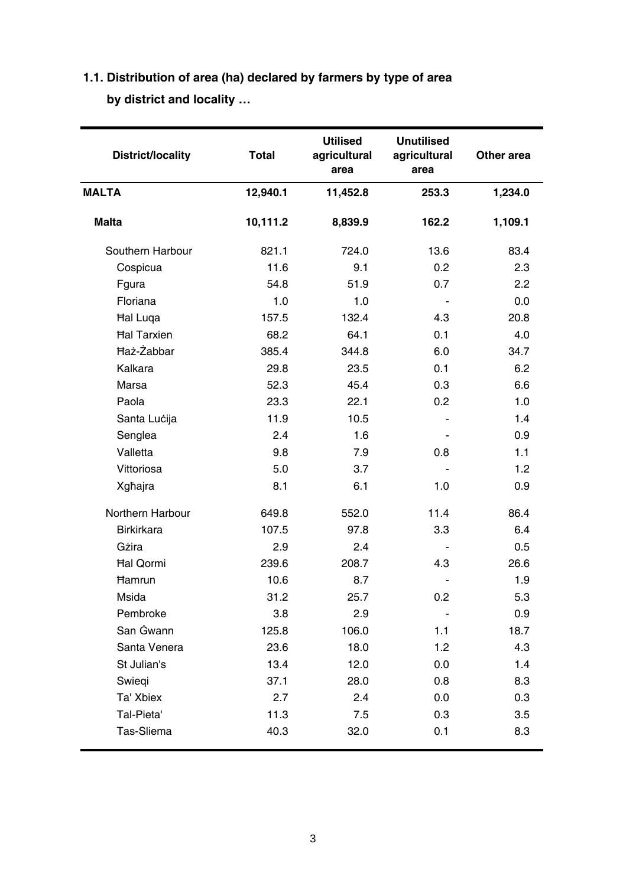**1.1. Distribution of area (ha) declared by farmers by type of area by district and locality …**

| District/locality | Total | Utilised agricultural area | Unutilised agricultural area | Other area |
|---|---|---|---|---|
| **MALTA** | **12,940.1** | **11,452.8** | **253.3** | **1,234.0** |
| **Malta** | **10,111.2** | **8,839.9** | **162.2** | **1,109.1** |
| Southern Harbour | 821.1 | 724.0 | 13.6 | 83.4 |
| Cospicua | 11.6 | 9.1 | 0.2 | 2.3 |
| Fgura | 54.8 | 51.9 | 0.7 | 2.2 |
| Floriana | 1.0 | 1.0 | - | 0.0 |
| Ħal Luqa | 157.5 | 132.4 | 4.3 | 20.8 |
| Ħal Tarxien | 68.2 | 64.1 | 0.1 | 4.0 |
| Ħaż-Żabbar | 385.4 | 344.8 | 6.0 | 34.7 |
| Kalkara | 29.8 | 23.5 | 0.1 | 6.2 |
| Marsa | 52.3 | 45.4 | 0.3 | 6.6 |
| Paola | 23.3 | 22.1 | 0.2 | 1.0 |
| Santa Luċija | 11.9 | 10.5 | - | 1.4 |
| Senglea | 2.4 | 1.6 | - | 0.9 |
| Valletta | 9.8 | 7.9 | 0.8 | 1.1 |
| Vittoriosa | 5.0 | 3.7 | - | 1.2 |
| Xgħajra | 8.1 | 6.1 | 1.0 | 0.9 |
| Northern Harbour | 649.8 | 552.0 | 11.4 | 86.4 |
| Birkirkara | 107.5 | 97.8 | 3.3 | 6.4 |
| Gżira | 2.9 | 2.4 | - | 0.5 |
| Ħal Qormi | 239.6 | 208.7 | 4.3 | 26.6 |
| Ħamrun | 10.6 | 8.7 | - | 1.9 |
| Msida | 31.2 | 25.7 | 0.2 | 5.3 |
| Pembroke | 3.8 | 2.9 | - | 0.9 |
| San Ġwann | 125.8 | 106.0 | 1.1 | 18.7 |
| Santa Venera | 23.6 | 18.0 | 1.2 | 4.3 |
| St Julian's | 13.4 | 12.0 | 0.0 | 1.4 |
| Swieqi | 37.1 | 28.0 | 0.8 | 8.3 |
| Ta' Xbiex | 2.7 | 2.4 | 0.0 | 0.3 |
| Tal-Pieta' | 11.3 | 7.5 | 0.3 | 3.5 |
| Tas-Sliema | 40.3 | 32.0 | 0.1 | 8.3 |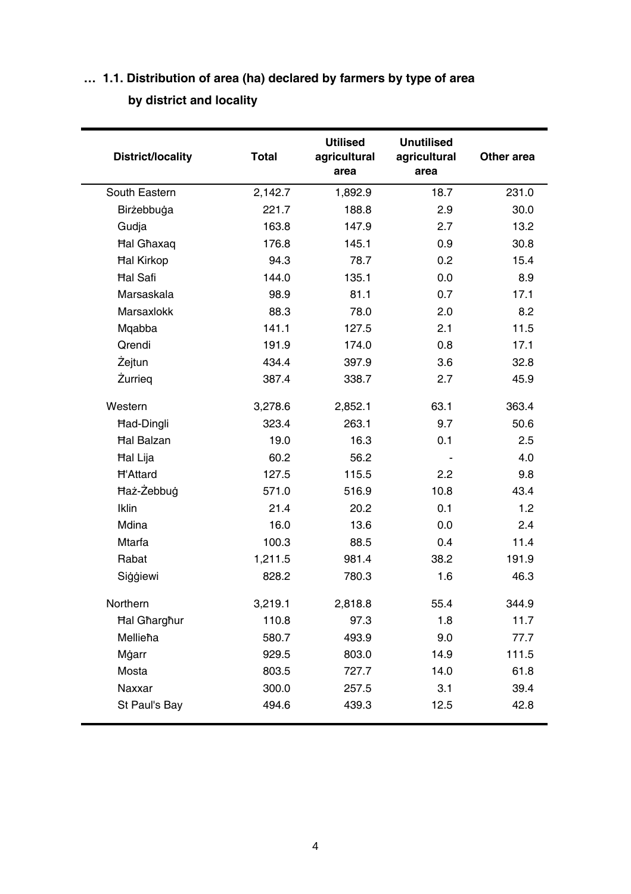**… 1.1. Distribution of area (ha) declared by farmers by type of area by district and locality**

| District/locality | Total | Utilised agricultural area | Unutilised agricultural area | Other area |
|---|---|---|---|---|
| South Eastern | 2,142.7 | 1,892.9 | 18.7 | 231.0 |
| Birżebbuġa | 221.7 | 188.8 | 2.9 | 30.0 |
| Gudja | 163.8 | 147.9 | 2.7 | 13.2 |
| Ħal Għaxaq | 176.8 | 145.1 | 0.9 | 30.8 |
| Ħal Kirkop | 94.3 | 78.7 | 0.2 | 15.4 |
| Ħal Safi | 144.0 | 135.1 | 0.0 | 8.9 |
| Marsaskala | 98.9 | 81.1 | 0.7 | 17.1 |
| Marsaxlokk | 88.3 | 78.0 | 2.0 | 8.2 |
| Mqabba | 141.1 | 127.5 | 2.1 | 11.5 |
| Qrendi | 191.9 | 174.0 | 0.8 | 17.1 |
| Żejtun | 434.4 | 397.9 | 3.6 | 32.8 |
| Żurrieq | 387.4 | 338.7 | 2.7 | 45.9 |
| Western | 3,278.6 | 2,852.1 | 63.1 | 363.4 |
| Ħad-Dingli | 323.4 | 263.1 | 9.7 | 50.6 |
| Ħal Balzan | 19.0 | 16.3 | 0.1 | 2.5 |
| Ħal Lija | 60.2 | 56.2 | - | 4.0 |
| Ħ'Attard | 127.5 | 115.5 | 2.2 | 9.8 |
| Ħaż-Żebbuġ | 571.0 | 516.9 | 10.8 | 43.4 |
| Iklin | 21.4 | 20.2 | 0.1 | 1.2 |
| Mdina | 16.0 | 13.6 | 0.0 | 2.4 |
| Mtarfa | 100.3 | 88.5 | 0.4 | 11.4 |
| Rabat | 1,211.5 | 981.4 | 38.2 | 191.9 |
| Siġġiewi | 828.2 | 780.3 | 1.6 | 46.3 |
| Northern | 3,219.1 | 2,818.8 | 55.4 | 344.9 |
| Ħal Għargħur | 110.8 | 97.3 | 1.8 | 11.7 |
| Mellieħa | 580.7 | 493.9 | 9.0 | 77.7 |
| Mġarr | 929.5 | 803.0 | 14.9 | 111.5 |
| Mosta | 803.5 | 727.7 | 14.0 | 61.8 |
| Naxxar | 300.0 | 257.5 | 3.1 | 39.4 |
| St Paul's Bay | 494.6 | 439.3 | 12.5 | 42.8 |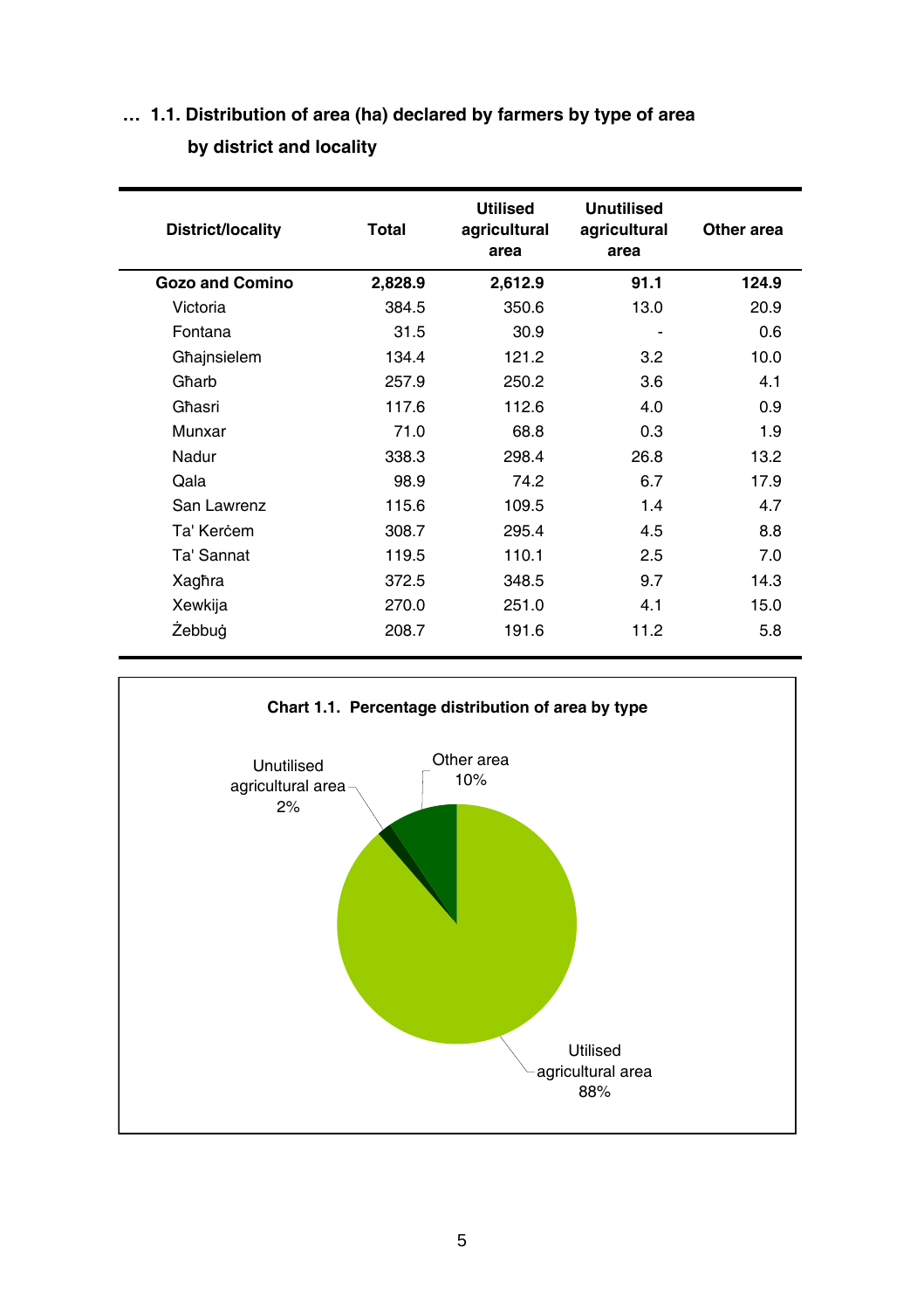### … 1.1. Distribution of area (ha) declared by farmers by type of area by district and locality

| District/locality | Total | Utilised agricultural area | Unutilised agricultural area | Other area |
|---|---|---|---|---|
| **Gozo and Comino** | **2,828.9** | **2,612.9** | **91.1** | **124.9** |
| Victoria | 384.5 | 350.6 | 13.0 | 20.9 |
| Fontana | 31.5 | 30.9 | - | 0.6 |
| Għajnsielem | 134.4 | 121.2 | 3.2 | 10.0 |
| Għarb | 257.9 | 250.2 | 3.6 | 4.1 |
| Għasri | 117.6 | 112.6 | 4.0 | 0.9 |
| Munxar | 71.0 | 68.8 | 0.3 | 1.9 |
| Nadur | 338.3 | 298.4 | 26.8 | 13.2 |
| Qala | 98.9 | 74.2 | 6.7 | 17.9 |
| San Lawrenz | 115.6 | 109.5 | 1.4 | 4.7 |
| Ta' Kerċem | 308.7 | 295.4 | 4.5 | 8.8 |
| Ta' Sannat | 119.5 | 110.1 | 2.5 | 7.0 |
| Xagħra | 372.5 | 348.5 | 9.7 | 14.3 |
| Xewkija | 270.0 | 251.0 | 4.1 | 15.0 |
| Żebbuġ | 208.7 | 191.6 | 11.2 | 5.8 |

**Chart 1.1. Percentage distribution of area by type**

Unutilised agricultural area 2%

Other area 10%

Utilised agricultural area 88%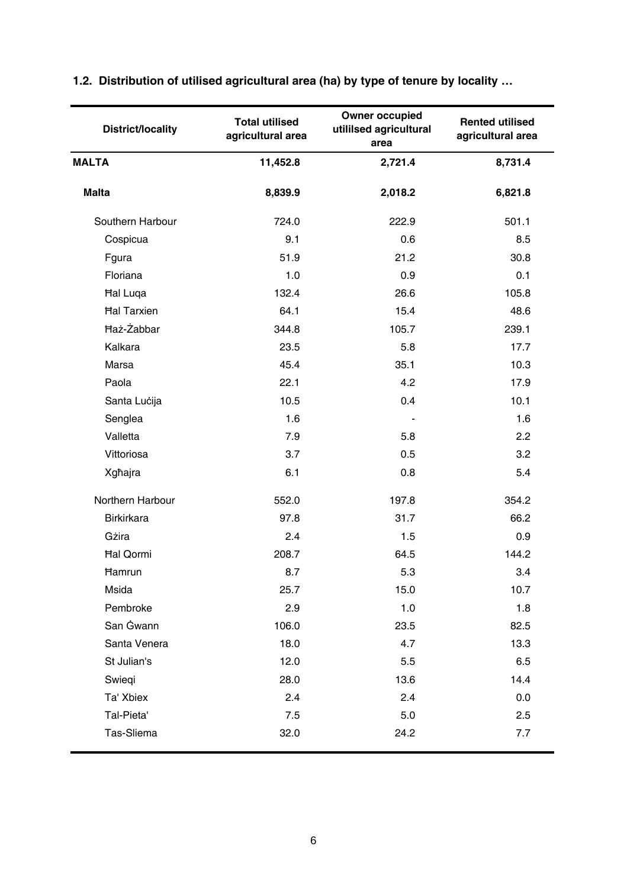**1.2. Distribution of utilised agricultural area (ha) by type of tenure by locality …**

| District/locality | Total utilised agricultural area | Owner occupied utililsed agricultural area | Rented utilised agricultural area |
|---|---|---|---|
| **MALTA** | **11,452.8** | **2,721.4** | **8,731.4** |
| **Malta** | **8,839.9** | **2,018.2** | **6,821.8** |
| Southern Harbour | 724.0 | 222.9 | 501.1 |
| Cospicua | 9.1 | 0.6 | 8.5 |
| Fgura | 51.9 | 21.2 | 30.8 |
| Floriana | 1.0 | 0.9 | 0.1 |
| Ħal Luqa | 132.4 | 26.6 | 105.8 |
| Ħal Tarxien | 64.1 | 15.4 | 48.6 |
| Ħaż-Żabbar | 344.8 | 105.7 | 239.1 |
| Kalkara | 23.5 | 5.8 | 17.7 |
| Marsa | 45.4 | 35.1 | 10.3 |
| Paola | 22.1 | 4.2 | 17.9 |
| Santa Luċija | 10.5 | 0.4 | 10.1 |
| Senglea | 1.6 | - | 1.6 |
| Valletta | 7.9 | 5.8 | 2.2 |
| Vittoriosa | 3.7 | 0.5 | 3.2 |
| Xgħajra | 6.1 | 0.8 | 5.4 |
| Northern Harbour | 552.0 | 197.8 | 354.2 |
| Birkirkara | 97.8 | 31.7 | 66.2 |
| Gżira | 2.4 | 1.5 | 0.9 |
| Ħal Qormi | 208.7 | 64.5 | 144.2 |
| Ħamrun | 8.7 | 5.3 | 3.4 |
| Msida | 25.7 | 15.0 | 10.7 |
| Pembroke | 2.9 | 1.0 | 1.8 |
| San Ġwann | 106.0 | 23.5 | 82.5 |
| Santa Venera | 18.0 | 4.7 | 13.3 |
| St Julian's | 12.0 | 5.5 | 6.5 |
| Swieqi | 28.0 | 13.6 | 14.4 |
| Ta' Xbiex | 2.4 | 2.4 | 0.0 |
| Tal-Pieta' | 7.5 | 5.0 | 2.5 |
| Tas-Sliema | 32.0 | 24.2 | 7.7 |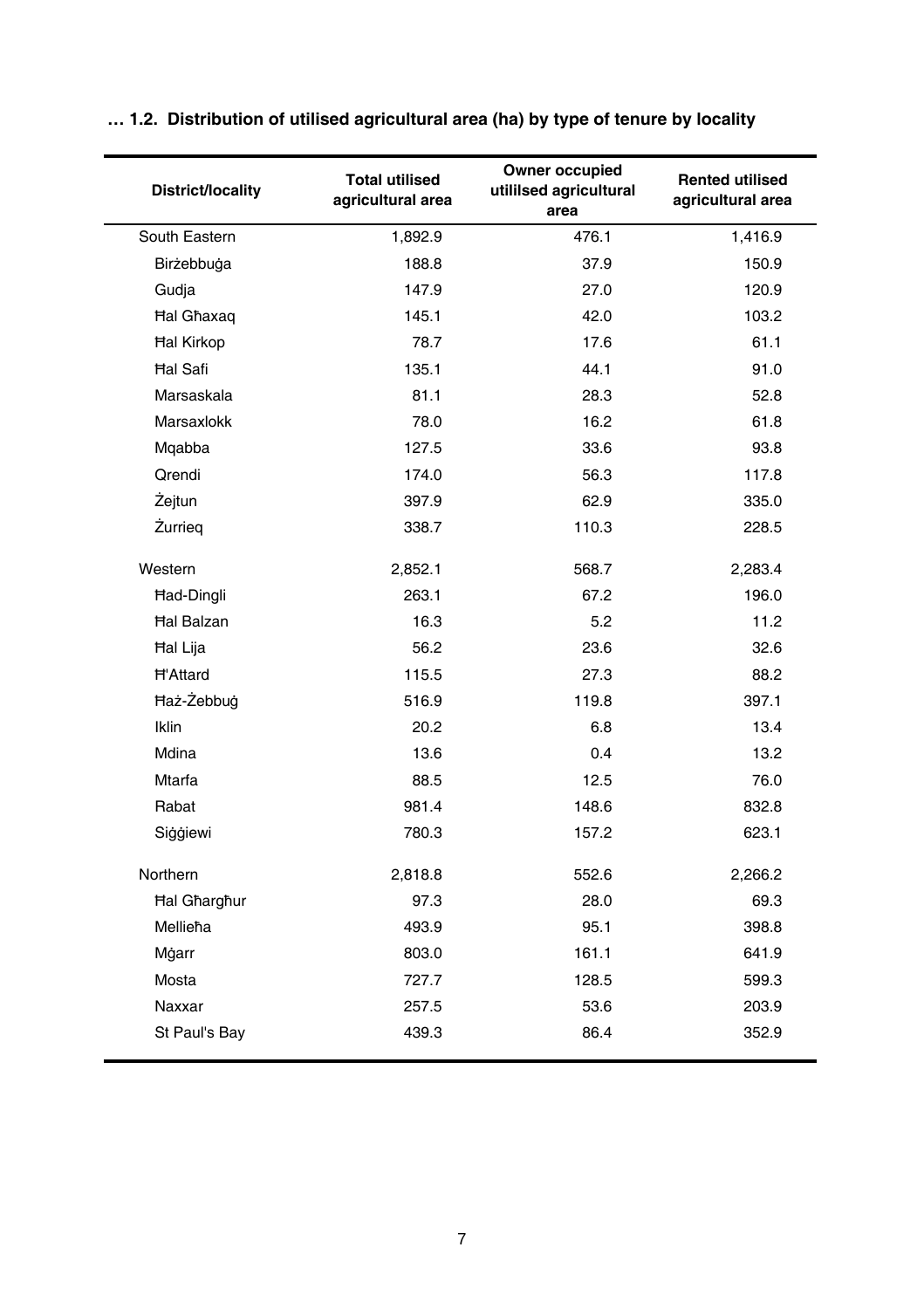**… 1.2. Distribution of utilised agricultural area (ha) by type of tenure by locality**

| District/locality | Total utilised agricultural area | Owner occupied utililsed agricultural area | Rented utilised agricultural area |
|---|---|---|---|
| South Eastern | 1,892.9 | 476.1 | 1,416.9 |
| Birżebbuġa | 188.8 | 37.9 | 150.9 |
| Gudja | 147.9 | 27.0 | 120.9 |
| Ħal Għaxaq | 145.1 | 42.0 | 103.2 |
| Ħal Kirkop | 78.7 | 17.6 | 61.1 |
| Ħal Safi | 135.1 | 44.1 | 91.0 |
| Marsaskala | 81.1 | 28.3 | 52.8 |
| Marsaxlokk | 78.0 | 16.2 | 61.8 |
| Mqabba | 127.5 | 33.6 | 93.8 |
| Qrendi | 174.0 | 56.3 | 117.8 |
| Żejtun | 397.9 | 62.9 | 335.0 |
| Żurrieq | 338.7 | 110.3 | 228.5 |
| Western | 2,852.1 | 568.7 | 2,283.4 |
| Ħad-Dingli | 263.1 | 67.2 | 196.0 |
| Ħal Balzan | 16.3 | 5.2 | 11.2 |
| Ħal Lija | 56.2 | 23.6 | 32.6 |
| Ħ'Attard | 115.5 | 27.3 | 88.2 |
| Ħaż-Żebbuġ | 516.9 | 119.8 | 397.1 |
| Iklin | 20.2 | 6.8 | 13.4 |
| Mdina | 13.6 | 0.4 | 13.2 |
| Mtarfa | 88.5 | 12.5 | 76.0 |
| Rabat | 981.4 | 148.6 | 832.8 |
| Siġġiewi | 780.3 | 157.2 | 623.1 |
| Northern | 2,818.8 | 552.6 | 2,266.2 |
| Ħal Għargħur | 97.3 | 28.0 | 69.3 |
| Mellieħa | 493.9 | 95.1 | 398.8 |
| Mġarr | 803.0 | 161.1 | 641.9 |
| Mosta | 727.7 | 128.5 | 599.3 |
| Naxxar | 257.5 | 53.6 | 203.9 |
| St Paul's Bay | 439.3 | 86.4 | 352.9 |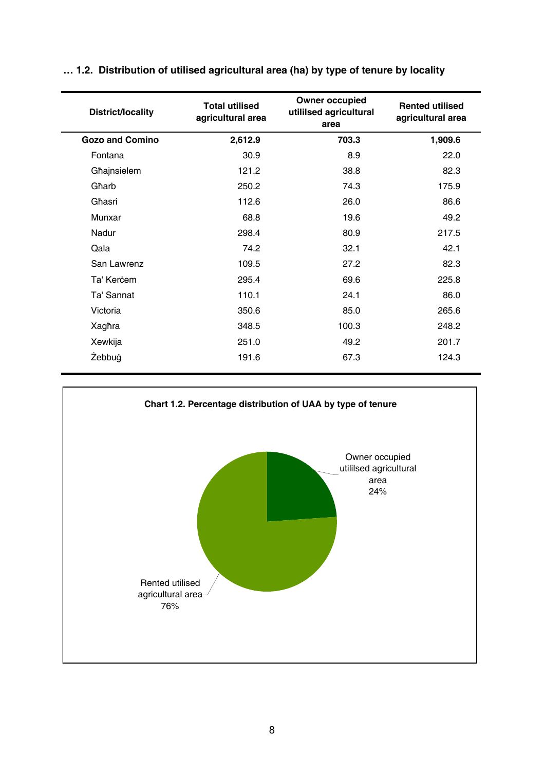**… 1.2. Distribution of utilised agricultural area (ha) by type of tenure by locality**

| District/locality | Total utilised agricultural area | Owner occupied utililsed agricultural area | Rented utilised agricultural area |
|---|---|---|---|
| **Gozo and Comino** | **2,612.9** | **703.3** | **1,909.6** |
| Fontana | 30.9 | 8.9 | 22.0 |
| Għajnsielem | 121.2 | 38.8 | 82.3 |
| Għarb | 250.2 | 74.3 | 175.9 |
| Għasri | 112.6 | 26.0 | 86.6 |
| Munxar | 68.8 | 19.6 | 49.2 |
| Nadur | 298.4 | 80.9 | 217.5 |
| Qala | 74.2 | 32.1 | 42.1 |
| San Lawrenz | 109.5 | 27.2 | 82.3 |
| Ta' Kerċem | 295.4 | 69.6 | 225.8 |
| Ta' Sannat | 110.1 | 24.1 | 86.0 |
| Victoria | 350.6 | 85.0 | 265.6 |
| Xagħra | 348.5 | 100.3 | 248.2 |
| Xewkija | 251.0 | 49.2 | 201.7 |
| Żebbuġ | 191.6 | 67.3 | 124.3 |

**Chart 1.2. Percentage distribution of UAA by type of tenure**

Owner occupied utililsed agricultural area 24%

Rented utilised agricultural area 76%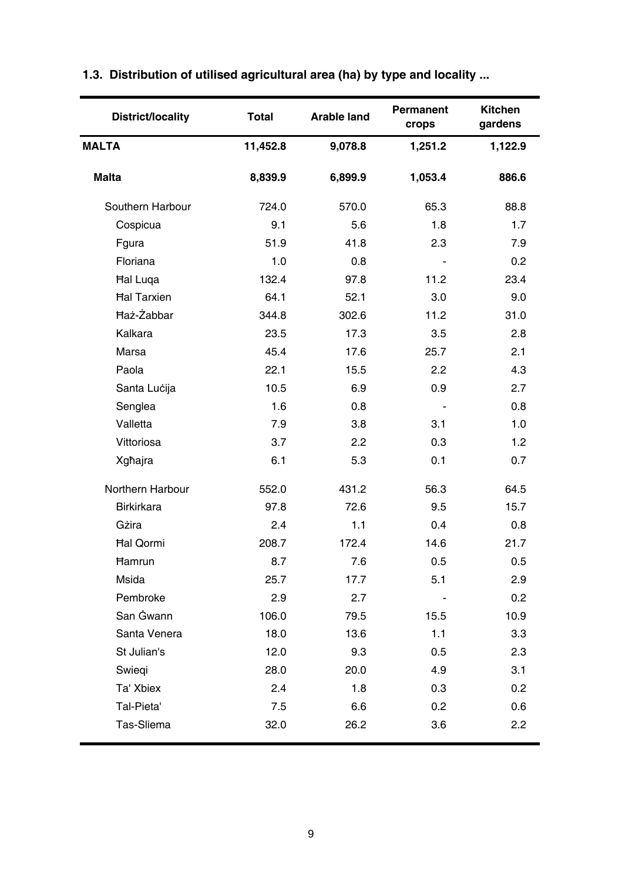### 1.3. Distribution of utilised agricultural area (ha) by type and locality ...

| District/locality | Total | Arable land | Permanent crops | Kitchen gardens |
|---|---|---|---|---|
| **MALTA** | **11,452.8** | **9,078.8** | **1,251.2** | **1,122.9** |
| **Malta** | **8,839.9** | **6,899.9** | **1,053.4** | **886.6** |
| Southern Harbour | 724.0 | 570.0 | 65.3 | 88.8 |
| Cospicua | 9.1 | 5.6 | 1.8 | 1.7 |
| Fgura | 51.9 | 41.8 | 2.3 | 7.9 |
| Floriana | 1.0 | 0.8 | - | 0.2 |
| Ħal Luqa | 132.4 | 97.8 | 11.2 | 23.4 |
| Ħal Tarxien | 64.1 | 52.1 | 3.0 | 9.0 |
| Ħaż-Żabbar | 344.8 | 302.6 | 11.2 | 31.0 |
| Kalkara | 23.5 | 17.3 | 3.5 | 2.8 |
| Marsa | 45.4 | 17.6 | 25.7 | 2.1 |
| Paola | 22.1 | 15.5 | 2.2 | 4.3 |
| Santa Luċija | 10.5 | 6.9 | 0.9 | 2.7 |
| Senglea | 1.6 | 0.8 | - | 0.8 |
| Valletta | 7.9 | 3.8 | 3.1 | 1.0 |
| Vittoriosa | 3.7 | 2.2 | 0.3 | 1.2 |
| Xgħajra | 6.1 | 5.3 | 0.1 | 0.7 |
| Northern Harbour | 552.0 | 431.2 | 56.3 | 64.5 |
| Birkirkara | 97.8 | 72.6 | 9.5 | 15.7 |
| Gżira | 2.4 | 1.1 | 0.4 | 0.8 |
| Ħal Qormi | 208.7 | 172.4 | 14.6 | 21.7 |
| Ħamrun | 8.7 | 7.6 | 0.5 | 0.5 |
| Msida | 25.7 | 17.7 | 5.1 | 2.9 |
| Pembroke | 2.9 | 2.7 | - | 0.2 |
| San Ġwann | 106.0 | 79.5 | 15.5 | 10.9 |
| Santa Venera | 18.0 | 13.6 | 1.1 | 3.3 |
| St Julian's | 12.0 | 9.3 | 0.5 | 2.3 |
| Swieqi | 28.0 | 20.0 | 4.9 | 3.1 |
| Ta' Xbiex | 2.4 | 1.8 | 0.3 | 0.2 |
| Tal-Pieta' | 7.5 | 6.6 | 0.2 | 0.6 |
| Tas-Sliema | 32.0 | 26.2 | 3.6 | 2.2 |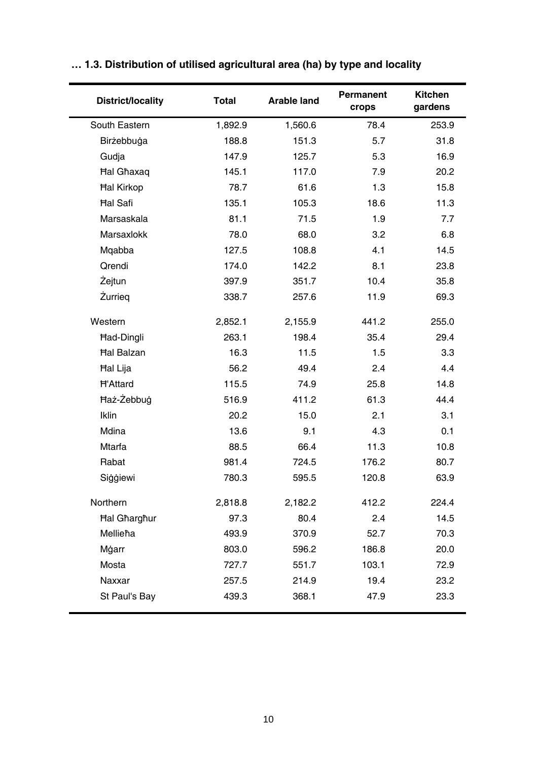**… 1.3. Distribution of utilised agricultural area (ha) by type and locality**

| District/locality | Total | Arable land | Permanent crops | Kitchen gardens |
|---|---|---|---|---|
| South Eastern | 1,892.9 | 1,560.6 | 78.4 | 253.9 |
| Birżebbuġa | 188.8 | 151.3 | 5.7 | 31.8 |
| Gudja | 147.9 | 125.7 | 5.3 | 16.9 |
| Ħal Għaxaq | 145.1 | 117.0 | 7.9 | 20.2 |
| Ħal Kirkop | 78.7 | 61.6 | 1.3 | 15.8 |
| Ħal Safi | 135.1 | 105.3 | 18.6 | 11.3 |
| Marsaskala | 81.1 | 71.5 | 1.9 | 7.7 |
| Marsaxlokk | 78.0 | 68.0 | 3.2 | 6.8 |
| Mqabba | 127.5 | 108.8 | 4.1 | 14.5 |
| Qrendi | 174.0 | 142.2 | 8.1 | 23.8 |
| Żejtun | 397.9 | 351.7 | 10.4 | 35.8 |
| Żurrieq | 338.7 | 257.6 | 11.9 | 69.3 |
| Western | 2,852.1 | 2,155.9 | 441.2 | 255.0 |
| Ħad-Dingli | 263.1 | 198.4 | 35.4 | 29.4 |
| Ħal Balzan | 16.3 | 11.5 | 1.5 | 3.3 |
| Ħal Lija | 56.2 | 49.4 | 2.4 | 4.4 |
| Ħ'Attard | 115.5 | 74.9 | 25.8 | 14.8 |
| Ħaż-Żebbuġ | 516.9 | 411.2 | 61.3 | 44.4 |
| Iklin | 20.2 | 15.0 | 2.1 | 3.1 |
| Mdina | 13.6 | 9.1 | 4.3 | 0.1 |
| Mtarfa | 88.5 | 66.4 | 11.3 | 10.8 |
| Rabat | 981.4 | 724.5 | 176.2 | 80.7 |
| Siġġiewi | 780.3 | 595.5 | 120.8 | 63.9 |
| Northern | 2,818.8 | 2,182.2 | 412.2 | 224.4 |
| Ħal Għargħur | 97.3 | 80.4 | 2.4 | 14.5 |
| Mellieħa | 493.9 | 370.9 | 52.7 | 70.3 |
| Mġarr | 803.0 | 596.2 | 186.8 | 20.0 |
| Mosta | 727.7 | 551.7 | 103.1 | 72.9 |
| Naxxar | 257.5 | 214.9 | 19.4 | 23.2 |
| St Paul's Bay | 439.3 | 368.1 | 47.9 | 23.3 |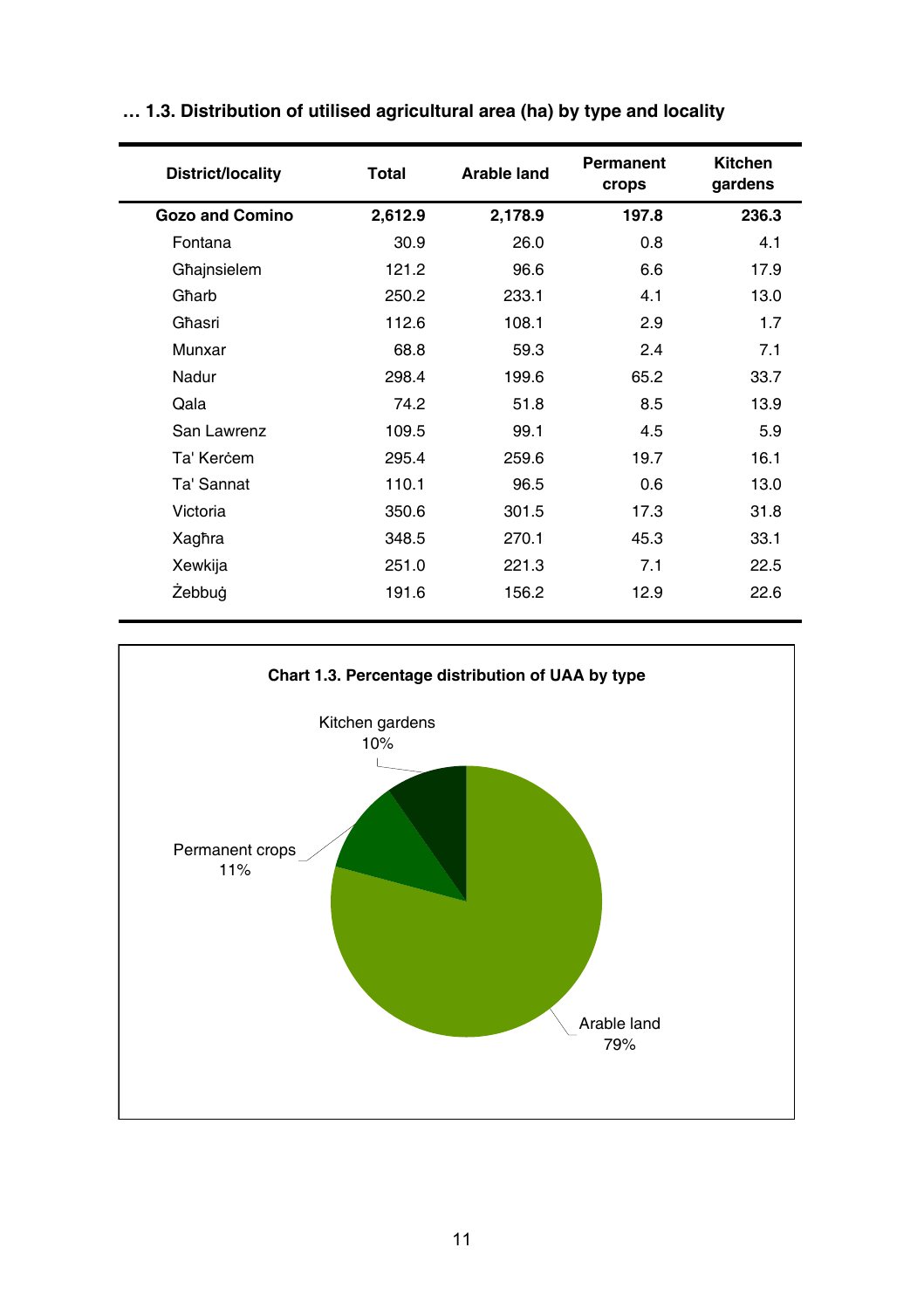**… 1.3. Distribution of utilised agricultural area (ha) by type and locality**

| District/locality | Total | Arable land | Permanent crops | Kitchen gardens |
|---|---|---|---|---|
| **Gozo and Comino** | **2,612.9** | **2,178.9** | **197.8** | **236.3** |
| Fontana | 30.9 | 26.0 | 0.8 | 4.1 |
| Għajnsielem | 121.2 | 96.6 | 6.6 | 17.9 |
| Għarb | 250.2 | 233.1 | 4.1 | 13.0 |
| Għasri | 112.6 | 108.1 | 2.9 | 1.7 |
| Munxar | 68.8 | 59.3 | 2.4 | 7.1 |
| Nadur | 298.4 | 199.6 | 65.2 | 33.7 |
| Qala | 74.2 | 51.8 | 8.5 | 13.9 |
| San Lawrenz | 109.5 | 99.1 | 4.5 | 5.9 |
| Ta' Kerċem | 295.4 | 259.6 | 19.7 | 16.1 |
| Ta' Sannat | 110.1 | 96.5 | 0.6 | 13.0 |
| Victoria | 350.6 | 301.5 | 17.3 | 31.8 |
| Xagħra | 348.5 | 270.1 | 45.3 | 33.1 |
| Xewkija | 251.0 | 221.3 | 7.1 | 22.5 |
| Żebbuġ | 191.6 | 156.2 | 12.9 | 22.6 |

**Chart 1.3. Percentage distribution of UAA by type**

Kitchen gardens 10%

Permanent crops 11%

Arable land 79%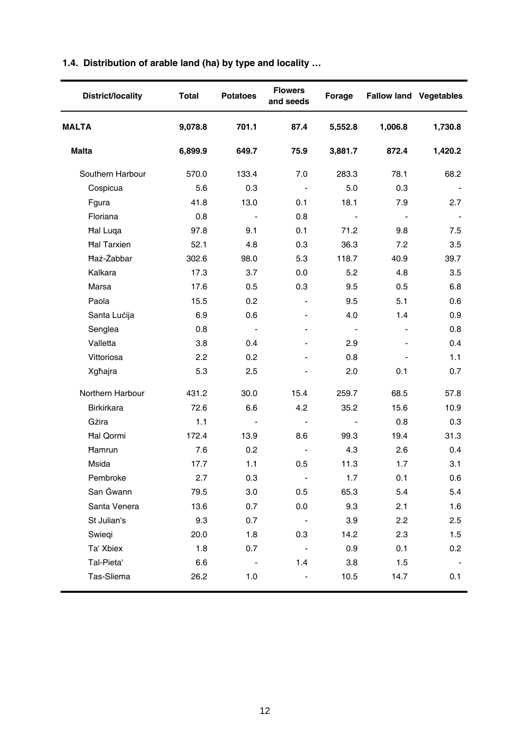### 1.4. Distribution of arable land (ha) by type and locality …

| District/locality | Total | Potatoes | Flowers and seeds | Forage | Fallow land | Vegetables |
|---|---|---|---|---|---|---|
| **MALTA** | **9,078.8** | **701.1** | **87.4** | **5,552.8** | **1,006.8** | **1,730.8** |
| **Malta** | **6,899.9** | **649.7** | **75.9** | **3,881.7** | **872.4** | **1,420.2** |
| Southern Harbour | 570.0 | 133.4 | 7.0 | 283.3 | 78.1 | 68.2 |
| Cospicua | 5.6 | 0.3 | - | 5.0 | 0.3 | - |
| Fgura | 41.8 | 13.0 | 0.1 | 18.1 | 7.9 | 2.7 |
| Floriana | 0.8 | - | 0.8 | - | - | - |
| Ħal Luqa | 97.8 | 9.1 | 0.1 | 71.2 | 9.8 | 7.5 |
| Ħal Tarxien | 52.1 | 4.8 | 0.3 | 36.3 | 7.2 | 3.5 |
| Ħaż-Żabbar | 302.6 | 98.0 | 5.3 | 118.7 | 40.9 | 39.7 |
| Kalkara | 17.3 | 3.7 | 0.0 | 5.2 | 4.8 | 3.5 |
| Marsa | 17.6 | 0.5 | 0.3 | 9.5 | 0.5 | 6.8 |
| Paola | 15.5 | 0.2 | - | 9.5 | 5.1 | 0.6 |
| Santa Luċija | 6.9 | 0.6 | - | 4.0 | 1.4 | 0.9 |
| Senglea | 0.8 | - | - | - | - | 0.8 |
| Valletta | 3.8 | 0.4 | - | 2.9 | - | 0.4 |
| Vittoriosa | 2.2 | 0.2 | - | 0.8 | - | 1.1 |
| Xgħajra | 5.3 | 2.5 | - | 2.0 | 0.1 | 0.7 |
| Northern Harbour | 431.2 | 30.0 | 15.4 | 259.7 | 68.5 | 57.8 |
| Birkirkara | 72.6 | 6.6 | 4.2 | 35.2 | 15.6 | 10.9 |
| Gżira | 1.1 | - | - | - | 0.8 | 0.3 |
| Ħal Qormi | 172.4 | 13.9 | 8.6 | 99.3 | 19.4 | 31.3 |
| Ħamrun | 7.6 | 0.2 | - | 4.3 | 2.6 | 0.4 |
| Msida | 17.7 | 1.1 | 0.5 | 11.3 | 1.7 | 3.1 |
| Pembroke | 2.7 | 0.3 | - | 1.7 | 0.1 | 0.6 |
| San Ġwann | 79.5 | 3.0 | 0.5 | 65.3 | 5.4 | 5.4 |
| Santa Venera | 13.6 | 0.7 | 0.0 | 9.3 | 2.1 | 1.6 |
| St Julian's | 9.3 | 0.7 | - | 3.9 | 2.2 | 2.5 |
| Swieqi | 20.0 | 1.8 | 0.3 | 14.2 | 2.3 | 1.5 |
| Ta' Xbiex | 1.8 | 0.7 | - | 0.9 | 0.1 | 0.2 |
| Tal-Pieta' | 6.6 | - | 1.4 | 3.8 | 1.5 | - |
| Tas-Sliema | 26.2 | 1.0 | - | 10.5 | 14.7 | 0.1 |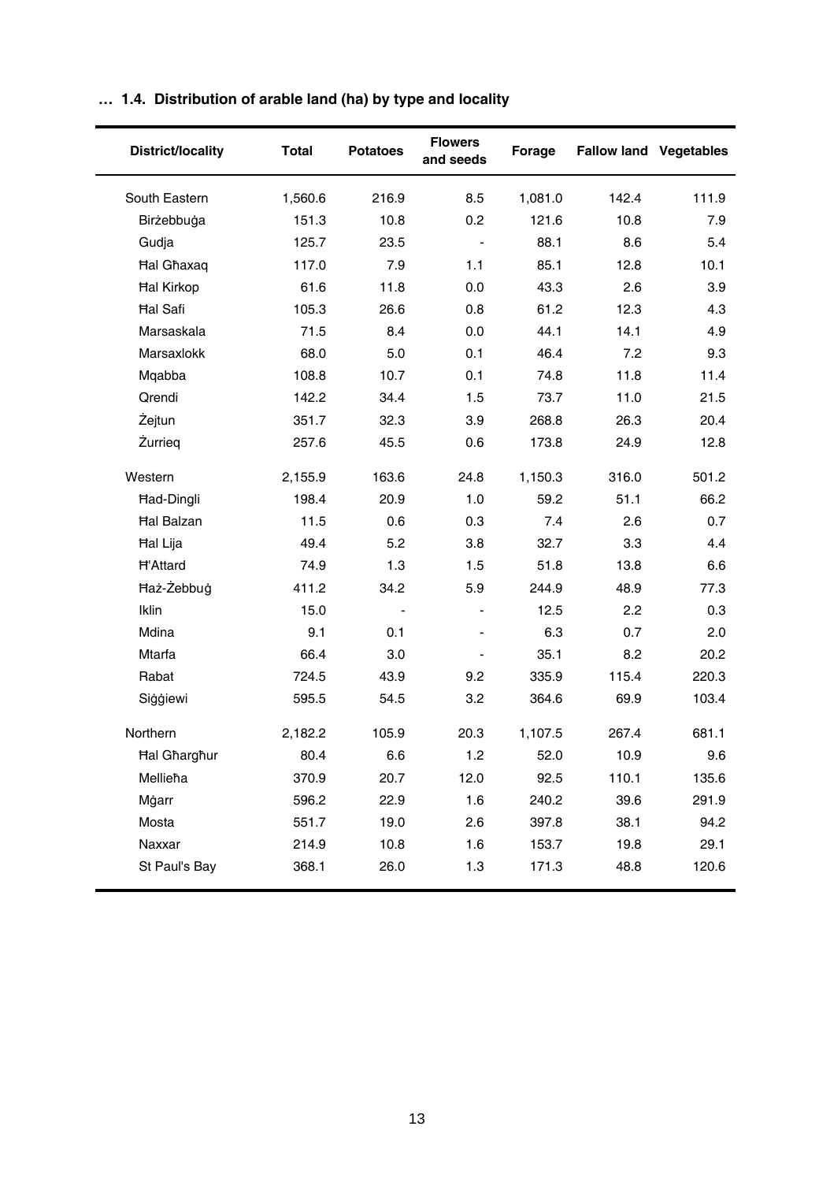## … 1.4. Distribution of arable land (ha) by type and locality

| District/locality | Total | Potatoes | Flowers and seeds | Forage | Fallow land | Vegetables |
|---|---|---|---|---|---|---|
| South Eastern | 1,560.6 | 216.9 | 8.5 | 1,081.0 | 142.4 | 111.9 |
| Birżebbuġa | 151.3 | 10.8 | 0.2 | 121.6 | 10.8 | 7.9 |
| Gudja | 125.7 | 23.5 | - | 88.1 | 8.6 | 5.4 |
| Ħal Għaxaq | 117.0 | 7.9 | 1.1 | 85.1 | 12.8 | 10.1 |
| Ħal Kirkop | 61.6 | 11.8 | 0.0 | 43.3 | 2.6 | 3.9 |
| Ħal Safi | 105.3 | 26.6 | 0.8 | 61.2 | 12.3 | 4.3 |
| Marsaskala | 71.5 | 8.4 | 0.0 | 44.1 | 14.1 | 4.9 |
| Marsaxlokk | 68.0 | 5.0 | 0.1 | 46.4 | 7.2 | 9.3 |
| Mqabba | 108.8 | 10.7 | 0.1 | 74.8 | 11.8 | 11.4 |
| Qrendi | 142.2 | 34.4 | 1.5 | 73.7 | 11.0 | 21.5 |
| Żejtun | 351.7 | 32.3 | 3.9 | 268.8 | 26.3 | 20.4 |
| Żurrieq | 257.6 | 45.5 | 0.6 | 173.8 | 24.9 | 12.8 |
| Western | 2,155.9 | 163.6 | 24.8 | 1,150.3 | 316.0 | 501.2 |
| Ħad-Dingli | 198.4 | 20.9 | 1.0 | 59.2 | 51.1 | 66.2 |
| Ħal Balzan | 11.5 | 0.6 | 0.3 | 7.4 | 2.6 | 0.7 |
| Ħal Lija | 49.4 | 5.2 | 3.8 | 32.7 | 3.3 | 4.4 |
| H'Attard | 74.9 | 1.3 | 1.5 | 51.8 | 13.8 | 6.6 |
| Ħaż-Żebbuġ | 411.2 | 34.2 | 5.9 | 244.9 | 48.9 | 77.3 |
| Iklin | 15.0 | - | - | 12.5 | 2.2 | 0.3 |
| Mdina | 9.1 | 0.1 | - | 6.3 | 0.7 | 2.0 |
| Mtarfa | 66.4 | 3.0 | - | 35.1 | 8.2 | 20.2 |
| Rabat | 724.5 | 43.9 | 9.2 | 335.9 | 115.4 | 220.3 |
| Siġġiewi | 595.5 | 54.5 | 3.2 | 364.6 | 69.9 | 103.4 |
| Northern | 2,182.2 | 105.9 | 20.3 | 1,107.5 | 267.4 | 681.1 |
| Ħal Għargħur | 80.4 | 6.6 | 1.2 | 52.0 | 10.9 | 9.6 |
| Mellieħa | 370.9 | 20.7 | 12.0 | 92.5 | 110.1 | 135.6 |
| Mġarr | 596.2 | 22.9 | 1.6 | 240.2 | 39.6 | 291.9 |
| Mosta | 551.7 | 19.0 | 2.6 | 397.8 | 38.1 | 94.2 |
| Naxxar | 214.9 | 10.8 | 1.6 | 153.7 | 19.8 | 29.1 |
| St Paul's Bay | 368.1 | 26.0 | 1.3 | 171.3 | 48.8 | 120.6 |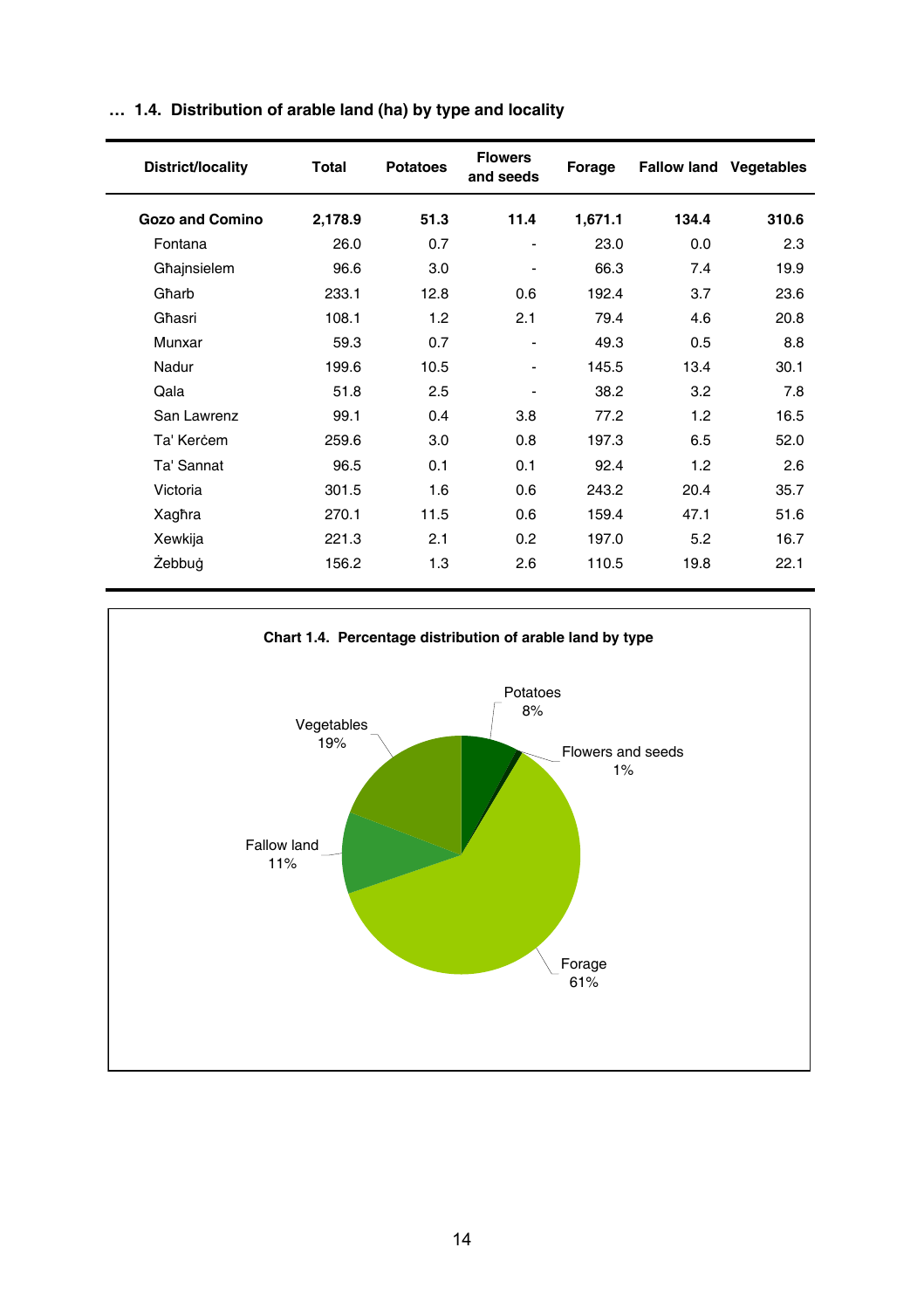**… 1.4. Distribution of arable land (ha) by type and locality**

| District/locality | Total | Potatoes | Flowers and seeds | Forage | Fallow land | Vegetables |
|---|---|---|---|---|---|---|
| **Gozo and Comino** | **2,178.9** | **51.3** | **11.4** | **1,671.1** | **134.4** | **310.6** |
| Fontana | 26.0 | 0.7 | - | 23.0 | 0.0 | 2.3 |
| Għajnsielem | 96.6 | 3.0 | - | 66.3 | 7.4 | 19.9 |
| Għarb | 233.1 | 12.8 | 0.6 | 192.4 | 3.7 | 23.6 |
| Għasri | 108.1 | 1.2 | 2.1 | 79.4 | 4.6 | 20.8 |
| Munxar | 59.3 | 0.7 | - | 49.3 | 0.5 | 8.8 |
| Nadur | 199.6 | 10.5 | - | 145.5 | 13.4 | 30.1 |
| Qala | 51.8 | 2.5 | - | 38.2 | 3.2 | 7.8 |
| San Lawrenz | 99.1 | 0.4 | 3.8 | 77.2 | 1.2 | 16.5 |
| Ta' Kerċem | 259.6 | 3.0 | 0.8 | 197.3 | 6.5 | 52.0 |
| Ta' Sannat | 96.5 | 0.1 | 0.1 | 92.4 | 1.2 | 2.6 |
| Victoria | 301.5 | 1.6 | 0.6 | 243.2 | 20.4 | 35.7 |
| Xagħra | 270.1 | 11.5 | 0.6 | 159.4 | 47.1 | 51.6 |
| Xewkija | 221.3 | 2.1 | 0.2 | 197.0 | 5.2 | 16.7 |
| Żebbuġ | 156.2 | 1.3 | 2.6 | 110.5 | 19.8 | 22.1 |

**Chart 1.4. Percentage distribution of arable land by type**

Potatoes 8%
Flowers and seeds 1%
Forage 61%
Fallow land 11%
Vegetables 19%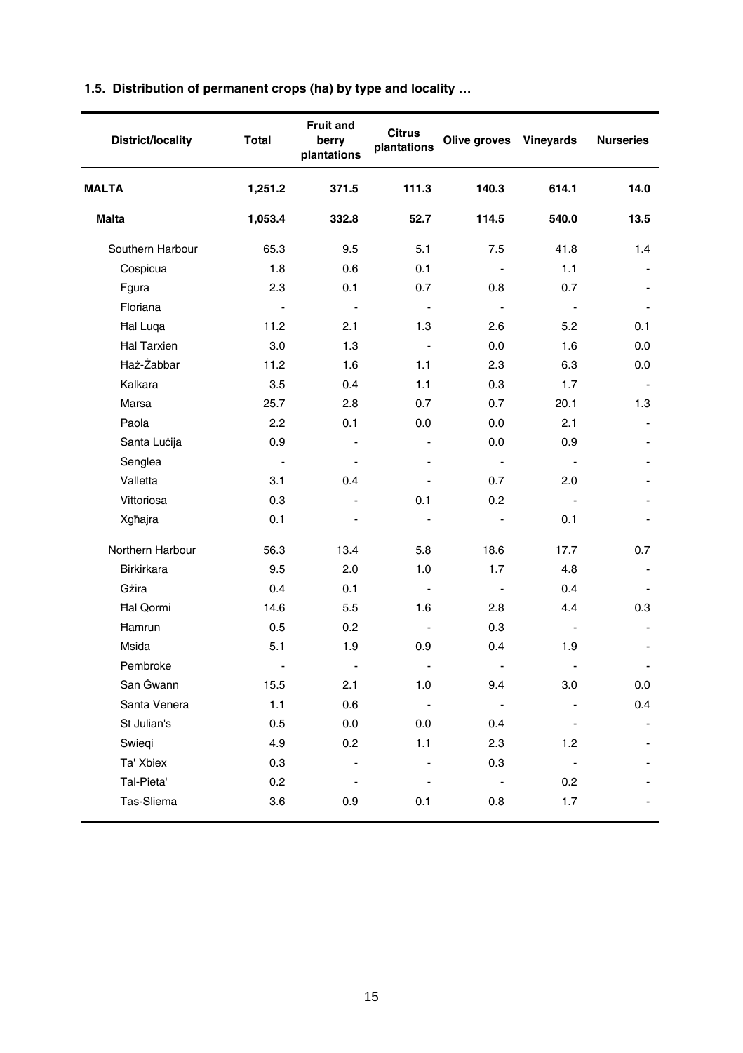**1.5. Distribution of permanent crops (ha) by type and locality …**

| District/locality | Total | Fruit and berry plantations | Citrus plantations | Olive groves | Vineyards | Nurseries |
|---|---|---|---|---|---|---|
| **MALTA** | **1,251.2** | **371.5** | **111.3** | **140.3** | **614.1** | **14.0** |
| **Malta** | **1,053.4** | **332.8** | **52.7** | **114.5** | **540.0** | **13.5** |
| Southern Harbour | 65.3 | 9.5 | 5.1 | 7.5 | 41.8 | 1.4 |
| Cospicua | 1.8 | 0.6 | 0.1 | - | 1.1 | - |
| Fgura | 2.3 | 0.1 | 0.7 | 0.8 | 0.7 | - |
| Floriana | - | - | - | - | - | - |
| Ħal Luqa | 11.2 | 2.1 | 1.3 | 2.6 | 5.2 | 0.1 |
| Ħal Tarxien | 3.0 | 1.3 | - | 0.0 | 1.6 | 0.0 |
| Ħaż-Żabbar | 11.2 | 1.6 | 1.1 | 2.3 | 6.3 | 0.0 |
| Kalkara | 3.5 | 0.4 | 1.1 | 0.3 | 1.7 | - |
| Marsa | 25.7 | 2.8 | 0.7 | 0.7 | 20.1 | 1.3 |
| Paola | 2.2 | 0.1 | 0.0 | 0.0 | 2.1 | - |
| Santa Luċija | 0.9 | - | - | 0.0 | 0.9 | - |
| Senglea | - | - | - | - | - | - |
| Valletta | 3.1 | 0.4 | - | 0.7 | 2.0 | - |
| Vittoriosa | 0.3 | - | 0.1 | 0.2 | - | - |
| Xgħajra | 0.1 | - | - | - | 0.1 | - |
| Northern Harbour | 56.3 | 13.4 | 5.8 | 18.6 | 17.7 | 0.7 |
| Birkirkara | 9.5 | 2.0 | 1.0 | 1.7 | 4.8 | - |
| Gżira | 0.4 | 0.1 | - | - | 0.4 | - |
| Ħal Qormi | 14.6 | 5.5 | 1.6 | 2.8 | 4.4 | 0.3 |
| Ħamrun | 0.5 | 0.2 | - | 0.3 | - | - |
| Msida | 5.1 | 1.9 | 0.9 | 0.4 | 1.9 | - |
| Pembroke | - | - | - | - | - | - |
| San Ġwann | 15.5 | 2.1 | 1.0 | 9.4 | 3.0 | 0.0 |
| Santa Venera | 1.1 | 0.6 | - | - | - | 0.4 |
| St Julian's | 0.5 | 0.0 | 0.0 | 0.4 | - | - |
| Swieqi | 4.9 | 0.2 | 1.1 | 2.3 | 1.2 | - |
| Ta' Xbiex | 0.3 | - | - | 0.3 | - | - |
| Tal-Pieta' | 0.2 | - | - | - | 0.2 | - |
| Tas-Sliema | 3.6 | 0.9 | 0.1 | 0.8 | 1.7 | - |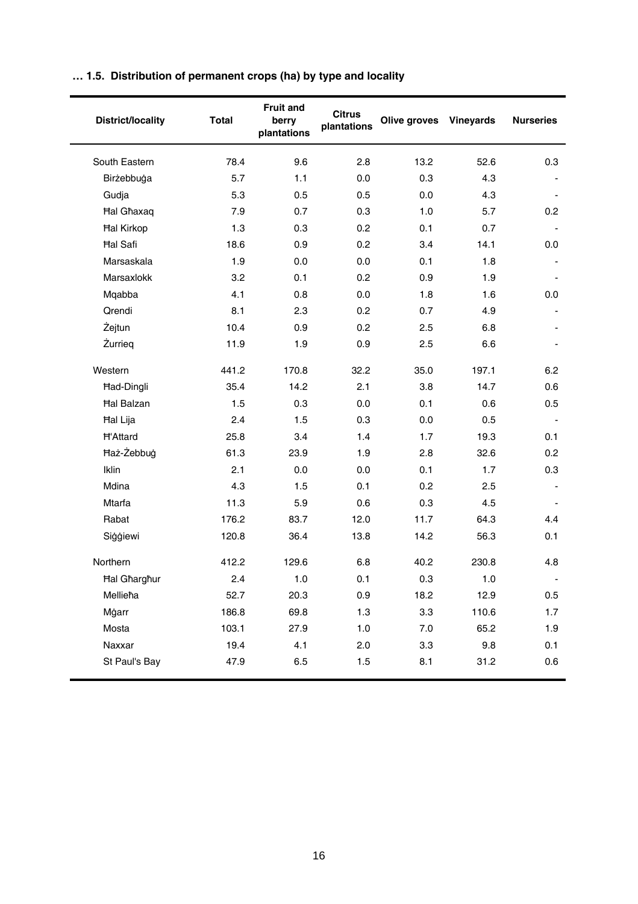**… 1.5. Distribution of permanent crops (ha) by type and locality**

| District/locality | Total | Fruit and berry plantations | Citrus plantations | Olive groves | Vineyards | Nurseries |
|---|---|---|---|---|---|---|
| South Eastern | 78.4 | 9.6 | 2.8 | 13.2 | 52.6 | 0.3 |
| Birżebbuġa | 5.7 | 1.1 | 0.0 | 0.3 | 4.3 | - |
| Gudja | 5.3 | 0.5 | 0.5 | 0.0 | 4.3 | - |
| Ħal Għaxaq | 7.9 | 0.7 | 0.3 | 1.0 | 5.7 | 0.2 |
| Ħal Kirkop | 1.3 | 0.3 | 0.2 | 0.1 | 0.7 | - |
| Ħal Safi | 18.6 | 0.9 | 0.2 | 3.4 | 14.1 | 0.0 |
| Marsaskala | 1.9 | 0.0 | 0.0 | 0.1 | 1.8 | - |
| Marsaxlokk | 3.2 | 0.1 | 0.2 | 0.9 | 1.9 | - |
| Mqabba | 4.1 | 0.8 | 0.0 | 1.8 | 1.6 | 0.0 |
| Qrendi | 8.1 | 2.3 | 0.2 | 0.7 | 4.9 | - |
| Żejtun | 10.4 | 0.9 | 0.2 | 2.5 | 6.8 | - |
| Żurrieq | 11.9 | 1.9 | 0.9 | 2.5 | 6.6 | - |
| Western | 441.2 | 170.8 | 32.2 | 35.0 | 197.1 | 6.2 |
| Ħad-Dingli | 35.4 | 14.2 | 2.1 | 3.8 | 14.7 | 0.6 |
| Ħal Balzan | 1.5 | 0.3 | 0.0 | 0.1 | 0.6 | 0.5 |
| Ħal Lija | 2.4 | 1.5 | 0.3 | 0.0 | 0.5 | - |
| Ħ'Attard | 25.8 | 3.4 | 1.4 | 1.7 | 19.3 | 0.1 |
| Ħaż-Żebbuġ | 61.3 | 23.9 | 1.9 | 2.8 | 32.6 | 0.2 |
| Iklin | 2.1 | 0.0 | 0.0 | 0.1 | 1.7 | 0.3 |
| Mdina | 4.3 | 1.5 | 0.1 | 0.2 | 2.5 | - |
| Mtarfa | 11.3 | 5.9 | 0.6 | 0.3 | 4.5 | - |
| Rabat | 176.2 | 83.7 | 12.0 | 11.7 | 64.3 | 4.4 |
| Siġġiewi | 120.8 | 36.4 | 13.8 | 14.2 | 56.3 | 0.1 |
| Northern | 412.2 | 129.6 | 6.8 | 40.2 | 230.8 | 4.8 |
| Ħal Għargħur | 2.4 | 1.0 | 0.1 | 0.3 | 1.0 | - |
| Mellieħa | 52.7 | 20.3 | 0.9 | 18.2 | 12.9 | 0.5 |
| Mġarr | 186.8 | 69.8 | 1.3 | 3.3 | 110.6 | 1.7 |
| Mosta | 103.1 | 27.9 | 1.0 | 7.0 | 65.2 | 1.9 |
| Naxxar | 19.4 | 4.1 | 2.0 | 3.3 | 9.8 | 0.1 |
| St Paul's Bay | 47.9 | 6.5 | 1.5 | 8.1 | 31.2 | 0.6 |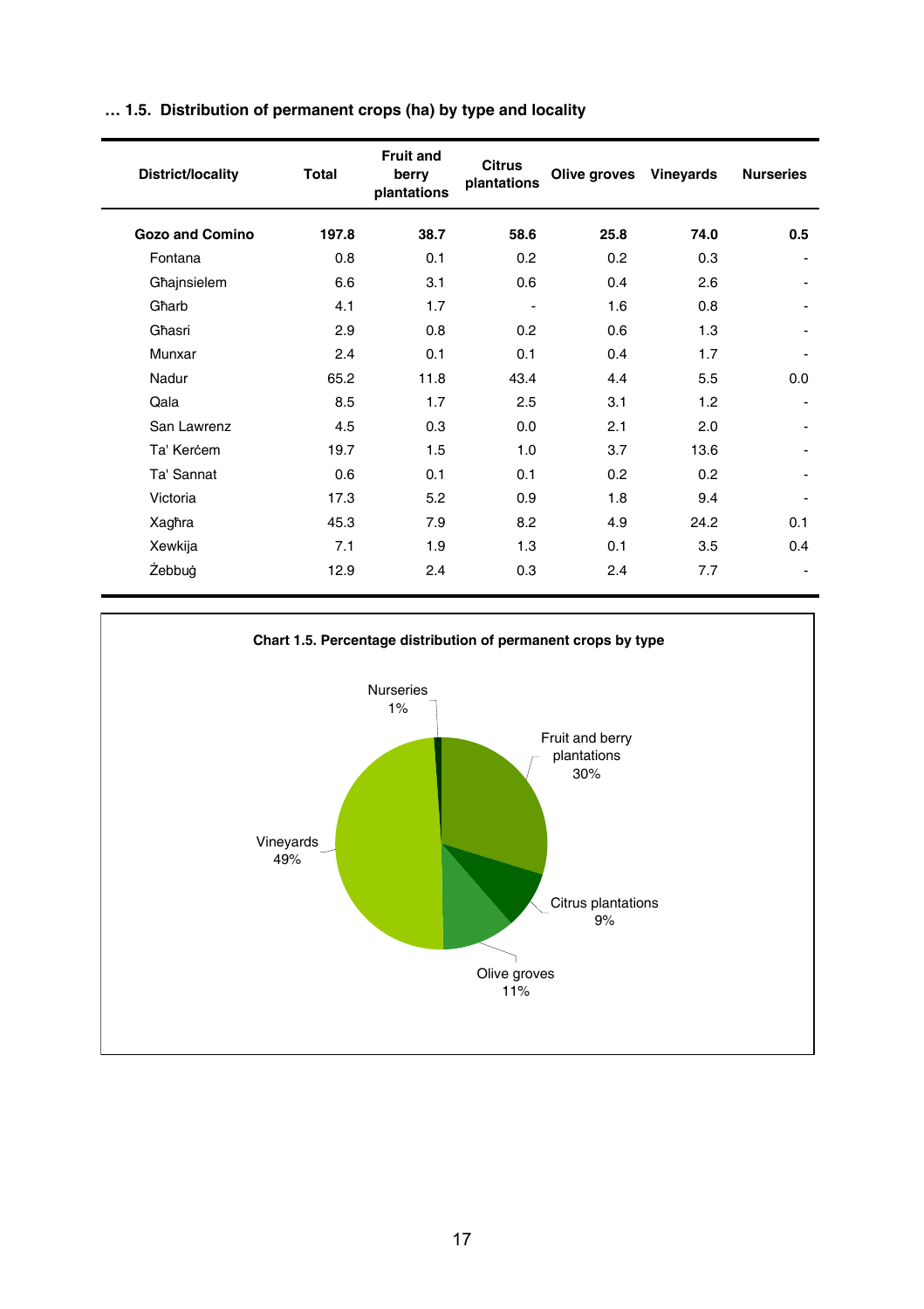**… 1.5. Distribution of permanent crops (ha) by type and locality**

| District/locality | Total | Fruit and berry plantations | Citrus plantations | Olive groves | Vineyards | Nurseries |
|---|---|---|---|---|---|---|
| **Gozo and Comino** | **197.8** | **38.7** | **58.6** | **25.8** | **74.0** | **0.5** |
| Fontana | 0.8 | 0.1 | 0.2 | 0.2 | 0.3 | - |
| Għajnsielem | 6.6 | 3.1 | 0.6 | 0.4 | 2.6 | - |
| Għarb | 4.1 | 1.7 | - | 1.6 | 0.8 | - |
| Għasri | 2.9 | 0.8 | 0.2 | 0.6 | 1.3 | - |
| Munxar | 2.4 | 0.1 | 0.1 | 0.4 | 1.7 | - |
| Nadur | 65.2 | 11.8 | 43.4 | 4.4 | 5.5 | 0.0 |
| Qala | 8.5 | 1.7 | 2.5 | 3.1 | 1.2 | - |
| San Lawrenz | 4.5 | 0.3 | 0.0 | 2.1 | 2.0 | - |
| Ta' Kerċem | 19.7 | 1.5 | 1.0 | 3.7 | 13.6 | - |
| Ta' Sannat | 0.6 | 0.1 | 0.1 | 0.2 | 0.2 | - |
| Victoria | 17.3 | 5.2 | 0.9 | 1.8 | 9.4 | - |
| Xagħra | 45.3 | 7.9 | 8.2 | 4.9 | 24.2 | 0.1 |
| Xewkija | 7.1 | 1.9 | 1.3 | 0.1 | 3.5 | 0.4 |
| Żebbuġ | 12.9 | 2.4 | 0.3 | 2.4 | 7.7 | - |

**Chart 1.5. Percentage distribution of permanent crops by type**

Nurseries 1%, Fruit and berry plantations 30%, Citrus plantations 9%, Olive groves 11%, Vineyards 49%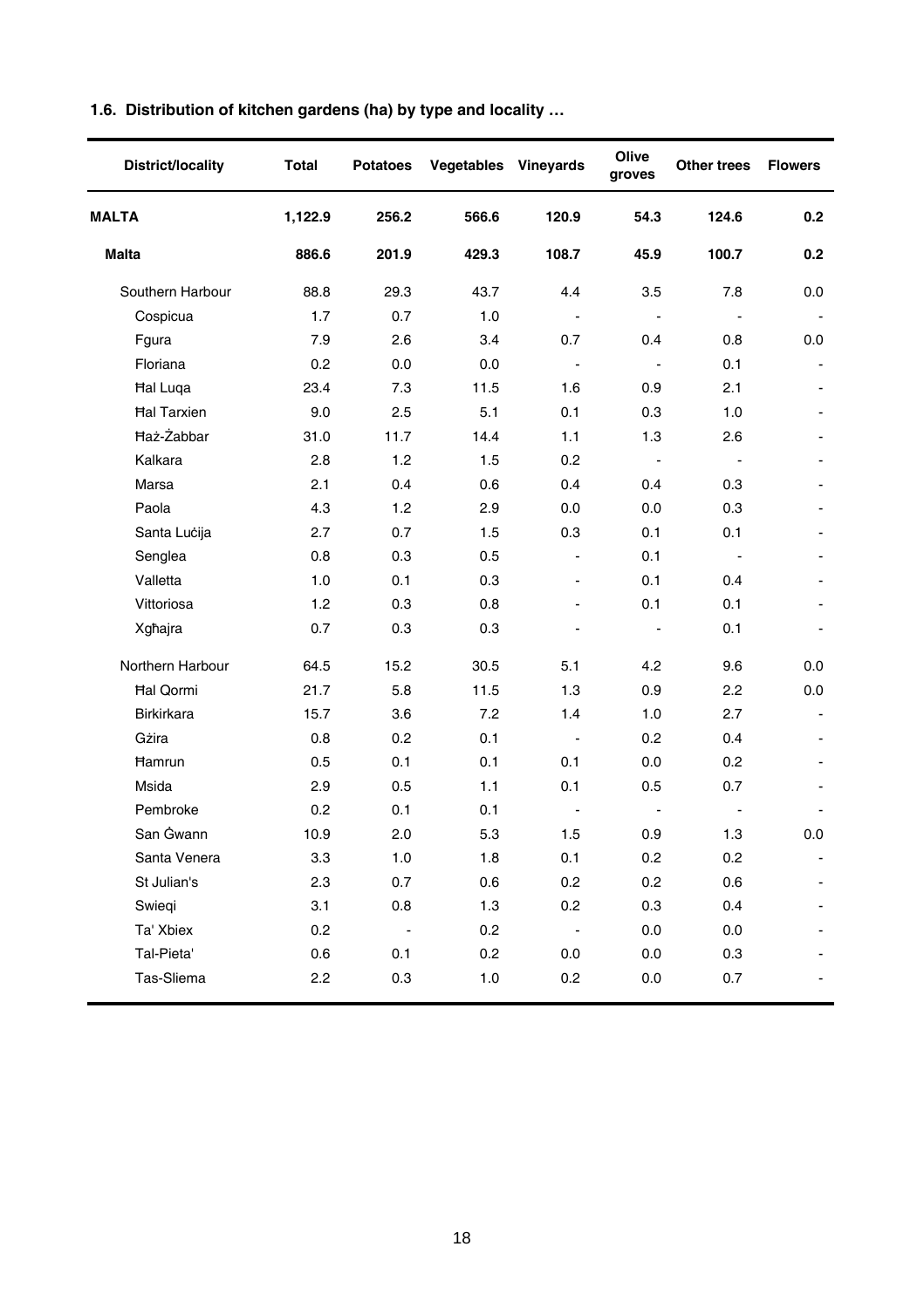### 1.6. Distribution of kitchen gardens (ha) by type and locality …

| District/locality | Total | Potatoes | Vegetables | Vineyards | Olive groves | Other trees | Flowers |
|---|---|---|---|---|---|---|---|
| **MALTA** | **1,122.9** | **256.2** | **566.6** | **120.9** | **54.3** | **124.6** | **0.2** |
| **Malta** | **886.6** | **201.9** | **429.3** | **108.7** | **45.9** | **100.7** | **0.2** |
| Southern Harbour | 88.8 | 29.3 | 43.7 | 4.4 | 3.5 | 7.8 | 0.0 |
| Cospicua | 1.7 | 0.7 | 1.0 | - | - | - | - |
| Fgura | 7.9 | 2.6 | 3.4 | 0.7 | 0.4 | 0.8 | 0.0 |
| Floriana | 0.2 | 0.0 | 0.0 | - | - | 0.1 | - |
| Ħal Luqa | 23.4 | 7.3 | 11.5 | 1.6 | 0.9 | 2.1 | - |
| Ħal Tarxien | 9.0 | 2.5 | 5.1 | 0.1 | 0.3 | 1.0 | - |
| Ħaż-Żabbar | 31.0 | 11.7 | 14.4 | 1.1 | 1.3 | 2.6 | - |
| Kalkara | 2.8 | 1.2 | 1.5 | 0.2 | - | - | - |
| Marsa | 2.1 | 0.4 | 0.6 | 0.4 | 0.4 | 0.3 | - |
| Paola | 4.3 | 1.2 | 2.9 | 0.0 | 0.0 | 0.3 | - |
| Santa Luċija | 2.7 | 0.7 | 1.5 | 0.3 | 0.1 | 0.1 | - |
| Senglea | 0.8 | 0.3 | 0.5 | - | 0.1 | - | - |
| Valletta | 1.0 | 0.1 | 0.3 | - | 0.1 | 0.4 | - |
| Vittoriosa | 1.2 | 0.3 | 0.8 | - | 0.1 | 0.1 | - |
| Xgħajra | 0.7 | 0.3 | 0.3 | - | - | 0.1 | - |
| Northern Harbour | 64.5 | 15.2 | 30.5 | 5.1 | 4.2 | 9.6 | 0.0 |
| Ħal Qormi | 21.7 | 5.8 | 11.5 | 1.3 | 0.9 | 2.2 | 0.0 |
| Birkirkara | 15.7 | 3.6 | 7.2 | 1.4 | 1.0 | 2.7 | - |
| Gżira | 0.8 | 0.2 | 0.1 | - | 0.2 | 0.4 | - |
| Ħamrun | 0.5 | 0.1 | 0.1 | 0.1 | 0.0 | 0.2 | - |
| Msida | 2.9 | 0.5 | 1.1 | 0.1 | 0.5 | 0.7 | - |
| Pembroke | 0.2 | 0.1 | 0.1 | - | - | - | - |
| San Ġwann | 10.9 | 2.0 | 5.3 | 1.5 | 0.9 | 1.3 | 0.0 |
| Santa Venera | 3.3 | 1.0 | 1.8 | 0.1 | 0.2 | 0.2 | - |
| St Julian's | 2.3 | 0.7 | 0.6 | 0.2 | 0.2 | 0.6 | - |
| Swieqi | 3.1 | 0.8 | 1.3 | 0.2 | 0.3 | 0.4 | - |
| Ta' Xbiex | 0.2 | - | 0.2 | - | 0.0 | 0.0 | - |
| Tal-Pieta' | 0.6 | 0.1 | 0.2 | 0.0 | 0.0 | 0.3 | - |
| Tas-Sliema | 2.2 | 0.3 | 1.0 | 0.2 | 0.0 | 0.7 | - |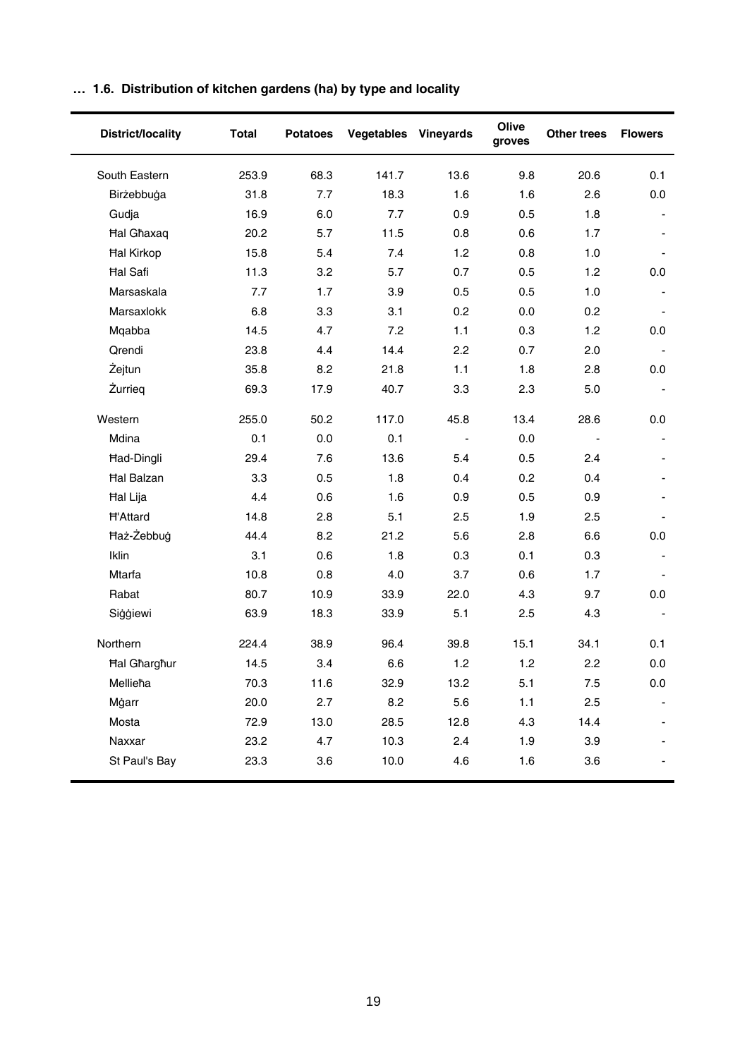**… 1.6. Distribution of kitchen gardens (ha) by type and locality**

| District/locality | Total | Potatoes | Vegetables | Vineyards | Olive groves | Other trees | Flowers |
|---|---|---|---|---|---|---|---|
| South Eastern | 253.9 | 68.3 | 141.7 | 13.6 | 9.8 | 20.6 | 0.1 |
| Birżebbuġa | 31.8 | 7.7 | 18.3 | 1.6 | 1.6 | 2.6 | 0.0 |
| Gudja | 16.9 | 6.0 | 7.7 | 0.9 | 0.5 | 1.8 | - |
| Ħal Għaxaq | 20.2 | 5.7 | 11.5 | 0.8 | 0.6 | 1.7 | - |
| Ħal Kirkop | 15.8 | 5.4 | 7.4 | 1.2 | 0.8 | 1.0 | - |
| Ħal Safi | 11.3 | 3.2 | 5.7 | 0.7 | 0.5 | 1.2 | 0.0 |
| Marsaskala | 7.7 | 1.7 | 3.9 | 0.5 | 0.5 | 1.0 | - |
| Marsaxlokk | 6.8 | 3.3 | 3.1 | 0.2 | 0.0 | 0.2 | - |
| Mqabba | 14.5 | 4.7 | 7.2 | 1.1 | 0.3 | 1.2 | 0.0 |
| Qrendi | 23.8 | 4.4 | 14.4 | 2.2 | 0.7 | 2.0 | - |
| Żejtun | 35.8 | 8.2 | 21.8 | 1.1 | 1.8 | 2.8 | 0.0 |
| Żurrieq | 69.3 | 17.9 | 40.7 | 3.3 | 2.3 | 5.0 | - |
| Western | 255.0 | 50.2 | 117.0 | 45.8 | 13.4 | 28.6 | 0.0 |
| Mdina | 0.1 | 0.0 | 0.1 | - | 0.0 | - | - |
| Ħad-Dingli | 29.4 | 7.6 | 13.6 | 5.4 | 0.5 | 2.4 | - |
| Ħal Balzan | 3.3 | 0.5 | 1.8 | 0.4 | 0.2 | 0.4 | - |
| Ħal Lija | 4.4 | 0.6 | 1.6 | 0.9 | 0.5 | 0.9 | - |
| Ħ'Attard | 14.8 | 2.8 | 5.1 | 2.5 | 1.9 | 2.5 | - |
| Ħaż-Żebbuġ | 44.4 | 8.2 | 21.2 | 5.6 | 2.8 | 6.6 | 0.0 |
| Iklin | 3.1 | 0.6 | 1.8 | 0.3 | 0.1 | 0.3 | - |
| Mtarfa | 10.8 | 0.8 | 4.0 | 3.7 | 0.6 | 1.7 | - |
| Rabat | 80.7 | 10.9 | 33.9 | 22.0 | 4.3 | 9.7 | 0.0 |
| Siġġiewi | 63.9 | 18.3 | 33.9 | 5.1 | 2.5 | 4.3 | - |
| Northern | 224.4 | 38.9 | 96.4 | 39.8 | 15.1 | 34.1 | 0.1 |
| Ħal Għargħur | 14.5 | 3.4 | 6.6 | 1.2 | 1.2 | 2.2 | 0.0 |
| Mellieħa | 70.3 | 11.6 | 32.9 | 13.2 | 5.1 | 7.5 | 0.0 |
| Mġarr | 20.0 | 2.7 | 8.2 | 5.6 | 1.1 | 2.5 | - |
| Mosta | 72.9 | 13.0 | 28.5 | 12.8 | 4.3 | 14.4 | - |
| Naxxar | 23.2 | 4.7 | 10.3 | 2.4 | 1.9 | 3.9 | - |
| St Paul's Bay | 23.3 | 3.6 | 10.0 | 4.6 | 1.6 | 3.6 | - |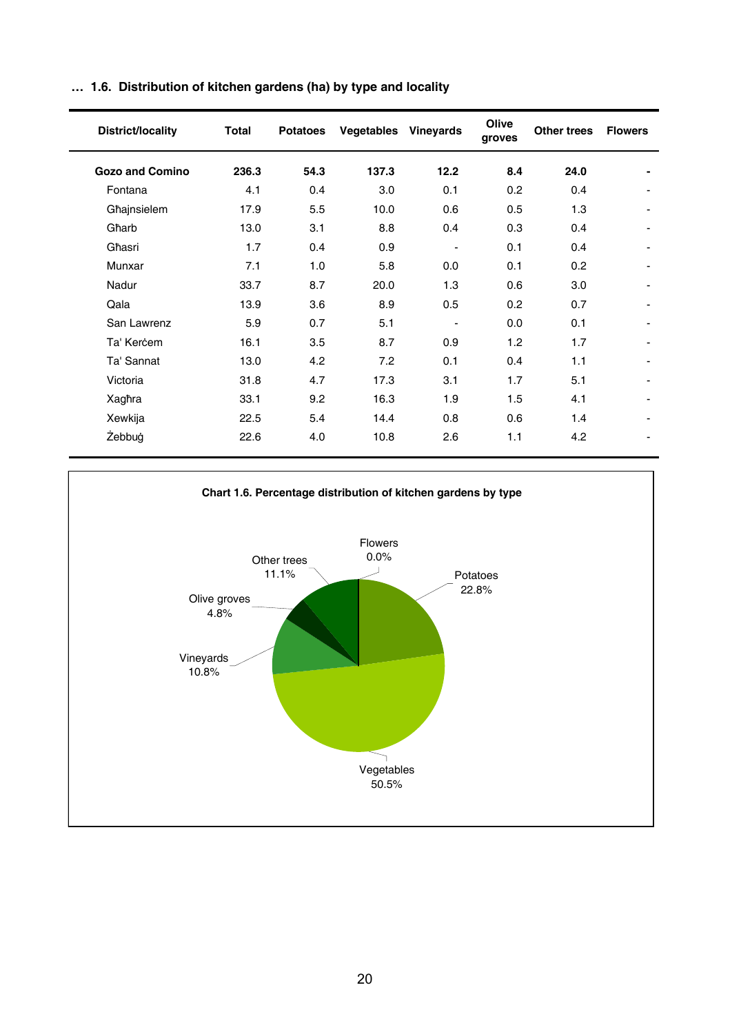**… 1.6. Distribution of kitchen gardens (ha) by type and locality**

| District/locality | Total | Potatoes | Vegetables | Vineyards | Olive groves | Other trees | Flowers |
|---|---|---|---|---|---|---|---|
| **Gozo and Comino** | **236.3** | **54.3** | **137.3** | **12.2** | **8.4** | **24.0** | **-** |
| Fontana | 4.1 | 0.4 | 3.0 | 0.1 | 0.2 | 0.4 | - |
| Għajnsielem | 17.9 | 5.5 | 10.0 | 0.6 | 0.5 | 1.3 | - |
| Għarb | 13.0 | 3.1 | 8.8 | 0.4 | 0.3 | 0.4 | - |
| Għasri | 1.7 | 0.4 | 0.9 | - | 0.1 | 0.4 | - |
| Munxar | 7.1 | 1.0 | 5.8 | 0.0 | 0.1 | 0.2 | - |
| Nadur | 33.7 | 8.7 | 20.0 | 1.3 | 0.6 | 3.0 | - |
| Qala | 13.9 | 3.6 | 8.9 | 0.5 | 0.2 | 0.7 | - |
| San Lawrenz | 5.9 | 0.7 | 5.1 | - | 0.0 | 0.1 | - |
| Ta' Kerċem | 16.1 | 3.5 | 8.7 | 0.9 | 1.2 | 1.7 | - |
| Ta' Sannat | 13.0 | 4.2 | 7.2 | 0.1 | 0.4 | 1.1 | - |
| Victoria | 31.8 | 4.7 | 17.3 | 3.1 | 1.7 | 5.1 | - |
| Xagħra | 33.1 | 9.2 | 16.3 | 1.9 | 1.5 | 4.1 | - |
| Xewkija | 22.5 | 5.4 | 14.4 | 0.8 | 0.6 | 1.4 | - |
| Żebbuġ | 22.6 | 4.0 | 10.8 | 2.6 | 1.1 | 4.2 | - |

**Chart 1.6. Percentage distribution of kitchen gardens by type**

| Type | % |
|---|---|
| Potatoes | 22.8% |
| Vegetables | 50.5% |
| Vineyards | 10.8% |
| Olive groves | 4.8% |
| Other trees | 11.1% |
| Flowers | 0.0% |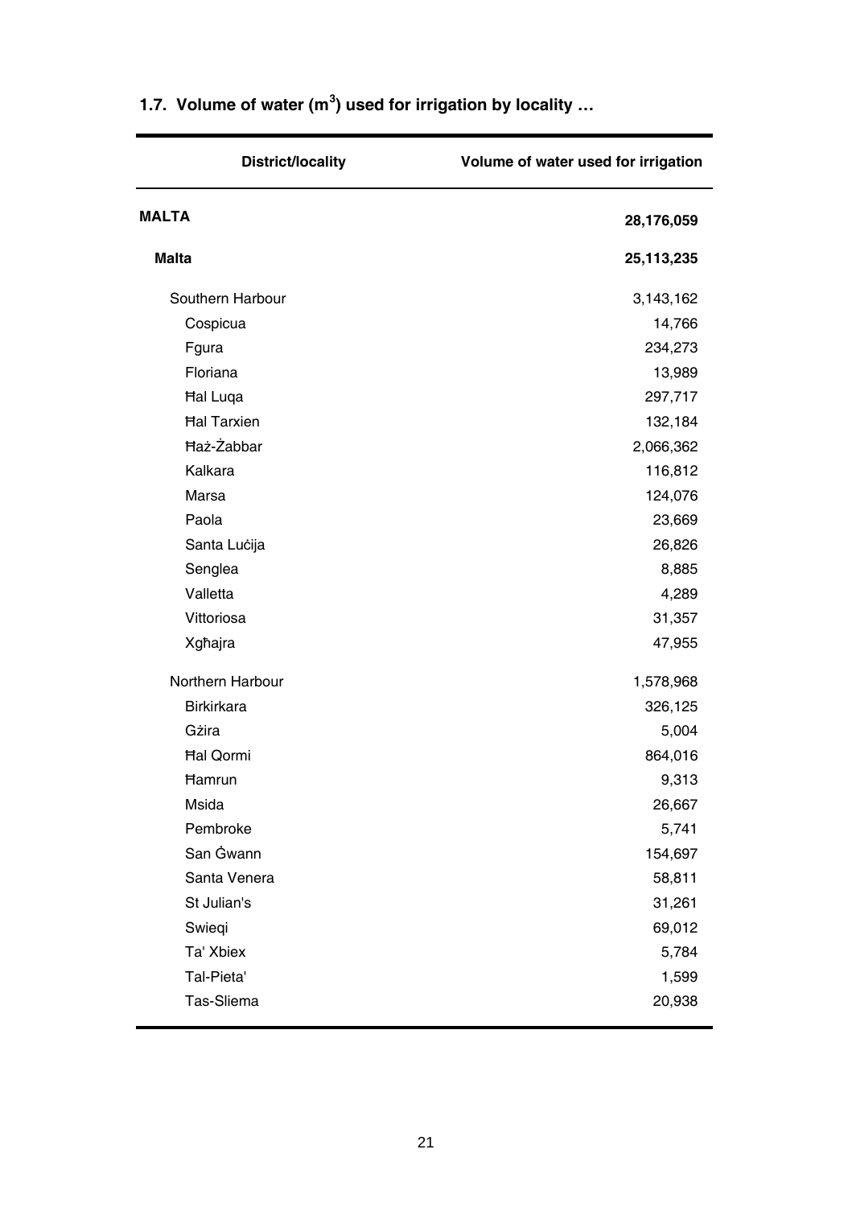### 1.7. Volume of water ($m^3$) used for irrigation by locality …

| District/locality | Volume of water used for irrigation |
|---|---|
| **MALTA** | **28,176,059** |
| **Malta** | **25,113,235** |
| Southern Harbour | 3,143,162 |
| Cospicua | 14,766 |
| Fgura | 234,273 |
| Floriana | 13,989 |
| Ħal Luqa | 297,717 |
| Ħal Tarxien | 132,184 |
| Ħaż-Żabbar | 2,066,362 |
| Kalkara | 116,812 |
| Marsa | 124,076 |
| Paola | 23,669 |
| Santa Luċija | 26,826 |
| Senglea | 8,885 |
| Valletta | 4,289 |
| Vittoriosa | 31,357 |
| Xgħajra | 47,955 |
| Northern Harbour | 1,578,968 |
| Birkirkara | 326,125 |
| Gżira | 5,004 |
| Ħal Qormi | 864,016 |
| Ħamrun | 9,313 |
| Msida | 26,667 |
| Pembroke | 5,741 |
| San Ġwann | 154,697 |
| Santa Venera | 58,811 |
| St Julian's | 31,261 |
| Swieqi | 69,012 |
| Ta' Xbiex | 5,784 |
| Tal-Pieta' | 1,599 |
| Tas-Sliema | 20,938 |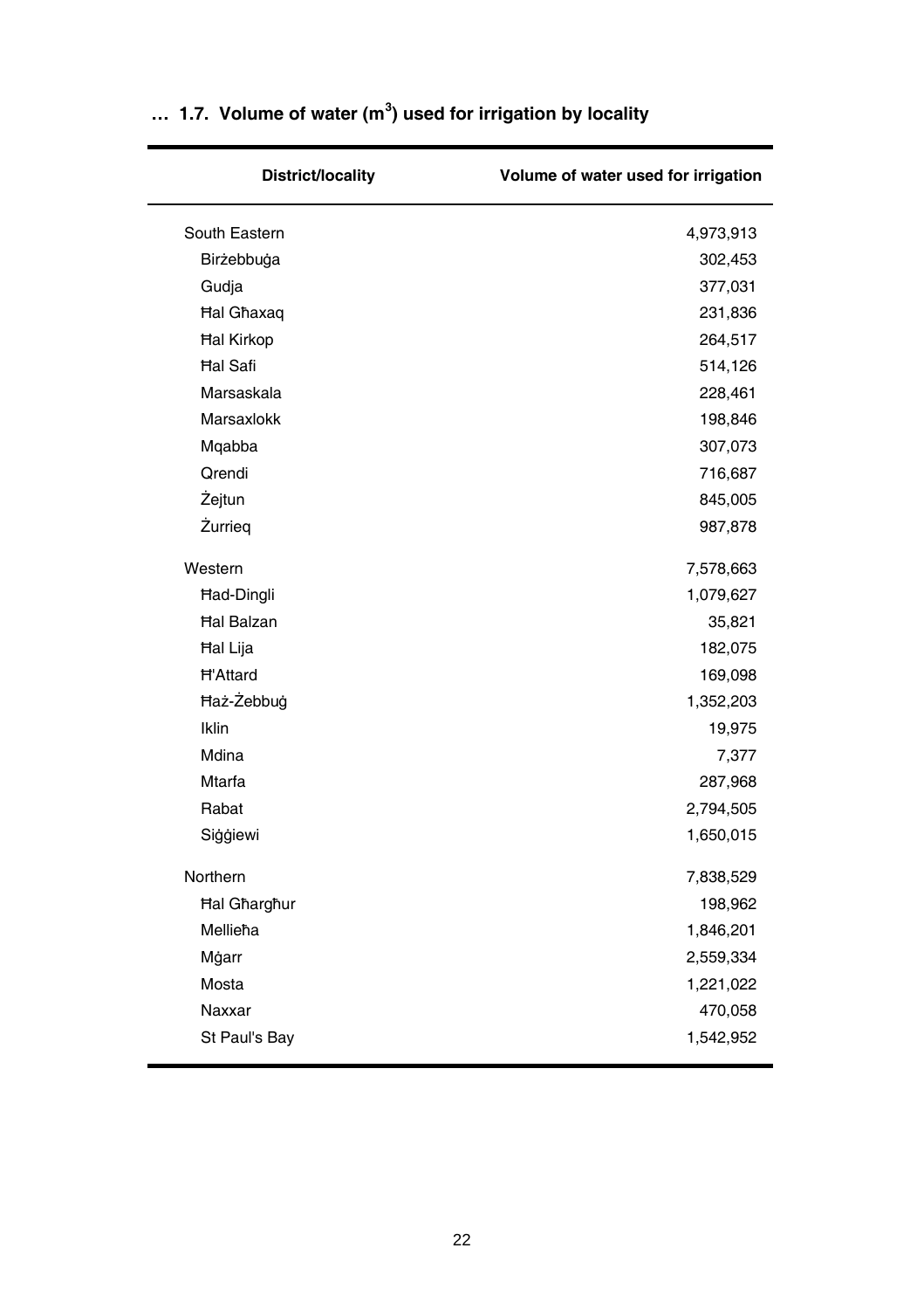### … 1.7. Volume of water ($m^3$) used for irrigation by locality

| District/locality | Volume of water used for irrigation |
|---|---|
| South Eastern | 4,973,913 |
| Birżebbuġa | 302,453 |
| Gudja | 377,031 |
| Ħal Għaxaq | 231,836 |
| Ħal Kirkop | 264,517 |
| Ħal Safi | 514,126 |
| Marsaskala | 228,461 |
| Marsaxlokk | 198,846 |
| Mqabba | 307,073 |
| Qrendi | 716,687 |
| Żejtun | 845,005 |
| Żurrieq | 987,878 |
| Western | 7,578,663 |
| Ħad-Dingli | 1,079,627 |
| Ħal Balzan | 35,821 |
| Ħal Lija | 182,075 |
| Ħ'Attard | 169,098 |
| Ħaż-Żebbuġ | 1,352,203 |
| Iklin | 19,975 |
| Mdina | 7,377 |
| Mtarfa | 287,968 |
| Rabat | 2,794,505 |
| Siġġiewi | 1,650,015 |
| Northern | 7,838,529 |
| Ħal Għargħur | 198,962 |
| Mellieħa | 1,846,201 |
| Mġarr | 2,559,334 |
| Mosta | 1,221,022 |
| Naxxar | 470,058 |
| St Paul's Bay | 1,542,952 |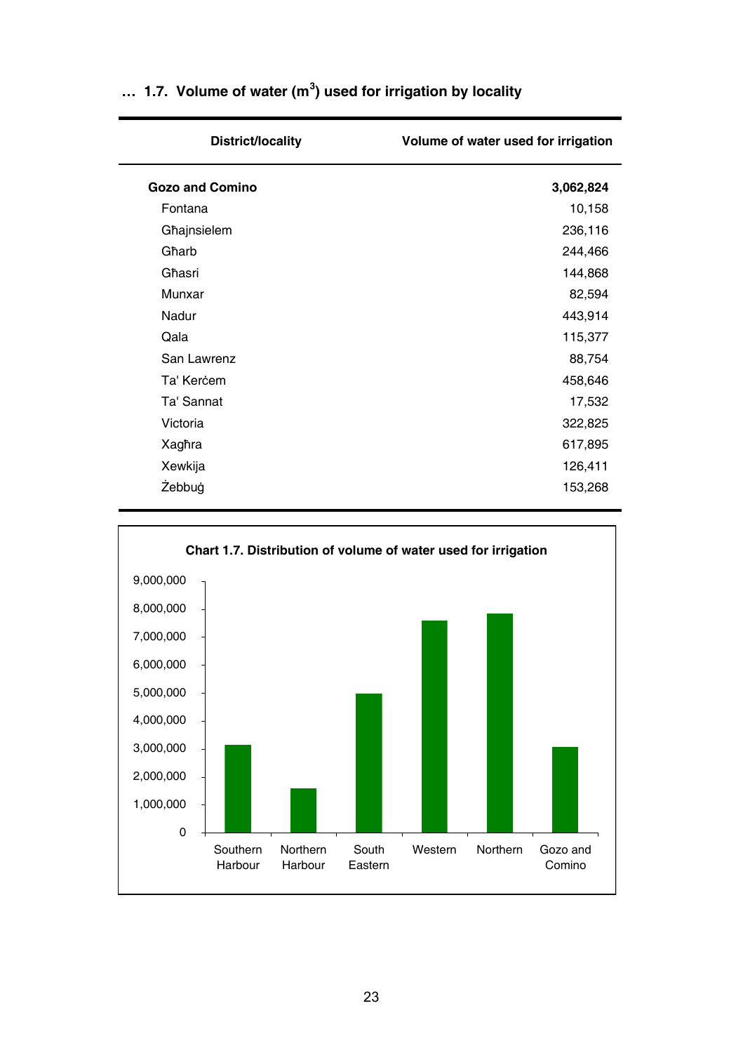### … 1.7. Volume of water ($m^3$) used for irrigation by locality

| District/locality | Volume of water used for irrigation |
|---|---|
| **Gozo and Comino** | **3,062,824** |
| Fontana | 10,158 |
| Għajnsielem | 236,116 |
| Għarb | 244,466 |
| Għasri | 144,868 |
| Munxar | 82,594 |
| Nadur | 443,914 |
| Qala | 115,377 |
| San Lawrenz | 88,754 |
| Ta' Kerċem | 458,646 |
| Ta' Sannat | 17,532 |
| Victoria | 322,825 |
| Xagħra | 617,895 |
| Xewkija | 126,411 |
| Żebbuġ | 153,268 |

**Chart 1.7. Distribution of volume of water used for irrigation**

Y-axis: 0 – 9,000,000

Categories: Southern Harbour, Northern Harbour, South Eastern, Western, Northern, Gozo and Comino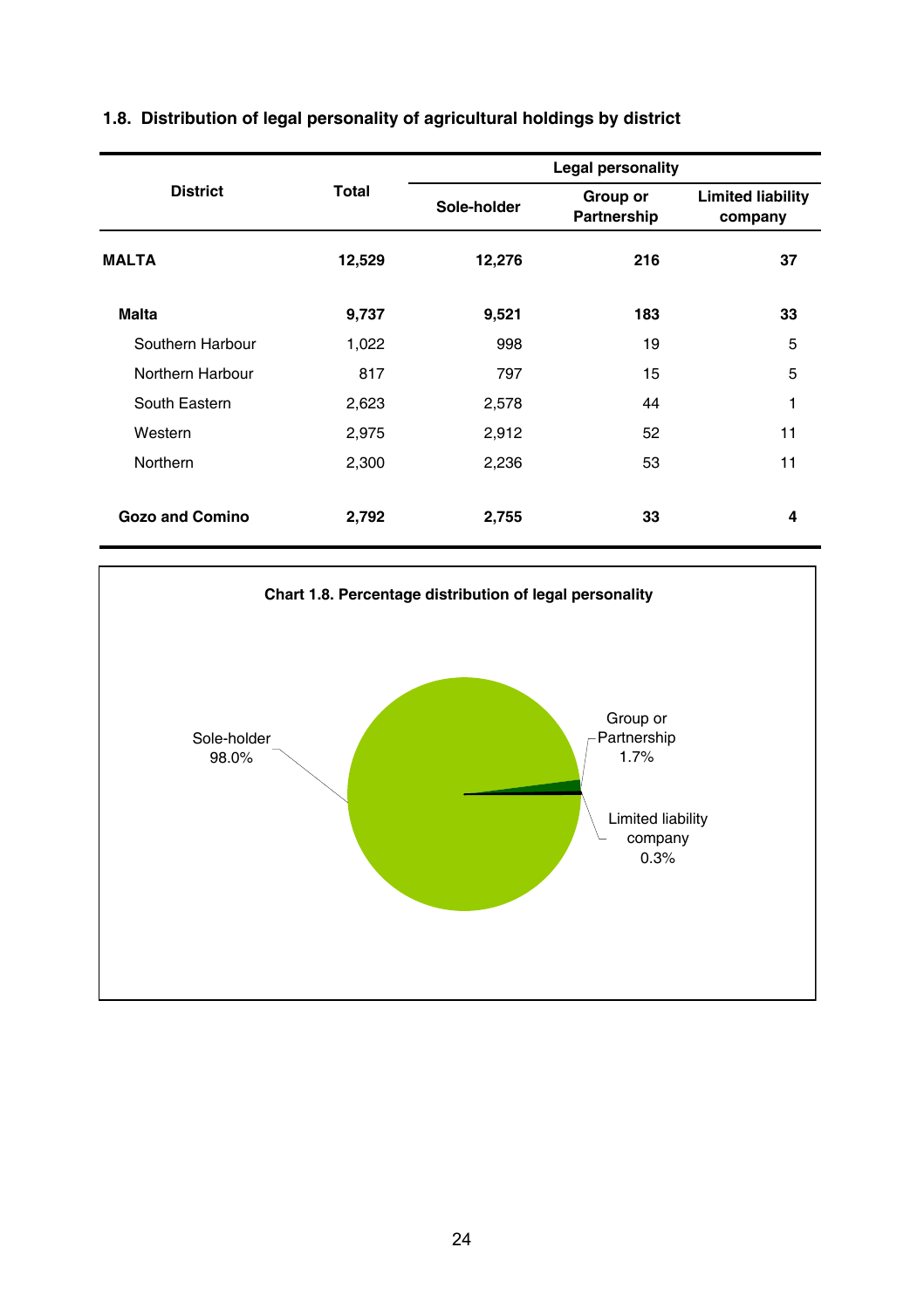### 1.8. Distribution of legal personality of agricultural holdings by district

| District | Total | Legal personality | | |
|---|---|---|---|---|
| | | Sole-holder | Group or Partnership | Limited liability company |
| **MALTA** | **12,529** | **12,276** | **216** | **37** |
| **Malta** | **9,737** | **9,521** | **183** | **33** |
| Southern Harbour | 1,022 | 998 | 19 | 5 |
| Northern Harbour | 817 | 797 | 15 | 5 |
| South Eastern | 2,623 | 2,578 | 44 | 1 |
| Western | 2,975 | 2,912 | 52 | 11 |
| Northern | 2,300 | 2,236 | 53 | 11 |
| **Gozo and Comino** | **2,792** | **2,755** | **33** | **4** |

**Chart 1.8. Percentage distribution of legal personality**

Sole-holder 98.0%

Group or Partnership 1.7%

Limited liability company 0.3%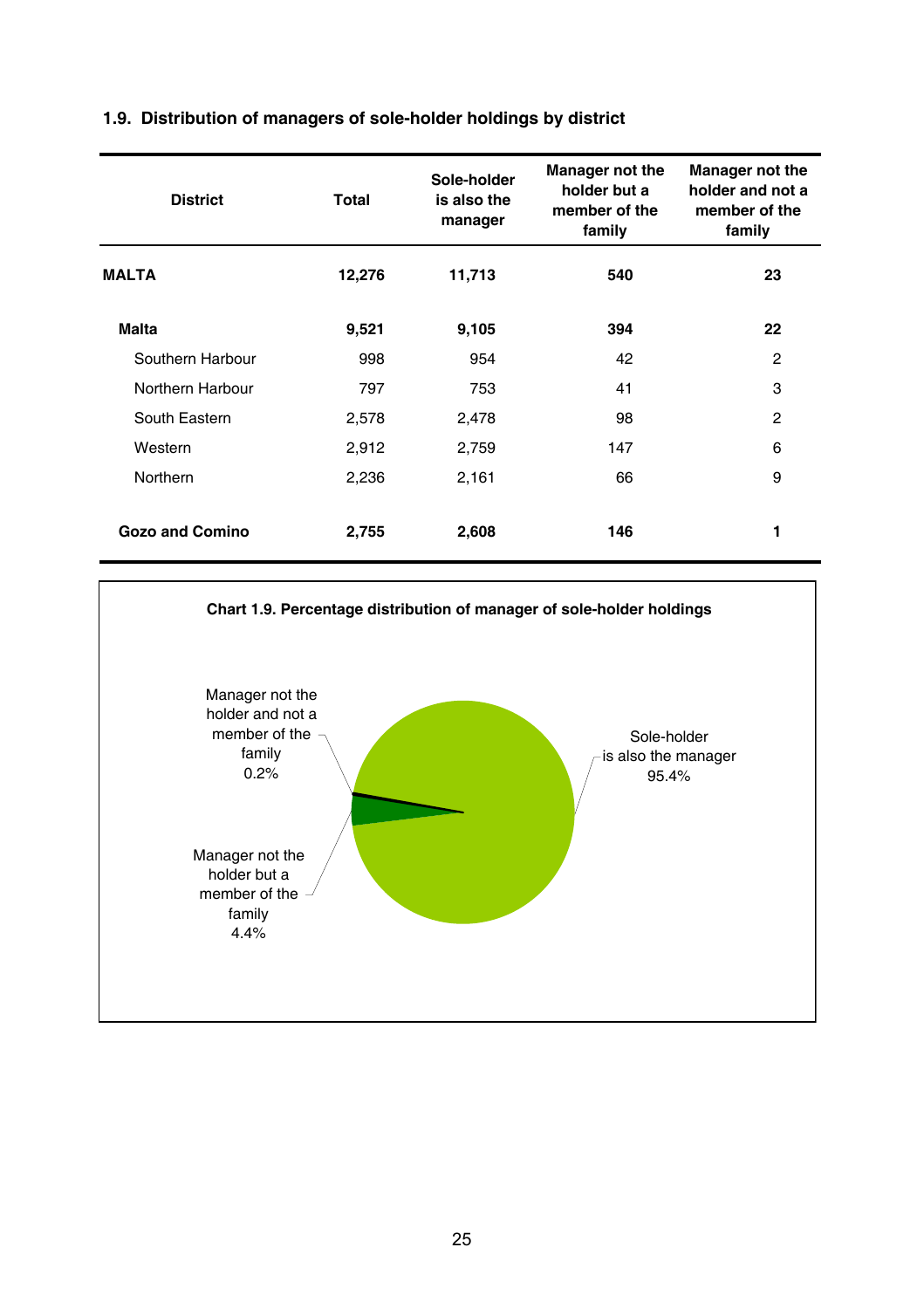## 1.9. Distribution of managers of sole-holder holdings by district

| District | Total | Sole-holder is also the manager | Manager not the holder but a member of the family | Manager not the holder and not a member of the family |
|---|---|---|---|---|
| **MALTA** | **12,276** | **11,713** | **540** | **23** |
| **Malta** | **9,521** | **9,105** | **394** | **22** |
| Southern Harbour | 998 | 954 | 42 | 2 |
| Northern Harbour | 797 | 753 | 41 | 3 |
| South Eastern | 2,578 | 2,478 | 98 | 2 |
| Western | 2,912 | 2,759 | 147 | 6 |
| Northern | 2,236 | 2,161 | 66 | 9 |
| **Gozo and Comino** | **2,755** | **2,608** | **146** | **1** |

**Chart 1.9. Percentage distribution of manager of sole-holder holdings**

Sole-holder is also the manager 95.4%

Manager not the holder but a member of the family 4.4%

Manager not the holder and not a member of the family 0.2%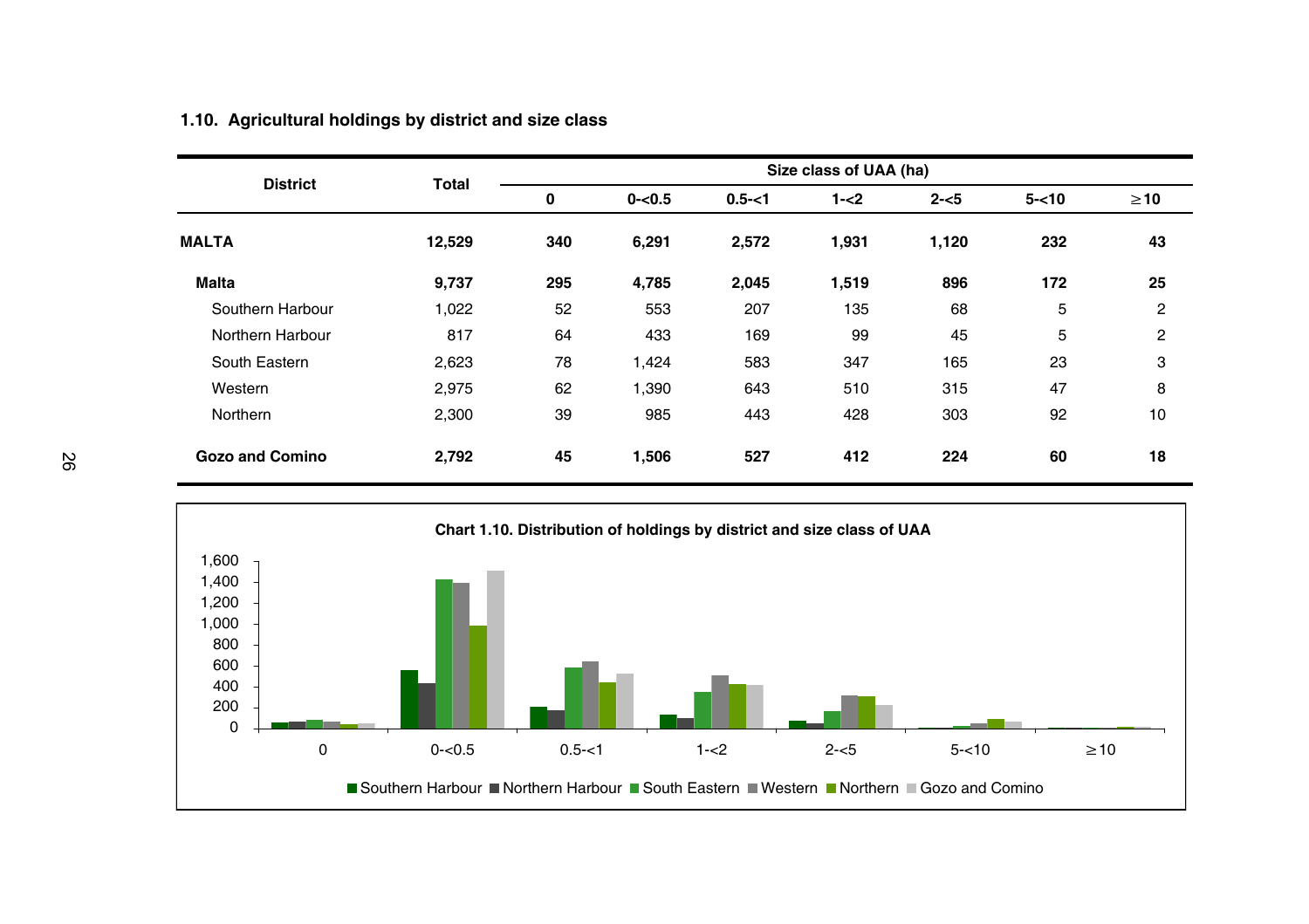### 1.10. Agricultural holdings by district and size class

| District | Total | Size class of UAA (ha) | | | | | | |
|---|---|---|---|---|---|---|---|---|
| | | 0 | 0-<0.5 | 0.5-<1 | 1-<2 | 2-<5 | 5-<10 | ≥10 |
| **MALTA** | **12,529** | **340** | **6,291** | **2,572** | **1,931** | **1,120** | **232** | **43** |
| **Malta** | **9,737** | **295** | **4,785** | **2,045** | **1,519** | **896** | **172** | **25** |
| Southern Harbour | 1,022 | 52 | 553 | 207 | 135 | 68 | 5 | 2 |
| Northern Harbour | 817 | 64 | 433 | 169 | 99 | 45 | 5 | 2 |
| South Eastern | 2,623 | 78 | 1,424 | 583 | 347 | 165 | 23 | 3 |
| Western | 2,975 | 62 | 1,390 | 643 | 510 | 315 | 47 | 8 |
| Northern | 2,300 | 39 | 985 | 443 | 428 | 303 | 92 | 10 |
| **Gozo and Comino** | **2,792** | **45** | **1,506** | **527** | **412** | **224** | **60** | **18** |

**Chart 1.10. Distribution of holdings by district and size class of UAA**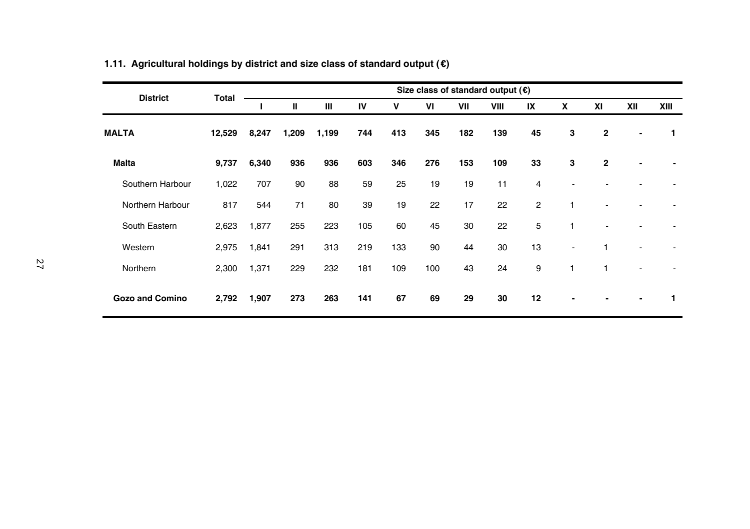### 1.11. Agricultural holdings by district and size class of standard output (€)

| District | Total | Size class of standard output (€) | | | | | | | | | | | | |
|---|---|---|---|---|---|---|---|---|---|---|---|---|---|---|
| | | I | II | III | IV | V | VI | VII | VIII | IX | X | XI | XII | XIII |
| **MALTA** | **12,529** | **8,247** | **1,209** | **1,199** | **744** | **413** | **345** | **182** | **139** | **45** | **3** | **2** | **-** | **1** |
| **Malta** | **9,737** | **6,340** | **936** | **936** | **603** | **346** | **276** | **153** | **109** | **33** | **3** | **2** | **-** | **-** |
| Southern Harbour | 1,022 | 707 | 90 | 88 | 59 | 25 | 19 | 19 | 11 | 4 | - | - | - | - |
| Northern Harbour | 817 | 544 | 71 | 80 | 39 | 19 | 22 | 17 | 22 | 2 | 1 | - | - | - |
| South Eastern | 2,623 | 1,877 | 255 | 223 | 105 | 60 | 45 | 30 | 22 | 5 | 1 | - | - | - |
| Western | 2,975 | 1,841 | 291 | 313 | 219 | 133 | 90 | 44 | 30 | 13 | - | 1 | - | - |
| Northern | 2,300 | 1,371 | 229 | 232 | 181 | 109 | 100 | 43 | 24 | 9 | 1 | 1 | - | - |
| **Gozo and Comino** | **2,792** | **1,907** | **273** | **263** | **141** | **67** | **69** | **29** | **30** | **12** | **-** | **-** | **-** | **1** |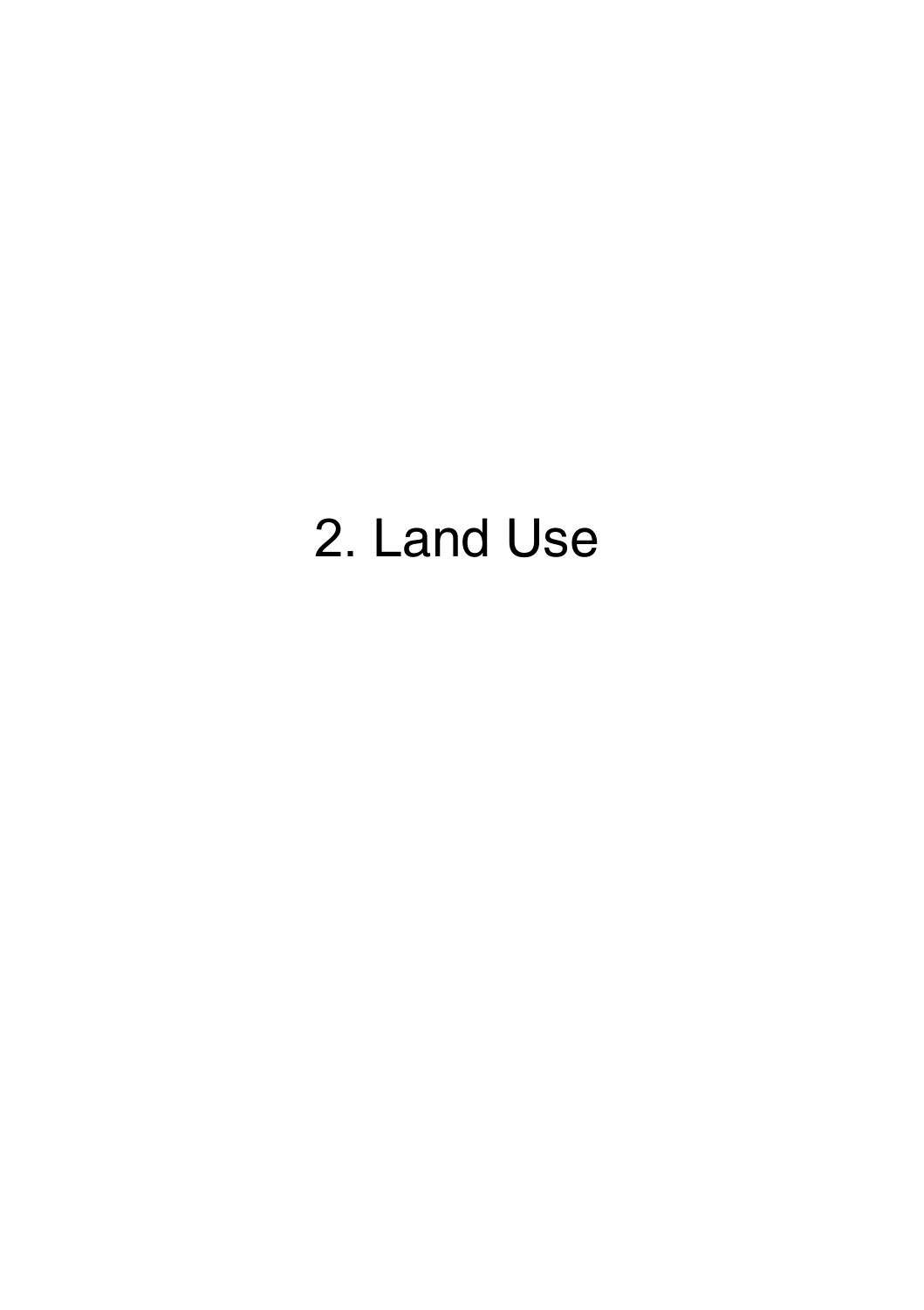# 2. Land Use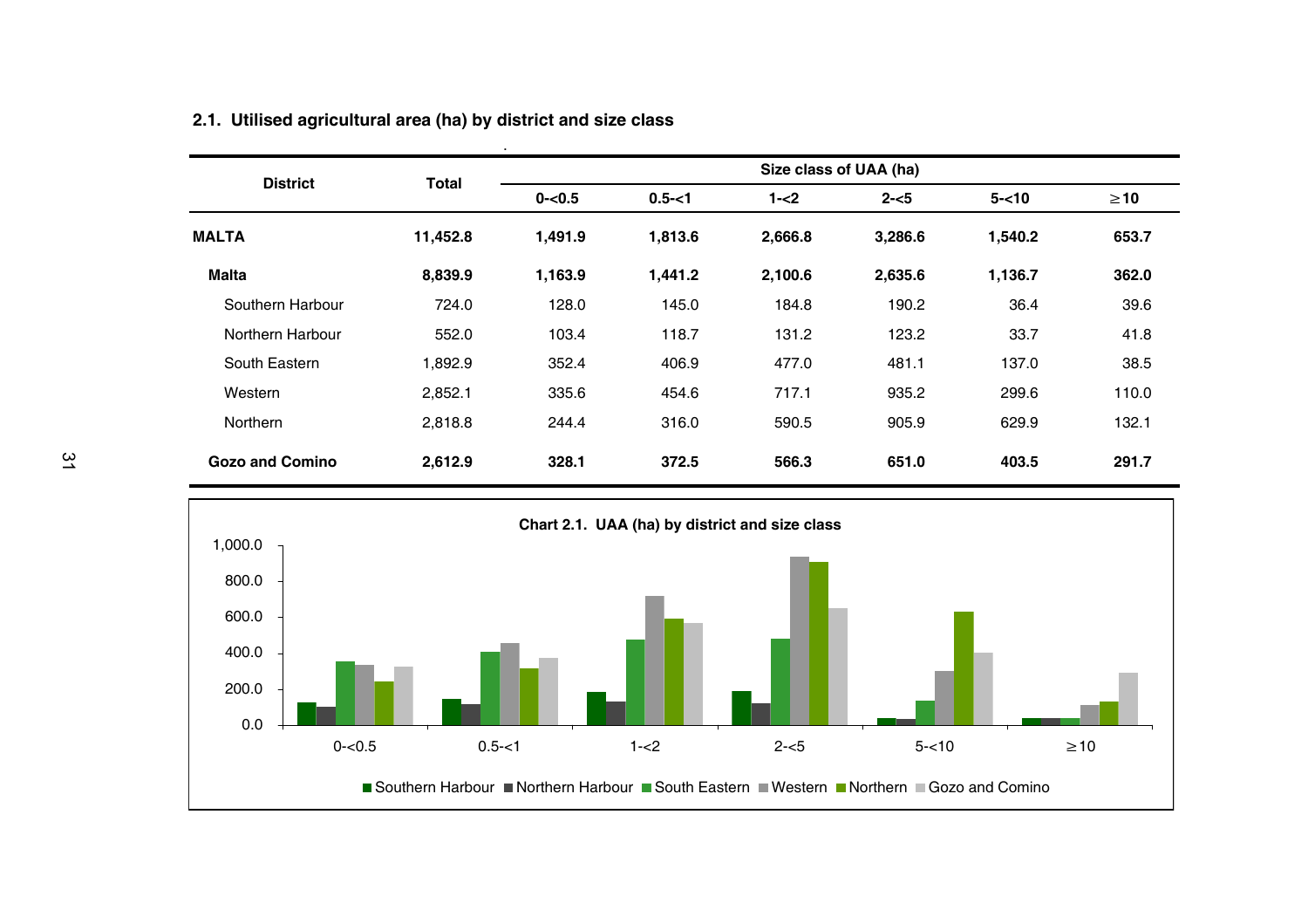## 2.1. Utilised agricultural area (ha) by district and size class

| District | Total | Size class of UAA (ha) | | | | | |
|---|---|---|---|---|---|---|---|
| | | 0-<0.5 | 0.5-<1 | 1-<2 | 2-<5 | 5-<10 | ≥10 |
| **MALTA** | **11,452.8** | **1,491.9** | **1,813.6** | **2,666.8** | **3,286.6** | **1,540.2** | **653.7** |
| **Malta** | **8,839.9** | **1,163.9** | **1,441.2** | **2,100.6** | **2,635.6** | **1,136.7** | **362.0** |
| Southern Harbour | 724.0 | 128.0 | 145.0 | 184.8 | 190.2 | 36.4 | 39.6 |
| Northern Harbour | 552.0 | 103.4 | 118.7 | 131.2 | 123.2 | 33.7 | 41.8 |
| South Eastern | 1,892.9 | 352.4 | 406.9 | 477.0 | 481.1 | 137.0 | 38.5 |
| Western | 2,852.1 | 335.6 | 454.6 | 717.1 | 935.2 | 299.6 | 110.0 |
| Northern | 2,818.8 | 244.4 | 316.0 | 590.5 | 905.9 | 629.9 | 132.1 |
| **Gozo and Comino** | **2,612.9** | **328.1** | **372.5** | **566.3** | **651.0** | **403.5** | **291.7** |

**Chart 2.1. UAA (ha) by district and size class**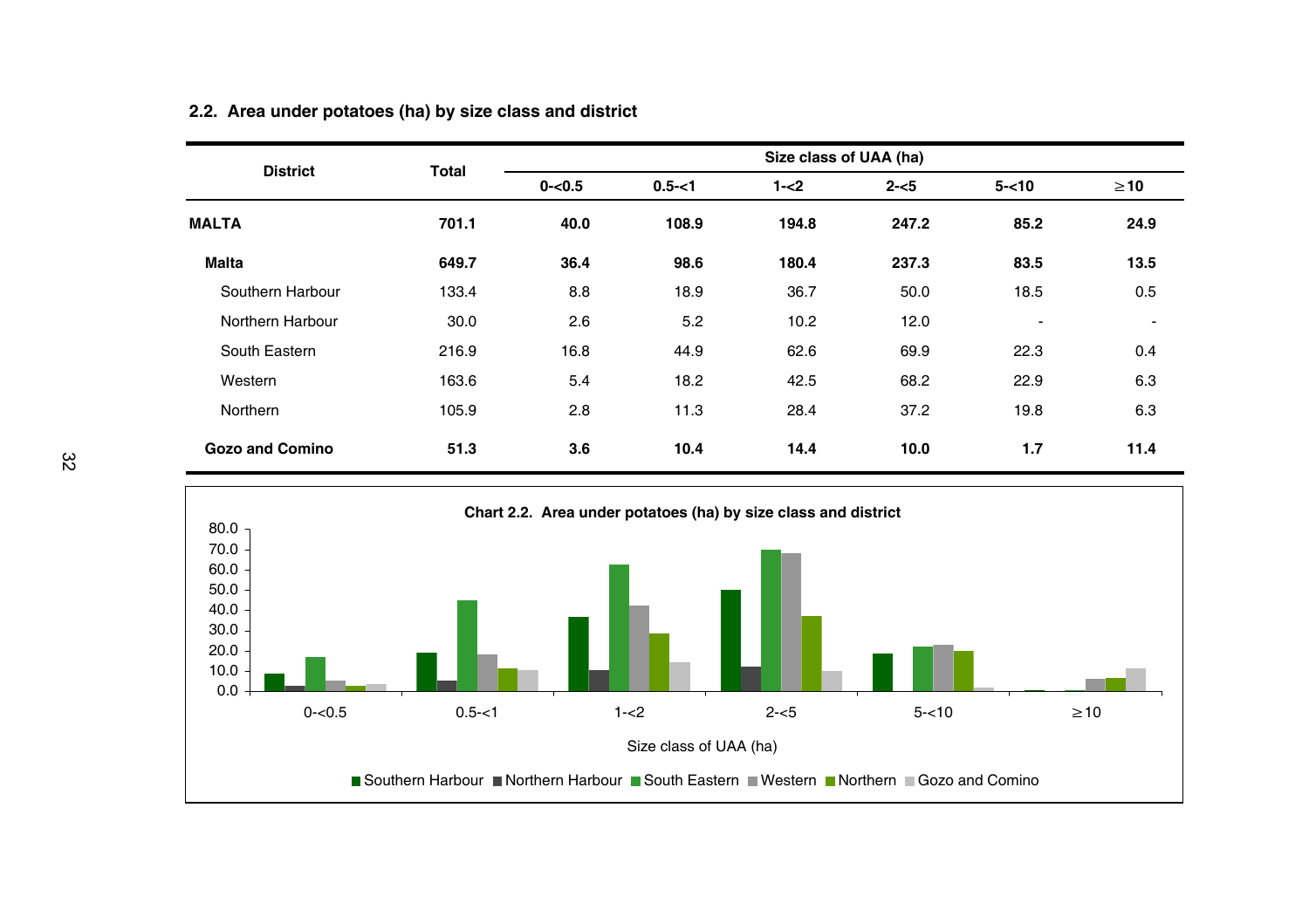## 2.2. Area under potatoes (ha) by size class and district

| District | Total | Size class of UAA (ha) | | | | | |
|---|---|---|---|---|---|---|---|
| | | 0-<0.5 | 0.5-<1 | 1-<2 | 2-<5 | 5-<10 | ≥10 |
| **MALTA** | **701.1** | **40.0** | **108.9** | **194.8** | **247.2** | **85.2** | **24.9** |
| **Malta** | **649.7** | **36.4** | **98.6** | **180.4** | **237.3** | **83.5** | **13.5** |
| Southern Harbour | 133.4 | 8.8 | 18.9 | 36.7 | 50.0 | 18.5 | 0.5 |
| Northern Harbour | 30.0 | 2.6 | 5.2 | 10.2 | 12.0 | - | - |
| South Eastern | 216.9 | 16.8 | 44.9 | 62.6 | 69.9 | 22.3 | 0.4 |
| Western | 163.6 | 5.4 | 18.2 | 42.5 | 68.2 | 22.9 | 6.3 |
| Northern | 105.9 | 2.8 | 11.3 | 28.4 | 37.2 | 19.8 | 6.3 |
| **Gozo and Comino** | **51.3** | **3.6** | **10.4** | **14.4** | **10.0** | **1.7** | **11.4** |

**Chart 2.2. Area under potatoes (ha) by size class and district**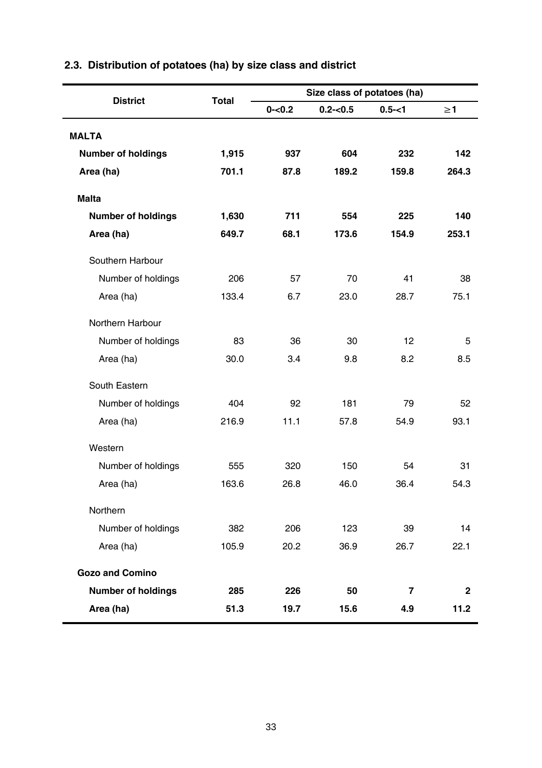## 2.3. Distribution of potatoes (ha) by size class and district

| District | Total | Size class of potatoes (ha) | | | |
|---|---|---|---|---|---|
| | | 0-<0.2 | 0.2-<0.5 | 0.5-<1 | ≥1 |
| **MALTA** | | | | | |
| **Number of holdings** | **1,915** | **937** | **604** | **232** | **142** |
| **Area (ha)** | **701.1** | **87.8** | **189.2** | **159.8** | **264.3** |
| **Malta** | | | | | |
| **Number of holdings** | **1,630** | **711** | **554** | **225** | **140** |
| **Area (ha)** | **649.7** | **68.1** | **173.6** | **154.9** | **253.1** |
| Southern Harbour | | | | | |
| Number of holdings | 206 | 57 | 70 | 41 | 38 |
| Area (ha) | 133.4 | 6.7 | 23.0 | 28.7 | 75.1 |
| Northern Harbour | | | | | |
| Number of holdings | 83 | 36 | 30 | 12 | 5 |
| Area (ha) | 30.0 | 3.4 | 9.8 | 8.2 | 8.5 |
| South Eastern | | | | | |
| Number of holdings | 404 | 92 | 181 | 79 | 52 |
| Area (ha) | 216.9 | 11.1 | 57.8 | 54.9 | 93.1 |
| Western | | | | | |
| Number of holdings | 555 | 320 | 150 | 54 | 31 |
| Area (ha) | 163.6 | 26.8 | 46.0 | 36.4 | 54.3 |
| Northern | | | | | |
| Number of holdings | 382 | 206 | 123 | 39 | 14 |
| Area (ha) | 105.9 | 20.2 | 36.9 | 26.7 | 22.1 |
| **Gozo and Comino** | | | | | |
| **Number of holdings** | **285** | **226** | **50** | **7** | **2** |
| **Area (ha)** | **51.3** | **19.7** | **15.6** | **4.9** | **11.2** |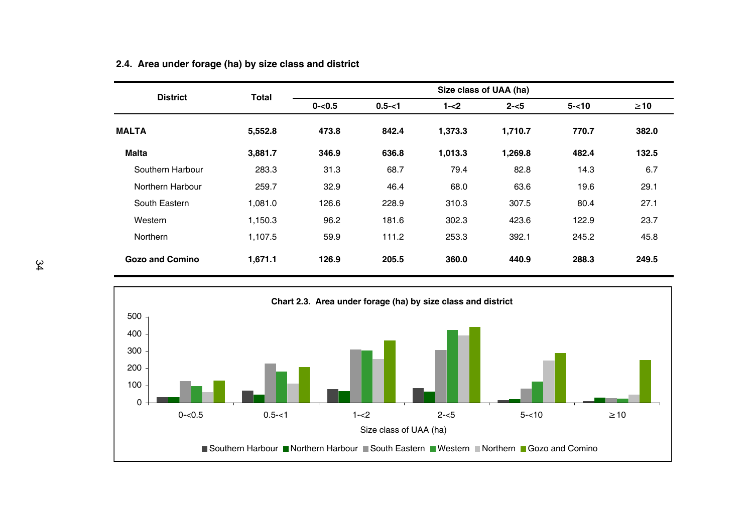### 2.4. Area under forage (ha) by size class and district

| District | Total | Size class of UAA (ha) | | | | | |
|---|---|---|---|---|---|---|---|
| | | 0-<0.5 | 0.5-<1 | 1-<2 | 2-<5 | 5-<10 | ≥10 |
| **MALTA** | **5,552.8** | **473.8** | **842.4** | **1,373.3** | **1,710.7** | **770.7** | **382.0** |
| **Malta** | **3,881.7** | **346.9** | **636.8** | **1,013.3** | **1,269.8** | **482.4** | **132.5** |
| Southern Harbour | 283.3 | 31.3 | 68.7 | 79.4 | 82.8 | 14.3 | 6.7 |
| Northern Harbour | 259.7 | 32.9 | 46.4 | 68.0 | 63.6 | 19.6 | 29.1 |
| South Eastern | 1,081.0 | 126.6 | 228.9 | 310.3 | 307.5 | 80.4 | 27.1 |
| Western | 1,150.3 | 96.2 | 181.6 | 302.3 | 423.6 | 122.9 | 23.7 |
| Northern | 1,107.5 | 59.9 | 111.2 | 253.3 | 392.1 | 245.2 | 45.8 |
| **Gozo and Comino** | **1,671.1** | **126.9** | **205.5** | **360.0** | **440.9** | **288.3** | **249.5** |

Chart 2.3. Area under forage (ha) by size class and district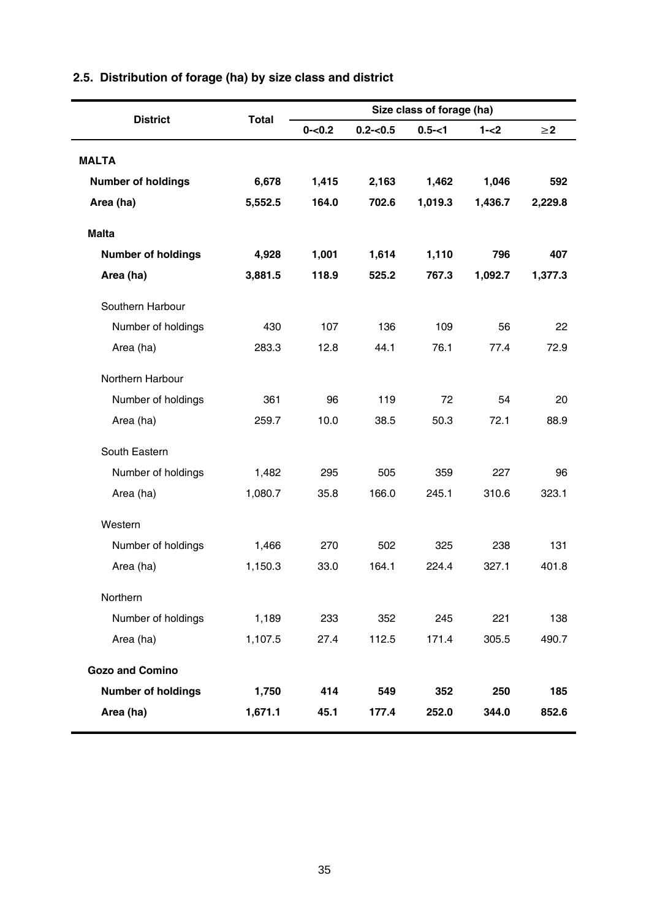## 2.5. Distribution of forage (ha) by size class and district

| District | Total | Size class of forage (ha) | | | | |
|---|---|---|---|---|---|---|
| | | 0-<0.2 | 0.2-<0.5 | 0.5-<1 | 1-<2 | ≥2 |
| **MALTA** | | | | | | |
| **Number of holdings** | **6,678** | **1,415** | **2,163** | **1,462** | **1,046** | **592** |
| **Area (ha)** | **5,552.5** | **164.0** | **702.6** | **1,019.3** | **1,436.7** | **2,229.8** |
| **Malta** | | | | | | |
| **Number of holdings** | **4,928** | **1,001** | **1,614** | **1,110** | **796** | **407** |
| **Area (ha)** | **3,881.5** | **118.9** | **525.2** | **767.3** | **1,092.7** | **1,377.3** |
| Southern Harbour | | | | | | |
| Number of holdings | 430 | 107 | 136 | 109 | 56 | 22 |
| Area (ha) | 283.3 | 12.8 | 44.1 | 76.1 | 77.4 | 72.9 |
| Northern Harbour | | | | | | |
| Number of holdings | 361 | 96 | 119 | 72 | 54 | 20 |
| Area (ha) | 259.7 | 10.0 | 38.5 | 50.3 | 72.1 | 88.9 |
| South Eastern | | | | | | |
| Number of holdings | 1,482 | 295 | 505 | 359 | 227 | 96 |
| Area (ha) | 1,080.7 | 35.8 | 166.0 | 245.1 | 310.6 | 323.1 |
| Western | | | | | | |
| Number of holdings | 1,466 | 270 | 502 | 325 | 238 | 131 |
| Area (ha) | 1,150.3 | 33.0 | 164.1 | 224.4 | 327.1 | 401.8 |
| Northern | | | | | | |
| Number of holdings | 1,189 | 233 | 352 | 245 | 221 | 138 |
| Area (ha) | 1,107.5 | 27.4 | 112.5 | 171.4 | 305.5 | 490.7 |
| **Gozo and Comino** | | | | | | |
| **Number of holdings** | **1,750** | **414** | **549** | **352** | **250** | **185** |
| **Area (ha)** | **1,671.1** | **45.1** | **177.4** | **252.0** | **344.0** | **852.6** |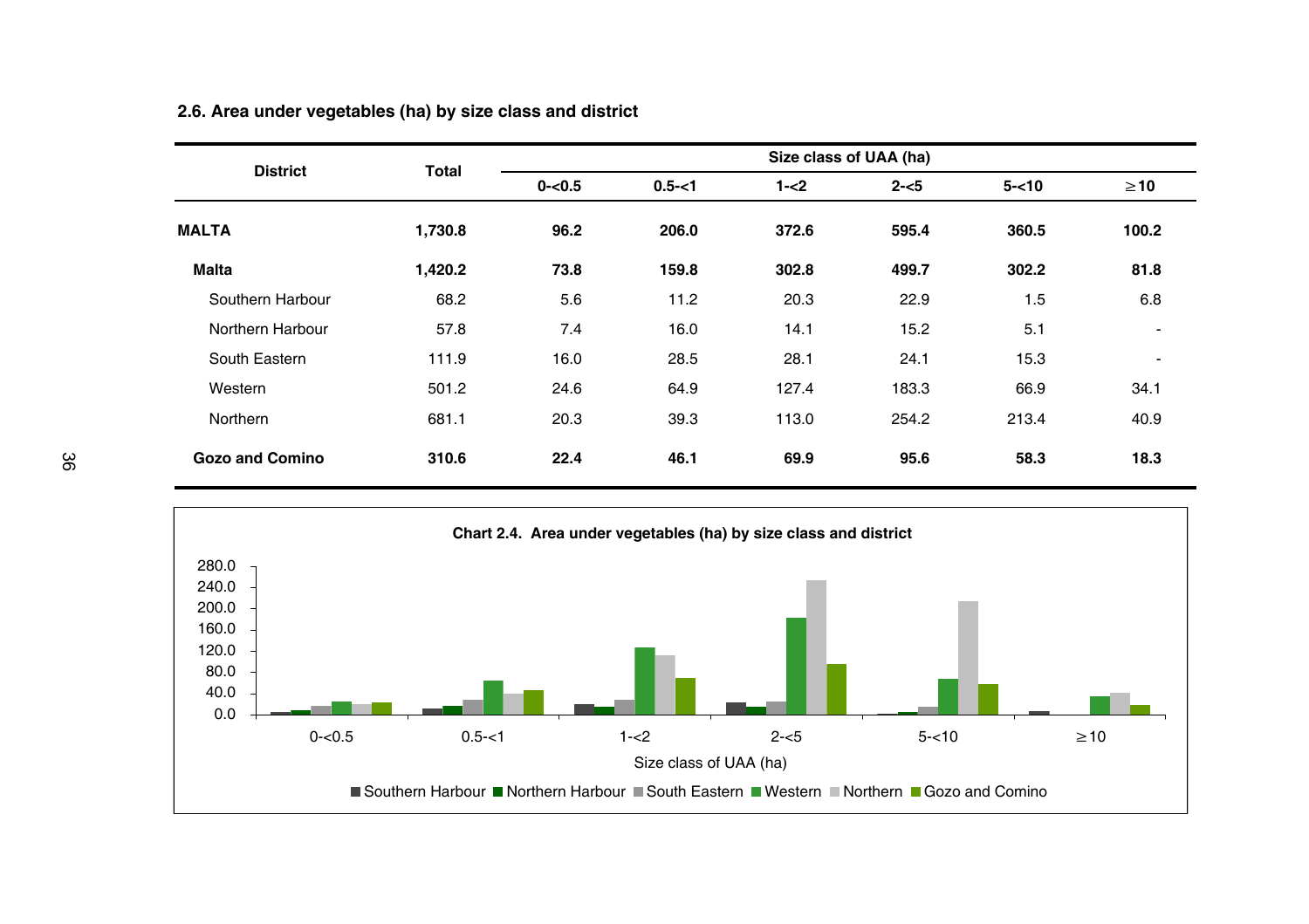### 2.6. Area under vegetables (ha) by size class and district

| District | Total | Size class of UAA (ha) | | | | | |
|---|---|---|---|---|---|---|---|
| | | 0-<0.5 | 0.5-<1 | 1-<2 | 2-<5 | 5-<10 | ≥10 |
| **MALTA** | **1,730.8** | **96.2** | **206.0** | **372.6** | **595.4** | **360.5** | **100.2** |
| **Malta** | **1,420.2** | **73.8** | **159.8** | **302.8** | **499.7** | **302.2** | **81.8** |
| Southern Harbour | 68.2 | 5.6 | 11.2 | 20.3 | 22.9 | 1.5 | 6.8 |
| Northern Harbour | 57.8 | 7.4 | 16.0 | 14.1 | 15.2 | 5.1 | - |
| South Eastern | 111.9 | 16.0 | 28.5 | 28.1 | 24.1 | 15.3 | - |
| Western | 501.2 | 24.6 | 64.9 | 127.4 | 183.3 | 66.9 | 34.1 |
| Northern | 681.1 | 20.3 | 39.3 | 113.0 | 254.2 | 213.4 | 40.9 |
| **Gozo and Comino** | **310.6** | **22.4** | **46.1** | **69.9** | **95.6** | **58.3** | **18.3** |

**Chart 2.4. Area under vegetables (ha) by size class and district**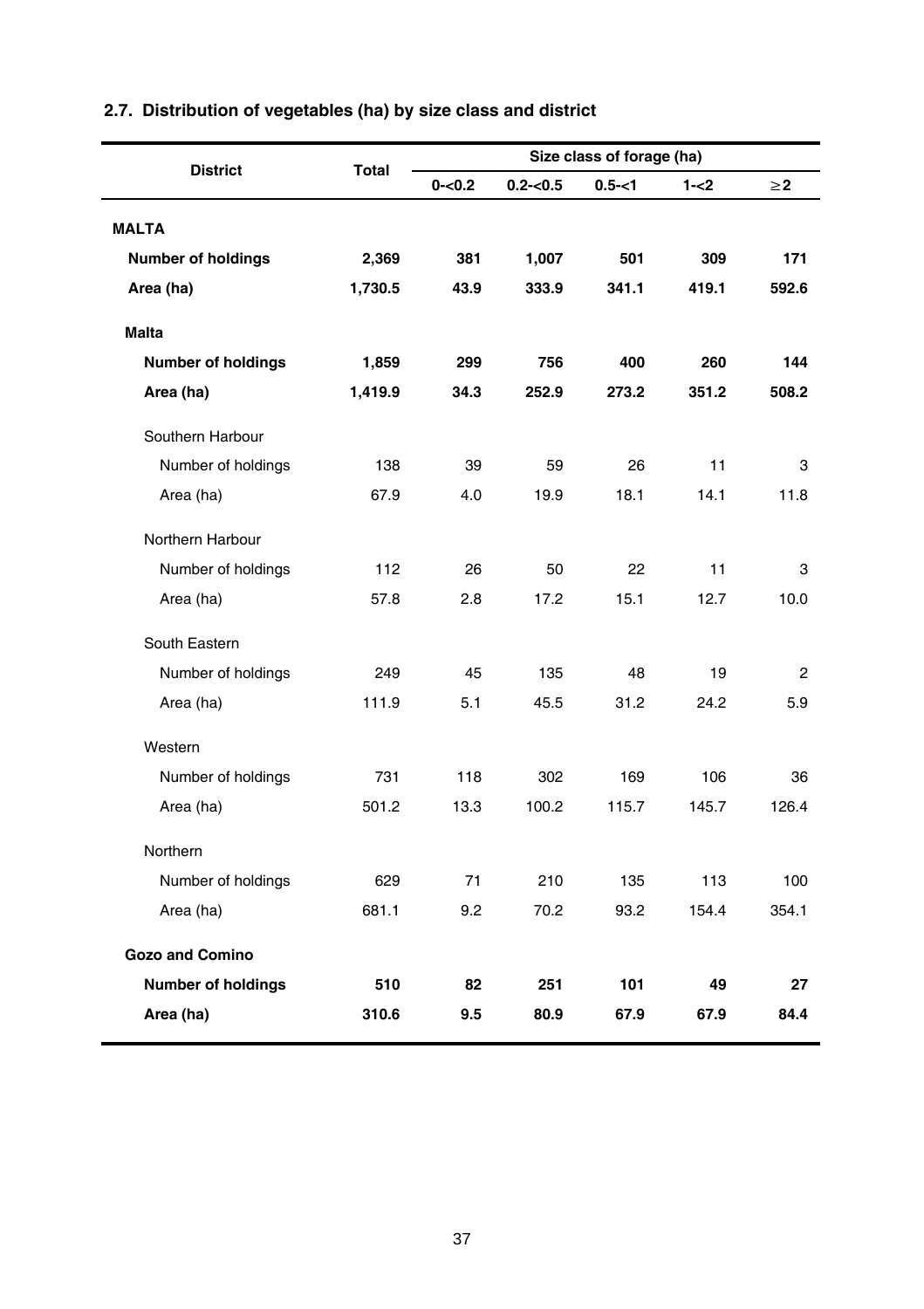## 2.7. Distribution of vegetables (ha) by size class and district

| District | Total | Size class of forage (ha) | | | | |
|---|---|---|---|---|---|---|
| | | 0-<0.2 | 0.2-<0.5 | 0.5-<1 | 1-<2 | ≥2 |
| **MALTA** | | | | | | |
| **Number of holdings** | **2,369** | **381** | **1,007** | **501** | **309** | **171** |
| **Area (ha)** | **1,730.5** | **43.9** | **333.9** | **341.1** | **419.1** | **592.6** |
| **Malta** | | | | | | |
| **Number of holdings** | **1,859** | **299** | **756** | **400** | **260** | **144** |
| **Area (ha)** | **1,419.9** | **34.3** | **252.9** | **273.2** | **351.2** | **508.2** |
| Southern Harbour | | | | | | |
| Number of holdings | 138 | 39 | 59 | 26 | 11 | 3 |
| Area (ha) | 67.9 | 4.0 | 19.9 | 18.1 | 14.1 | 11.8 |
| Northern Harbour | | | | | | |
| Number of holdings | 112 | 26 | 50 | 22 | 11 | 3 |
| Area (ha) | 57.8 | 2.8 | 17.2 | 15.1 | 12.7 | 10.0 |
| South Eastern | | | | | | |
| Number of holdings | 249 | 45 | 135 | 48 | 19 | 2 |
| Area (ha) | 111.9 | 5.1 | 45.5 | 31.2 | 24.2 | 5.9 |
| Western | | | | | | |
| Number of holdings | 731 | 118 | 302 | 169 | 106 | 36 |
| Area (ha) | 501.2 | 13.3 | 100.2 | 115.7 | 145.7 | 126.4 |
| Northern | | | | | | |
| Number of holdings | 629 | 71 | 210 | 135 | 113 | 100 |
| Area (ha) | 681.1 | 9.2 | 70.2 | 93.2 | 154.4 | 354.1 |
| **Gozo and Comino** | | | | | | |
| **Number of holdings** | **510** | **82** | **251** | **101** | **49** | **27** |
| **Area (ha)** | **310.6** | **9.5** | **80.9** | **67.9** | **67.9** | **84.4** |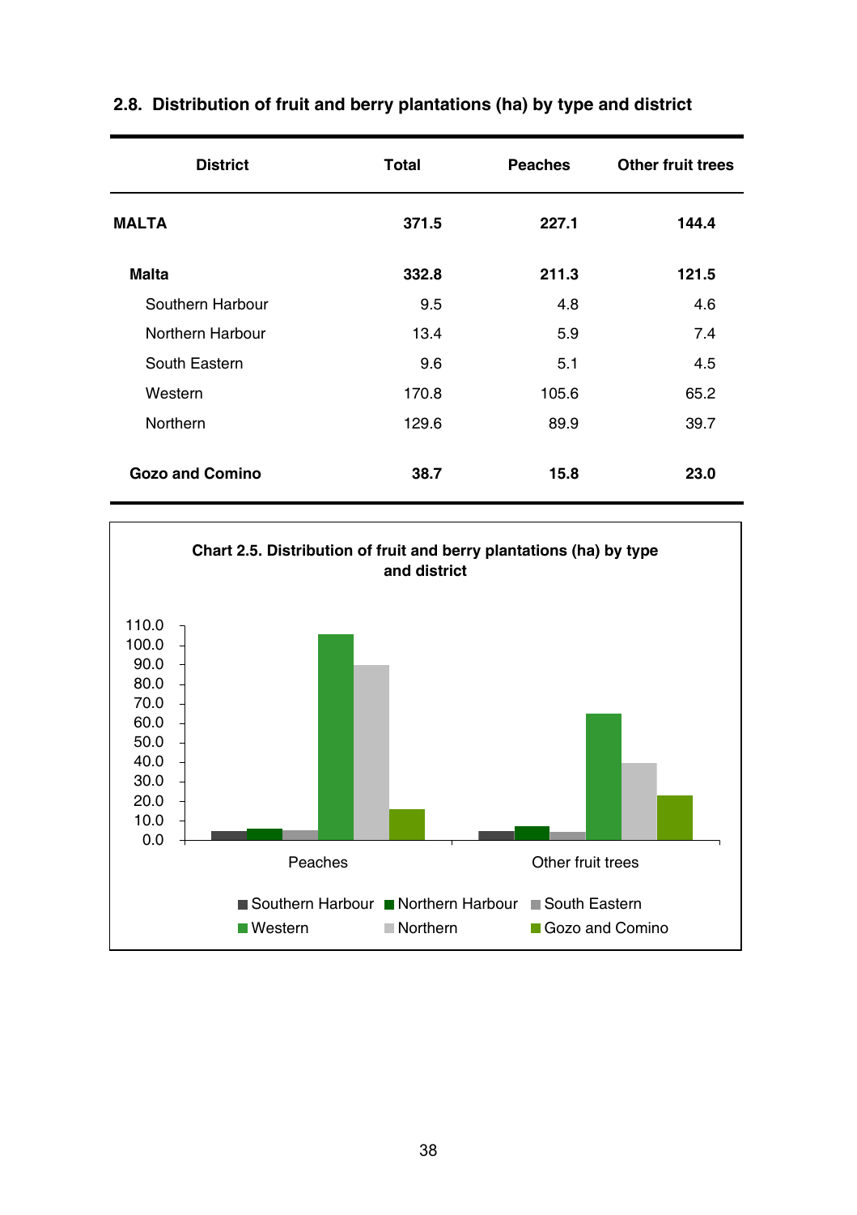## 2.8. Distribution of fruit and berry plantations (ha) by type and district

| District | Total | Peaches | Other fruit trees |
|---|---|---|---|
| **MALTA** | **371.5** | **227.1** | **144.4** |
| **Malta** | **332.8** | **211.3** | **121.5** |
| Southern Harbour | 9.5 | 4.8 | 4.6 |
| Northern Harbour | 13.4 | 5.9 | 7.4 |
| South Eastern | 9.6 | 5.1 | 4.5 |
| Western | 170.8 | 105.6 | 65.2 |
| Northern | 129.6 | 89.9 | 39.7 |
| **Gozo and Comino** | **38.7** | **15.8** | **23.0** |

**Chart 2.5. Distribution of fruit and berry plantations (ha) by type and district**

110.0
100.0
90.0
80.0
70.0
60.0
50.0
40.0
30.0
20.0
10.0
0.0

Peaches
Other fruit trees

Southern Harbour, Northern Harbour, South Eastern, Western, Northern, Gozo and Comino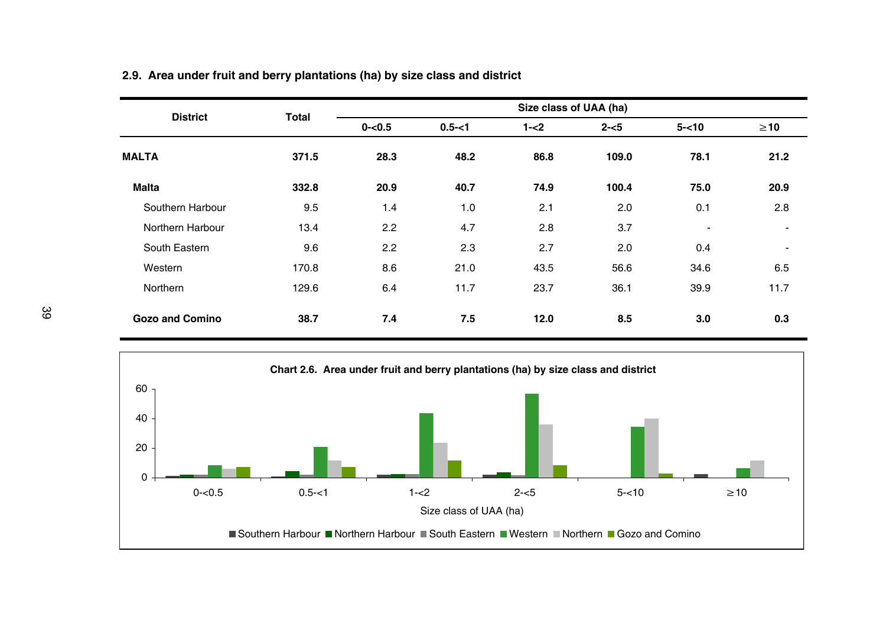**2.9. Area under fruit and berry plantations (ha) by size class and district**

| District | Total | Size class of UAA (ha) | | | | | |
|---|---|---|---|---|---|---|---|
| | | 0-<0.5 | 0.5-<1 | 1-<2 | 2-<5 | 5-<10 | ≥10 |
| **MALTA** | **371.5** | **28.3** | **48.2** | **86.8** | **109.0** | **78.1** | **21.2** |
| **Malta** | **332.8** | **20.9** | **40.7** | **74.9** | **100.4** | **75.0** | **20.9** |
| Southern Harbour | 9.5 | 1.4 | 1.0 | 2.1 | 2.0 | 0.1 | 2.8 |
| Northern Harbour | 13.4 | 2.2 | 4.7 | 2.8 | 3.7 | - | - |
| South Eastern | 9.6 | 2.2 | 2.3 | 2.7 | 2.0 | 0.4 | - |
| Western | 170.8 | 8.6 | 21.0 | 43.5 | 56.6 | 34.6 | 6.5 |
| Northern | 129.6 | 6.4 | 11.7 | 23.7 | 36.1 | 39.9 | 11.7 |
| **Gozo and Comino** | **38.7** | **7.4** | **7.5** | **12.0** | **8.5** | **3.0** | **0.3** |

**Chart 2.6. Area under fruit and berry plantations (ha) by size class and district**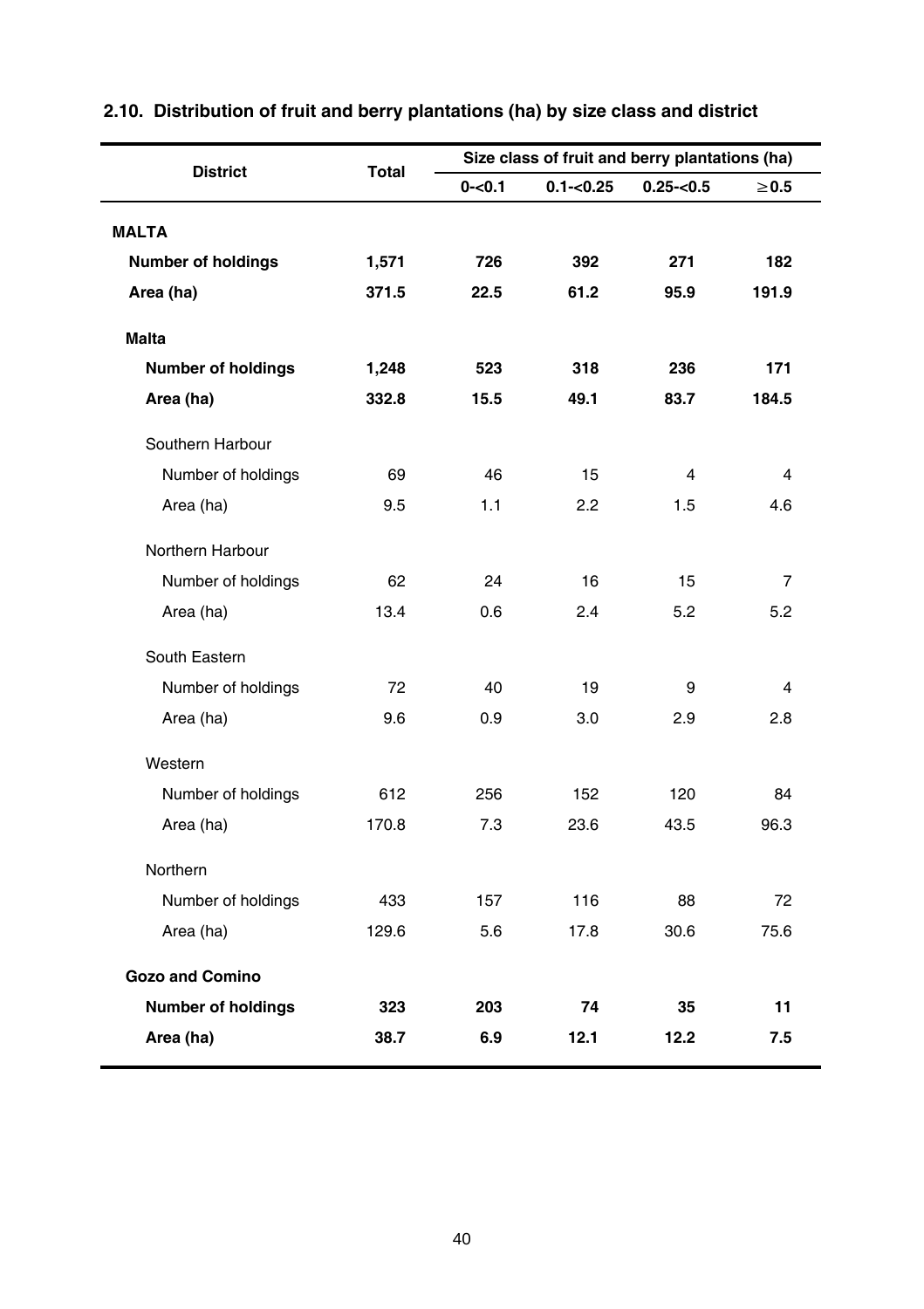## 2.10. Distribution of fruit and berry plantations (ha) by size class and district

| District | Total | Size class of fruit and berry plantations (ha) | | | |
|---|---|---|---|---|---|
| | | 0-<0.1 | 0.1-<0.25 | 0.25-<0.5 | ≥0.5 |
| **MALTA** | | | | | |
| **Number of holdings** | **1,571** | **726** | **392** | **271** | **182** |
| **Area (ha)** | **371.5** | **22.5** | **61.2** | **95.9** | **191.9** |
| **Malta** | | | | | |
| **Number of holdings** | **1,248** | **523** | **318** | **236** | **171** |
| **Area (ha)** | **332.8** | **15.5** | **49.1** | **83.7** | **184.5** |
| Southern Harbour | | | | | |
| Number of holdings | 69 | 46 | 15 | 4 | 4 |
| Area (ha) | 9.5 | 1.1 | 2.2 | 1.5 | 4.6 |
| Northern Harbour | | | | | |
| Number of holdings | 62 | 24 | 16 | 15 | 7 |
| Area (ha) | 13.4 | 0.6 | 2.4 | 5.2 | 5.2 |
| South Eastern | | | | | |
| Number of holdings | 72 | 40 | 19 | 9 | 4 |
| Area (ha) | 9.6 | 0.9 | 3.0 | 2.9 | 2.8 |
| Western | | | | | |
| Number of holdings | 612 | 256 | 152 | 120 | 84 |
| Area (ha) | 170.8 | 7.3 | 23.6 | 43.5 | 96.3 |
| Northern | | | | | |
| Number of holdings | 433 | 157 | 116 | 88 | 72 |
| Area (ha) | 129.6 | 5.6 | 17.8 | 30.6 | 75.6 |
| **Gozo and Comino** | | | | | |
| **Number of holdings** | **323** | **203** | **74** | **35** | **11** |
| **Area (ha)** | **38.7** | **6.9** | **12.1** | **12.2** | **7.5** |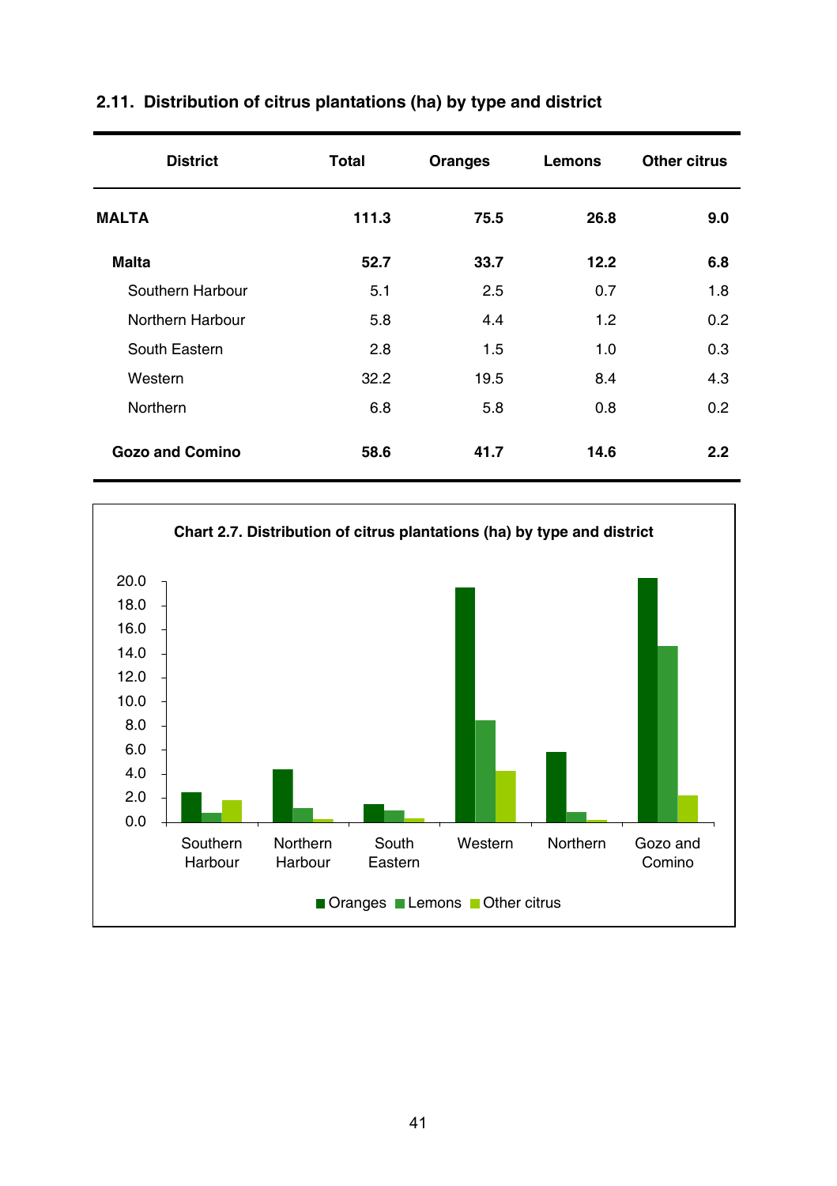### 2.11. Distribution of citrus plantations (ha) by type and district

| District | Total | Oranges | Lemons | Other citrus |
|---|---|---|---|---|
| **MALTA** | **111.3** | **75.5** | **26.8** | **9.0** |
| **Malta** | **52.7** | **33.7** | **12.2** | **6.8** |
| Southern Harbour | 5.1 | 2.5 | 0.7 | 1.8 |
| Northern Harbour | 5.8 | 4.4 | 1.2 | 0.2 |
| South Eastern | 2.8 | 1.5 | 1.0 | 0.3 |
| Western | 32.2 | 19.5 | 8.4 | 4.3 |
| Northern | 6.8 | 5.8 | 0.8 | 0.2 |
| **Gozo and Comino** | **58.6** | **41.7** | **14.6** | **2.2** |

**Chart 2.7. Distribution of citrus plantations (ha) by type and district**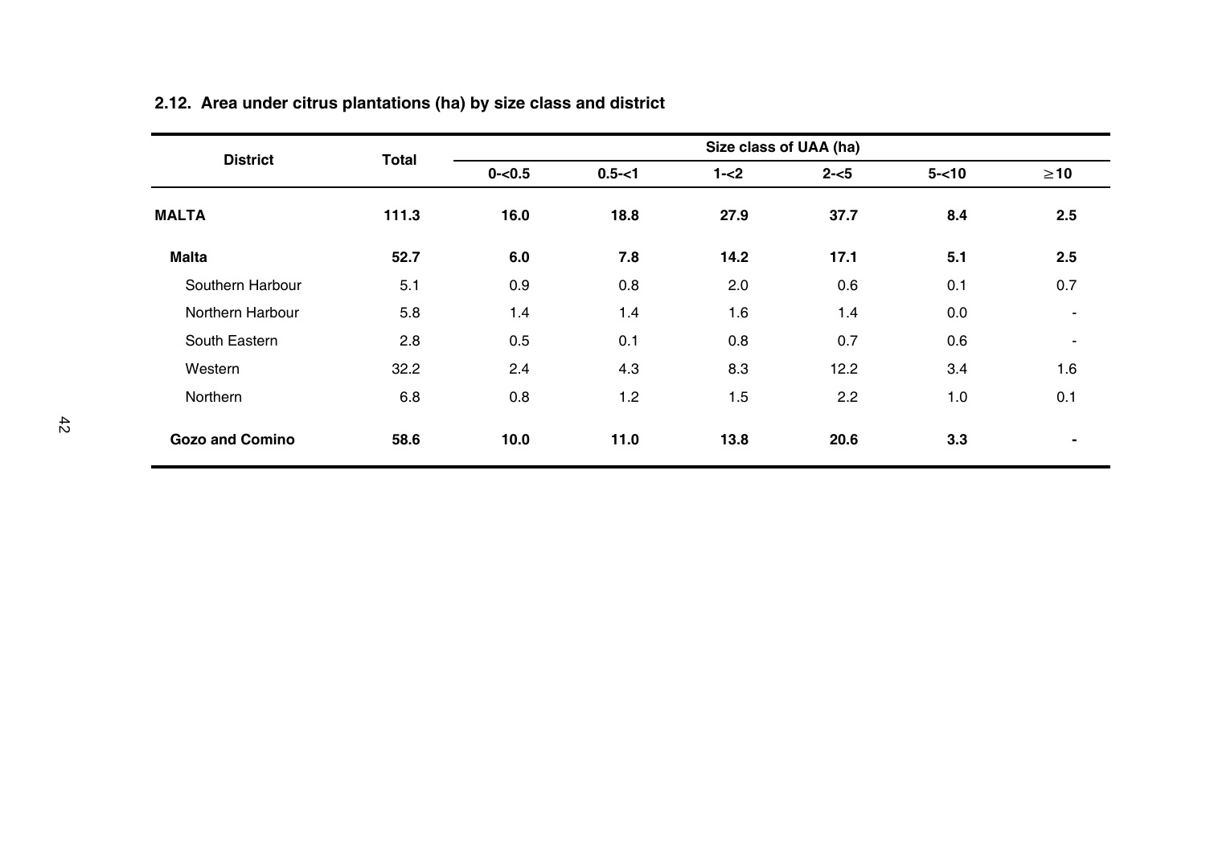### 2.12. Area under citrus plantations (ha) by size class and district

| District | Total | Size class of UAA (ha) | | | | | |
|---|---|---|---|---|---|---|---|
| | | 0-<0.5 | 0.5-<1 | 1-<2 | 2-<5 | 5-<10 | ≥10 |
| **MALTA** | **111.3** | **16.0** | **18.8** | **27.9** | **37.7** | **8.4** | **2.5** |
| **Malta** | **52.7** | **6.0** | **7.8** | **14.2** | **17.1** | **5.1** | **2.5** |
| Southern Harbour | 5.1 | 0.9 | 0.8 | 2.0 | 0.6 | 0.1 | 0.7 |
| Northern Harbour | 5.8 | 1.4 | 1.4 | 1.6 | 1.4 | 0.0 | - |
| South Eastern | 2.8 | 0.5 | 0.1 | 0.8 | 0.7 | 0.6 | - |
| Western | 32.2 | 2.4 | 4.3 | 8.3 | 12.2 | 3.4 | 1.6 |
| Northern | 6.8 | 0.8 | 1.2 | 1.5 | 2.2 | 1.0 | 0.1 |
| **Gozo and Comino** | **58.6** | **10.0** | **11.0** | **13.8** | **20.6** | **3.3** | **-** |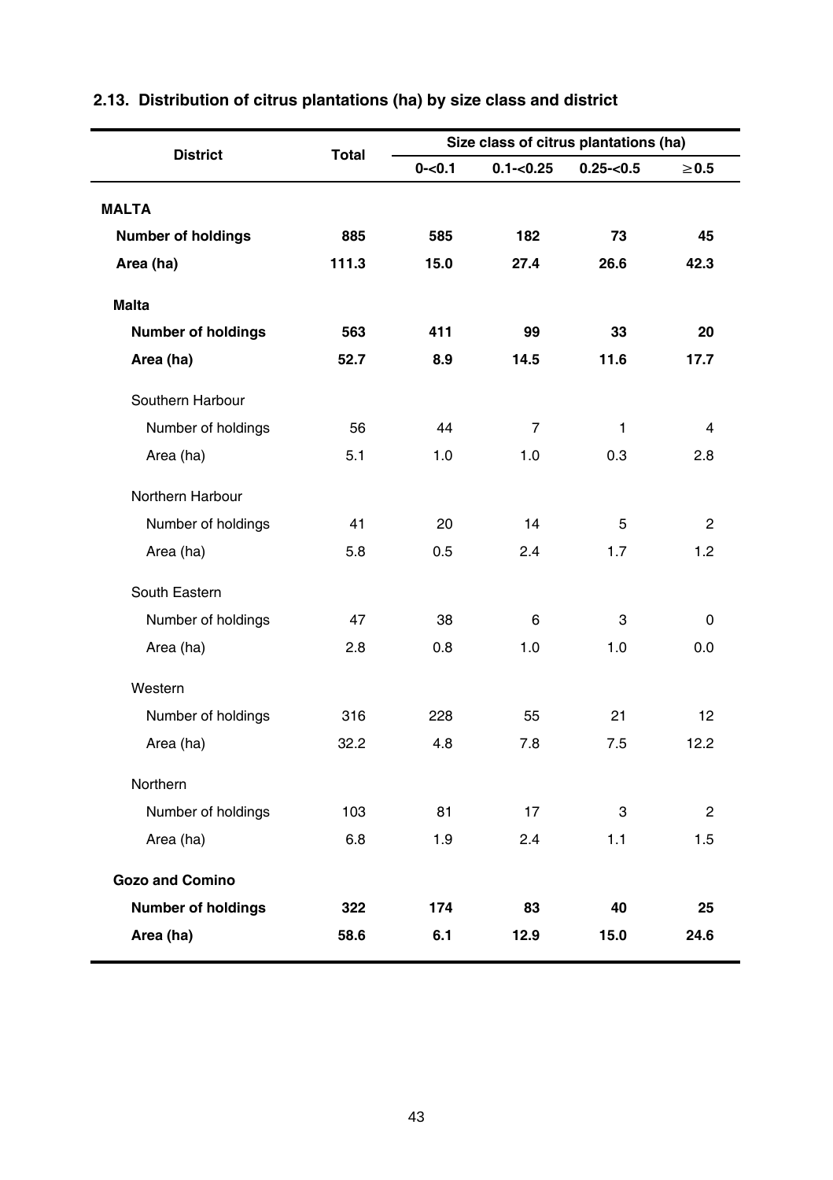## 2.13. Distribution of citrus plantations (ha) by size class and district

| District | Total | Size class of citrus plantations (ha) | | | |
|---|---|---|---|---|---|
| | | 0-<0.1 | 0.1-<0.25 | 0.25-<0.5 | ≥0.5 |
| **MALTA** | | | | | |
| **Number of holdings** | **885** | **585** | **182** | **73** | **45** |
| **Area (ha)** | **111.3** | **15.0** | **27.4** | **26.6** | **42.3** |
| **Malta** | | | | | |
| **Number of holdings** | **563** | **411** | **99** | **33** | **20** |
| **Area (ha)** | **52.7** | **8.9** | **14.5** | **11.6** | **17.7** |
| Southern Harbour | | | | | |
| Number of holdings | 56 | 44 | 7 | 1 | 4 |
| Area (ha) | 5.1 | 1.0 | 1.0 | 0.3 | 2.8 |
| Northern Harbour | | | | | |
| Number of holdings | 41 | 20 | 14 | 5 | 2 |
| Area (ha) | 5.8 | 0.5 | 2.4 | 1.7 | 1.2 |
| South Eastern | | | | | |
| Number of holdings | 47 | 38 | 6 | 3 | 0 |
| Area (ha) | 2.8 | 0.8 | 1.0 | 1.0 | 0.0 |
| Western | | | | | |
| Number of holdings | 316 | 228 | 55 | 21 | 12 |
| Area (ha) | 32.2 | 4.8 | 7.8 | 7.5 | 12.2 |
| Northern | | | | | |
| Number of holdings | 103 | 81 | 17 | 3 | 2 |
| Area (ha) | 6.8 | 1.9 | 2.4 | 1.1 | 1.5 |
| **Gozo and Comino** | | | | | |
| **Number of holdings** | **322** | **174** | **83** | **40** | **25** |
| **Area (ha)** | **58.6** | **6.1** | **12.9** | **15.0** | **24.6** |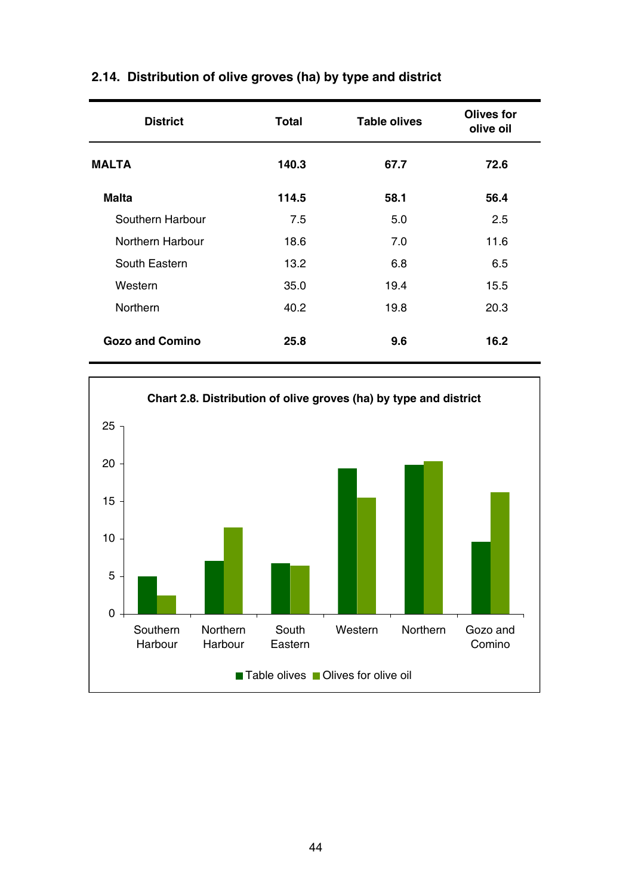## 2.14. Distribution of olive groves (ha) by type and district

| District | Total | Table olives | Olives for olive oil |
|---|---|---|---|
| **MALTA** | **140.3** | **67.7** | **72.6** |
| **Malta** | **114.5** | **58.1** | **56.4** |
| Southern Harbour | 7.5 | 5.0 | 2.5 |
| Northern Harbour | 18.6 | 7.0 | 11.6 |
| South Eastern | 13.2 | 6.8 | 6.5 |
| Western | 35.0 | 19.4 | 15.5 |
| Northern | 40.2 | 19.8 | 20.3 |
| **Gozo and Comino** | **25.8** | **9.6** | **16.2** |

**Chart 2.8. Distribution of olive groves (ha) by type and district**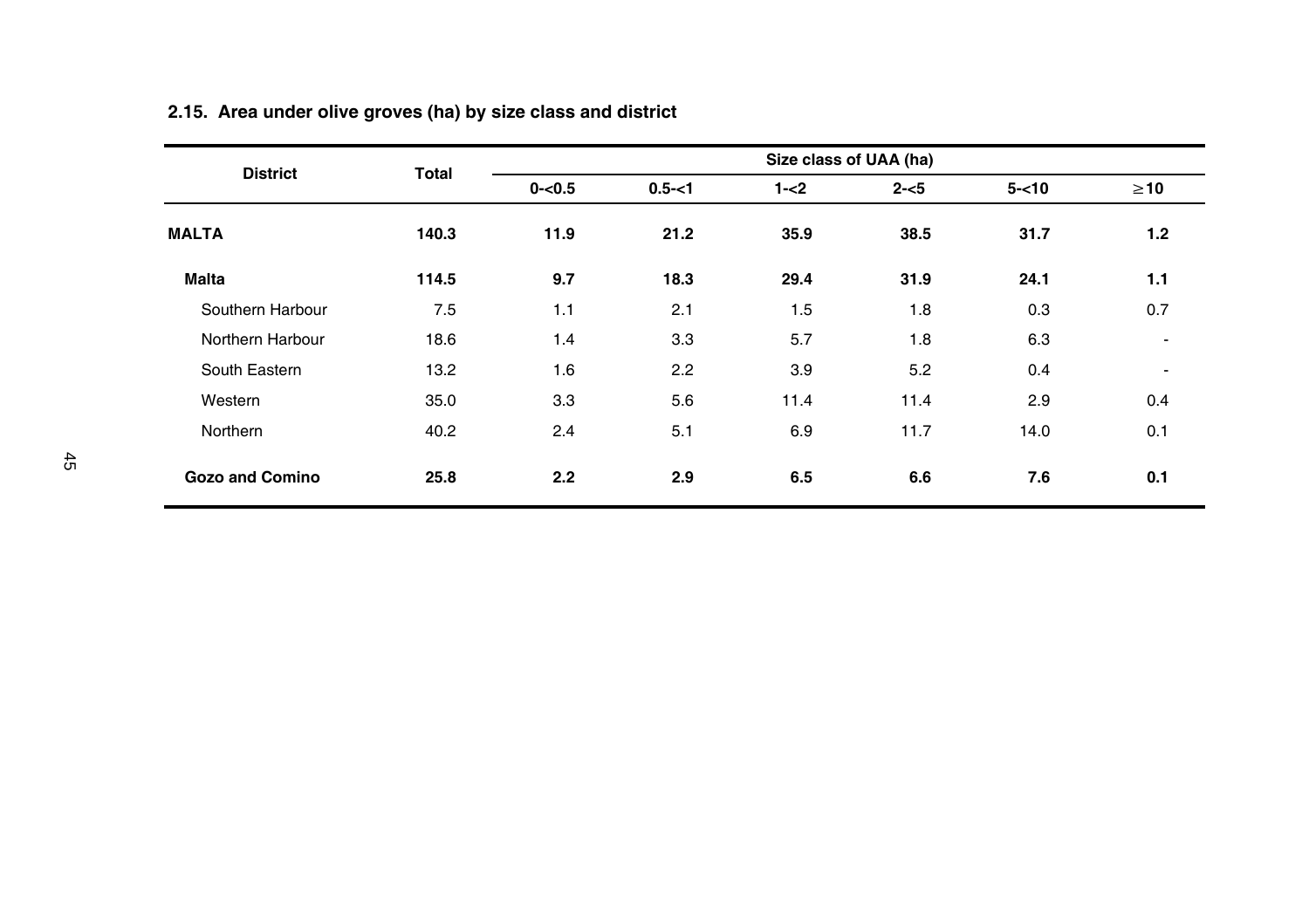## 2.15. Area under olive groves (ha) by size class and district

| District | Total | Size class of UAA (ha) | | | | | |
|---|---|---|---|---|---|---|---|
| | | 0-<0.5 | 0.5-<1 | 1-<2 | 2-<5 | 5-<10 | ≥10 |
| **MALTA** | **140.3** | **11.9** | **21.2** | **35.9** | **38.5** | **31.7** | **1.2** |
| **Malta** | **114.5** | **9.7** | **18.3** | **29.4** | **31.9** | **24.1** | **1.1** |
| Southern Harbour | 7.5 | 1.1 | 2.1 | 1.5 | 1.8 | 0.3 | 0.7 |
| Northern Harbour | 18.6 | 1.4 | 3.3 | 5.7 | 1.8 | 6.3 | - |
| South Eastern | 13.2 | 1.6 | 2.2 | 3.9 | 5.2 | 0.4 | - |
| Western | 35.0 | 3.3 | 5.6 | 11.4 | 11.4 | 2.9 | 0.4 |
| Northern | 40.2 | 2.4 | 5.1 | 6.9 | 11.7 | 14.0 | 0.1 |
| **Gozo and Comino** | **25.8** | **2.2** | **2.9** | **6.5** | **6.6** | **7.6** | **0.1** |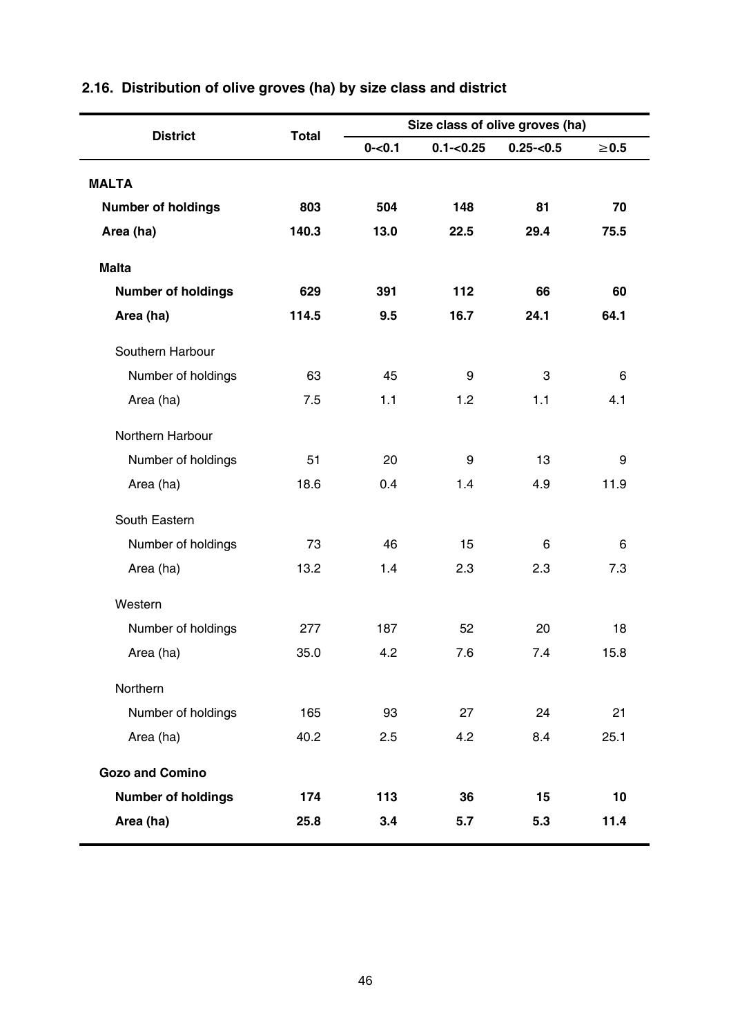## 2.16. Distribution of olive groves (ha) by size class and district

| District | Total | Size class of olive groves (ha) | | | |
|---|---|---|---|---|---|
| | | 0-<0.1 | 0.1-<0.25 | 0.25-<0.5 | ≥0.5 |
| **MALTA** | | | | | |
| **Number of holdings** | **803** | **504** | **148** | **81** | **70** |
| **Area (ha)** | **140.3** | **13.0** | **22.5** | **29.4** | **75.5** |
| **Malta** | | | | | |
| **Number of holdings** | **629** | **391** | **112** | **66** | **60** |
| **Area (ha)** | **114.5** | **9.5** | **16.7** | **24.1** | **64.1** |
| Southern Harbour | | | | | |
| Number of holdings | 63 | 45 | 9 | 3 | 6 |
| Area (ha) | 7.5 | 1.1 | 1.2 | 1.1 | 4.1 |
| Northern Harbour | | | | | |
| Number of holdings | 51 | 20 | 9 | 13 | 9 |
| Area (ha) | 18.6 | 0.4 | 1.4 | 4.9 | 11.9 |
| South Eastern | | | | | |
| Number of holdings | 73 | 46 | 15 | 6 | 6 |
| Area (ha) | 13.2 | 1.4 | 2.3 | 2.3 | 7.3 |
| Western | | | | | |
| Number of holdings | 277 | 187 | 52 | 20 | 18 |
| Area (ha) | 35.0 | 4.2 | 7.6 | 7.4 | 15.8 |
| Northern | | | | | |
| Number of holdings | 165 | 93 | 27 | 24 | 21 |
| Area (ha) | 40.2 | 2.5 | 4.2 | 8.4 | 25.1 |
| **Gozo and Comino** | | | | | |
| **Number of holdings** | **174** | **113** | **36** | **15** | **10** |
| **Area (ha)** | **25.8** | **3.4** | **5.7** | **5.3** | **11.4** |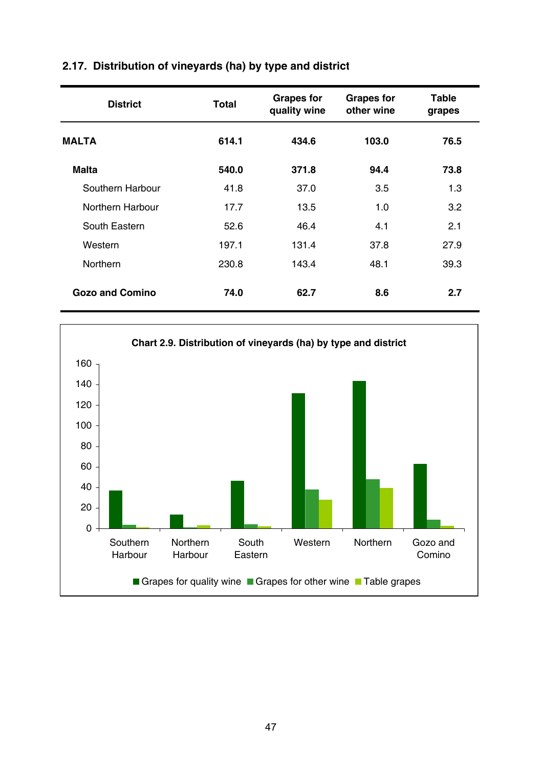## 2.17. Distribution of vineyards (ha) by type and district

| District | Total | Grapes for quality wine | Grapes for other wine | Table grapes |
|---|---|---|---|---|
| **MALTA** | **614.1** | **434.6** | **103.0** | **76.5** |
| **Malta** | **540.0** | **371.8** | **94.4** | **73.8** |
| Southern Harbour | 41.8 | 37.0 | 3.5 | 1.3 |
| Northern Harbour | 17.7 | 13.5 | 1.0 | 3.2 |
| South Eastern | 52.6 | 46.4 | 4.1 | 2.1 |
| Western | 197.1 | 131.4 | 37.8 | 27.9 |
| Northern | 230.8 | 143.4 | 48.1 | 39.3 |
| **Gozo and Comino** | **74.0** | **62.7** | **8.6** | **2.7** |

**Chart 2.9. Distribution of vineyards (ha) by type and district**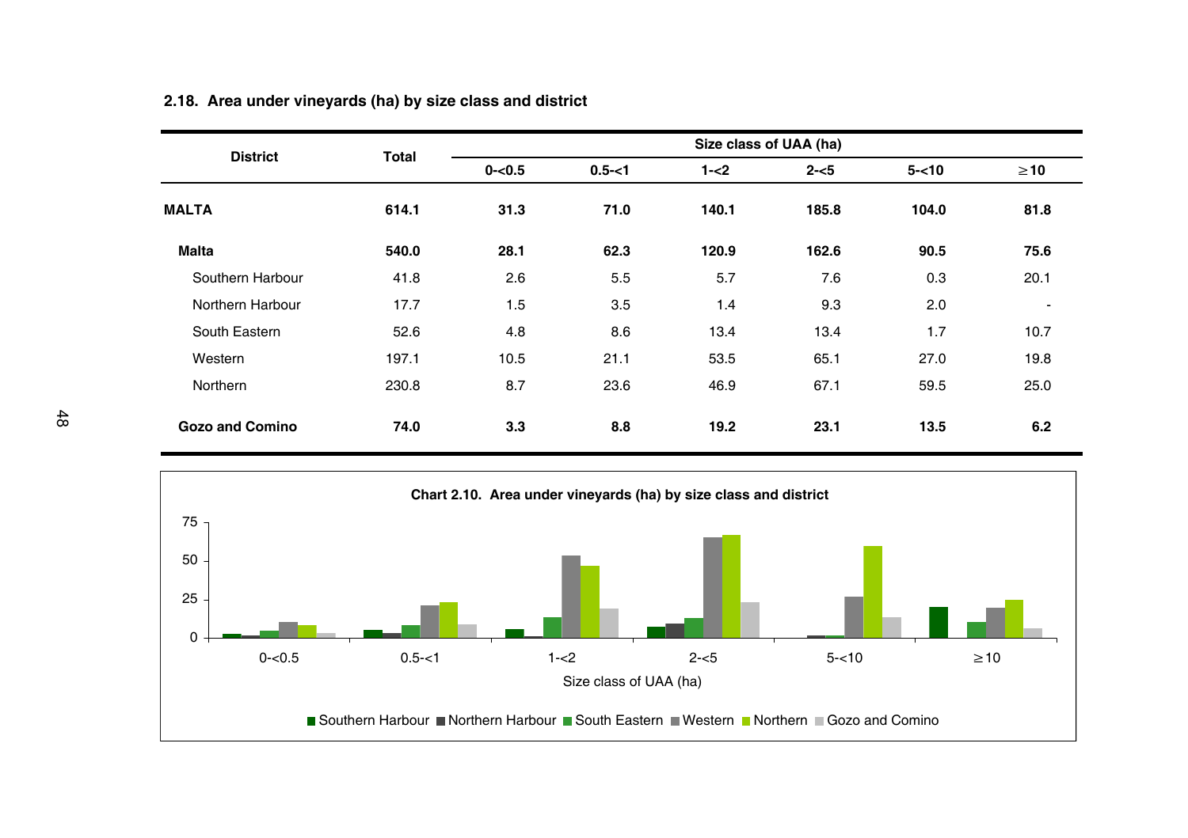## 2.18. Area under vineyards (ha) by size class and district

| District | Total | Size class of UAA (ha) | | | | | |
|---|---|---|---|---|---|---|---|
| | | 0-<0.5 | 0.5-<1 | 1-<2 | 2-<5 | 5-<10 | ≥10 |
| **MALTA** | **614.1** | **31.3** | **71.0** | **140.1** | **185.8** | **104.0** | **81.8** |
| **Malta** | **540.0** | **28.1** | **62.3** | **120.9** | **162.6** | **90.5** | **75.6** |
| Southern Harbour | 41.8 | 2.6 | 5.5 | 5.7 | 7.6 | 0.3 | 20.1 |
| Northern Harbour | 17.7 | 1.5 | 3.5 | 1.4 | 9.3 | 2.0 | - |
| South Eastern | 52.6 | 4.8 | 8.6 | 13.4 | 13.4 | 1.7 | 10.7 |
| Western | 197.1 | 10.5 | 21.1 | 53.5 | 65.1 | 27.0 | 19.8 |
| Northern | 230.8 | 8.7 | 23.6 | 46.9 | 67.1 | 59.5 | 25.0 |
| **Gozo and Comino** | **74.0** | **3.3** | **8.8** | **19.2** | **23.1** | **13.5** | **6.2** |

**Chart 2.10. Area under vineyards (ha) by size class and district**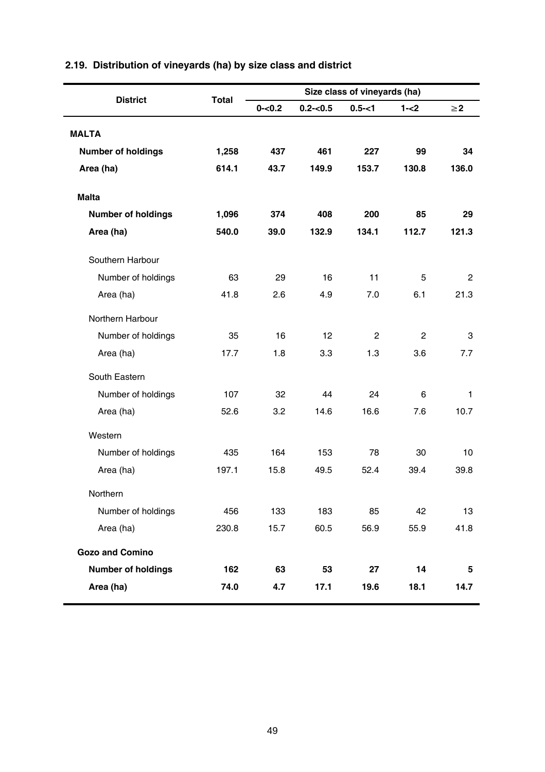## 2.19. Distribution of vineyards (ha) by size class and district

| District | Total | Size class of vineyards (ha) | | | | |
|---|---|---|---|---|---|---|
| | | 0-<0.2 | 0.2-<0.5 | 0.5-<1 | 1-<2 | ≥2 |
| **MALTA** | | | | | | |
| **Number of holdings** | **1,258** | **437** | **461** | **227** | **99** | **34** |
| **Area (ha)** | **614.1** | **43.7** | **149.9** | **153.7** | **130.8** | **136.0** |
| **Malta** | | | | | | |
| **Number of holdings** | **1,096** | **374** | **408** | **200** | **85** | **29** |
| **Area (ha)** | **540.0** | **39.0** | **132.9** | **134.1** | **112.7** | **121.3** |
| Southern Harbour | | | | | | |
| Number of holdings | 63 | 29 | 16 | 11 | 5 | 2 |
| Area (ha) | 41.8 | 2.6 | 4.9 | 7.0 | 6.1 | 21.3 |
| Northern Harbour | | | | | | |
| Number of holdings | 35 | 16 | 12 | 2 | 2 | 3 |
| Area (ha) | 17.7 | 1.8 | 3.3 | 1.3 | 3.6 | 7.7 |
| South Eastern | | | | | | |
| Number of holdings | 107 | 32 | 44 | 24 | 6 | 1 |
| Area (ha) | 52.6 | 3.2 | 14.6 | 16.6 | 7.6 | 10.7 |
| Western | | | | | | |
| Number of holdings | 435 | 164 | 153 | 78 | 30 | 10 |
| Area (ha) | 197.1 | 15.8 | 49.5 | 52.4 | 39.4 | 39.8 |
| Northern | | | | | | |
| Number of holdings | 456 | 133 | 183 | 85 | 42 | 13 |
| Area (ha) | 230.8 | 15.7 | 60.5 | 56.9 | 55.9 | 41.8 |
| **Gozo and Comino** | | | | | | |
| **Number of holdings** | **162** | **63** | **53** | **27** | **14** | **5** |
| **Area (ha)** | **74.0** | **4.7** | **17.1** | **19.6** | **18.1** | **14.7** |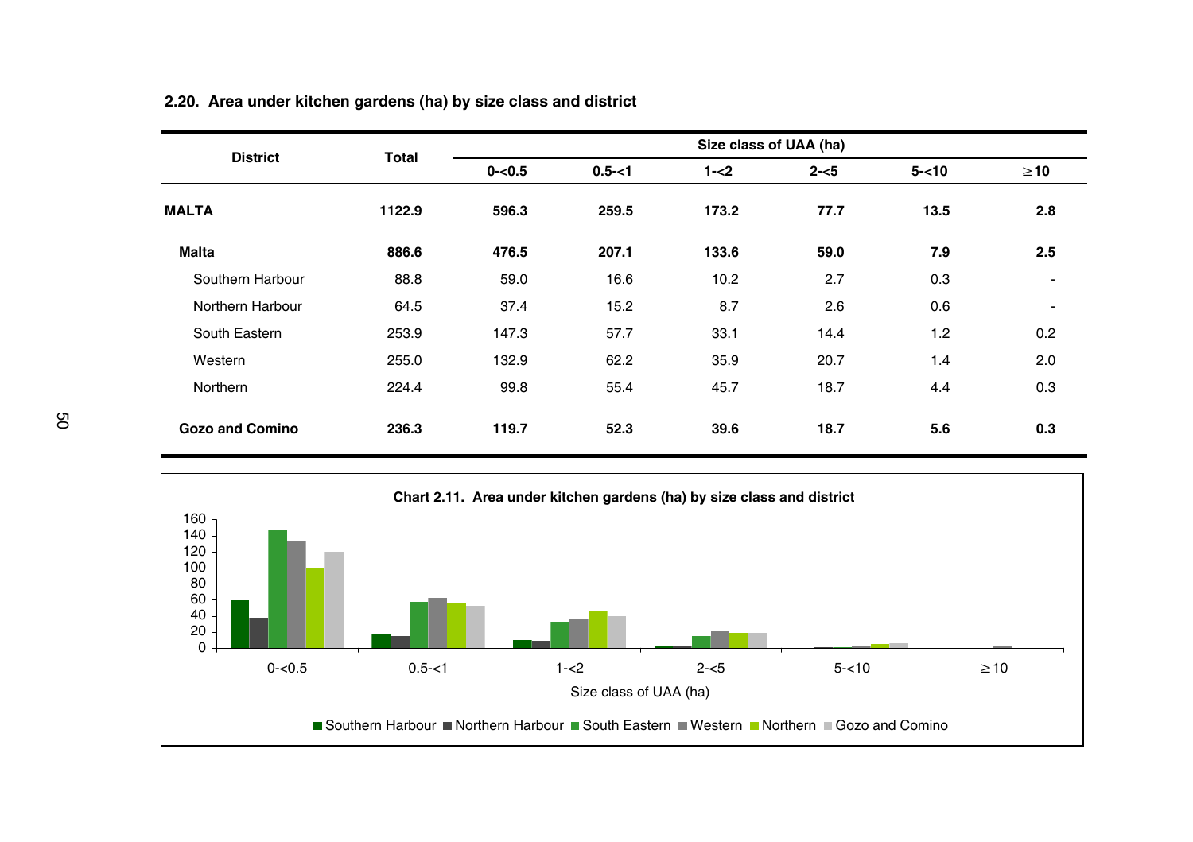### 2.20. Area under kitchen gardens (ha) by size class and district

| District | Total | Size class of UAA (ha) | | | | | |
|---|---|---|---|---|---|---|---|
| | | 0-<0.5 | 0.5-<1 | 1-<2 | 2-<5 | 5-<10 | ≥10 |
| **MALTA** | **1122.9** | **596.3** | **259.5** | **173.2** | **77.7** | **13.5** | **2.8** |
| **Malta** | **886.6** | **476.5** | **207.1** | **133.6** | **59.0** | **7.9** | **2.5** |
| Southern Harbour | 88.8 | 59.0 | 16.6 | 10.2 | 2.7 | 0.3 | - |
| Northern Harbour | 64.5 | 37.4 | 15.2 | 8.7 | 2.6 | 0.6 | - |
| South Eastern | 253.9 | 147.3 | 57.7 | 33.1 | 14.4 | 1.2 | 0.2 |
| Western | 255.0 | 132.9 | 62.2 | 35.9 | 20.7 | 1.4 | 2.0 |
| Northern | 224.4 | 99.8 | 55.4 | 45.7 | 18.7 | 4.4 | 0.3 |
| **Gozo and Comino** | **236.3** | **119.7** | **52.3** | **39.6** | **18.7** | **5.6** | **0.3** |

**Chart 2.11. Area under kitchen gardens (ha) by size class and district**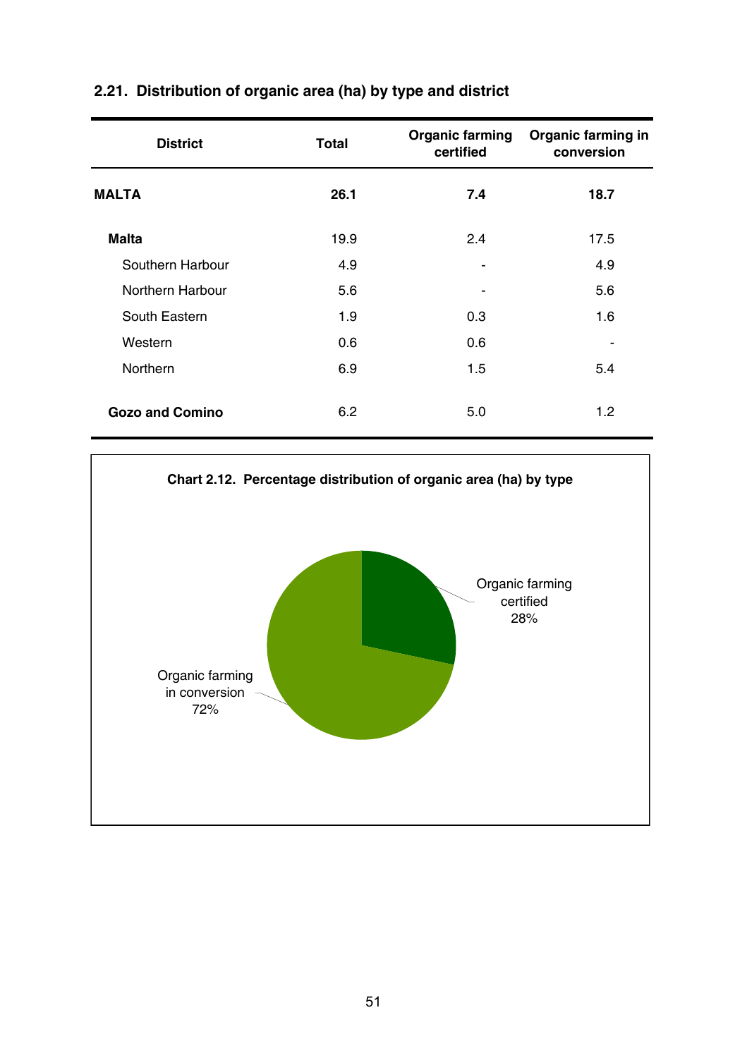## 2.21. Distribution of organic area (ha) by type and district

| District | Total | Organic farming certified | Organic farming in conversion |
|---|---|---|---|
| **MALTA** | **26.1** | **7.4** | **18.7** |
| **Malta** | 19.9 | 2.4 | 17.5 |
| Southern Harbour | 4.9 | - | 4.9 |
| Northern Harbour | 5.6 | - | 5.6 |
| South Eastern | 1.9 | 0.3 | 1.6 |
| Western | 0.6 | 0.6 | - |
| Northern | 6.9 | 1.5 | 5.4 |
| **Gozo and Comino** | 6.2 | 5.0 | 1.2 |

**Chart 2.12. Percentage distribution of organic area (ha) by type**

Organic farming certified 28%

Organic farming in conversion 72%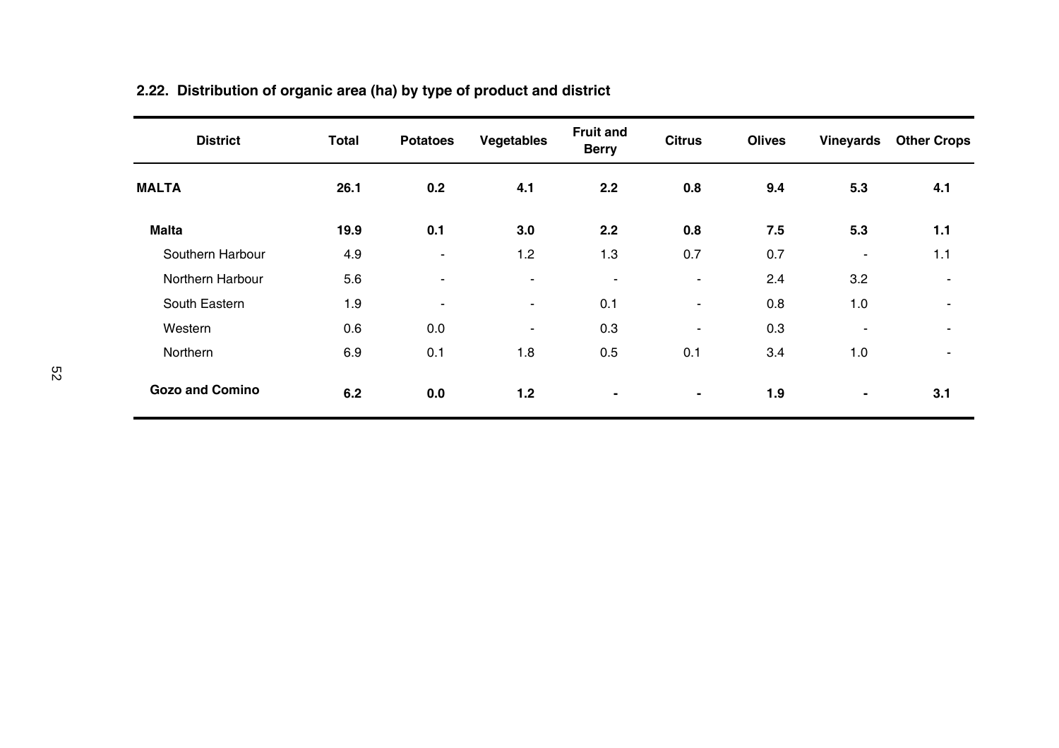## 2.22. Distribution of organic area (ha) by type of product and district

| District | Total | Potatoes | Vegetables | Fruit and Berry | Citrus | Olives | Vineyards | Other Crops |
|---|---|---|---|---|---|---|---|---|
| **MALTA** | **26.1** | **0.2** | **4.1** | **2.2** | **0.8** | **9.4** | **5.3** | **4.1** |
| **Malta** | **19.9** | **0.1** | **3.0** | **2.2** | **0.8** | **7.5** | **5.3** | **1.1** |
| Southern Harbour | 4.9 | - | 1.2 | 1.3 | 0.7 | 0.7 | - | 1.1 |
| Northern Harbour | 5.6 | - | - | - | - | 2.4 | 3.2 | - |
| South Eastern | 1.9 | - | - | 0.1 | - | 0.8 | 1.0 | - |
| Western | 0.6 | 0.0 | - | 0.3 | - | 0.3 | - | - |
| Northern | 6.9 | 0.1 | 1.8 | 0.5 | 0.1 | 3.4 | 1.0 | - |
| **Gozo and Comino** | **6.2** | **0.0** | **1.2** | **-** | **-** | **1.9** | **-** | **3.1** |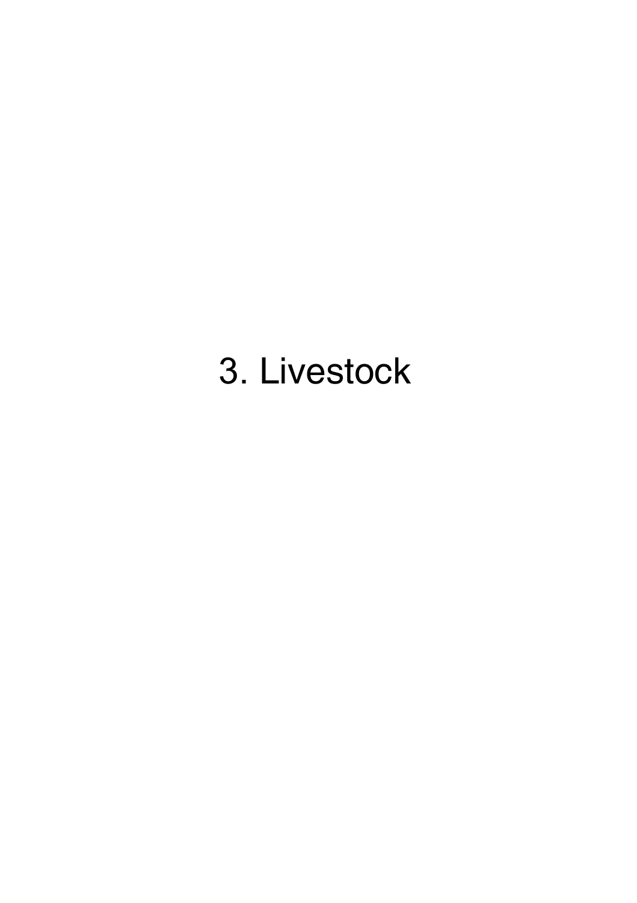# 3. Livestock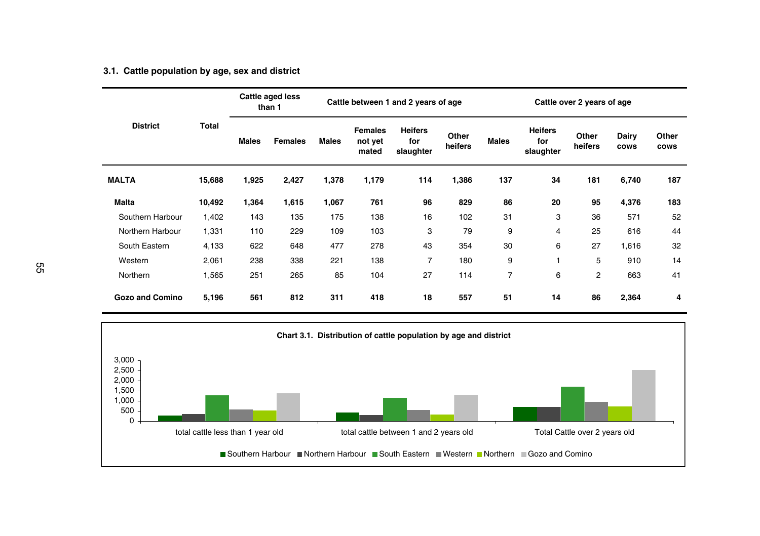### 3.1. Cattle population by age, sex and district

| District | Total | Cattle aged less than 1 | | Cattle between 1 and 2 years of age | | | | Cattle over 2 years of age | | | | |
|---|---|---|---|---|---|---|---|---|---|---|---|---|
| | | Males | Females | Males | Females not yet mated | Heifers for slaughter | Other heifers | Males | Heifers for slaughter | Other heifers | Dairy cows | Other cows |
| **MALTA** | **15,688** | **1,925** | **2,427** | **1,378** | **1,179** | **114** | **1,386** | **137** | **34** | **181** | **6,740** | **187** |
| **Malta** | **10,492** | **1,364** | **1,615** | **1,067** | **761** | **96** | **829** | **86** | **20** | **95** | **4,376** | **183** |
| Southern Harbour | 1,402 | 143 | 135 | 175 | 138 | 16 | 102 | 31 | 3 | 36 | 571 | 52 |
| Northern Harbour | 1,331 | 110 | 229 | 109 | 103 | 3 | 79 | 9 | 4 | 25 | 616 | 44 |
| South Eastern | 4,133 | 622 | 648 | 477 | 278 | 43 | 354 | 30 | 6 | 27 | 1,616 | 32 |
| Western | 2,061 | 238 | 338 | 221 | 138 | 7 | 180 | 9 | 1 | 5 | 910 | 14 |
| Northern | 1,565 | 251 | 265 | 85 | 104 | 27 | 114 | 7 | 6 | 2 | 663 | 41 |
| **Gozo and Comino** | **5,196** | **561** | **812** | **311** | **418** | **18** | **557** | **51** | **14** | **86** | **2,364** | **4** |

**Chart 3.1. Distribution of cattle population by age and district**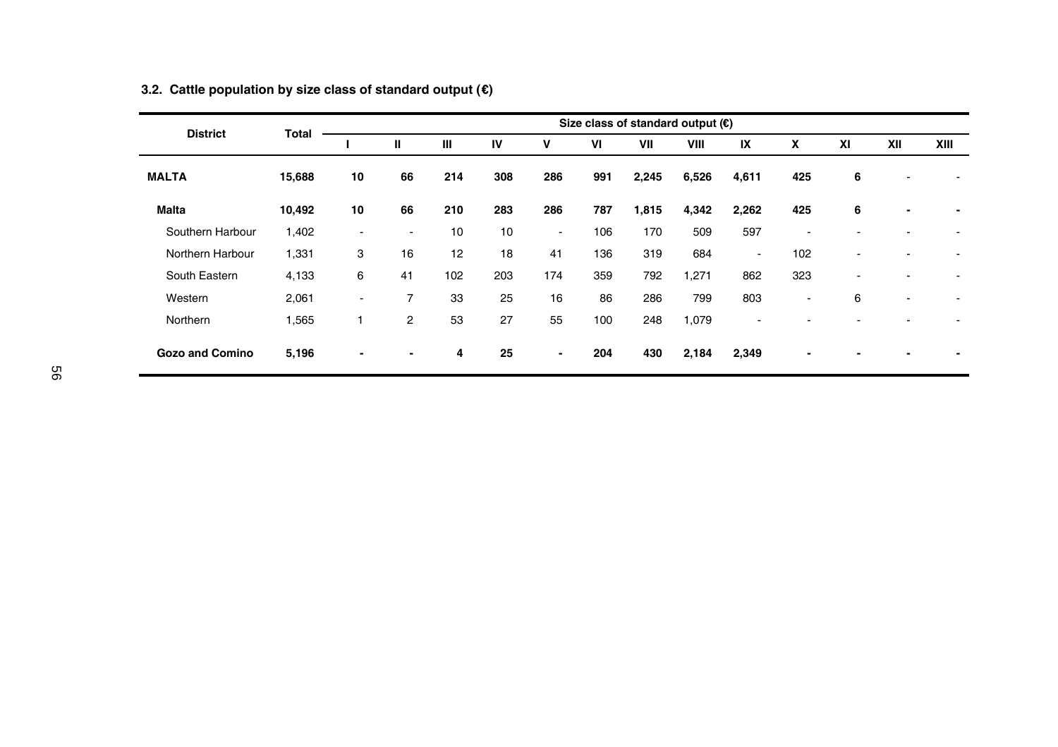### 3.2. Cattle population by size class of standard output (€)

| District | Total | Size class of standard output (€) | | | | | | | | | | | | |
|---|---|---|---|---|---|---|---|---|---|---|---|---|---|---|
| | | I | II | III | IV | V | VI | VII | VIII | IX | X | XI | XII | XIII |
| **MALTA** | **15,688** | **10** | **66** | **214** | **308** | **286** | **991** | **2,245** | **6,526** | **4,611** | **425** | **6** | - | - |
| **Malta** | **10,492** | **10** | **66** | **210** | **283** | **286** | **787** | **1,815** | **4,342** | **2,262** | **425** | **6** | **-** | **-** |
| Southern Harbour | 1,402 | - | - | 10 | 10 | - | 106 | 170 | 509 | 597 | - | - | - | - |
| Northern Harbour | 1,331 | 3 | 16 | 12 | 18 | 41 | 136 | 319 | 684 | - | 102 | - | - | - |
| South Eastern | 4,133 | 6 | 41 | 102 | 203 | 174 | 359 | 792 | 1,271 | 862 | 323 | - | - | - |
| Western | 2,061 | - | 7 | 33 | 25 | 16 | 86 | 286 | 799 | 803 | - | 6 | - | - |
| Northern | 1,565 | 1 | 2 | 53 | 27 | 55 | 100 | 248 | 1,079 | - | - | - | - | - |
| **Gozo and Comino** | **5,196** | **-** | **-** | **4** | **25** | **-** | **204** | **430** | **2,184** | **2,349** | **-** | **-** | **-** | **-** |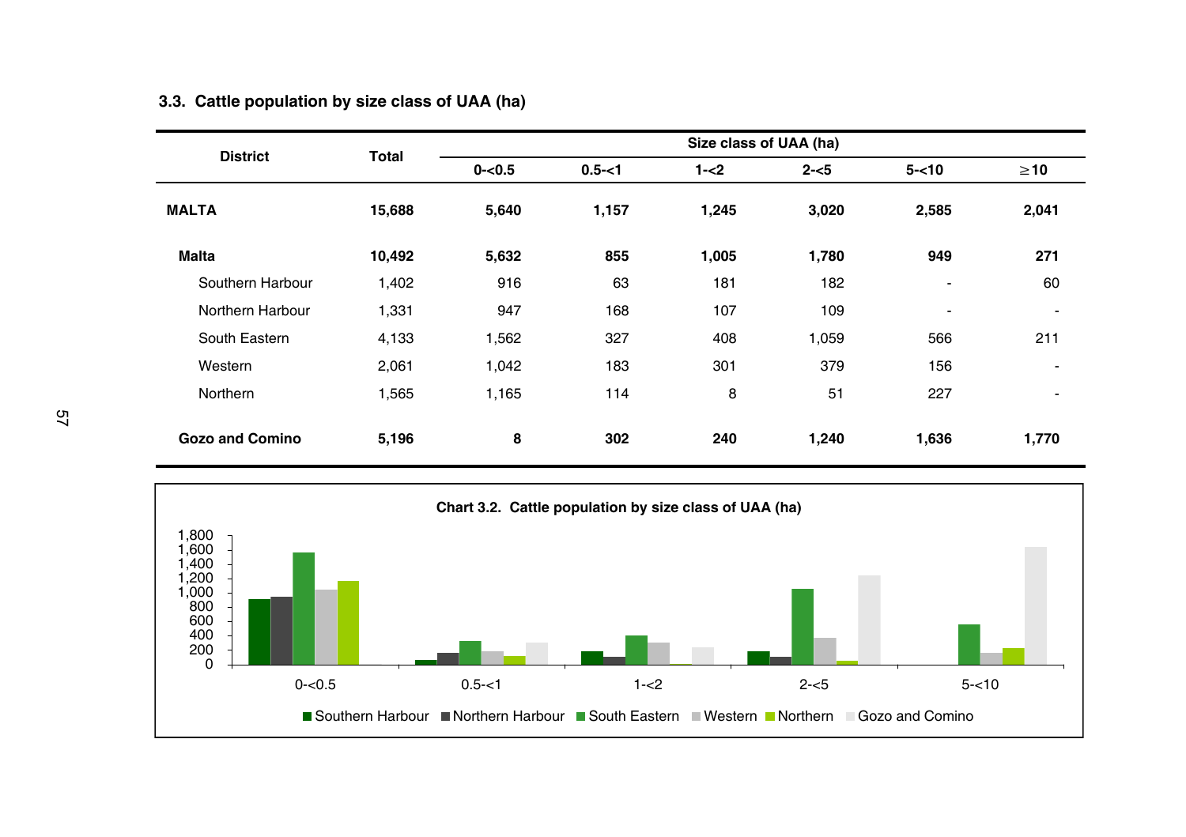### 3.3. Cattle population by size class of UAA (ha)

| District | Total | Size class of UAA (ha) | | | | | |
|---|---|---|---|---|---|---|---|
| | | 0-<0.5 | 0.5-<1 | 1-<2 | 2-<5 | 5-<10 | ≥10 |
| **MALTA** | **15,688** | **5,640** | **1,157** | **1,245** | **3,020** | **2,585** | **2,041** |
| **Malta** | **10,492** | **5,632** | **855** | **1,005** | **1,780** | **949** | **271** |
| Southern Harbour | 1,402 | 916 | 63 | 181 | 182 | - | 60 |
| Northern Harbour | 1,331 | 947 | 168 | 107 | 109 | - | - |
| South Eastern | 4,133 | 1,562 | 327 | 408 | 1,059 | 566 | 211 |
| Western | 2,061 | 1,042 | 183 | 301 | 379 | 156 | - |
| Northern | 1,565 | 1,165 | 114 | 8 | 51 | 227 | - |
| **Gozo and Comino** | **5,196** | **8** | **302** | **240** | **1,240** | **1,636** | **1,770** |

**Chart 3.2. Cattle population by size class of UAA (ha)**

Y-axis: 0, 200, 400, 600, 800, 1,000, 1,200, 1,400, 1,600, 1,800

X-axis: 0-<0.5, 0.5-<1, 1-<2, 2-<5, 5-<10

Legend: Southern Harbour, Northern Harbour, South Eastern, Western, Northern, Gozo and Comino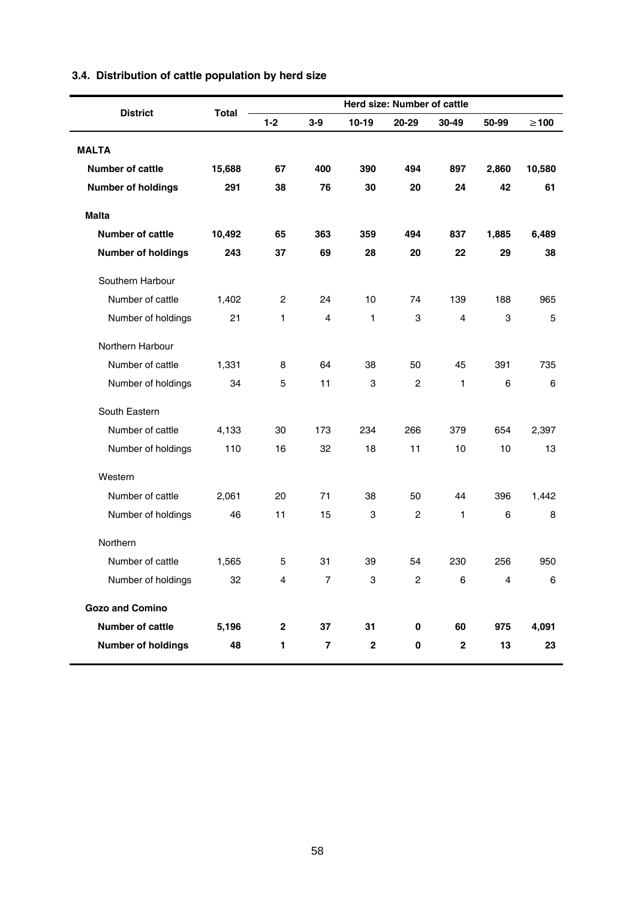### 3.4. Distribution of cattle population by herd size

| District | Total | Herd size: Number of cattle | | | | | | |
|---|---|---|---|---|---|---|---|---|
| | | 1-2 | 3-9 | 10-19 | 20-29 | 30-49 | 50-99 | ≥100 |
| **MALTA** | | | | | | | | |
| **Number of cattle** | **15,688** | **67** | **400** | **390** | **494** | **897** | **2,860** | **10,580** |
| **Number of holdings** | **291** | **38** | **76** | **30** | **20** | **24** | **42** | **61** |
| **Malta** | | | | | | | | |
| **Number of cattle** | **10,492** | **65** | **363** | **359** | **494** | **837** | **1,885** | **6,489** |
| **Number of holdings** | **243** | **37** | **69** | **28** | **20** | **22** | **29** | **38** |
| Southern Harbour | | | | | | | | |
| Number of cattle | 1,402 | 2 | 24 | 10 | 74 | 139 | 188 | 965 |
| Number of holdings | 21 | 1 | 4 | 1 | 3 | 4 | 3 | 5 |
| Northern Harbour | | | | | | | | |
| Number of cattle | 1,331 | 8 | 64 | 38 | 50 | 45 | 391 | 735 |
| Number of holdings | 34 | 5 | 11 | 3 | 2 | 1 | 6 | 6 |
| South Eastern | | | | | | | | |
| Number of cattle | 4,133 | 30 | 173 | 234 | 266 | 379 | 654 | 2,397 |
| Number of holdings | 110 | 16 | 32 | 18 | 11 | 10 | 10 | 13 |
| Western | | | | | | | | |
| Number of cattle | 2,061 | 20 | 71 | 38 | 50 | 44 | 396 | 1,442 |
| Number of holdings | 46 | 11 | 15 | 3 | 2 | 1 | 6 | 8 |
| Northern | | | | | | | | |
| Number of cattle | 1,565 | 5 | 31 | 39 | 54 | 230 | 256 | 950 |
| Number of holdings | 32 | 4 | 7 | 3 | 2 | 6 | 4 | 6 |
| **Gozo and Comino** | | | | | | | | |
| **Number of cattle** | **5,196** | **2** | **37** | **31** | **0** | **60** | **975** | **4,091** |
| **Number of holdings** | **48** | **1** | **7** | **2** | **0** | **2** | **13** | **23** |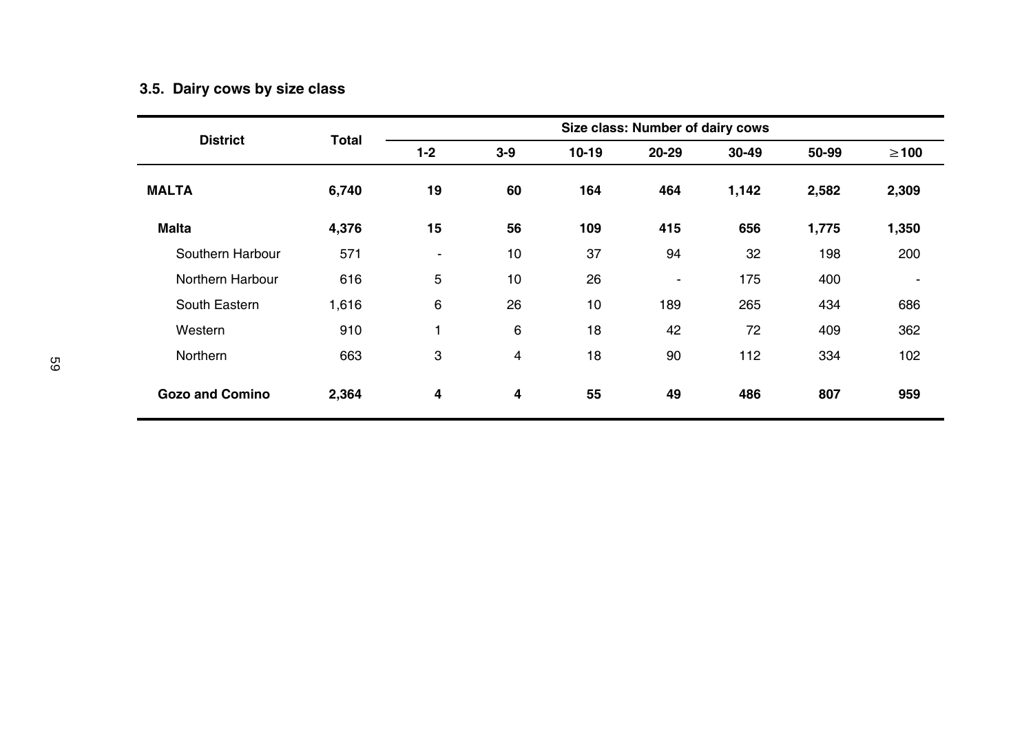### 3.5. Dairy cows by size class

| District | Total | Size class: Number of dairy cows | | | | | | |
|---|---|---|---|---|---|---|---|---|
| | | 1-2 | 3-9 | 10-19 | 20-29 | 30-49 | 50-99 | ≥100 |
| **MALTA** | **6,740** | **19** | **60** | **164** | **464** | **1,142** | **2,582** | **2,309** |
| **Malta** | **4,376** | **15** | **56** | **109** | **415** | **656** | **1,775** | **1,350** |
| Southern Harbour | 571 | - | 10 | 37 | 94 | 32 | 198 | 200 |
| Northern Harbour | 616 | 5 | 10 | 26 | - | 175 | 400 | - |
| South Eastern | 1,616 | 6 | 26 | 10 | 189 | 265 | 434 | 686 |
| Western | 910 | 1 | 6 | 18 | 42 | 72 | 409 | 362 |
| Northern | 663 | 3 | 4 | 18 | 90 | 112 | 334 | 102 |
| **Gozo and Comino** | **2,364** | **4** | **4** | **55** | **49** | **486** | **807** | **959** |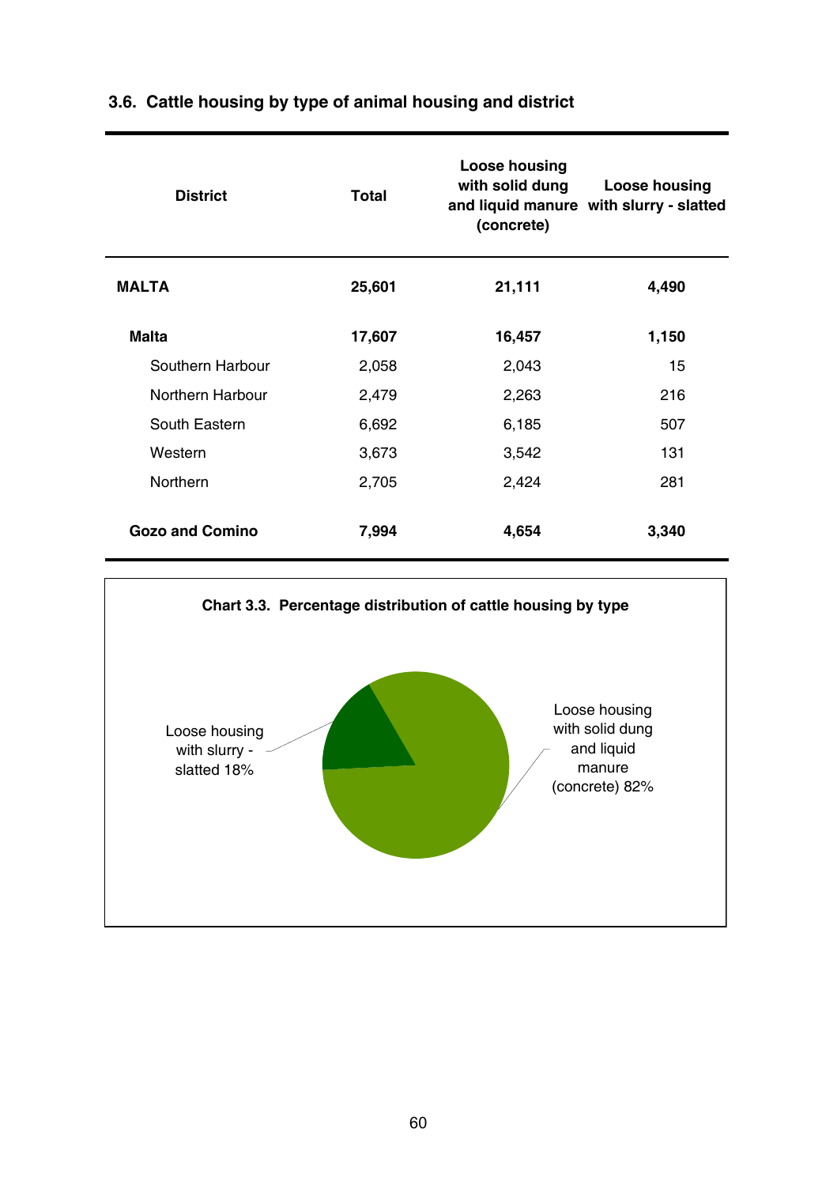### 3.6. Cattle housing by type of animal housing and district

| District | Total | Loose housing with solid dung and liquid manure (concrete) | Loose housing with slurry - slatted |
|---|---|---|---|
| **MALTA** | **25,601** | **21,111** | **4,490** |
| **Malta** | **17,607** | **16,457** | **1,150** |
| Southern Harbour | 2,058 | 2,043 | 15 |
| Northern Harbour | 2,479 | 2,263 | 216 |
| South Eastern | 6,692 | 6,185 | 507 |
| Western | 3,673 | 3,542 | 131 |
| Northern | 2,705 | 2,424 | 281 |
| **Gozo and Comino** | **7,994** | **4,654** | **3,340** |

**Chart 3.3. Percentage distribution of cattle housing by type**

Loose housing with slurry - slatted 18%

Loose housing with solid dung and liquid manure (concrete) 82%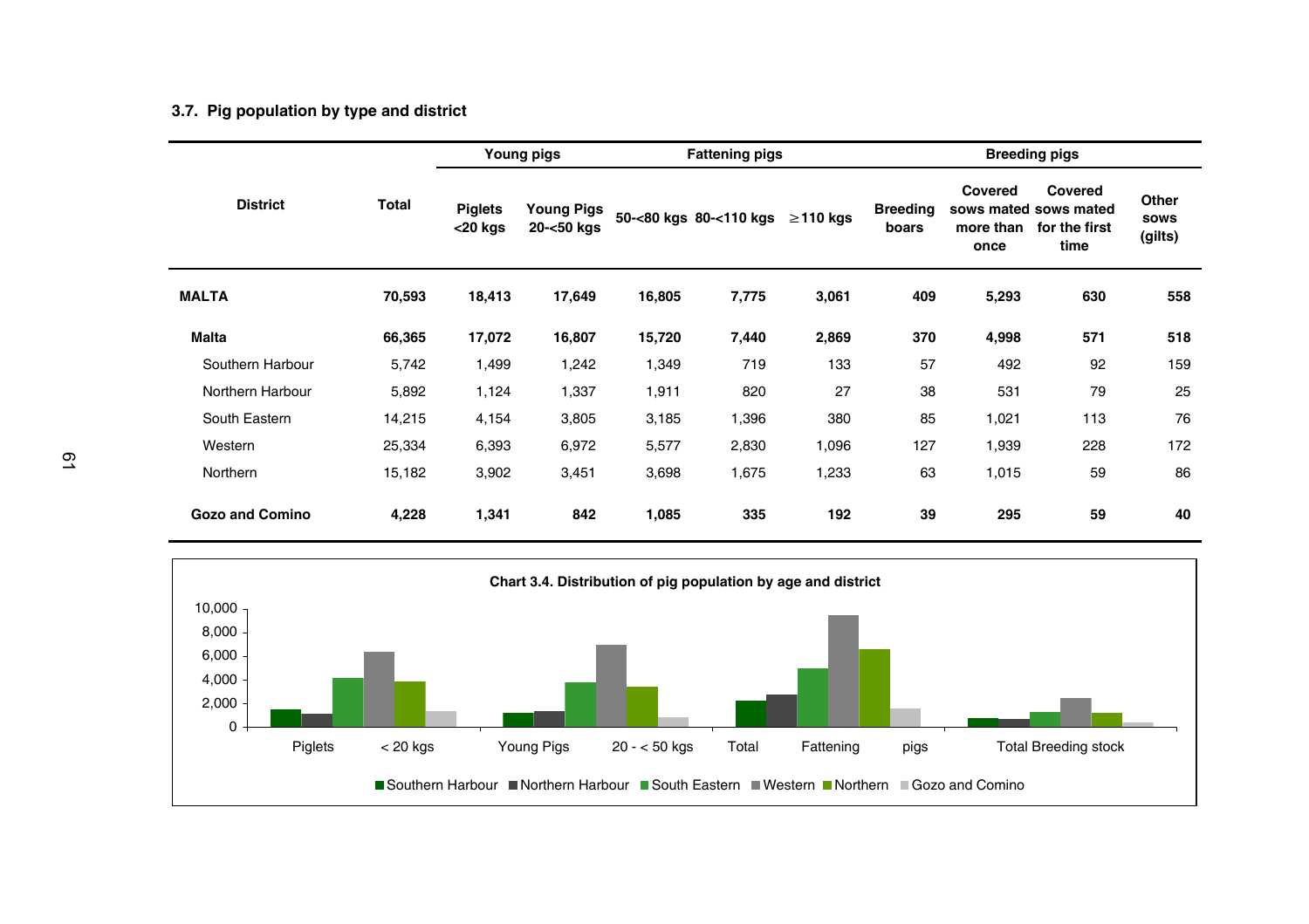### 3.7. Pig population by type and district

| District | Total | Young pigs | | Fattening pigs | | | Breeding pigs | | | |
|---|---|---|---|---|---|---|---|---|---|---|
| | | Piglets <20 kgs | Young Pigs 20-<50 kgs | 50-<80 kgs | 80-<110 kgs | ≥110 kgs | Breeding boars | Covered sows mated more than once | Covered sows mated for the first time | Other sows (gilts) |
| **MALTA** | **70,593** | **18,413** | **17,649** | **16,805** | **7,775** | **3,061** | **409** | **5,293** | **630** | **558** |
| **Malta** | **66,365** | **17,072** | **16,807** | **15,720** | **7,440** | **2,869** | **370** | **4,998** | **571** | **518** |
| Southern Harbour | 5,742 | 1,499 | 1,242 | 1,349 | 719 | 133 | 57 | 492 | 92 | 159 |
| Northern Harbour | 5,892 | 1,124 | 1,337 | 1,911 | 820 | 27 | 38 | 531 | 79 | 25 |
| South Eastern | 14,215 | 4,154 | 3,805 | 3,185 | 1,396 | 380 | 85 | 1,021 | 113 | 76 |
| Western | 25,334 | 6,393 | 6,972 | 5,577 | 2,830 | 1,096 | 127 | 1,939 | 228 | 172 |
| Northern | 15,182 | 3,902 | 3,451 | 3,698 | 1,675 | 1,233 | 63 | 1,015 | 59 | 86 |
| **Gozo and Comino** | **4,228** | **1,341** | **842** | **1,085** | **335** | **192** | **39** | **295** | **59** | **40** |

**Chart 3.4. Distribution of pig population by age and district**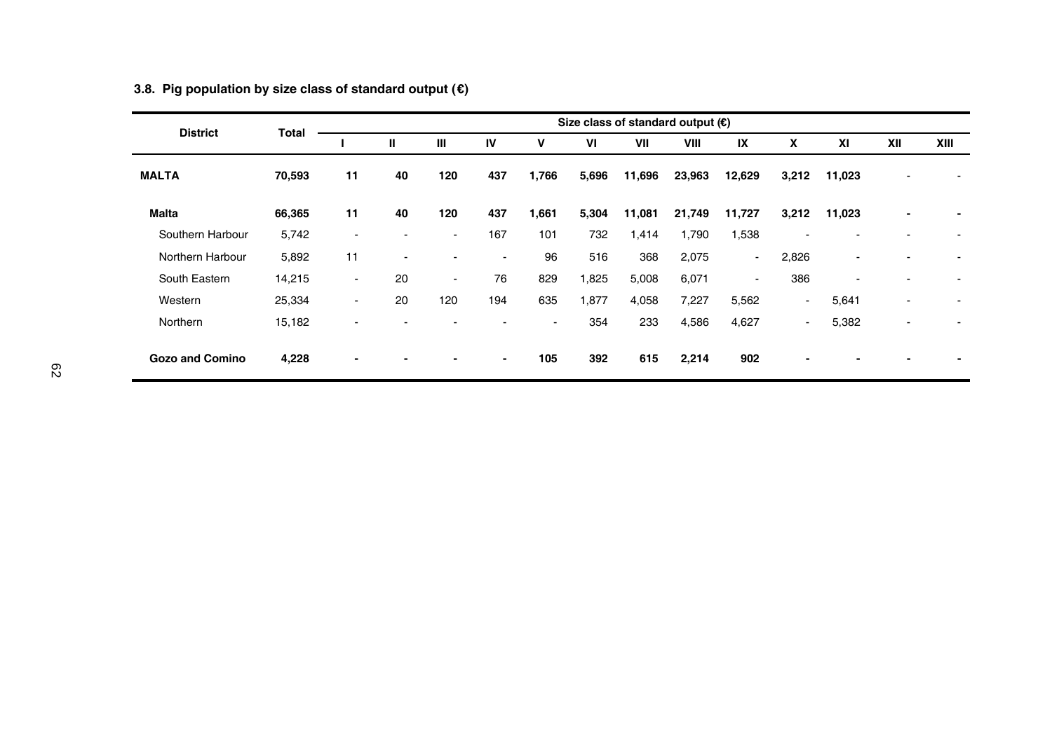### 3.8. Pig population by size class of standard output (€)

| District | Total | Size class of standard output (€) | | | | | | | | | | | | |
|---|---|---|---|---|---|---|---|---|---|---|---|---|---|---|
| | | I | II | III | IV | V | VI | VII | VIII | IX | X | XI | XII | XIII |
| **MALTA** | **70,593** | **11** | **40** | **120** | **437** | **1,766** | **5,696** | **11,696** | **23,963** | **12,629** | **3,212** | **11,023** | - | - |
| **Malta** | **66,365** | **11** | **40** | **120** | **437** | **1,661** | **5,304** | **11,081** | **21,749** | **11,727** | **3,212** | **11,023** | **-** | **-** |
| Southern Harbour | 5,742 | - | - | - | 167 | 101 | 732 | 1,414 | 1,790 | 1,538 | - | - | - | - |
| Northern Harbour | 5,892 | 11 | - | - | - | 96 | 516 | 368 | 2,075 | - | 2,826 | - | - | - |
| South Eastern | 14,215 | - | 20 | - | 76 | 829 | 1,825 | 5,008 | 6,071 | - | 386 | - | - | - |
| Western | 25,334 | - | 20 | 120 | 194 | 635 | 1,877 | 4,058 | 7,227 | 5,562 | - | 5,641 | - | - |
| Northern | 15,182 | - | - | - | - | - | 354 | 233 | 4,586 | 4,627 | - | 5,382 | - | - |
| **Gozo and Comino** | **4,228** | **-** | **-** | **-** | **-** | **105** | **392** | **615** | **2,214** | **902** | **-** | **-** | **-** | **-** |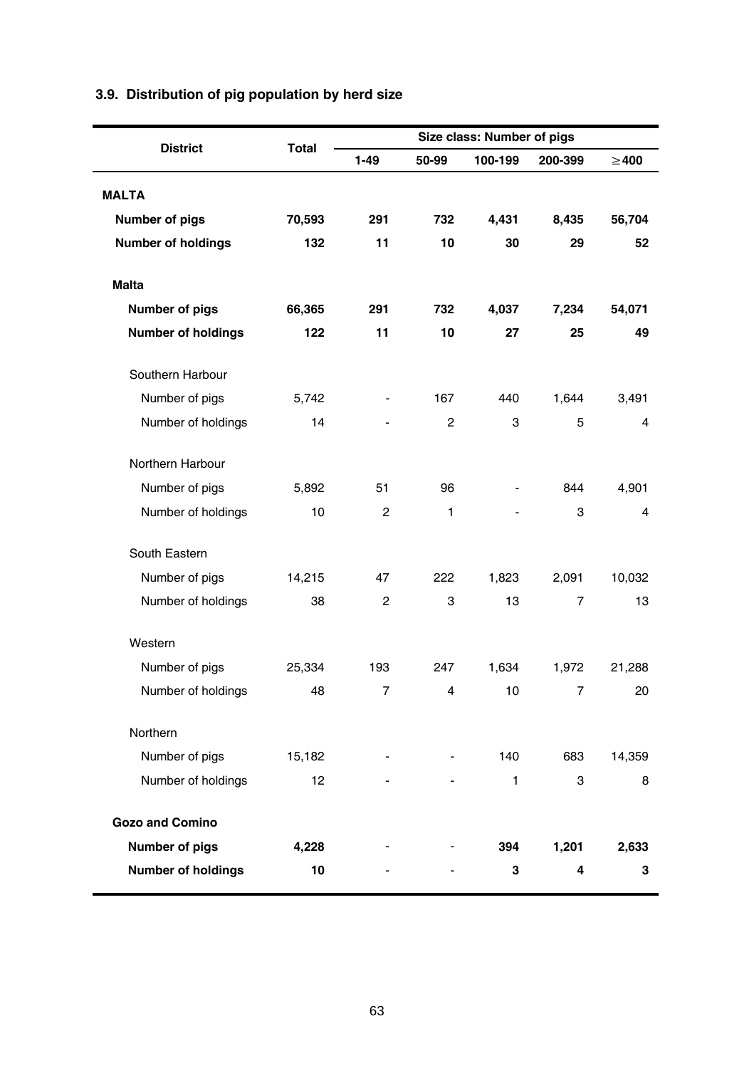### 3.9. Distribution of pig population by herd size

| District | Total | Size class: Number of pigs | | | | |
|---|---|---|---|---|---|---|
| | | 1-49 | 50-99 | 100-199 | 200-399 | ≥400 |
| **MALTA** | | | | | | |
| **Number of pigs** | **70,593** | **291** | **732** | **4,431** | **8,435** | **56,704** |
| **Number of holdings** | **132** | **11** | **10** | **30** | **29** | **52** |
| **Malta** | | | | | | |
| **Number of pigs** | **66,365** | **291** | **732** | **4,037** | **7,234** | **54,071** |
| **Number of holdings** | **122** | **11** | **10** | **27** | **25** | **49** |
| Southern Harbour | | | | | | |
| Number of pigs | 5,742 | - | 167 | 440 | 1,644 | 3,491 |
| Number of holdings | 14 | - | 2 | 3 | 5 | 4 |
| Northern Harbour | | | | | | |
| Number of pigs | 5,892 | 51 | 96 | - | 844 | 4,901 |
| Number of holdings | 10 | 2 | 1 | - | 3 | 4 |
| South Eastern | | | | | | |
| Number of pigs | 14,215 | 47 | 222 | 1,823 | 2,091 | 10,032 |
| Number of holdings | 38 | 2 | 3 | 13 | 7 | 13 |
| Western | | | | | | |
| Number of pigs | 25,334 | 193 | 247 | 1,634 | 1,972 | 21,288 |
| Number of holdings | 48 | 7 | 4 | 10 | 7 | 20 |
| Northern | | | | | | |
| Number of pigs | 15,182 | - | - | 140 | 683 | 14,359 |
| Number of holdings | 12 | - | - | 1 | 3 | 8 |
| **Gozo and Comino** | | | | | | |
| **Number of pigs** | **4,228** | - | - | **394** | **1,201** | **2,633** |
| **Number of holdings** | **10** | - | - | **3** | **4** | **3** |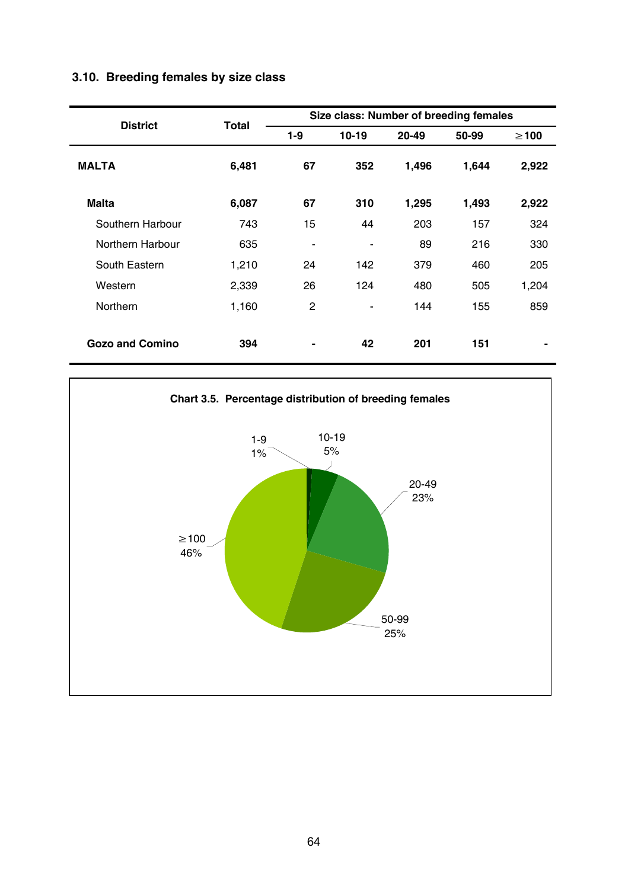### 3.10. Breeding females by size class

| District | Total | Size class: Number of breeding females | | | | |
|---|---|---|---|---|---|---|
| | | 1-9 | 10-19 | 20-49 | 50-99 | ≥100 |
| **MALTA** | **6,481** | **67** | **352** | **1,496** | **1,644** | **2,922** |
| **Malta** | **6,087** | **67** | **310** | **1,295** | **1,493** | **2,922** |
| Southern Harbour | 743 | 15 | 44 | 203 | 157 | 324 |
| Northern Harbour | 635 | - | - | 89 | 216 | 330 |
| South Eastern | 1,210 | 24 | 142 | 379 | 460 | 205 |
| Western | 2,339 | 26 | 124 | 480 | 505 | 1,204 |
| Northern | 1,160 | 2 | - | 144 | 155 | 859 |
| **Gozo and Comino** | **394** | **-** | **42** | **201** | **151** | **-** |

**Chart 3.5. Percentage distribution of breeding females**

- 1-9: 1%
- 10-19: 5%
- 20-49: 23%
- 50-99: 25%
- ≥100: 46%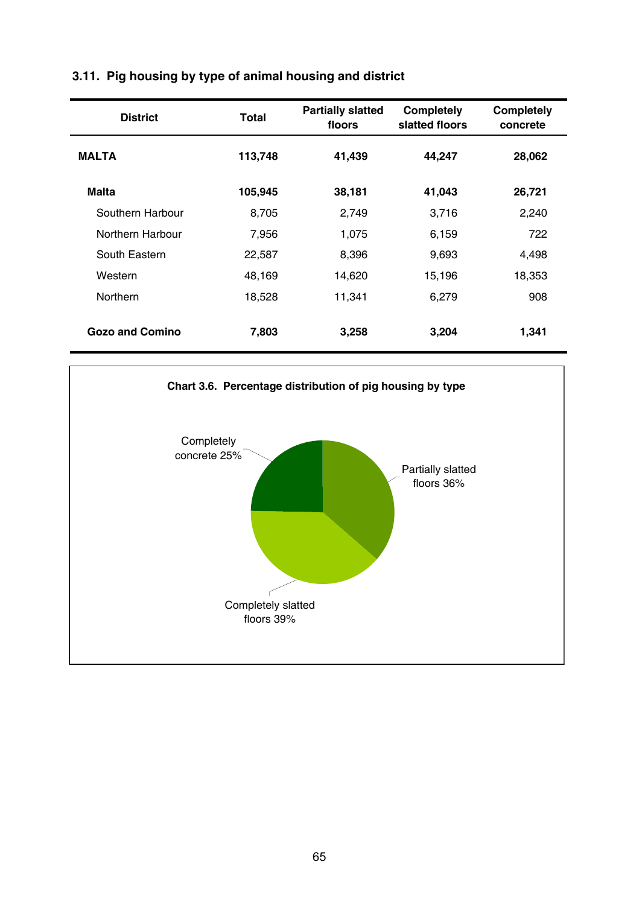### 3.11. Pig housing by type of animal housing and district

| District | Total | Partially slatted floors | Completely slatted floors | Completely concrete |
|---|---|---|---|---|
| **MALTA** | **113,748** | **41,439** | **44,247** | **28,062** |
| **Malta** | **105,945** | **38,181** | **41,043** | **26,721** |
| Southern Harbour | 8,705 | 2,749 | 3,716 | 2,240 |
| Northern Harbour | 7,956 | 1,075 | 6,159 | 722 |
| South Eastern | 22,587 | 8,396 | 9,693 | 4,498 |
| Western | 48,169 | 14,620 | 15,196 | 18,353 |
| Northern | 18,528 | 11,341 | 6,279 | 908 |
| **Gozo and Comino** | **7,803** | **3,258** | **3,204** | **1,341** |

**Chart 3.6. Percentage distribution of pig housing by type**

Completely concrete 25%

Partially slatted floors 36%

Completely slatted floors 39%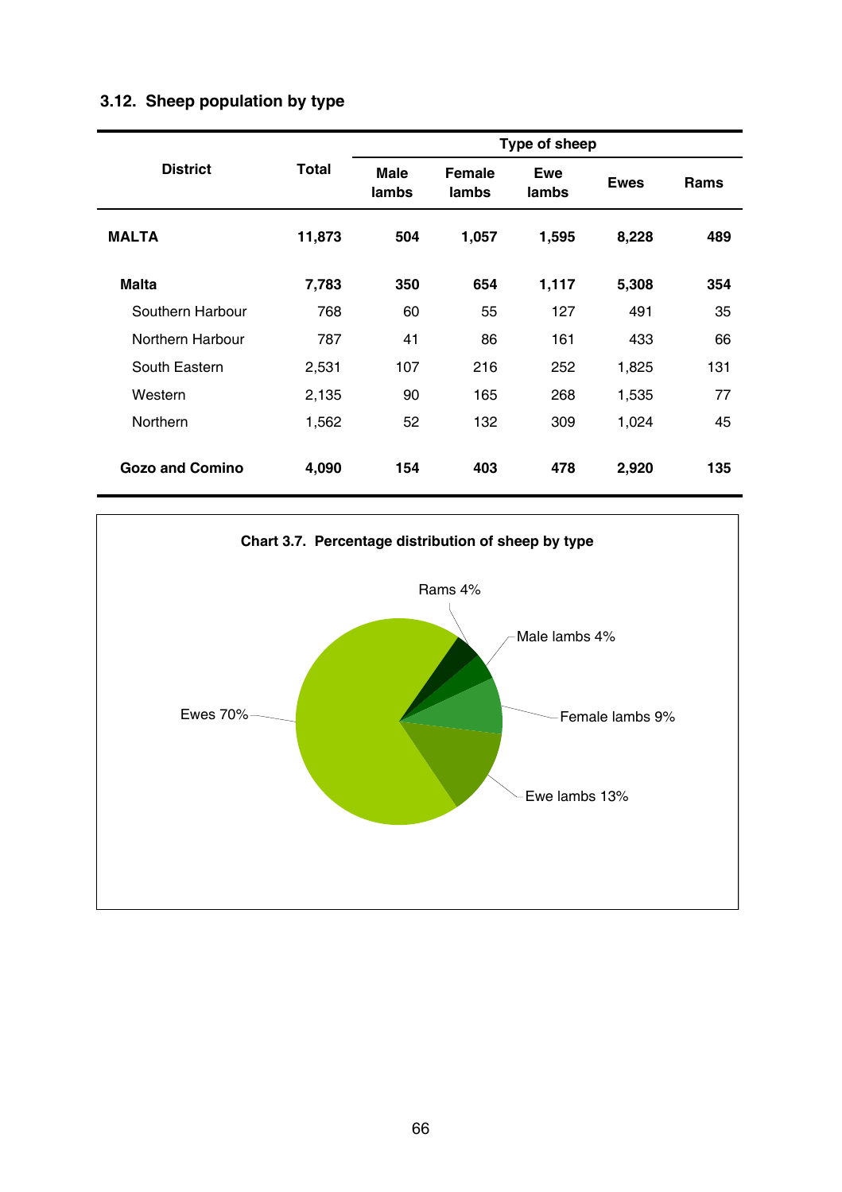### 3.12. Sheep population by type

| District | Total | Type of sheep | | | | |
|---|---|---|---|---|---|---|
| | | Male lambs | Female lambs | Ewe lambs | Ewes | Rams |
| **MALTA** | **11,873** | **504** | **1,057** | **1,595** | **8,228** | **489** |
| **Malta** | **7,783** | **350** | **654** | **1,117** | **5,308** | **354** |
| Southern Harbour | 768 | 60 | 55 | 127 | 491 | 35 |
| Northern Harbour | 787 | 41 | 86 | 161 | 433 | 66 |
| South Eastern | 2,531 | 107 | 216 | 252 | 1,825 | 131 |
| Western | 2,135 | 90 | 165 | 268 | 1,535 | 77 |
| Northern | 1,562 | 52 | 132 | 309 | 1,024 | 45 |
| **Gozo and Comino** | **4,090** | **154** | **403** | **478** | **2,920** | **135** |

**Chart 3.7. Percentage distribution of sheep by type**

Rams 4%

Male lambs 4%

Female lambs 9%

Ewe lambs 13%

Ewes 70%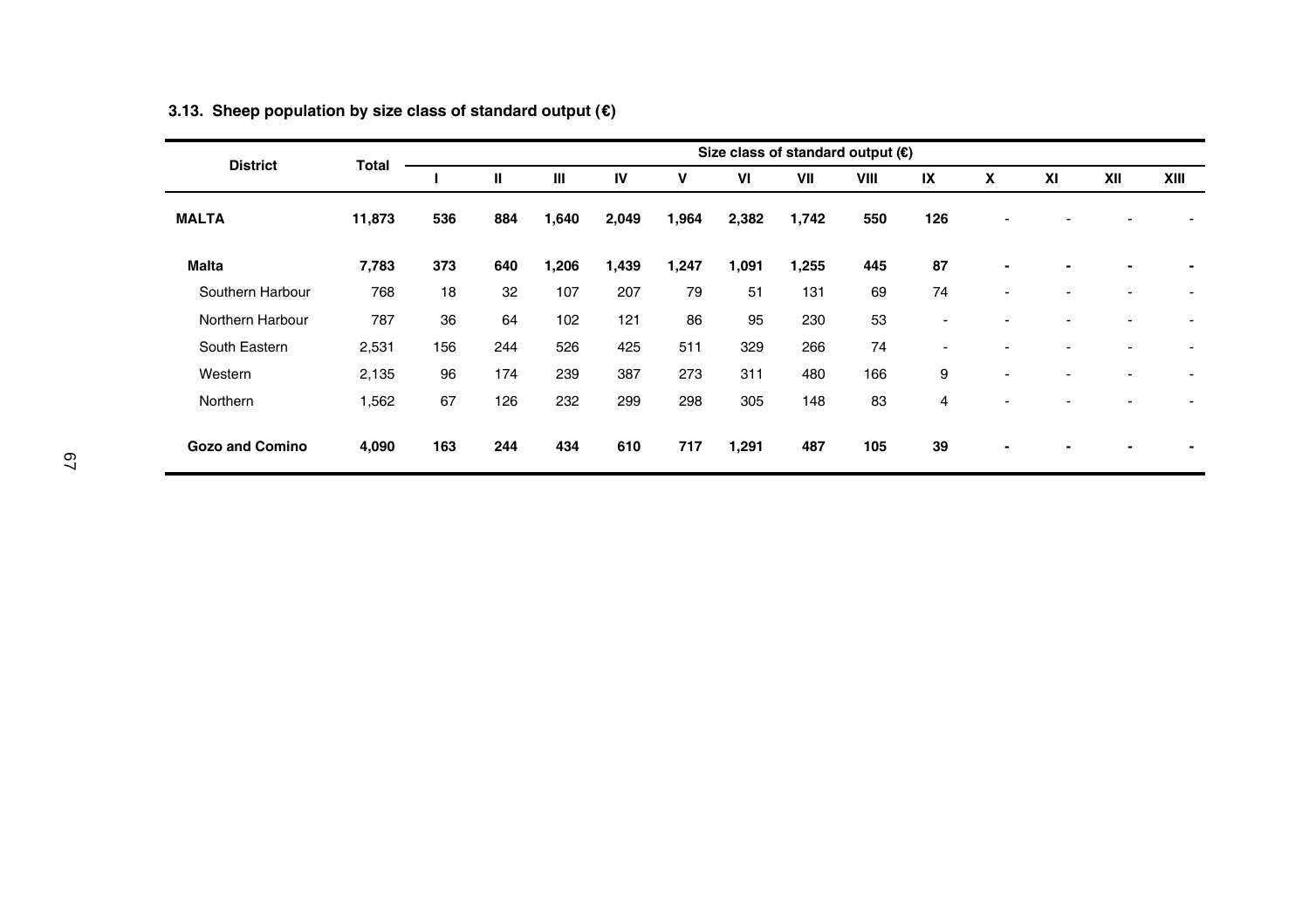### 3.13. Sheep population by size class of standard output (€)

| District | Total | Size class of standard output (€) | | | | | | | | | | | | |
|---|---|---|---|---|---|---|---|---|---|---|---|---|---|---|
| | | I | II | III | IV | V | VI | VII | VIII | IX | X | XI | XII | XIII |
| **MALTA** | **11,873** | **536** | **884** | **1,640** | **2,049** | **1,964** | **2,382** | **1,742** | **550** | **126** | - | - | - | - |
| **Malta** | **7,783** | **373** | **640** | **1,206** | **1,439** | **1,247** | **1,091** | **1,255** | **445** | **87** | **-** | **-** | **-** | **-** |
| Southern Harbour | 768 | 18 | 32 | 107 | 207 | 79 | 51 | 131 | 69 | 74 | - | - | - | - |
| Northern Harbour | 787 | 36 | 64 | 102 | 121 | 86 | 95 | 230 | 53 | - | - | - | - | - |
| South Eastern | 2,531 | 156 | 244 | 526 | 425 | 511 | 329 | 266 | 74 | - | - | - | - | - |
| Western | 2,135 | 96 | 174 | 239 | 387 | 273 | 311 | 480 | 166 | 9 | - | - | - | - |
| Northern | 1,562 | 67 | 126 | 232 | 299 | 298 | 305 | 148 | 83 | 4 | - | - | - | - |
| **Gozo and Comino** | **4,090** | **163** | **244** | **434** | **610** | **717** | **1,291** | **487** | **105** | **39** | **-** | **-** | **-** | **-** |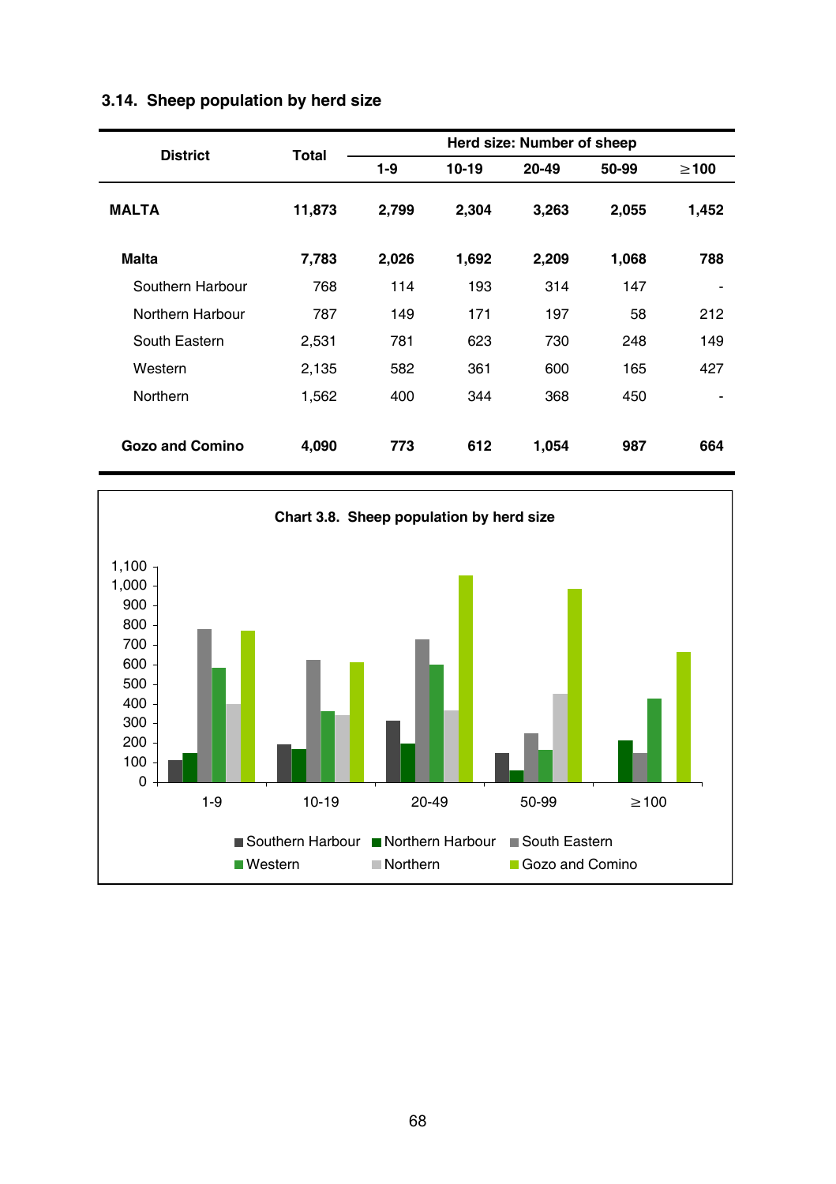### 3.14. Sheep population by herd size

| District | Total | Herd size: Number of sheep | | | | |
|---|---|---|---|---|---|---|
| | | 1-9 | 10-19 | 20-49 | 50-99 | ≥100 |
| **MALTA** | **11,873** | **2,799** | **2,304** | **3,263** | **2,055** | **1,452** |
| **Malta** | **7,783** | **2,026** | **1,692** | **2,209** | **1,068** | **788** |
| Southern Harbour | 768 | 114 | 193 | 314 | 147 | - |
| Northern Harbour | 787 | 149 | 171 | 197 | 58 | 212 |
| South Eastern | 2,531 | 781 | 623 | 730 | 248 | 149 |
| Western | 2,135 | 582 | 361 | 600 | 165 | 427 |
| Northern | 1,562 | 400 | 344 | 368 | 450 | - |
| **Gozo and Comino** | **4,090** | **773** | **612** | **1,054** | **987** | **664** |

**Chart 3.8. Sheep population by herd size**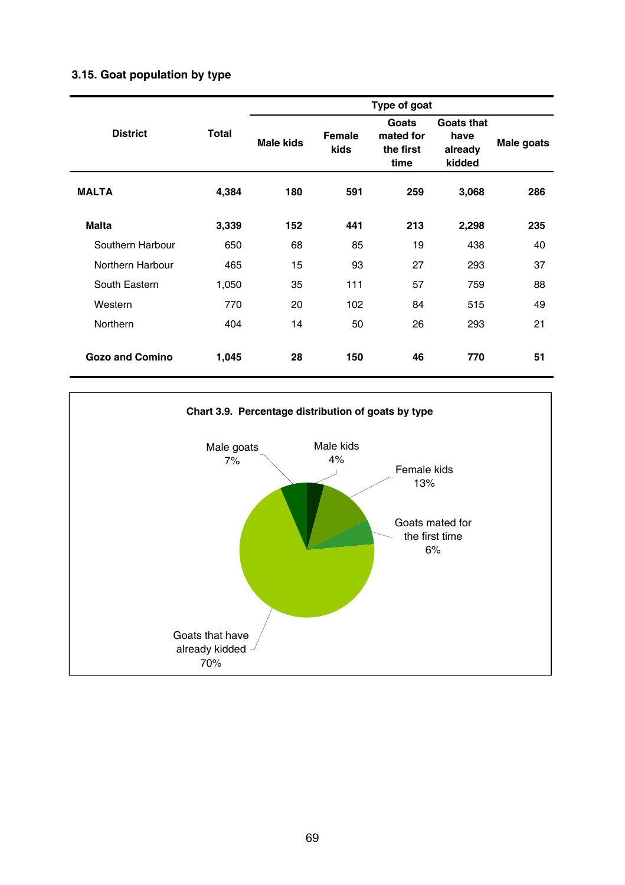### 3.15. Goat population by type

| District | Total | Type of goat | | | | |
|---|---|---|---|---|---|---|
| | | Male kids | Female kids | Goats mated for the first time | Goats that have already kidded | Male goats |
| **MALTA** | **4,384** | **180** | **591** | **259** | **3,068** | **286** |
| **Malta** | **3,339** | **152** | **441** | **213** | **2,298** | **235** |
| Southern Harbour | 650 | 68 | 85 | 19 | 438 | 40 |
| Northern Harbour | 465 | 15 | 93 | 27 | 293 | 37 |
| South Eastern | 1,050 | 35 | 111 | 57 | 759 | 88 |
| Western | 770 | 20 | 102 | 84 | 515 | 49 |
| Northern | 404 | 14 | 50 | 26 | 293 | 21 |
| **Gozo and Comino** | **1,045** | **28** | **150** | **46** | **770** | **51** |

**Chart 3.9. Percentage distribution of goats by type**

Male goats 7%
Male kids 4%
Female kids 13%
Goats mated for the first time 6%
Goats that have already kidded 70%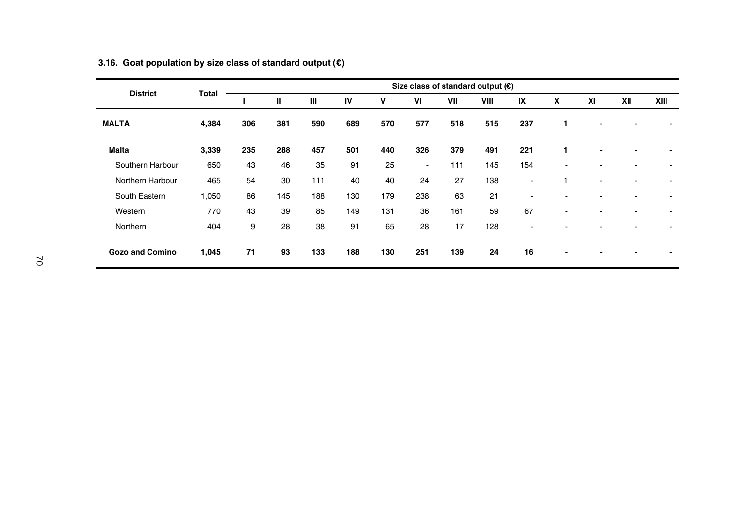### 3.16. Goat population by size class of standard output (€)

| District | Total | Size class of standard output (€) | | | | | | | | | | | | |
|---|---|---|---|---|---|---|---|---|---|---|---|---|---|---|
| | | I | II | III | IV | V | VI | VII | VIII | IX | X | XI | XII | XIII |
| **MALTA** | **4,384** | **306** | **381** | **590** | **689** | **570** | **577** | **518** | **515** | **237** | **1** | - | - | - |
| **Malta** | **3,339** | **235** | **288** | **457** | **501** | **440** | **326** | **379** | **491** | **221** | **1** | **-** | **-** | **-** |
| Southern Harbour | 650 | 43 | 46 | 35 | 91 | 25 | - | 111 | 145 | 154 | - | - | - | - |
| Northern Harbour | 465 | 54 | 30 | 111 | 40 | 40 | 24 | 27 | 138 | - | 1 | - | - | - |
| South Eastern | 1,050 | 86 | 145 | 188 | 130 | 179 | 238 | 63 | 21 | - | - | - | - | - |
| Western | 770 | 43 | 39 | 85 | 149 | 131 | 36 | 161 | 59 | 67 | - | - | - | - |
| Northern | 404 | 9 | 28 | 38 | 91 | 65 | 28 | 17 | 128 | - | - | - | - | - |
| **Gozo and Comino** | **1,045** | **71** | **93** | **133** | **188** | **130** | **251** | **139** | **24** | **16** | **-** | **-** | **-** | **-** |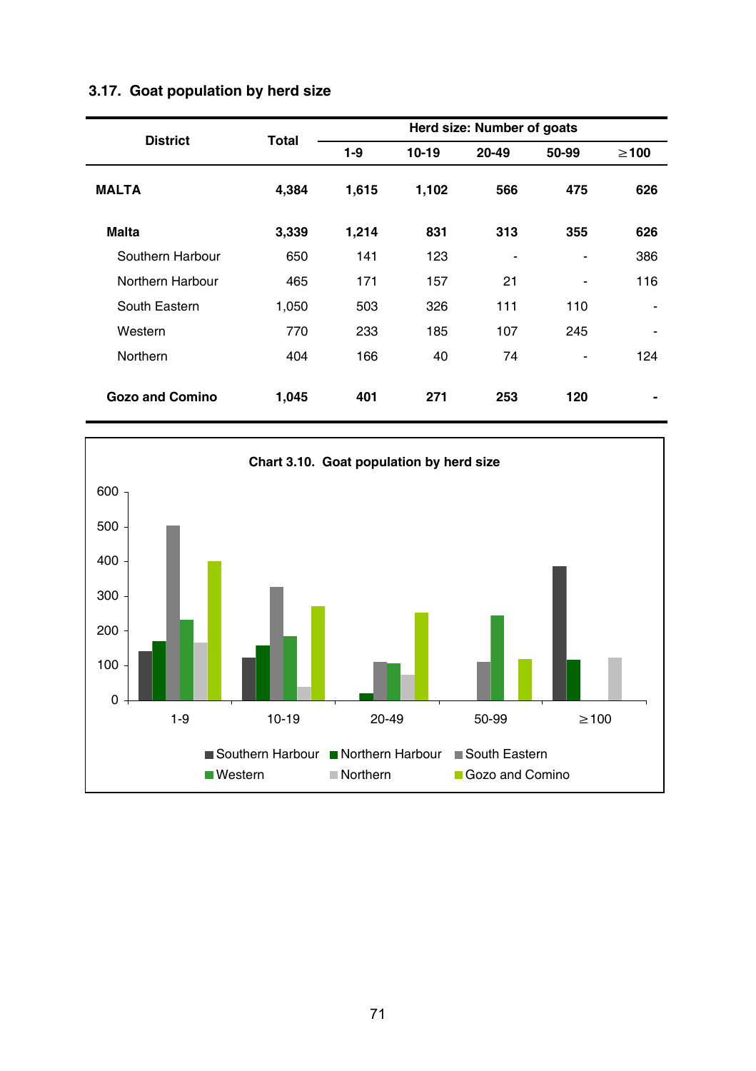### 3.17. Goat population by herd size

| District | Total | Herd size: Number of goats | | | | |
|---|---|---|---|---|---|---|
| | | 1-9 | 10-19 | 20-49 | 50-99 | ≥100 |
| **MALTA** | **4,384** | **1,615** | **1,102** | **566** | **475** | **626** |
| **Malta** | **3,339** | **1,214** | **831** | **313** | **355** | **626** |
| Southern Harbour | 650 | 141 | 123 | - | - | 386 |
| Northern Harbour | 465 | 171 | 157 | 21 | - | 116 |
| South Eastern | 1,050 | 503 | 326 | 111 | 110 | - |
| Western | 770 | 233 | 185 | 107 | 245 | - |
| Northern | 404 | 166 | 40 | 74 | - | 124 |
| **Gozo and Comino** | **1,045** | **401** | **271** | **253** | **120** | **-** |

**Chart 3.10. Goat population by herd size**

Legend: Southern Harbour, Northern Harbour, South Eastern, Western, Northern, Gozo and Comino

Herd size categories: 1-9, 10-19, 20-49, 50-99, ≥100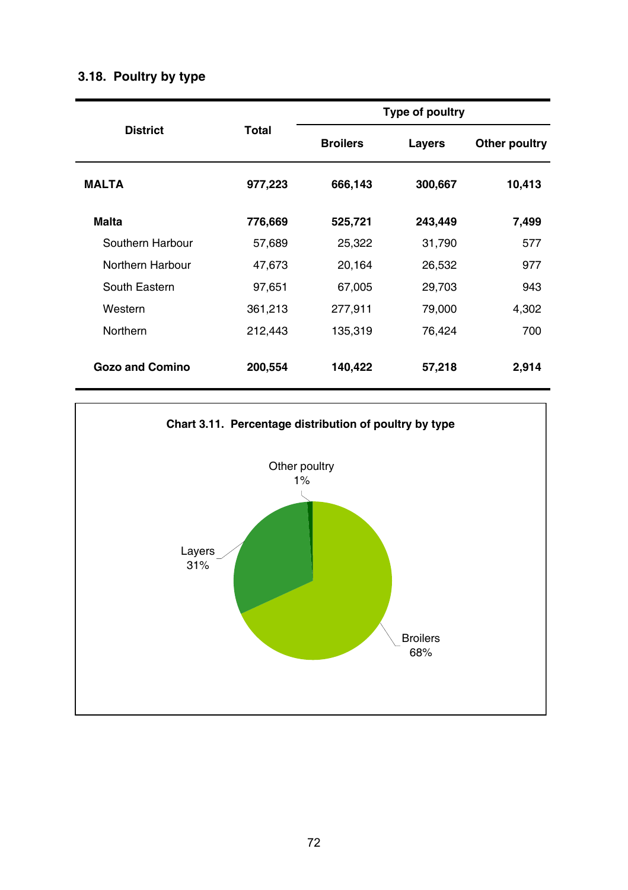### 3.18. Poultry by type

| District | Total | Type of poultry | | |
|---|---|---|---|---|
| | | Broilers | Layers | Other poultry |
| **MALTA** | **977,223** | **666,143** | **300,667** | **10,413** |
| **Malta** | **776,669** | **525,721** | **243,449** | **7,499** |
| Southern Harbour | 57,689 | 25,322 | 31,790 | 577 |
| Northern Harbour | 47,673 | 20,164 | 26,532 | 977 |
| South Eastern | 97,651 | 67,005 | 29,703 | 943 |
| Western | 361,213 | 277,911 | 79,000 | 4,302 |
| Northern | 212,443 | 135,319 | 76,424 | 700 |
| **Gozo and Comino** | **200,554** | **140,422** | **57,218** | **2,914** |

**Chart 3.11. Percentage distribution of poultry by type**

Other poultry 1%

Layers 31%

Broilers 68%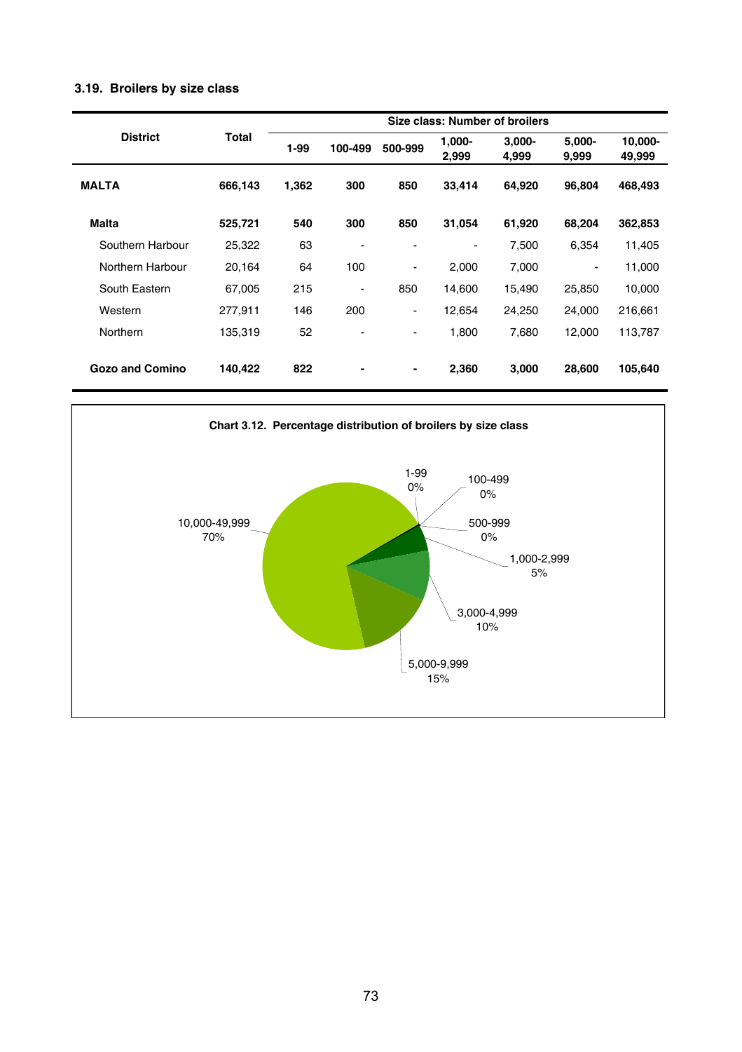### 3.19. Broilers by size class

| District | Total | Size class: Number of broilers | | | | | | |
|---|---|---|---|---|---|---|---|---|
| | | 1-99 | 100-499 | 500-999 | 1,000-2,999 | 3,000-4,999 | 5,000-9,999 | 10,000-49,999 |
| **MALTA** | **666,143** | **1,362** | **300** | **850** | **33,414** | **64,920** | **96,804** | **468,493** |
| **Malta** | **525,721** | **540** | **300** | **850** | **31,054** | **61,920** | **68,204** | **362,853** |
| Southern Harbour | 25,322 | 63 | - | - | - | 7,500 | 6,354 | 11,405 |
| Northern Harbour | 20,164 | 64 | 100 | - | 2,000 | 7,000 | - | 11,000 |
| South Eastern | 67,005 | 215 | - | 850 | 14,600 | 15,490 | 25,850 | 10,000 |
| Western | 277,911 | 146 | 200 | - | 12,654 | 24,250 | 24,000 | 216,661 |
| Northern | 135,319 | 52 | - | - | 1,800 | 7,680 | 12,000 | 113,787 |
| **Gozo and Comino** | **140,422** | **822** | **-** | **-** | **2,360** | **3,000** | **28,600** | **105,640** |

**Chart 3.12. Percentage distribution of broilers by size class**

| Size class | % |
|---|---|
| 1-99 | 0% |
| 100-499 | 0% |
| 500-999 | 0% |
| 1,000-2,999 | 5% |
| 3,000-4,999 | 10% |
| 5,000-9,999 | 15% |
| 10,000-49,999 | 70% |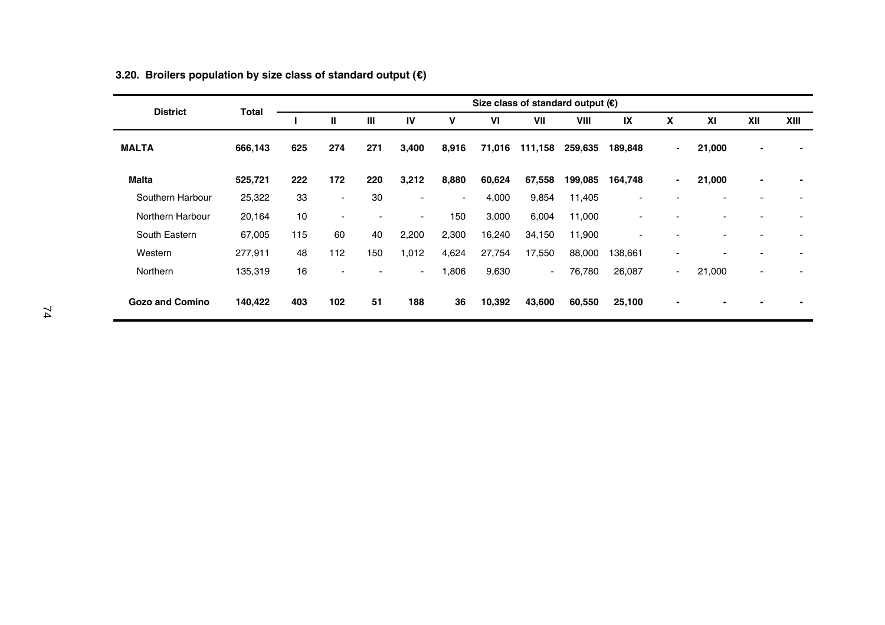### 3.20. Broilers population by size class of standard output (€)

| District | Total | Size class of standard output (€) | | | | | | | | | | | | |
|---|---|---|---|---|---|---|---|---|---|---|---|---|---|---|
| | | I | II | III | IV | V | VI | VII | VIII | IX | X | XI | XII | XIII |
| **MALTA** | **666,143** | **625** | **274** | **271** | **3,400** | **8,916** | **71,016** | **111,158** | **259,635** | **189,848** | - | **21,000** | - | - |
| **Malta** | **525,721** | **222** | **172** | **220** | **3,212** | **8,880** | **60,624** | **67,558** | **199,085** | **164,748** | **-** | **21,000** | **-** | **-** |
| Southern Harbour | 25,322 | 33 | - | 30 | - | - | 4,000 | 9,854 | 11,405 | - | - | - | - | - |
| Northern Harbour | 20,164 | 10 | - | - | - | 150 | 3,000 | 6,004 | 11,000 | - | - | - | - | - |
| South Eastern | 67,005 | 115 | 60 | 40 | 2,200 | 2,300 | 16,240 | 34,150 | 11,900 | - | - | - | - | - |
| Western | 277,911 | 48 | 112 | 150 | 1,012 | 4,624 | 27,754 | 17,550 | 88,000 | 138,661 | - | - | - | - |
| Northern | 135,319 | 16 | - | - | - | 1,806 | 9,630 | - | 76,780 | 26,087 | - | 21,000 | - | - |
| **Gozo and Comino** | **140,422** | **403** | **102** | **51** | **188** | **36** | **10,392** | **43,600** | **60,550** | **25,100** | **-** | **-** | **-** | **-** |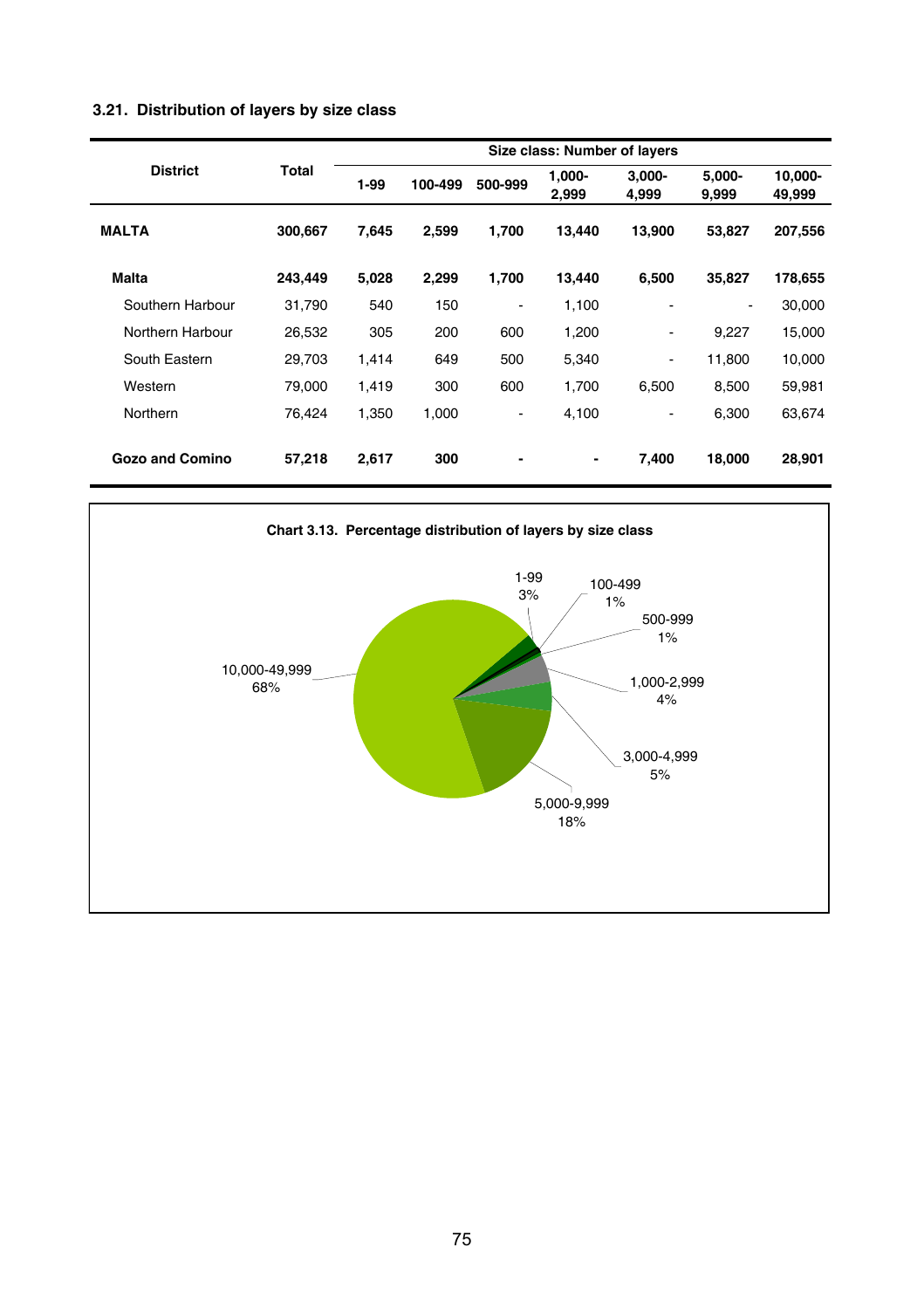### 3.21. Distribution of layers by size class

| District | Total | Size class: Number of layers | | | | | | |
|---|---|---|---|---|---|---|---|---|
| | | 1-99 | 100-499 | 500-999 | 1,000-2,999 | 3,000-4,999 | 5,000-9,999 | 10,000-49,999 |
| **MALTA** | **300,667** | **7,645** | **2,599** | **1,700** | **13,440** | **13,900** | **53,827** | **207,556** |
| **Malta** | **243,449** | **5,028** | **2,299** | **1,700** | **13,440** | **6,500** | **35,827** | **178,655** |
| Southern Harbour | 31,790 | 540 | 150 | - | 1,100 | - | - | 30,000 |
| Northern Harbour | 26,532 | 305 | 200 | 600 | 1,200 | - | 9,227 | 15,000 |
| South Eastern | 29,703 | 1,414 | 649 | 500 | 5,340 | - | 11,800 | 10,000 |
| Western | 79,000 | 1,419 | 300 | 600 | 1,700 | 6,500 | 8,500 | 59,981 |
| Northern | 76,424 | 1,350 | 1,000 | - | 4,100 | - | 6,300 | 63,674 |
| **Gozo and Comino** | **57,218** | **2,617** | **300** | **-** | **-** | **7,400** | **18,000** | **28,901** |

**Chart 3.13. Percentage distribution of layers by size class**

1-99: 3%
100-499: 1%
500-999: 1%
1,000-2,999: 4%
3,000-4,999: 5%
5,000-9,999: 18%
10,000-49,999: 68%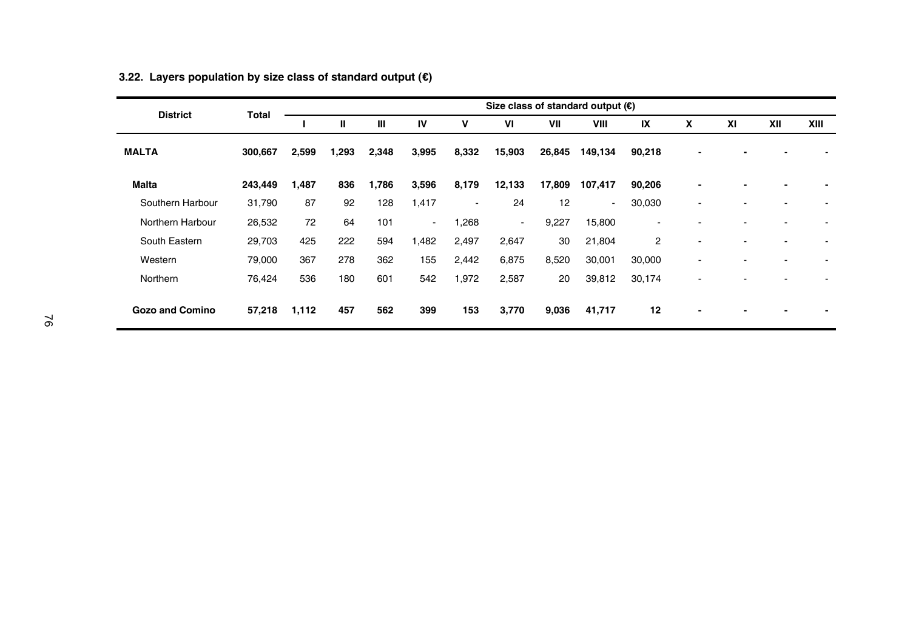### 3.22. Layers population by size class of standard output (€)

| District | Total | Size class of standard output (€) | | | | | | | | | | | | |
|---|---|---|---|---|---|---|---|---|---|---|---|---|---|---|
| | | I | II | III | IV | V | VI | VII | VIII | IX | X | XI | XII | XIII |
| **MALTA** | **300,667** | **2,599** | **1,293** | **2,348** | **3,995** | **8,332** | **15,903** | **26,845** | **149,134** | **90,218** | - | - | - | - |
| **Malta** | **243,449** | **1,487** | **836** | **1,786** | **3,596** | **8,179** | **12,133** | **17,809** | **107,417** | **90,206** | - | - | - | - |
| Southern Harbour | 31,790 | 87 | 92 | 128 | 1,417 | - | 24 | 12 | - | 30,030 | - | - | - | - |
| Northern Harbour | 26,532 | 72 | 64 | 101 | - | 1,268 | - | 9,227 | 15,800 | - | - | - | - | - |
| South Eastern | 29,703 | 425 | 222 | 594 | 1,482 | 2,497 | 2,647 | 30 | 21,804 | 2 | - | - | - | - |
| Western | 79,000 | 367 | 278 | 362 | 155 | 2,442 | 6,875 | 8,520 | 30,001 | 30,000 | - | - | - | - |
| Northern | 76,424 | 536 | 180 | 601 | 542 | 1,972 | 2,587 | 20 | 39,812 | 30,174 | - | - | - | - |
| **Gozo and Comino** | **57,218** | **1,112** | **457** | **562** | **399** | **153** | **3,770** | **9,036** | **41,717** | **12** | - | - | - | - |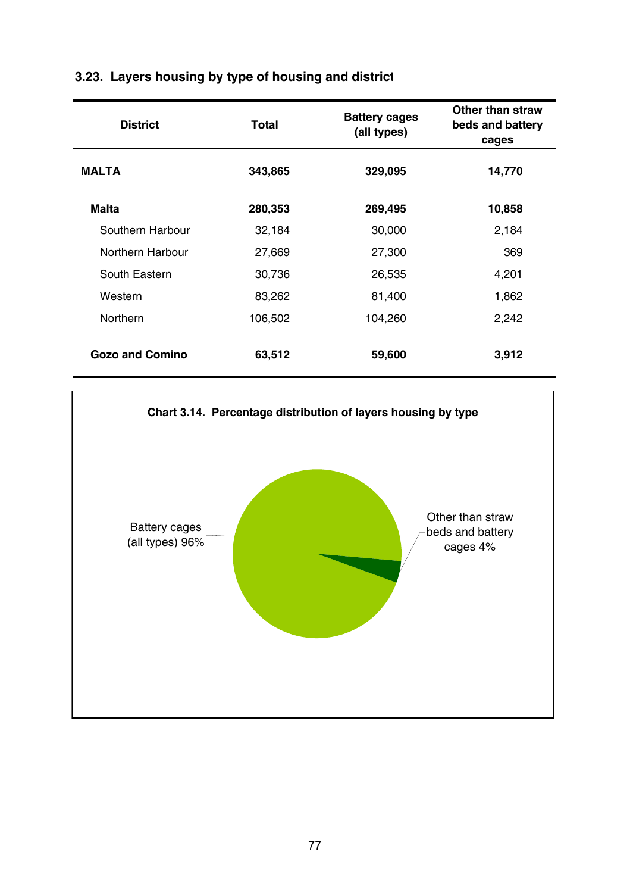### 3.23. Layers housing by type of housing and district

| District | Total | Battery cages (all types) | Other than straw beds and battery cages |
|---|---|---|---|
| **MALTA** | **343,865** | **329,095** | **14,770** |
| **Malta** | **280,353** | **269,495** | **10,858** |
| Southern Harbour | 32,184 | 30,000 | 2,184 |
| Northern Harbour | 27,669 | 27,300 | 369 |
| South Eastern | 30,736 | 26,535 | 4,201 |
| Western | 83,262 | 81,400 | 1,862 |
| Northern | 106,502 | 104,260 | 2,242 |
| **Gozo and Comino** | **63,512** | **59,600** | **3,912** |

**Chart 3.14. Percentage distribution of layers housing by type**

Battery cages (all types) 96%

Other than straw beds and battery cages 4%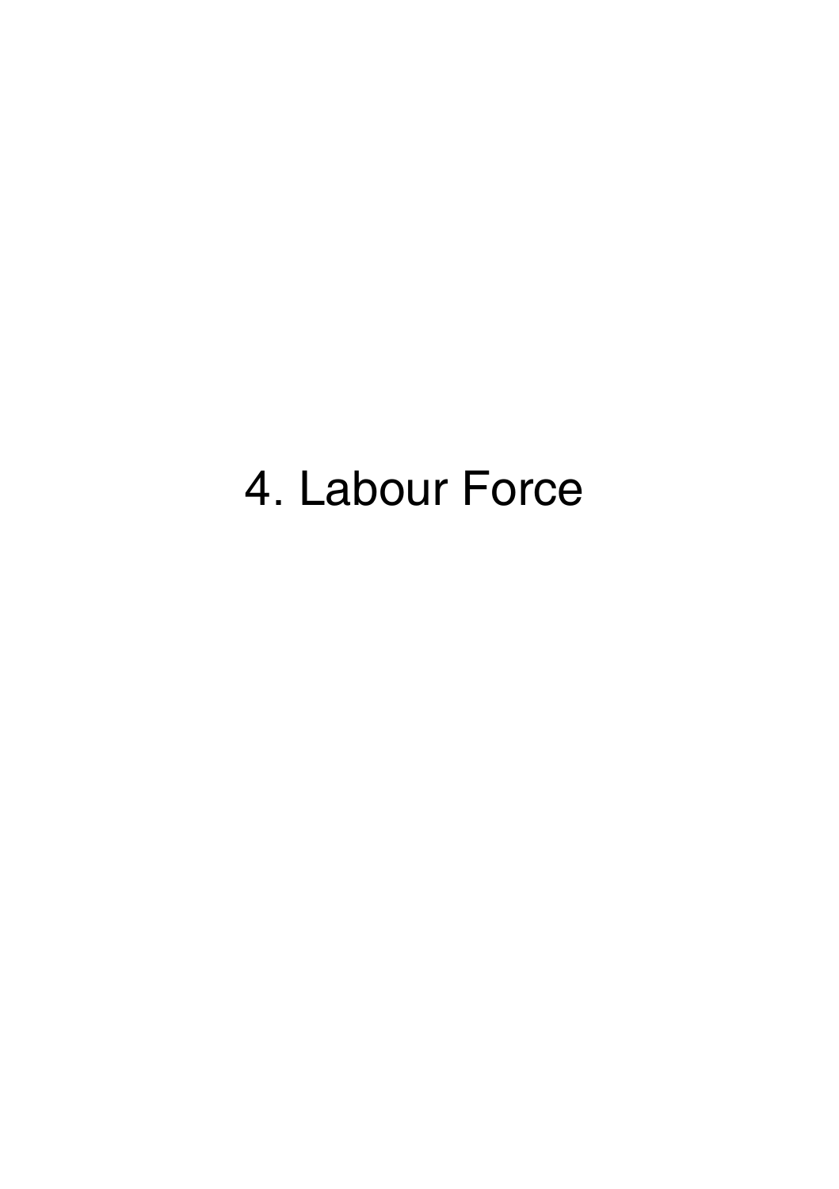# 4. Labour Force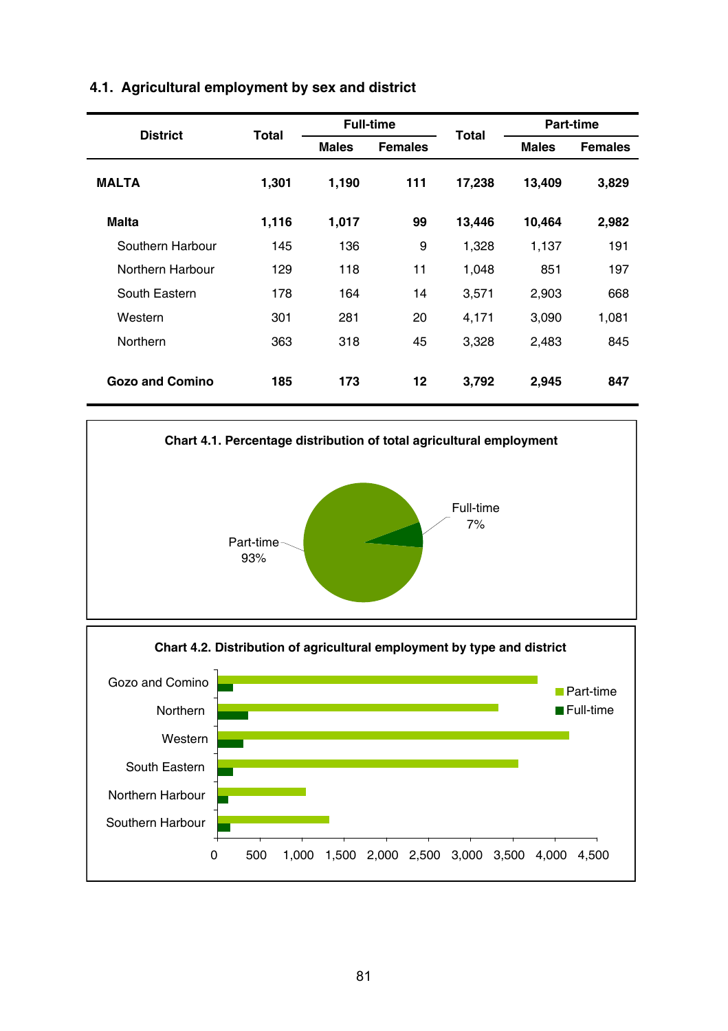## 4.1. Agricultural employment by sex and district

| District | Full-time | | | Part-time | | |
|---|---|---|---|---|---|---|
| | Total | Males | Females | Total | Males | Females |
| **MALTA** | **1,301** | **1,190** | **111** | **17,238** | **13,409** | **3,829** |
| **Malta** | **1,116** | **1,017** | **99** | **13,446** | **10,464** | **2,982** |
| Southern Harbour | 145 | 136 | 9 | 1,328 | 1,137 | 191 |
| Northern Harbour | 129 | 118 | 11 | 1,048 | 851 | 197 |
| South Eastern | 178 | 164 | 14 | 3,571 | 2,903 | 668 |
| Western | 301 | 281 | 20 | 4,171 | 3,090 | 1,081 |
| Northern | 363 | 318 | 45 | 3,328 | 2,483 | 845 |
| **Gozo and Comino** | **185** | **173** | **12** | **3,792** | **2,945** | **847** |

**Chart 4.1. Percentage distribution of total agricultural employment**

Full-time 7%

Part-time 93%

**Chart 4.2. Distribution of agricultural employment by type and district**

Gozo and Comino, Northern, Western, South Eastern, Northern Harbour, Southern Harbour

Part-time, Full-time

0, 500, 1,000, 1,500, 2,000, 2,500, 3,000, 3,500, 4,000, 4,500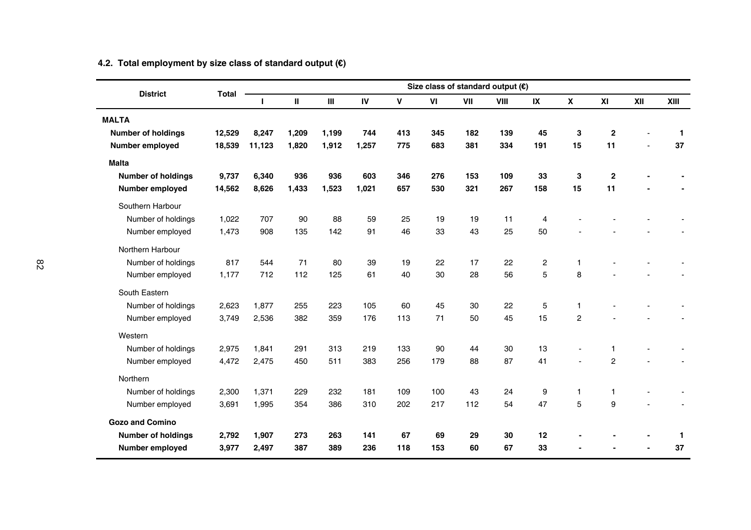### 4.2. Total employment by size class of standard output (€)

| District | Total | Size class of standard output (€) | | | | | | | | | | | | |
|---|---|---|---|---|---|---|---|---|---|---|---|---|---|---|
| | | I | II | III | IV | V | VI | VII | VIII | IX | X | XI | XII | XIII |
| **MALTA** | | | | | | | | | | | | | | |
| **Number of holdings** | **12,529** | **8,247** | **1,209** | **1,199** | **744** | **413** | **345** | **182** | **139** | **45** | **3** | **2** | - | **1** |
| **Number employed** | **18,539** | **11,123** | **1,820** | **1,912** | **1,257** | **775** | **683** | **381** | **334** | **191** | **15** | **11** | - | **37** |
| **Malta** | | | | | | | | | | | | | | |
| **Number of holdings** | **9,737** | **6,340** | **936** | **936** | **603** | **346** | **276** | **153** | **109** | **33** | **3** | **2** | **-** | **-** |
| **Number employed** | **14,562** | **8,626** | **1,433** | **1,523** | **1,021** | **657** | **530** | **321** | **267** | **158** | **15** | **11** | **-** | **-** |
| Southern Harbour | | | | | | | | | | | | | | |
| Number of holdings | 1,022 | 707 | 90 | 88 | 59 | 25 | 19 | 19 | 11 | 4 | - | - | - | - |
| Number employed | 1,473 | 908 | 135 | 142 | 91 | 46 | 33 | 43 | 25 | 50 | - | - | - | - |
| Northern Harbour | | | | | | | | | | | | | | |
| Number of holdings | 817 | 544 | 71 | 80 | 39 | 19 | 22 | 17 | 22 | 2 | 1 | - | - | - |
| Number employed | 1,177 | 712 | 112 | 125 | 61 | 40 | 30 | 28 | 56 | 5 | 8 | - | - | - |
| South Eastern | | | | | | | | | | | | | | |
| Number of holdings | 2,623 | 1,877 | 255 | 223 | 105 | 60 | 45 | 30 | 22 | 5 | 1 | - | - | - |
| Number employed | 3,749 | 2,536 | 382 | 359 | 176 | 113 | 71 | 50 | 45 | 15 | 2 | - | - | - |
| Western | | | | | | | | | | | | | | |
| Number of holdings | 2,975 | 1,841 | 291 | 313 | 219 | 133 | 90 | 44 | 30 | 13 | - | 1 | - | - |
| Number employed | 4,472 | 2,475 | 450 | 511 | 383 | 256 | 179 | 88 | 87 | 41 | - | 2 | - | - |
| Northern | | | | | | | | | | | | | | |
| Number of holdings | 2,300 | 1,371 | 229 | 232 | 181 | 109 | 100 | 43 | 24 | 9 | 1 | 1 | - | - |
| Number employed | 3,691 | 1,995 | 354 | 386 | 310 | 202 | 217 | 112 | 54 | 47 | 5 | 9 | - | - |
| **Gozo and Comino** | | | | | | | | | | | | | | |
| **Number of holdings** | **2,792** | **1,907** | **273** | **263** | **141** | **67** | **69** | **29** | **30** | **12** | **-** | **-** | **-** | **1** |
| **Number employed** | **3,977** | **2,497** | **387** | **389** | **236** | **118** | **153** | **60** | **67** | **33** | **-** | **-** | **-** | **37** |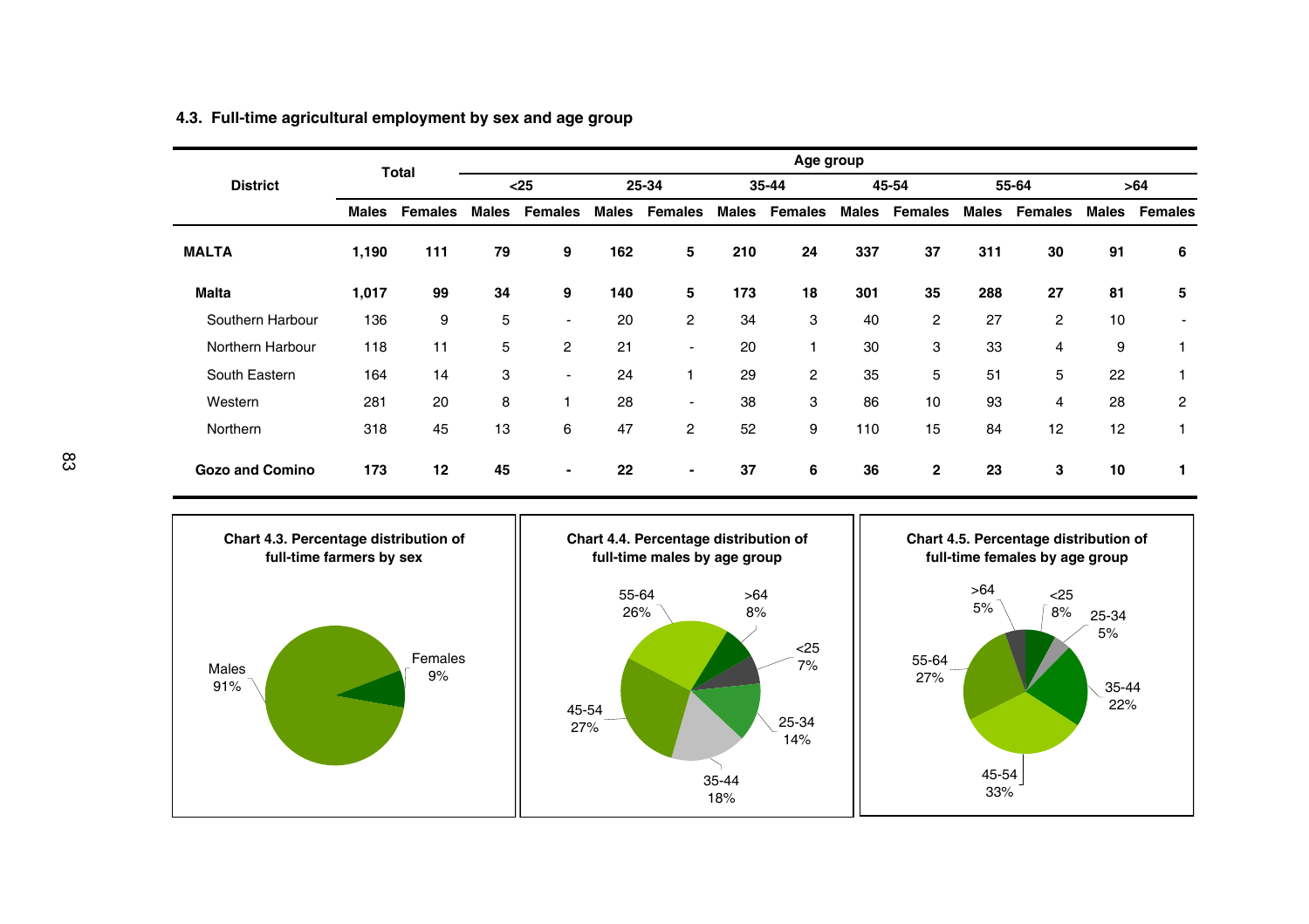## 4.3. Full-time agricultural employment by sex and age group

| District | Total | | Age group | | | | | | | | | | | |
|---|---|---|---|---|---|---|---|---|---|---|---|---|---|---|
| | | | <25 | | 25-34 | | 35-44 | | 45-54 | | 55-64 | | >64 | |
| | Males | Females | Males | Females | Males | Females | Males | Females | Males | Females | Males | Females | Males | Females |
| **MALTA** | **1,190** | **111** | **79** | **9** | **162** | **5** | **210** | **24** | **337** | **37** | **311** | **30** | **91** | **6** |
| **Malta** | **1,017** | **99** | **34** | **9** | **140** | **5** | **173** | **18** | **301** | **35** | **288** | **27** | **81** | **5** |
| Southern Harbour | 136 | 9 | 5 | - | 20 | 2 | 34 | 3 | 40 | 2 | 27 | 2 | 10 | - |
| Northern Harbour | 118 | 11 | 5 | 2 | 21 | - | 20 | 1 | 30 | 3 | 33 | 4 | 9 | 1 |
| South Eastern | 164 | 14 | 3 | - | 24 | 1 | 29 | 2 | 35 | 5 | 51 | 5 | 22 | 1 |
| Western | 281 | 20 | 8 | 1 | 28 | - | 38 | 3 | 86 | 10 | 93 | 4 | 28 | 2 |
| Northern | 318 | 45 | 13 | 6 | 47 | 2 | 52 | 9 | 110 | 15 | 84 | 12 | 12 | 1 |
| **Gozo and Comino** | **173** | **12** | **45** | **-** | **22** | **-** | **37** | **6** | **36** | **2** | **23** | **3** | **10** | **1** |

**Chart 4.3. Percentage distribution of full-time farmers by sex**

Males 91%; Females 9%

**Chart 4.4. Percentage distribution of full-time males by age group**

<25 7%; 25-34 14%; 35-44 18%; 45-54 27%; 55-64 26%; >64 8%

**Chart 4.5. Percentage distribution of full-time females by age group**

<25 8%; 25-34 5%; 35-44 22%; 45-54 33%; 55-64 27%; >64 5%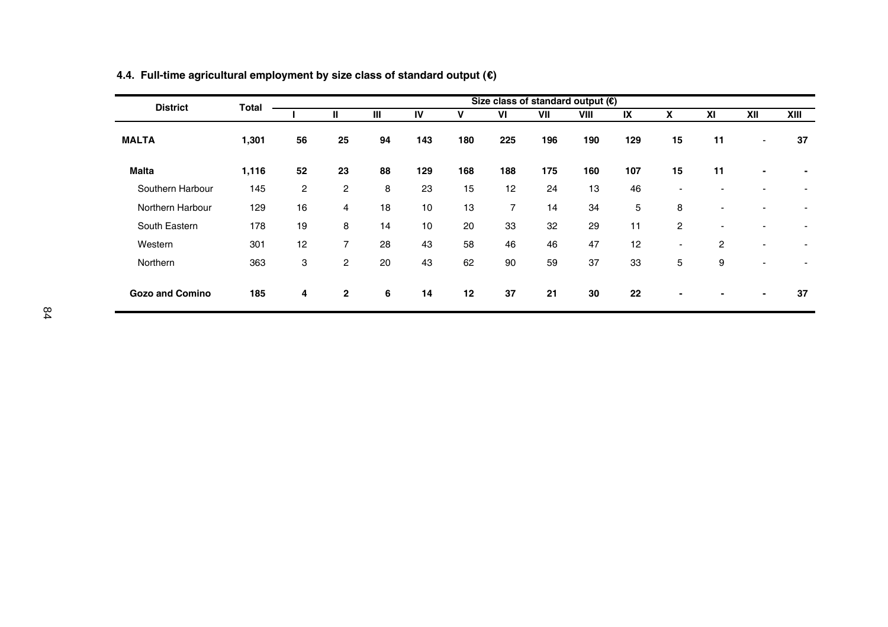### 4.4. Full-time agricultural employment by size class of standard output (€)

| District | Total | Size class of standard output (€) | | | | | | | | | | | | |
|---|---|---|---|---|---|---|---|---|---|---|---|---|---|---|
| | | I | II | III | IV | V | VI | VII | VIII | IX | X | XI | XII | XIII |
| **MALTA** | **1,301** | **56** | **25** | **94** | **143** | **180** | **225** | **196** | **190** | **129** | **15** | **11** | - | **37** |
| **Malta** | **1,116** | **52** | **23** | **88** | **129** | **168** | **188** | **175** | **160** | **107** | **15** | **11** | **-** | **-** |
| Southern Harbour | 145 | 2 | 2 | 8 | 23 | 15 | 12 | 24 | 13 | 46 | - | - | - | - |
| Northern Harbour | 129 | 16 | 4 | 18 | 10 | 13 | 7 | 14 | 34 | 5 | 8 | - | - | - |
| South Eastern | 178 | 19 | 8 | 14 | 10 | 20 | 33 | 32 | 29 | 11 | 2 | - | - | - |
| Western | 301 | 12 | 7 | 28 | 43 | 58 | 46 | 46 | 47 | 12 | - | 2 | - | - |
| Northern | 363 | 3 | 2 | 20 | 43 | 62 | 90 | 59 | 37 | 33 | 5 | 9 | - | - |
| **Gozo and Comino** | **185** | **4** | **2** | **6** | **14** | **12** | **37** | **21** | **30** | **22** | **-** | **-** | **-** | **37** |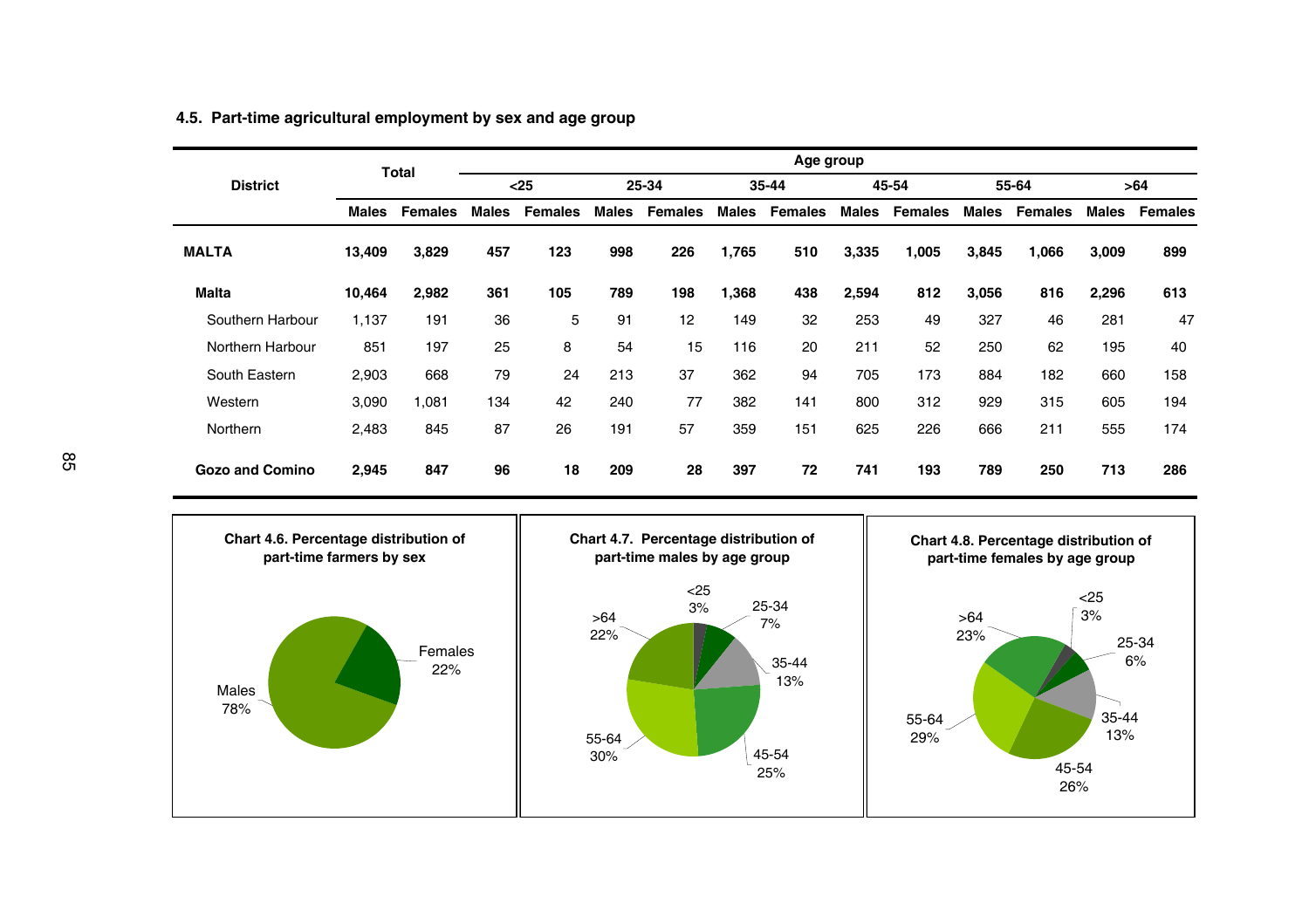### 4.5. Part-time agricultural employment by sex and age group

| District | Total | | Age group | | | | | | | | | | | |
|---|---|---|---|---|---|---|---|---|---|---|---|---|---|---|
| | | | <25 | | 25-34 | | 35-44 | | 45-54 | | 55-64 | | >64 | |
| | Males | Females | Males | Females | Males | Females | Males | Females | Males | Females | Males | Females | Males | Females |
| **MALTA** | **13,409** | **3,829** | **457** | **123** | **998** | **226** | **1,765** | **510** | **3,335** | **1,005** | **3,845** | **1,066** | **3,009** | **899** |
| **Malta** | **10,464** | **2,982** | **361** | **105** | **789** | **198** | **1,368** | **438** | **2,594** | **812** | **3,056** | **816** | **2,296** | **613** |
| Southern Harbour | 1,137 | 191 | 36 | 5 | 91 | 12 | 149 | 32 | 253 | 49 | 327 | 46 | 281 | 47 |
| Northern Harbour | 851 | 197 | 25 | 8 | 54 | 15 | 116 | 20 | 211 | 52 | 250 | 62 | 195 | 40 |
| South Eastern | 2,903 | 668 | 79 | 24 | 213 | 37 | 362 | 94 | 705 | 173 | 884 | 182 | 660 | 158 |
| Western | 3,090 | 1,081 | 134 | 42 | 240 | 77 | 382 | 141 | 800 | 312 | 929 | 315 | 605 | 194 |
| Northern | 2,483 | 845 | 87 | 26 | 191 | 57 | 359 | 151 | 625 | 226 | 666 | 211 | 555 | 174 |
| **Gozo and Comino** | **2,945** | **847** | **96** | **18** | **209** | **28** | **397** | **72** | **741** | **193** | **789** | **250** | **713** | **286** |

**Chart 4.6. Percentage distribution of part-time farmers by sex**

Males 78%; Females 22%

**Chart 4.7. Percentage distribution of part-time males by age group**

<25 3%; 25-34 7%; 35-44 13%; 45-54 25%; 55-64 30%; >64 22%

**Chart 4.8. Percentage distribution of part-time females by age group**

<25 3%; 25-34 6%; 35-44 13%; 45-54 26%; 55-64 29%; >64 23%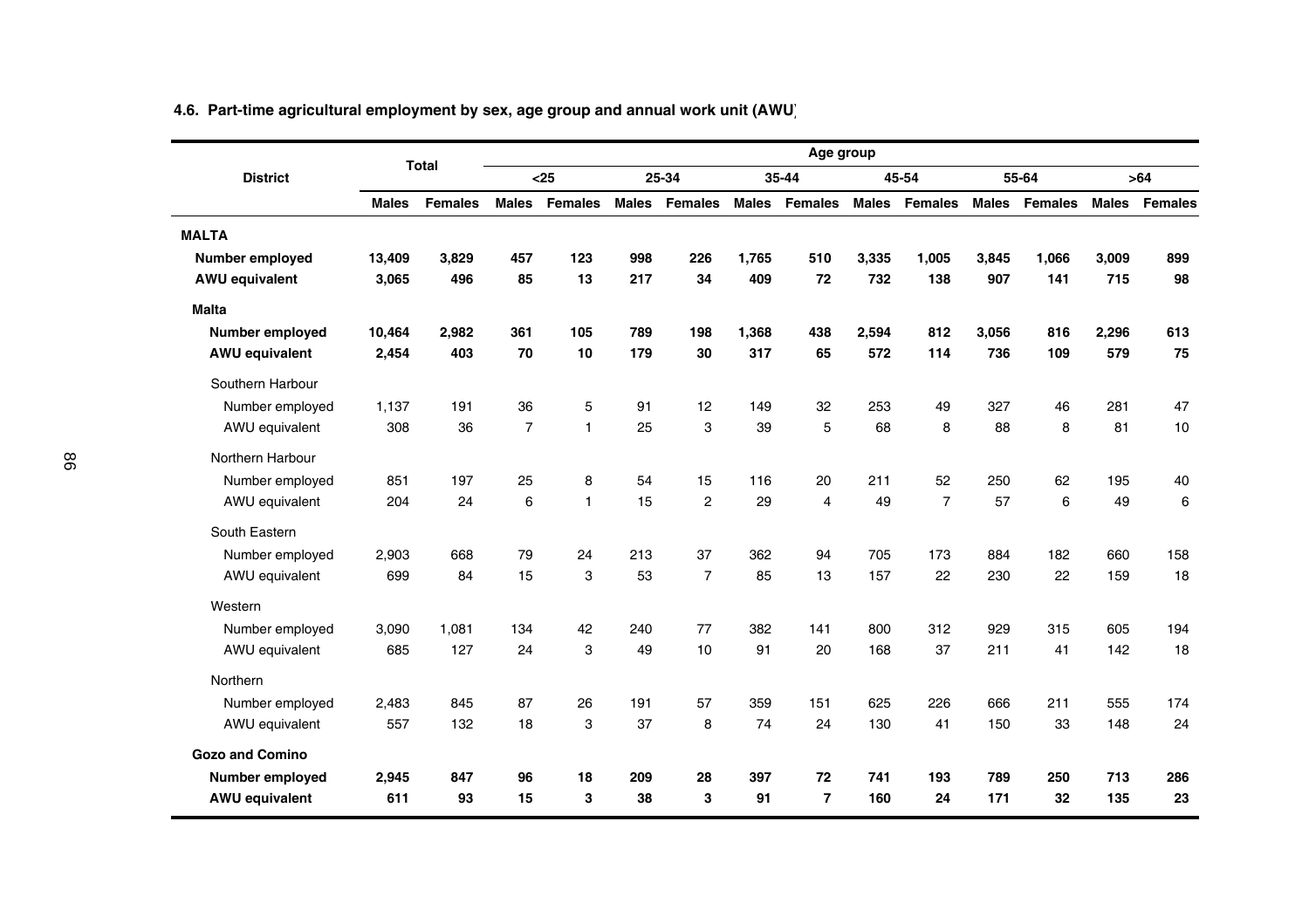#### 4.6. Part-time agricultural employment by sex, age group and annual work unit (AWU)

| District | Total | | Age group | | | | | | | | | | | |
|---|---|---|---|---|---|---|---|---|---|---|---|---|---|---|
| | | | <25 | | 25-34 | | 35-44 | | 45-54 | | 55-64 | | >64 | |
| | Males | Females | Males | Females | Males | Females | Males | Females | Males | Females | Males | Females | Males | Females |
| **MALTA** | | | | | | | | | | | | | | |
| **Number employed** | **13,409** | **3,829** | **457** | **123** | **998** | **226** | **1,765** | **510** | **3,335** | **1,005** | **3,845** | **1,066** | **3,009** | **899** |
| **AWU equivalent** | **3,065** | **496** | **85** | **13** | **217** | **34** | **409** | **72** | **732** | **138** | **907** | **141** | **715** | **98** |
| **Malta** | | | | | | | | | | | | | | |
| **Number employed** | **10,464** | **2,982** | **361** | **105** | **789** | **198** | **1,368** | **438** | **2,594** | **812** | **3,056** | **816** | **2,296** | **613** |
| **AWU equivalent** | **2,454** | **403** | **70** | **10** | **179** | **30** | **317** | **65** | **572** | **114** | **736** | **109** | **579** | **75** |
| Southern Harbour | | | | | | | | | | | | | | |
| Number employed | 1,137 | 191 | 36 | 5 | 91 | 12 | 149 | 32 | 253 | 49 | 327 | 46 | 281 | 47 |
| AWU equivalent | 308 | 36 | 7 | 1 | 25 | 3 | 39 | 5 | 68 | 8 | 88 | 8 | 81 | 10 |
| Northern Harbour | | | | | | | | | | | | | | |
| Number employed | 851 | 197 | 25 | 8 | 54 | 15 | 116 | 20 | 211 | 52 | 250 | 62 | 195 | 40 |
| AWU equivalent | 204 | 24 | 6 | 1 | 15 | 2 | 29 | 4 | 49 | 7 | 57 | 6 | 49 | 6 |
| South Eastern | | | | | | | | | | | | | | |
| Number employed | 2,903 | 668 | 79 | 24 | 213 | 37 | 362 | 94 | 705 | 173 | 884 | 182 | 660 | 158 |
| AWU equivalent | 699 | 84 | 15 | 3 | 53 | 7 | 85 | 13 | 157 | 22 | 230 | 22 | 159 | 18 |
| Western | | | | | | | | | | | | | | |
| Number employed | 3,090 | 1,081 | 134 | 42 | 240 | 77 | 382 | 141 | 800 | 312 | 929 | 315 | 605 | 194 |
| AWU equivalent | 685 | 127 | 24 | 3 | 49 | 10 | 91 | 20 | 168 | 37 | 211 | 41 | 142 | 18 |
| Northern | | | | | | | | | | | | | | |
| Number employed | 2,483 | 845 | 87 | 26 | 191 | 57 | 359 | 151 | 625 | 226 | 666 | 211 | 555 | 174 |
| AWU equivalent | 557 | 132 | 18 | 3 | 37 | 8 | 74 | 24 | 130 | 41 | 150 | 33 | 148 | 24 |
| **Gozo and Comino** | | | | | | | | | | | | | | |
| **Number employed** | **2,945** | **847** | **96** | **18** | **209** | **28** | **397** | **72** | **741** | **193** | **789** | **250** | **713** | **286** |
| **AWU equivalent** | **611** | **93** | **15** | **3** | **38** | **3** | **91** | **7** | **160** | **24** | **171** | **32** | **135** | **23** |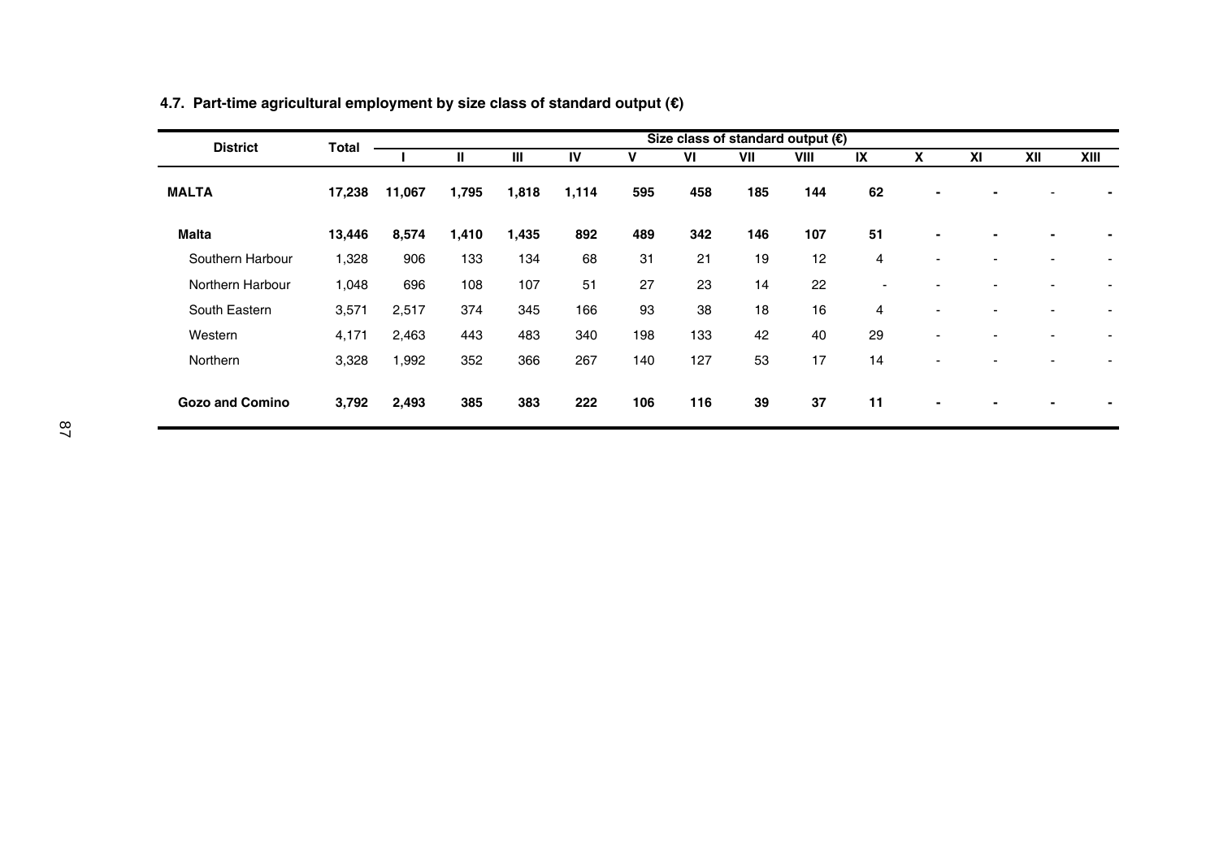### 4.7. Part-time agricultural employment by size class of standard output (€)

| District | Total | Size class of standard output (€) | | | | | | | | | | | | |
|---|---|---|---|---|---|---|---|---|---|---|---|---|---|---|
| | | I | II | III | IV | V | VI | VII | VIII | IX | X | XI | XII | XIII |
| **MALTA** | **17,238** | **11,067** | **1,795** | **1,818** | **1,114** | **595** | **458** | **185** | **144** | **62** | **-** | **-** | - | **-** |
| **Malta** | **13,446** | **8,574** | **1,410** | **1,435** | **892** | **489** | **342** | **146** | **107** | **51** | **-** | **-** | **-** | **-** |
| Southern Harbour | 1,328 | 906 | 133 | 134 | 68 | 31 | 21 | 19 | 12 | 4 | - | - | - | - |
| Northern Harbour | 1,048 | 696 | 108 | 107 | 51 | 27 | 23 | 14 | 22 | - | - | - | - | - |
| South Eastern | 3,571 | 2,517 | 374 | 345 | 166 | 93 | 38 | 18 | 16 | 4 | - | - | - | - |
| Western | 4,171 | 2,463 | 443 | 483 | 340 | 198 | 133 | 42 | 40 | 29 | - | - | - | - |
| Northern | 3,328 | 1,992 | 352 | 366 | 267 | 140 | 127 | 53 | 17 | 14 | - | - | - | - |
| **Gozo and Comino** | **3,792** | **2,493** | **385** | **383** | **222** | **106** | **116** | **39** | **37** | **11** | **-** | **-** | **-** | **-** |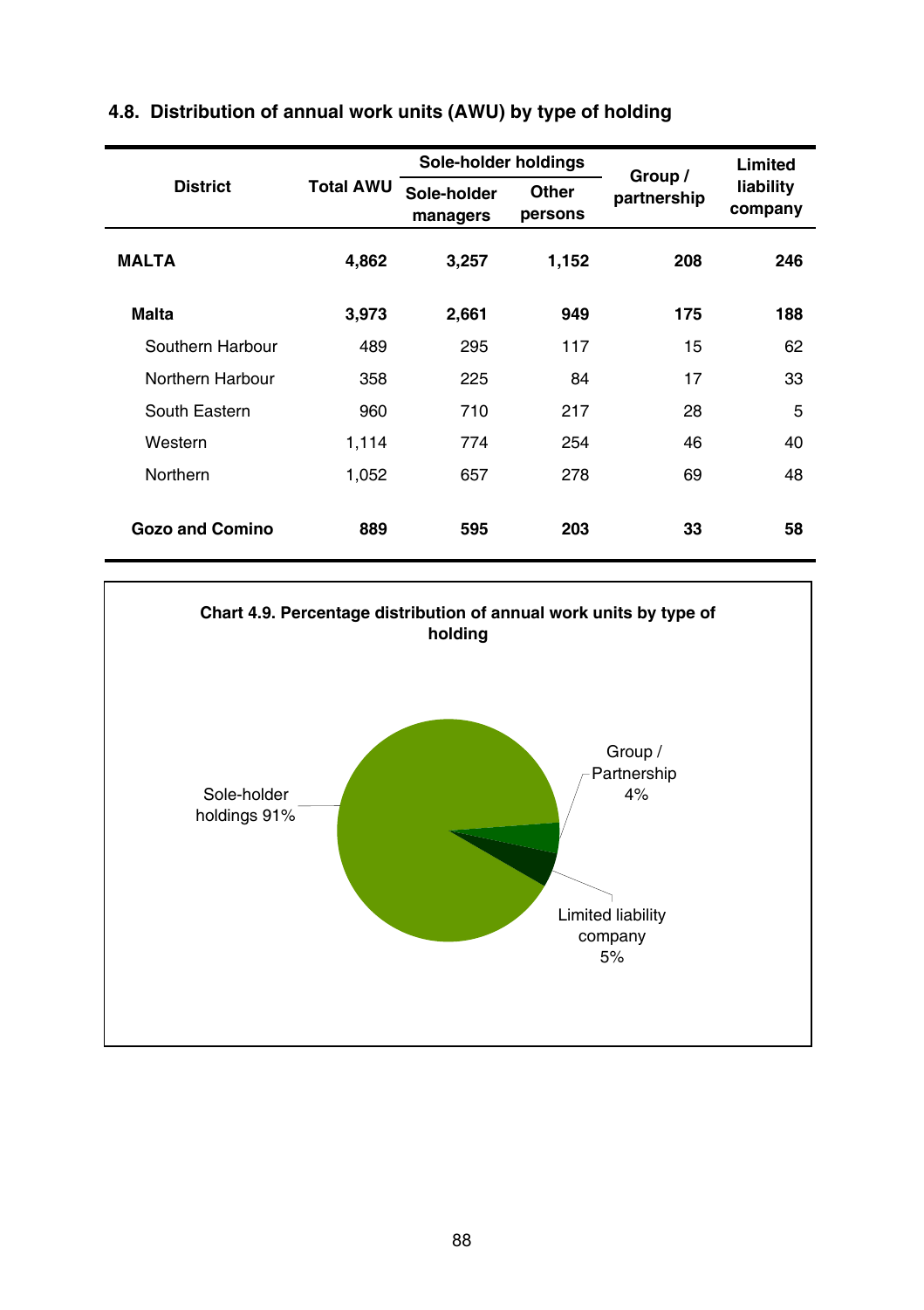## 4.8. Distribution of annual work units (AWU) by type of holding

| District | Total AWU | Sole-holder holdings | | Group / partnership | Limited liability company |
|---|---|---|---|---|---|
| | | Sole-holder managers | Other persons | | |
| **MALTA** | **4,862** | **3,257** | **1,152** | **208** | **246** |
| **Malta** | **3,973** | **2,661** | **949** | **175** | **188** |
| Southern Harbour | 489 | 295 | 117 | 15 | 62 |
| Northern Harbour | 358 | 225 | 84 | 17 | 33 |
| South Eastern | 960 | 710 | 217 | 28 | 5 |
| Western | 1,114 | 774 | 254 | 46 | 40 |
| Northern | 1,052 | 657 | 278 | 69 | 48 |
| **Gozo and Comino** | **889** | **595** | **203** | **33** | **58** |

**Chart 4.9. Percentage distribution of annual work units by type of holding**

Sole-holder holdings 91%

Group / Partnership 4%

Limited liability company 5%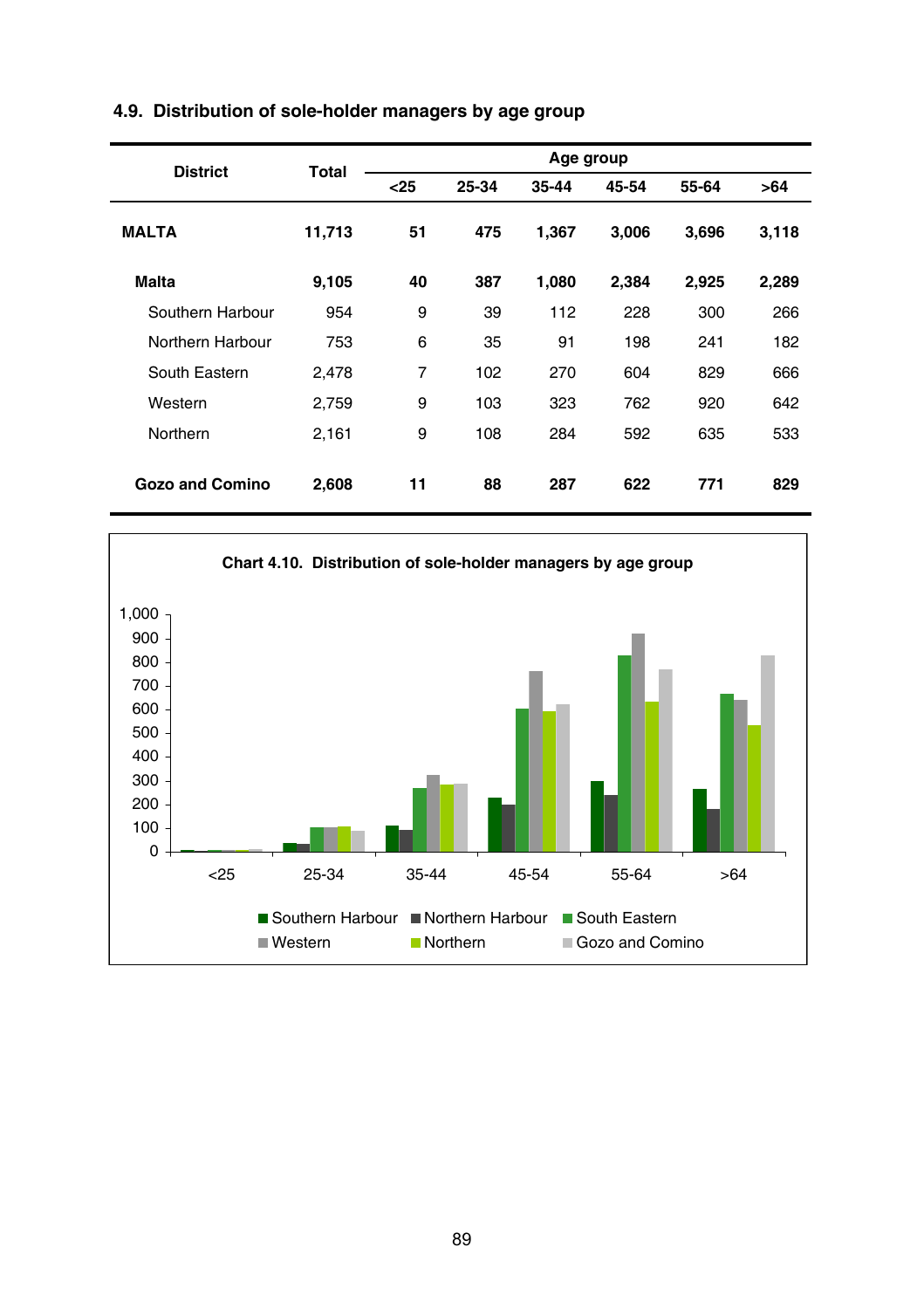### 4.9. Distribution of sole-holder managers by age group

| District | Total | Age group | | | | | |
|---|---|---|---|---|---|---|---|
| | | <25 | 25-34 | 35-44 | 45-54 | 55-64 | >64 |
| **MALTA** | **11,713** | **51** | **475** | **1,367** | **3,006** | **3,696** | **3,118** |
| **Malta** | **9,105** | **40** | **387** | **1,080** | **2,384** | **2,925** | **2,289** |
| Southern Harbour | 954 | 9 | 39 | 112 | 228 | 300 | 266 |
| Northern Harbour | 753 | 6 | 35 | 91 | 198 | 241 | 182 |
| South Eastern | 2,478 | 7 | 102 | 270 | 604 | 829 | 666 |
| Western | 2,759 | 9 | 103 | 323 | 762 | 920 | 642 |
| Northern | 2,161 | 9 | 108 | 284 | 592 | 635 | 533 |
| **Gozo and Comino** | **2,608** | **11** | **88** | **287** | **622** | **771** | **829** |

**Chart 4.10. Distribution of sole-holder managers by age group**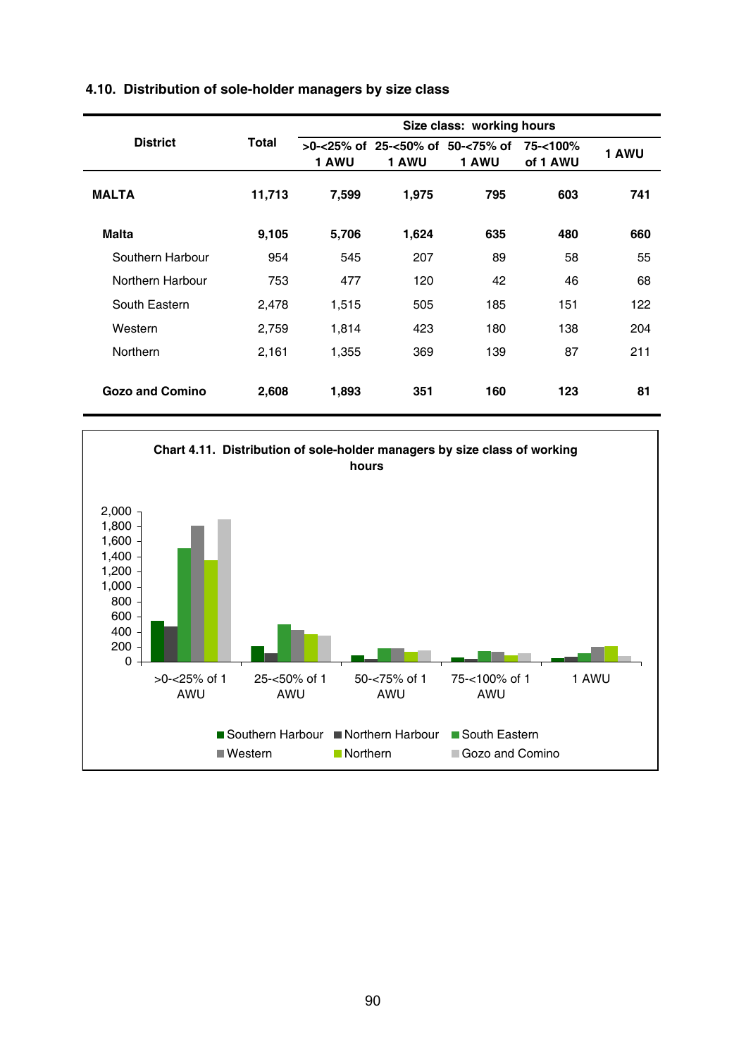### 4.10. Distribution of sole-holder managers by size class

| District | Total | Size class: working hours | | | | |
|---|---|---|---|---|---|---|
| | | >0-<25% of 1 AWU | 25-<50% of 1 AWU | 50-<75% of 1 AWU | 75-<100% of 1 AWU | 1 AWU |
| **MALTA** | **11,713** | **7,599** | **1,975** | **795** | **603** | **741** |
| **Malta** | **9,105** | **5,706** | **1,624** | **635** | **480** | **660** |
| Southern Harbour | 954 | 545 | 207 | 89 | 58 | 55 |
| Northern Harbour | 753 | 477 | 120 | 42 | 46 | 68 |
| South Eastern | 2,478 | 1,515 | 505 | 185 | 151 | 122 |
| Western | 2,759 | 1,814 | 423 | 180 | 138 | 204 |
| Northern | 2,161 | 1,355 | 369 | 139 | 87 | 211 |
| **Gozo and Comino** | **2,608** | **1,893** | **351** | **160** | **123** | **81** |

**Chart 4.11. Distribution of sole-holder managers by size class of working hours**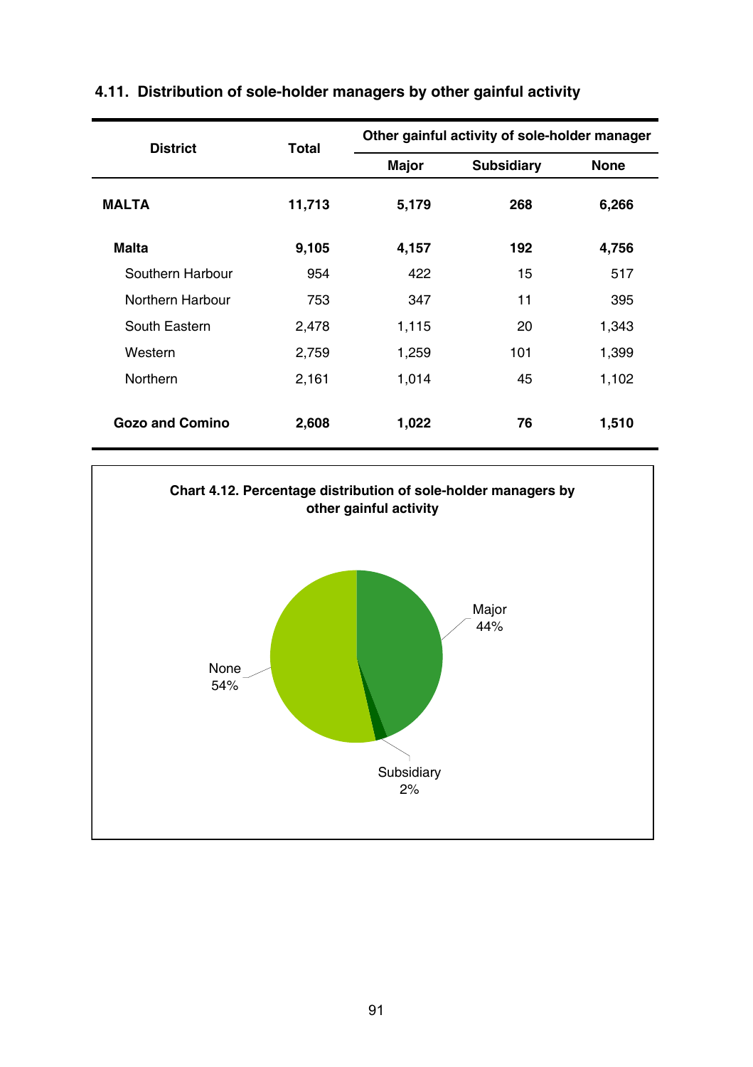## 4.11. Distribution of sole-holder managers by other gainful activity

| District | Total | Other gainful activity of sole-holder manager | | |
|---|---|---|---|---|
| | | Major | Subsidiary | None |
| **MALTA** | **11,713** | **5,179** | **268** | **6,266** |
| **Malta** | **9,105** | **4,157** | **192** | **4,756** |
| Southern Harbour | 954 | 422 | 15 | 517 |
| Northern Harbour | 753 | 347 | 11 | 395 |
| South Eastern | 2,478 | 1,115 | 20 | 1,343 |
| Western | 2,759 | 1,259 | 101 | 1,399 |
| Northern | 2,161 | 1,014 | 45 | 1,102 |
| **Gozo and Comino** | **2,608** | **1,022** | **76** | **1,510** |

**Chart 4.12. Percentage distribution of sole-holder managers by other gainful activity**

Major 44%

Subsidiary 2%

None 54%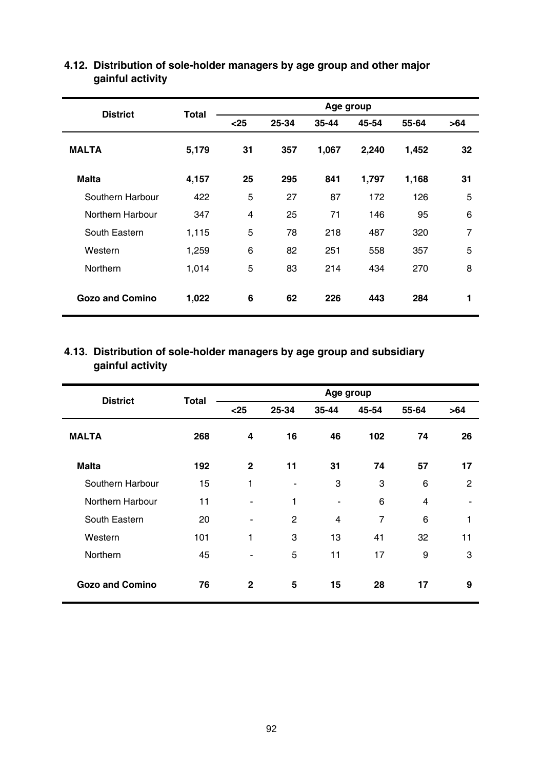### 4.12. Distribution of sole-holder managers by age group and other major gainful activity

| District | Total | Age group | | | | | |
|---|---|---|---|---|---|---|---|
| | | <25 | 25-34 | 35-44 | 45-54 | 55-64 | >64 |
| **MALTA** | **5,179** | **31** | **357** | **1,067** | **2,240** | **1,452** | **32** |
| **Malta** | **4,157** | **25** | **295** | **841** | **1,797** | **1,168** | **31** |
| Southern Harbour | 422 | 5 | 27 | 87 | 172 | 126 | 5 |
| Northern Harbour | 347 | 4 | 25 | 71 | 146 | 95 | 6 |
| South Eastern | 1,115 | 5 | 78 | 218 | 487 | 320 | 7 |
| Western | 1,259 | 6 | 82 | 251 | 558 | 357 | 5 |
| Northern | 1,014 | 5 | 83 | 214 | 434 | 270 | 8 |
| **Gozo and Comino** | **1,022** | **6** | **62** | **226** | **443** | **284** | **1** |

### 4.13. Distribution of sole-holder managers by age group and subsidiary gainful activity

| District | Total | Age group | | | | | |
|---|---|---|---|---|---|---|---|
| | | <25 | 25-34 | 35-44 | 45-54 | 55-64 | >64 |
| **MALTA** | **268** | **4** | **16** | **46** | **102** | **74** | **26** |
| **Malta** | **192** | **2** | **11** | **31** | **74** | **57** | **17** |
| Southern Harbour | 15 | 1 | - | 3 | 3 | 6 | 2 |
| Northern Harbour | 11 | - | 1 | - | 6 | 4 | - |
| South Eastern | 20 | - | 2 | 4 | 7 | 6 | 1 |
| Western | 101 | 1 | 3 | 13 | 41 | 32 | 11 |
| Northern | 45 | - | 5 | 11 | 17 | 9 | 3 |
| **Gozo and Comino** | **76** | **2** | **5** | **15** | **28** | **17** | **9** |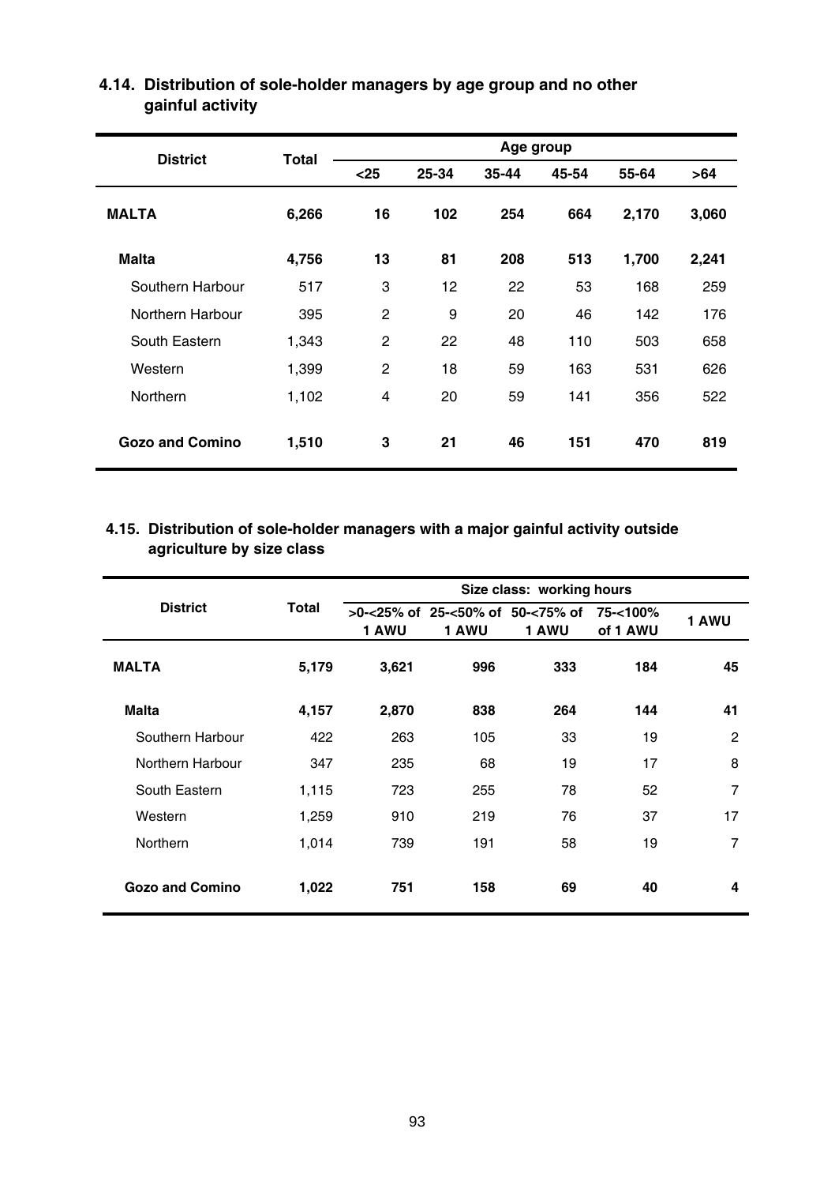### 4.14. Distribution of sole-holder managers by age group and no other gainful activity

| District | Total | Age group | | | | | |
|---|---|---|---|---|---|---|---|
| | | <25 | 25-34 | 35-44 | 45-54 | 55-64 | >64 |
| **MALTA** | **6,266** | **16** | **102** | **254** | **664** | **2,170** | **3,060** |
| **Malta** | **4,756** | **13** | **81** | **208** | **513** | **1,700** | **2,241** |
| Southern Harbour | 517 | 3 | 12 | 22 | 53 | 168 | 259 |
| Northern Harbour | 395 | 2 | 9 | 20 | 46 | 142 | 176 |
| South Eastern | 1,343 | 2 | 22 | 48 | 110 | 503 | 658 |
| Western | 1,399 | 2 | 18 | 59 | 163 | 531 | 626 |
| Northern | 1,102 | 4 | 20 | 59 | 141 | 356 | 522 |
| **Gozo and Comino** | **1,510** | **3** | **21** | **46** | **151** | **470** | **819** |

### 4.15. Distribution of sole-holder managers with a major gainful activity outside agriculture by size class

| District | Total | Size class: working hours | | | | |
|---|---|---|---|---|---|---|
| | | >0-<25% of 1 AWU | 25-<50% of 1 AWU | 50-<75% of 1 AWU | 75-<100% of 1 AWU | 1 AWU |
| **MALTA** | **5,179** | **3,621** | **996** | **333** | **184** | **45** |
| **Malta** | **4,157** | **2,870** | **838** | **264** | **144** | **41** |
| Southern Harbour | 422 | 263 | 105 | 33 | 19 | 2 |
| Northern Harbour | 347 | 235 | 68 | 19 | 17 | 8 |
| South Eastern | 1,115 | 723 | 255 | 78 | 52 | 7 |
| Western | 1,259 | 910 | 219 | 76 | 37 | 17 |
| Northern | 1,014 | 739 | 191 | 58 | 19 | 7 |
| **Gozo and Comino** | **1,022** | **751** | **158** | **69** | **40** | **4** |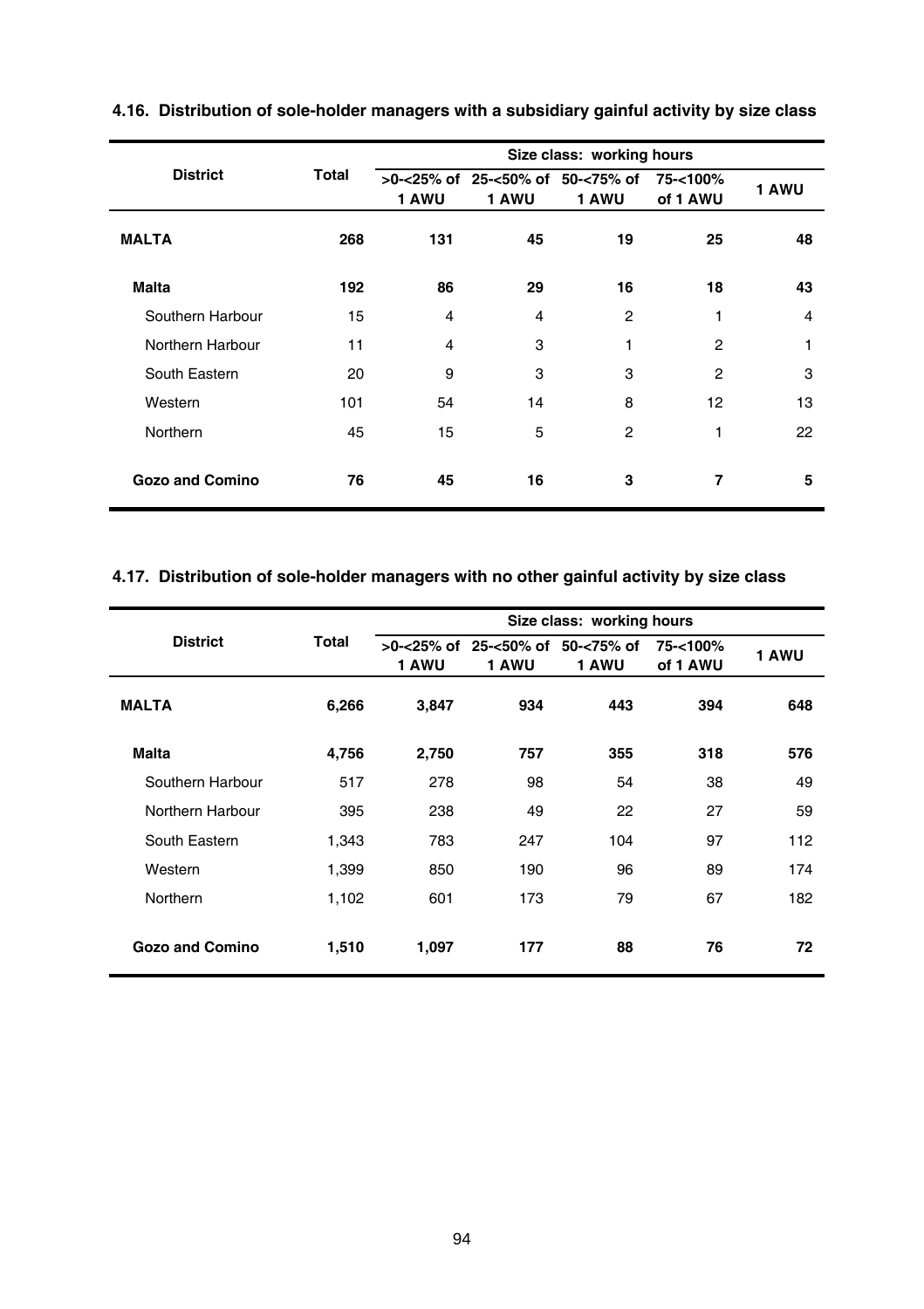### 4.16. Distribution of sole-holder managers with a subsidiary gainful activity by size class

| District | Total | Size class: working hours | | | | |
|---|---|---|---|---|---|---|
| | | >0-<25% of 1 AWU | 25-<50% of 1 AWU | 50-<75% of 1 AWU | 75-<100% of 1 AWU | 1 AWU |
| **MALTA** | **268** | **131** | **45** | **19** | **25** | **48** |
| **Malta** | **192** | **86** | **29** | **16** | **18** | **43** |
| Southern Harbour | 15 | 4 | 4 | 2 | 1 | 4 |
| Northern Harbour | 11 | 4 | 3 | 1 | 2 | 1 |
| South Eastern | 20 | 9 | 3 | 3 | 2 | 3 |
| Western | 101 | 54 | 14 | 8 | 12 | 13 |
| Northern | 45 | 15 | 5 | 2 | 1 | 22 |
| **Gozo and Comino** | **76** | **45** | **16** | **3** | **7** | **5** |

### 4.17. Distribution of sole-holder managers with no other gainful activity by size class

| District | Total | Size class: working hours | | | | |
|---|---|---|---|---|---|---|
| | | >0-<25% of 1 AWU | 25-<50% of 1 AWU | 50-<75% of 1 AWU | 75-<100% of 1 AWU | 1 AWU |
| **MALTA** | **6,266** | **3,847** | **934** | **443** | **394** | **648** |
| **Malta** | **4,756** | **2,750** | **757** | **355** | **318** | **576** |
| Southern Harbour | 517 | 278 | 98 | 54 | 38 | 49 |
| Northern Harbour | 395 | 238 | 49 | 22 | 27 | 59 |
| South Eastern | 1,343 | 783 | 247 | 104 | 97 | 112 |
| Western | 1,399 | 850 | 190 | 96 | 89 | 174 |
| Northern | 1,102 | 601 | 173 | 79 | 67 | 182 |
| **Gozo and Comino** | **1,510** | **1,097** | **177** | **88** | **76** | **72** |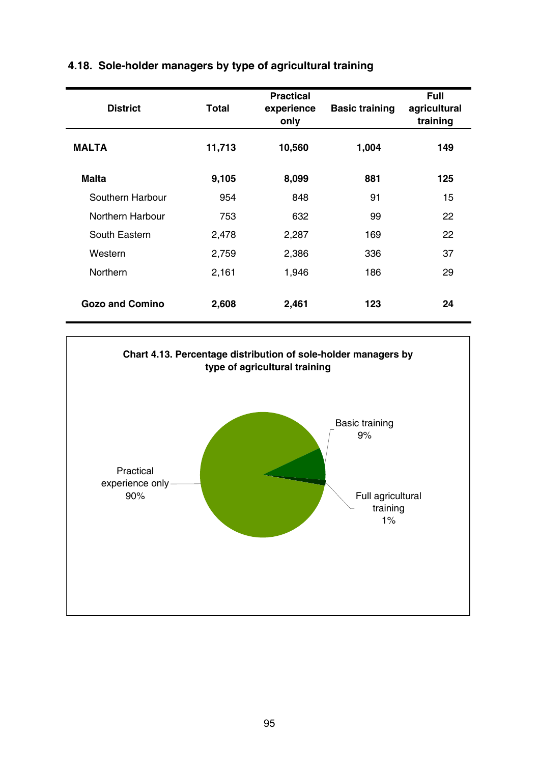## 4.18. Sole-holder managers by type of agricultural training

| District | Total | Practical experience only | Basic training | Full agricultural training |
|---|---|---|---|---|
| **MALTA** | **11,713** | **10,560** | **1,004** | **149** |
| **Malta** | **9,105** | **8,099** | **881** | **125** |
| Southern Harbour | 954 | 848 | 91 | 15 |
| Northern Harbour | 753 | 632 | 99 | 22 |
| South Eastern | 2,478 | 2,287 | 169 | 22 |
| Western | 2,759 | 2,386 | 336 | 37 |
| Northern | 2,161 | 1,946 | 186 | 29 |
| **Gozo and Comino** | **2,608** | **2,461** | **123** | **24** |

**Chart 4.13. Percentage distribution of sole-holder managers by type of agricultural training**

Practical experience only 90%

Basic training 9%

Full agricultural training 1%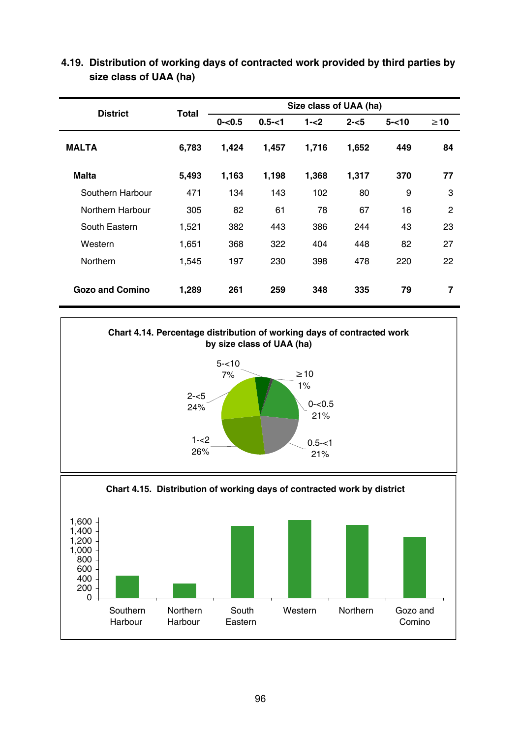## 4.19. Distribution of working days of contracted work provided by third parties by size class of UAA (ha)

| District | Total | Size class of UAA (ha) | | | | | |
|---|---|---|---|---|---|---|---|
| | | 0-<0.5 | 0.5-<1 | 1-<2 | 2-<5 | 5-<10 | ≥10 |
| **MALTA** | **6,783** | **1,424** | **1,457** | **1,716** | **1,652** | **449** | **84** |
| **Malta** | **5,493** | **1,163** | **1,198** | **1,368** | **1,317** | **370** | **77** |
| Southern Harbour | 471 | 134 | 143 | 102 | 80 | 9 | 3 |
| Northern Harbour | 305 | 82 | 61 | 78 | 67 | 16 | 2 |
| South Eastern | 1,521 | 382 | 443 | 386 | 244 | 43 | 23 |
| Western | 1,651 | 368 | 322 | 404 | 448 | 82 | 27 |
| Northern | 1,545 | 197 | 230 | 398 | 478 | 220 | 22 |
| **Gozo and Comino** | **1,289** | **261** | **259** | **348** | **335** | **79** | **7** |

**Chart 4.14. Percentage distribution of working days of contracted work by size class of UAA (ha)**

| Size class | Percentage |
|---|---|
| 0-<0.5 | 21% |
| 0.5-<1 | 21% |
| 1-<2 | 26% |
| 2-<5 | 24% |
| 5-<10 | 7% |
| ≥10 | 1% |

**Chart 4.15. Distribution of working days of contracted work by district**

Y-axis: 0, 200, 400, 600, 800, 1,000, 1,200, 1,400, 1,600

X-axis: Southern Harbour, Northern Harbour, South Eastern, Western, Northern, Gozo and Comino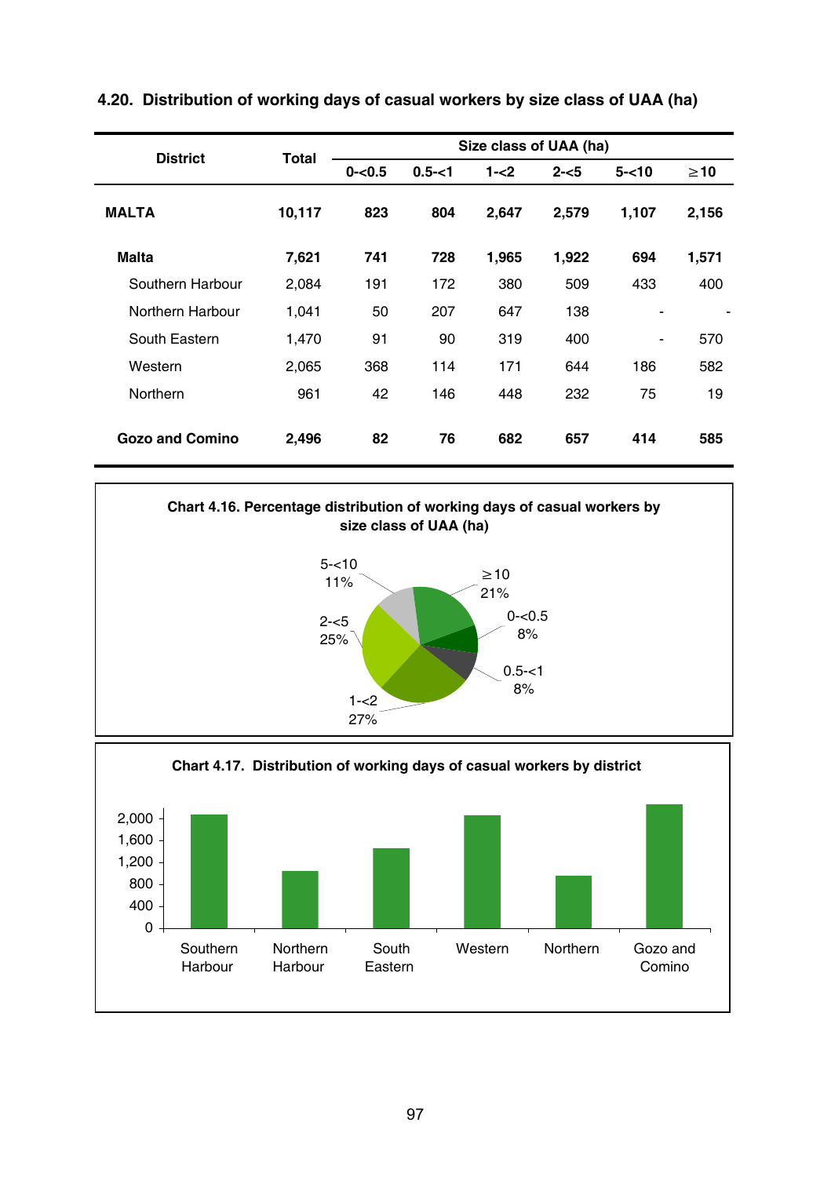#### 4.20. Distribution of working days of casual workers by size class of UAA (ha)

| District | Total | Size class of UAA (ha) | | | | | |
|---|---|---|---|---|---|---|---|
| | | 0-<0.5 | 0.5-<1 | 1-<2 | 2-<5 | 5-<10 | ≥10 |
| **MALTA** | **10,117** | **823** | **804** | **2,647** | **2,579** | **1,107** | **2,156** |
| **Malta** | **7,621** | **741** | **728** | **1,965** | **1,922** | **694** | **1,571** |
| Southern Harbour | 2,084 | 191 | 172 | 380 | 509 | 433 | 400 |
| Northern Harbour | 1,041 | 50 | 207 | 647 | 138 | - | - |
| South Eastern | 1,470 | 91 | 90 | 319 | 400 | - | 570 |
| Western | 2,065 | 368 | 114 | 171 | 644 | 186 | 582 |
| Northern | 961 | 42 | 146 | 448 | 232 | 75 | 19 |
| **Gozo and Comino** | **2,496** | **82** | **76** | **682** | **657** | **414** | **585** |

**Chart 4.16. Percentage distribution of working days of casual workers by size class of UAA (ha)**

5-<10 11%; ≥10 21%; 0-<0.5 8%; 0.5-<1 8%; 1-<2 27%; 2-<5 25%

**Chart 4.17. Distribution of working days of casual workers by district**

Southern Harbour; Northern Harbour; South Eastern; Western; Northern; Gozo and Comino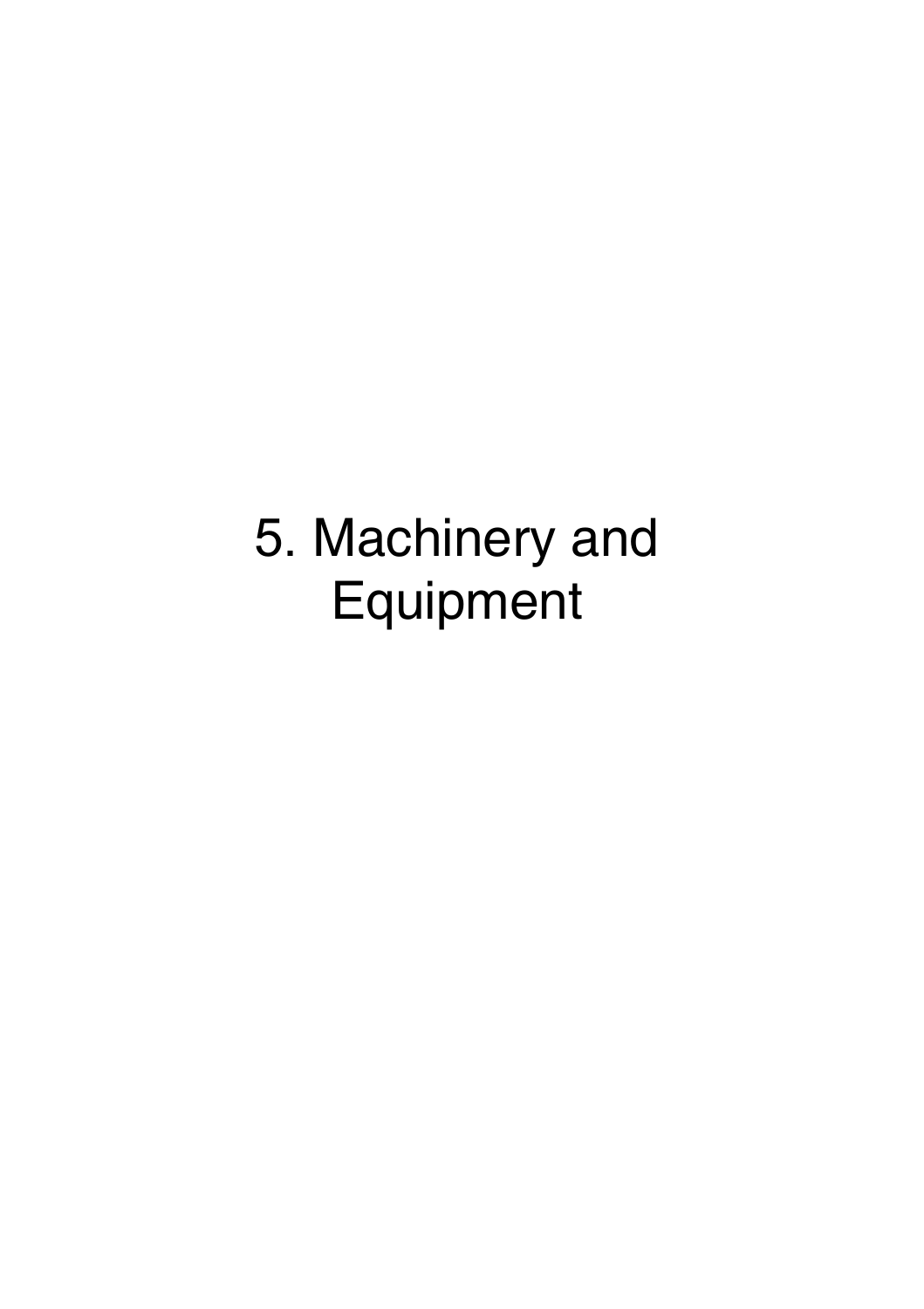# 5. Machinery and Equipment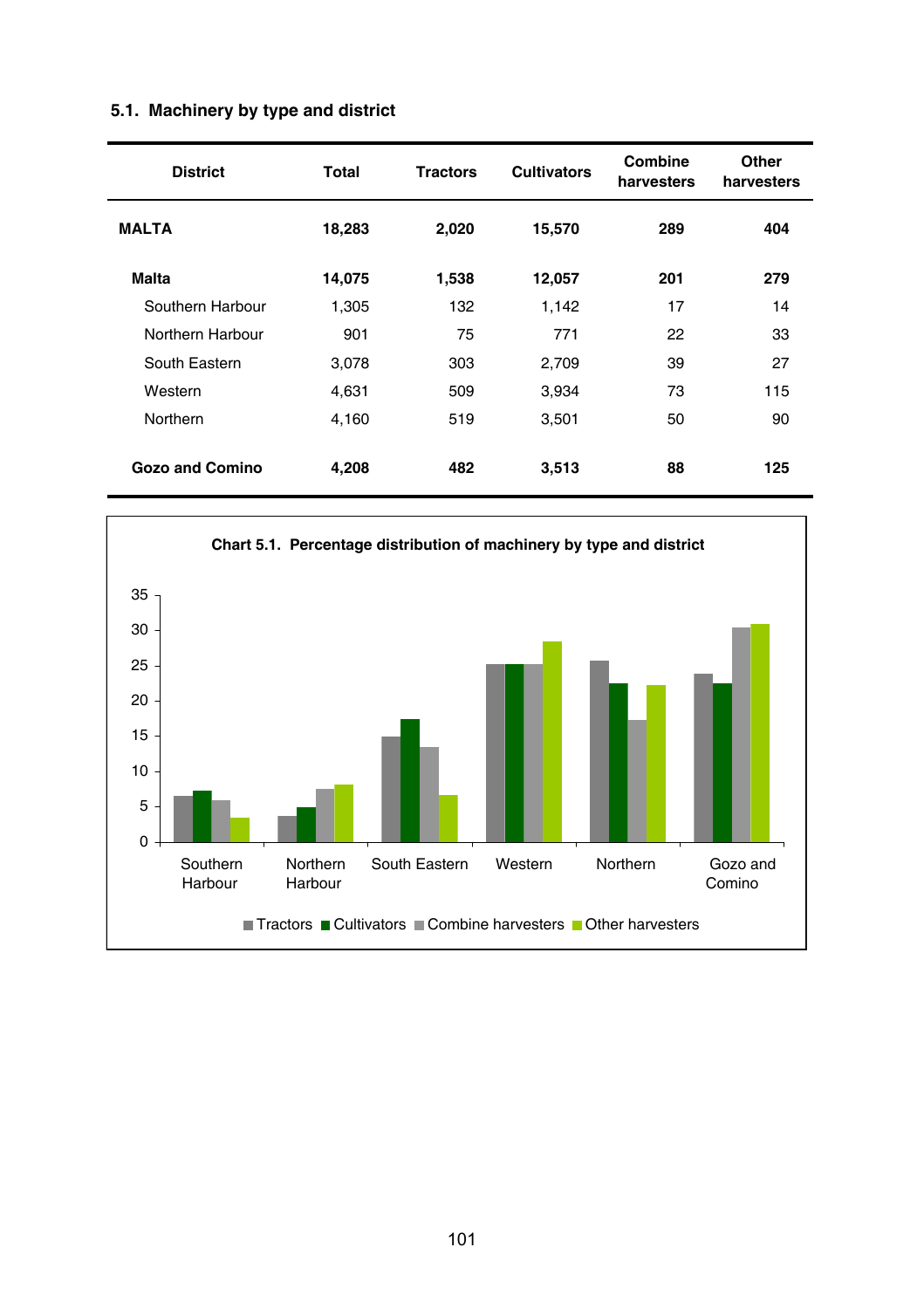### 5.1. Machinery by type and district

| District | Total | Tractors | Cultivators | Combine harvesters | Other harvesters |
|---|---|---|---|---|---|
| **MALTA** | **18,283** | **2,020** | **15,570** | **289** | **404** |
| **Malta** | **14,075** | **1,538** | **12,057** | **201** | **279** |
| Southern Harbour | 1,305 | 132 | 1,142 | 17 | 14 |
| Northern Harbour | 901 | 75 | 771 | 22 | 33 |
| South Eastern | 3,078 | 303 | 2,709 | 39 | 27 |
| Western | 4,631 | 509 | 3,934 | 73 | 115 |
| Northern | 4,160 | 519 | 3,501 | 50 | 90 |
| **Gozo and Comino** | **4,208** | **482** | **3,513** | **88** | **125** |

**Chart 5.1. Percentage distribution of machinery by type and district**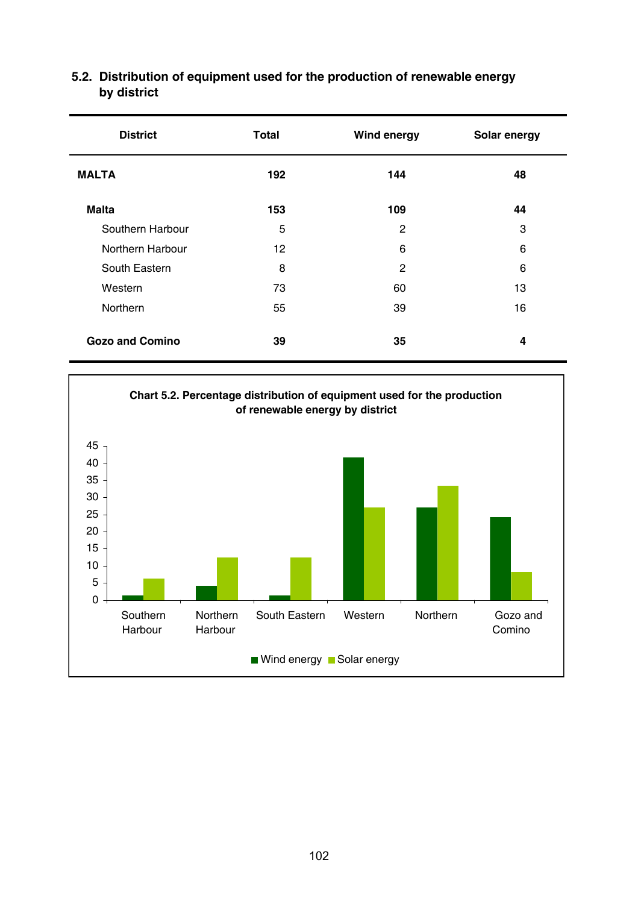### 5.2. Distribution of equipment used for the production of renewable energy by district

| District | Total | Wind energy | Solar energy |
|---|---|---|---|
| **MALTA** | **192** | **144** | **48** |
| **Malta** | **153** | **109** | **44** |
| Southern Harbour | 5 | 2 | 3 |
| Northern Harbour | 12 | 6 | 6 |
| South Eastern | 8 | 2 | 6 |
| Western | 73 | 60 | 13 |
| Northern | 55 | 39 | 16 |
| **Gozo and Comino** | **39** | **35** | **4** |

**Chart 5.2. Percentage distribution of equipment used for the production of renewable energy by district**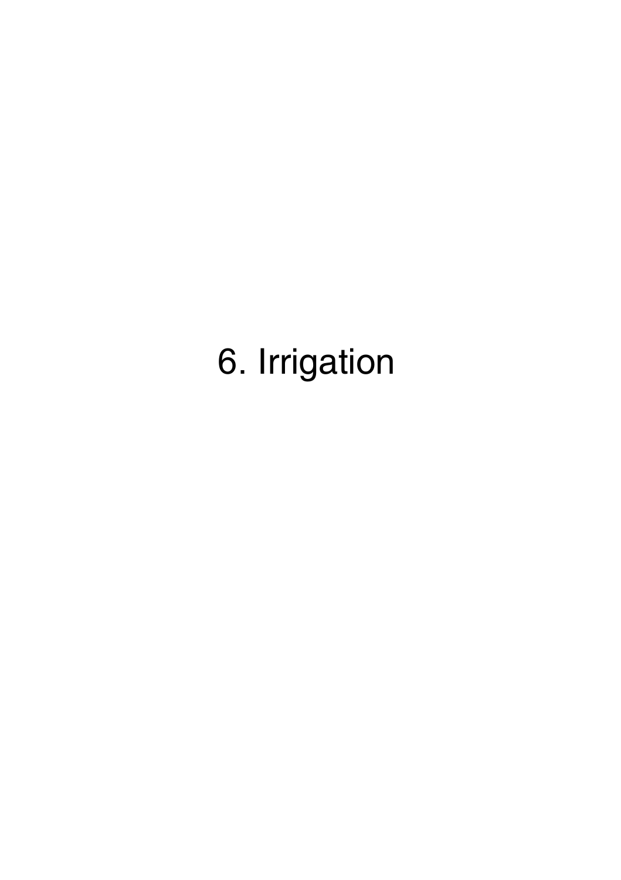# 6. Irrigation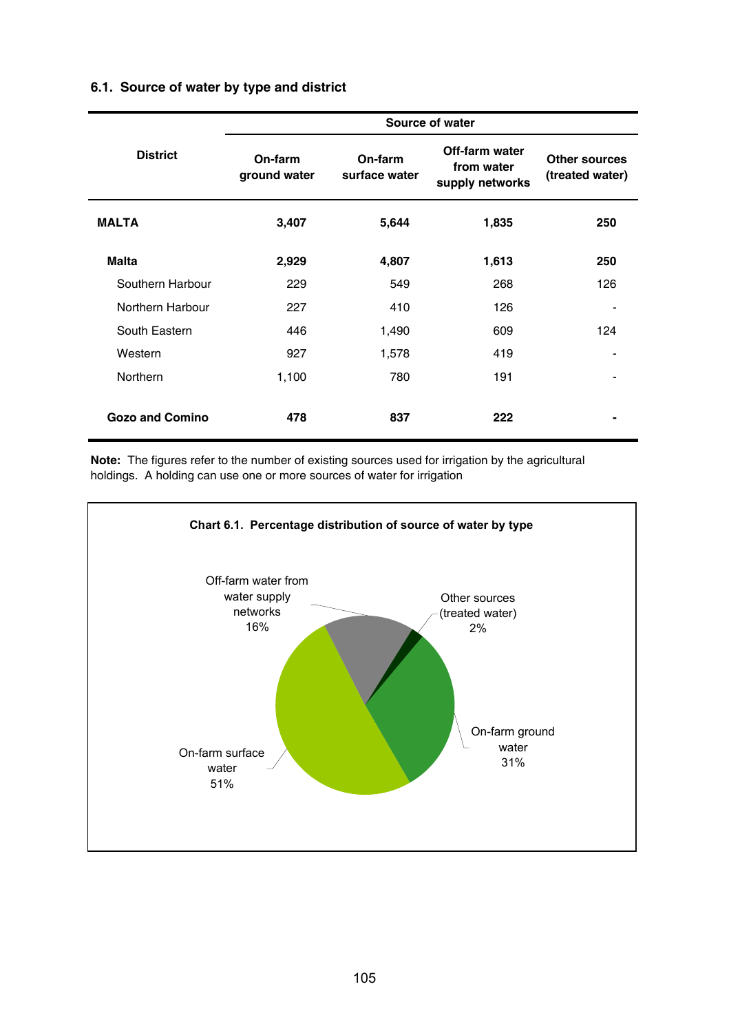### 6.1. Source of water by type and district

| District | Source of water | | | |
|---|---|---|---|---|
| | On-farm ground water | On-farm surface water | Off-farm water from water supply networks | Other sources (treated water) |
| **MALTA** | **3,407** | **5,644** | **1,835** | **250** |
| **Malta** | **2,929** | **4,807** | **1,613** | **250** |
| Southern Harbour | 229 | 549 | 268 | 126 |
| Northern Harbour | 227 | 410 | 126 | - |
| South Eastern | 446 | 1,490 | 609 | 124 |
| Western | 927 | 1,578 | 419 | - |
| Northern | 1,100 | 780 | 191 | - |
| **Gozo and Comino** | **478** | **837** | **222** | **-** |

**Note:** The figures refer to the number of existing sources used for irrigation by the agricultural holdings. A holding can use one or more sources of water for irrigation

**Chart 6.1. Percentage distribution of source of water by type**

Off-farm water from water supply networks 16%

Other sources (treated water) 2%

On-farm ground water 31%

On-farm surface water 51%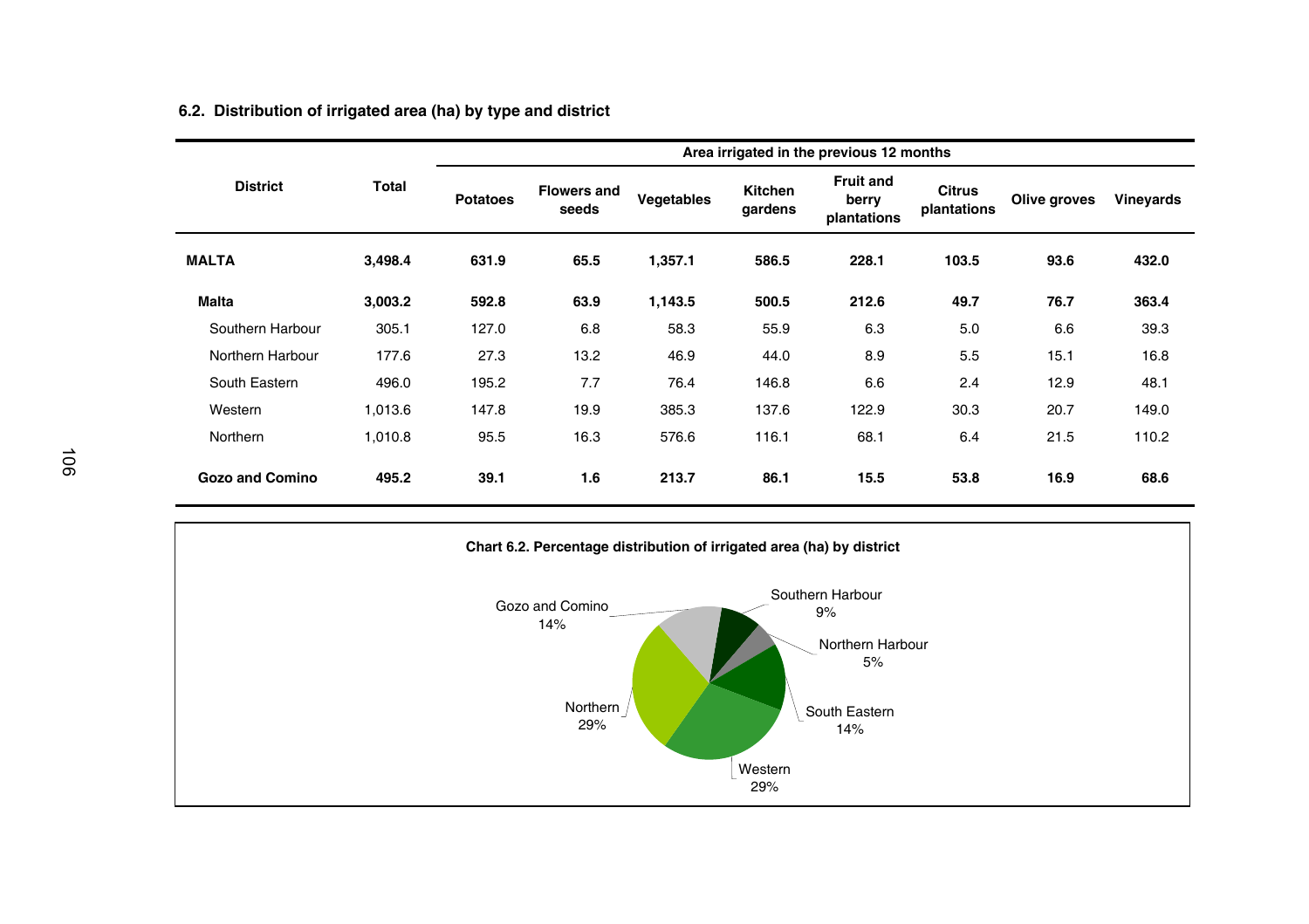### 6.2. Distribution of irrigated area (ha) by type and district

| District | Total | Area irrigated in the previous 12 months | | | | | | | |
|---|---|---|---|---|---|---|---|---|---|
| | | Potatoes | Flowers and seeds | Vegetables | Kitchen gardens | Fruit and berry plantations | Citrus plantations | Olive groves | Vineyards |
| **MALTA** | **3,498.4** | **631.9** | **65.5** | **1,357.1** | **586.5** | **228.1** | **103.5** | **93.6** | **432.0** |
| **Malta** | **3,003.2** | **592.8** | **63.9** | **1,143.5** | **500.5** | **212.6** | **49.7** | **76.7** | **363.4** |
| Southern Harbour | 305.1 | 127.0 | 6.8 | 58.3 | 55.9 | 6.3 | 5.0 | 6.6 | 39.3 |
| Northern Harbour | 177.6 | 27.3 | 13.2 | 46.9 | 44.0 | 8.9 | 5.5 | 15.1 | 16.8 |
| South Eastern | 496.0 | 195.2 | 7.7 | 76.4 | 146.8 | 6.6 | 2.4 | 12.9 | 48.1 |
| Western | 1,013.6 | 147.8 | 19.9 | 385.3 | 137.6 | 122.9 | 30.3 | 20.7 | 149.0 |
| Northern | 1,010.8 | 95.5 | 16.3 | 576.6 | 116.1 | 68.1 | 6.4 | 21.5 | 110.2 |
| **Gozo and Comino** | **495.2** | **39.1** | **1.6** | **213.7** | **86.1** | **15.5** | **53.8** | **16.9** | **68.6** |

**Chart 6.2. Percentage distribution of irrigated area (ha) by district**

| District | % |
|---|---|
| Southern Harbour | 9% |
| Northern Harbour | 5% |
| South Eastern | 14% |
| Western | 29% |
| Northern | 29% |
| Gozo and Comino | 14% |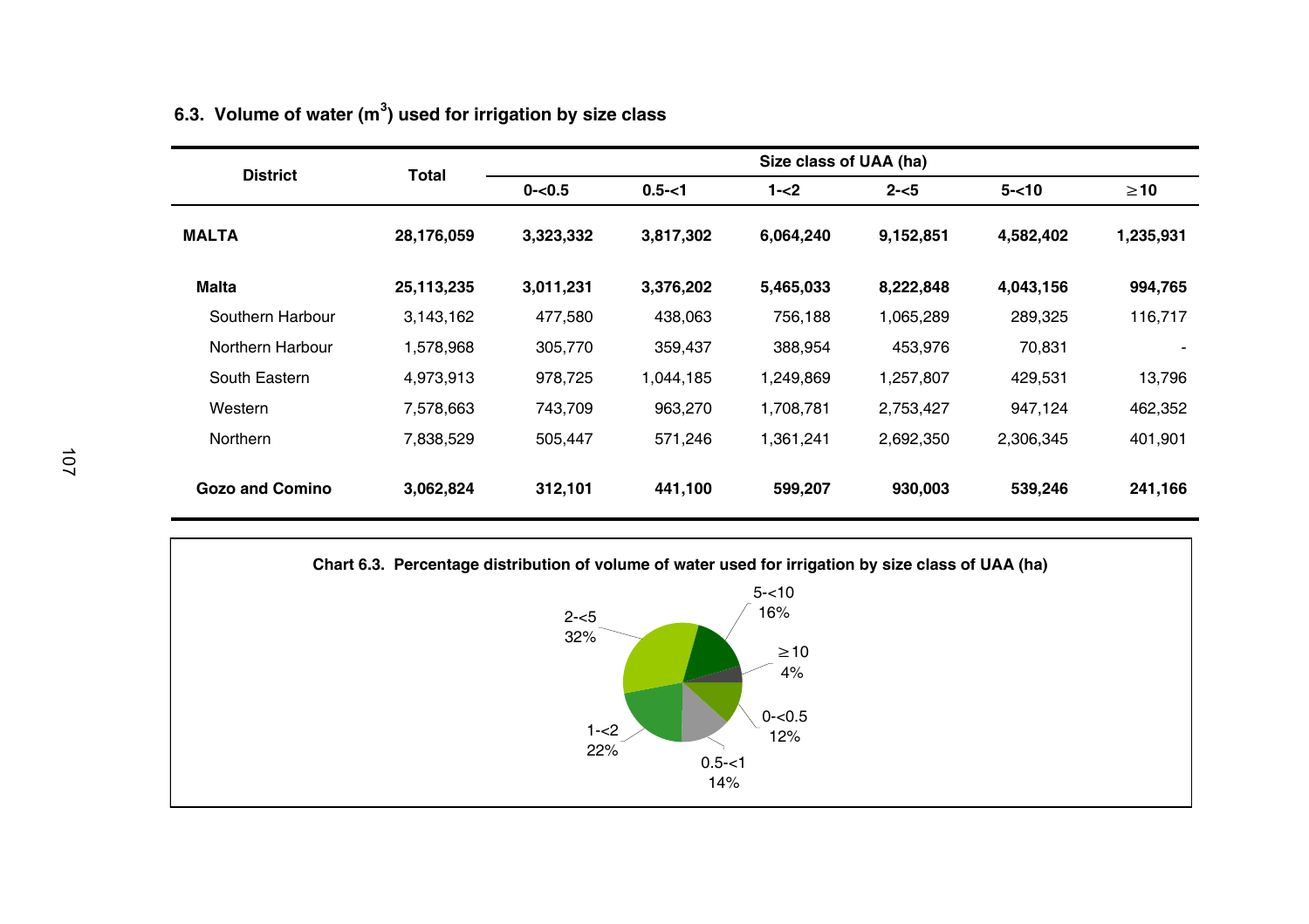### 6.3. Volume of water ($m^3$) used for irrigation by size class

| District | Total | Size class of UAA (ha) | | | | | |
|---|---|---|---|---|---|---|---|
| | | 0-<0.5 | 0.5-<1 | 1-<2 | 2-<5 | 5-<10 | ≥10 |
| **MALTA** | **28,176,059** | **3,323,332** | **3,817,302** | **6,064,240** | **9,152,851** | **4,582,402** | **1,235,931** |
| **Malta** | **25,113,235** | **3,011,231** | **3,376,202** | **5,465,033** | **8,222,848** | **4,043,156** | **994,765** |
| Southern Harbour | 3,143,162 | 477,580 | 438,063 | 756,188 | 1,065,289 | 289,325 | 116,717 |
| Northern Harbour | 1,578,968 | 305,770 | 359,437 | 388,954 | 453,976 | 70,831 | - |
| South Eastern | 4,973,913 | 978,725 | 1,044,185 | 1,249,869 | 1,257,807 | 429,531 | 13,796 |
| Western | 7,578,663 | 743,709 | 963,270 | 1,708,781 | 2,753,427 | 947,124 | 462,352 |
| Northern | 7,838,529 | 505,447 | 571,246 | 1,361,241 | 2,692,350 | 2,306,345 | 401,901 |
| **Gozo and Comino** | **3,062,824** | **312,101** | **441,100** | **599,207** | **930,003** | **539,246** | **241,166** |

**Chart 6.3. Percentage distribution of volume of water used for irrigation by size class of UAA (ha)**

| Size class | % |
|---|---|
| 0-<0.5 | 12% |
| 0.5-<1 | 14% |
| 1-<2 | 22% |
| 2-<5 | 32% |
| 5-<10 | 16% |
| ≥10 | 4% |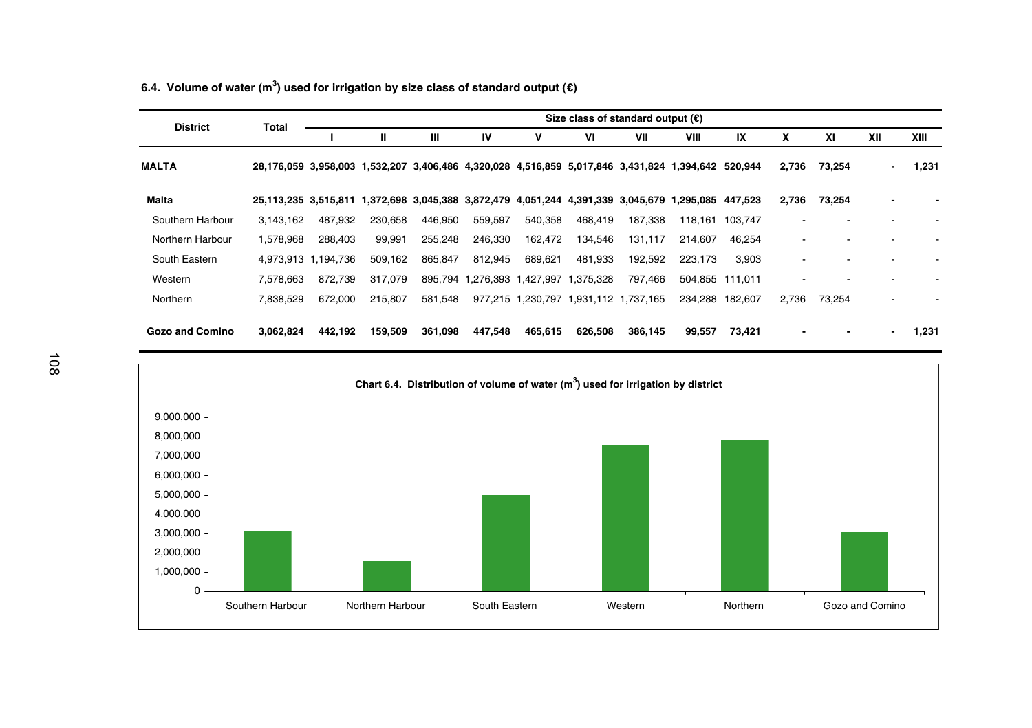**6.4. Volume of water ($m^3$) used for irrigation by size class of standard output (€)**

| District | Total | Size class of standard output (€) | | | | | | | | | | | | |
|---|---|---|---|---|---|---|---|---|---|---|---|---|---|---|
| | | I | II | III | IV | V | VI | VII | VIII | IX | X | XI | XII | XIII |
| **MALTA** | **28,176,059** | **3,958,003** | **1,532,207** | **3,406,486** | **4,320,028** | **4,516,859** | **5,017,846** | **3,431,824** | **1,394,642** | **520,944** | **2,736** | **73,254** | - | **1,231** |
| **Malta** | **25,113,235** | **3,515,811** | **1,372,698** | **3,045,388** | **3,872,479** | **4,051,244** | **4,391,339** | **3,045,679** | **1,295,085** | **447,523** | **2,736** | **73,254** | **-** | **-** |
| Southern Harbour | 3,143,162 | 487,932 | 230,658 | 446,950 | 559,597 | 540,358 | 468,419 | 187,338 | 118,161 | 103,747 | - | - | - | - |
| Northern Harbour | 1,578,968 | 288,403 | 99,991 | 255,248 | 246,330 | 162,472 | 134,546 | 131,117 | 214,607 | 46,254 | - | - | - | - |
| South Eastern | 4,973,913 | 1,194,736 | 509,162 | 865,847 | 812,945 | 689,621 | 481,933 | 192,592 | 223,173 | 3,903 | - | - | - | - |
| Western | 7,578,663 | 872,739 | 317,079 | 895,794 | 1,276,393 | 1,427,997 | 1,375,328 | 797,466 | 504,855 | 111,011 | - | - | - | - |
| Northern | 7,838,529 | 672,000 | 215,807 | 581,548 | 977,215 | 1,230,797 | 1,931,112 | 1,737,165 | 234,288 | 182,607 | 2,736 | 73,254 | - | - |
| **Gozo and Comino** | **3,062,824** | **442,192** | **159,509** | **361,098** | **447,548** | **465,615** | **626,508** | **386,145** | **99,557** | **73,421** | **-** | **-** | **-** | **1,231** |

**Chart 6.4. Distribution of volume of water ($m^3$) used for irrigation by district**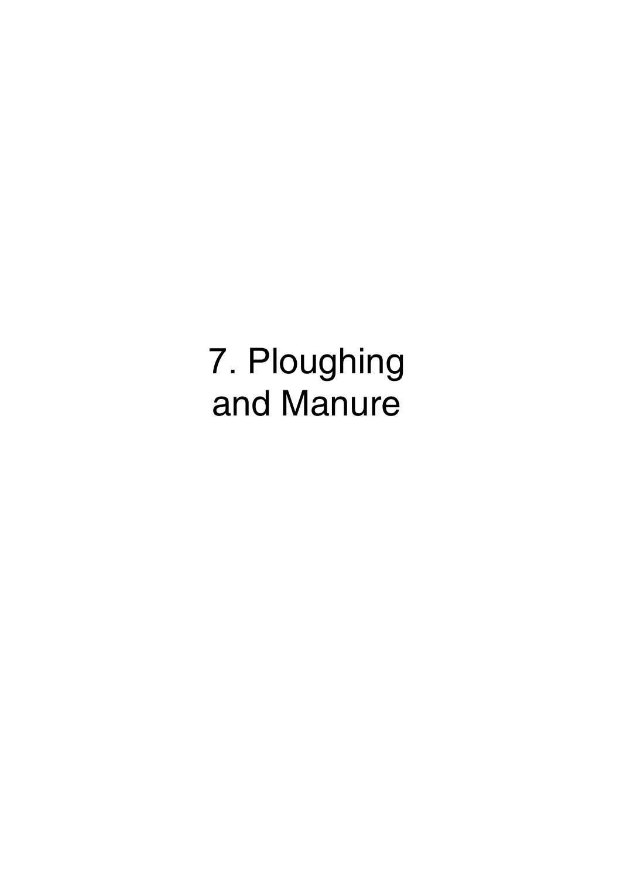# 7. Ploughing and Manure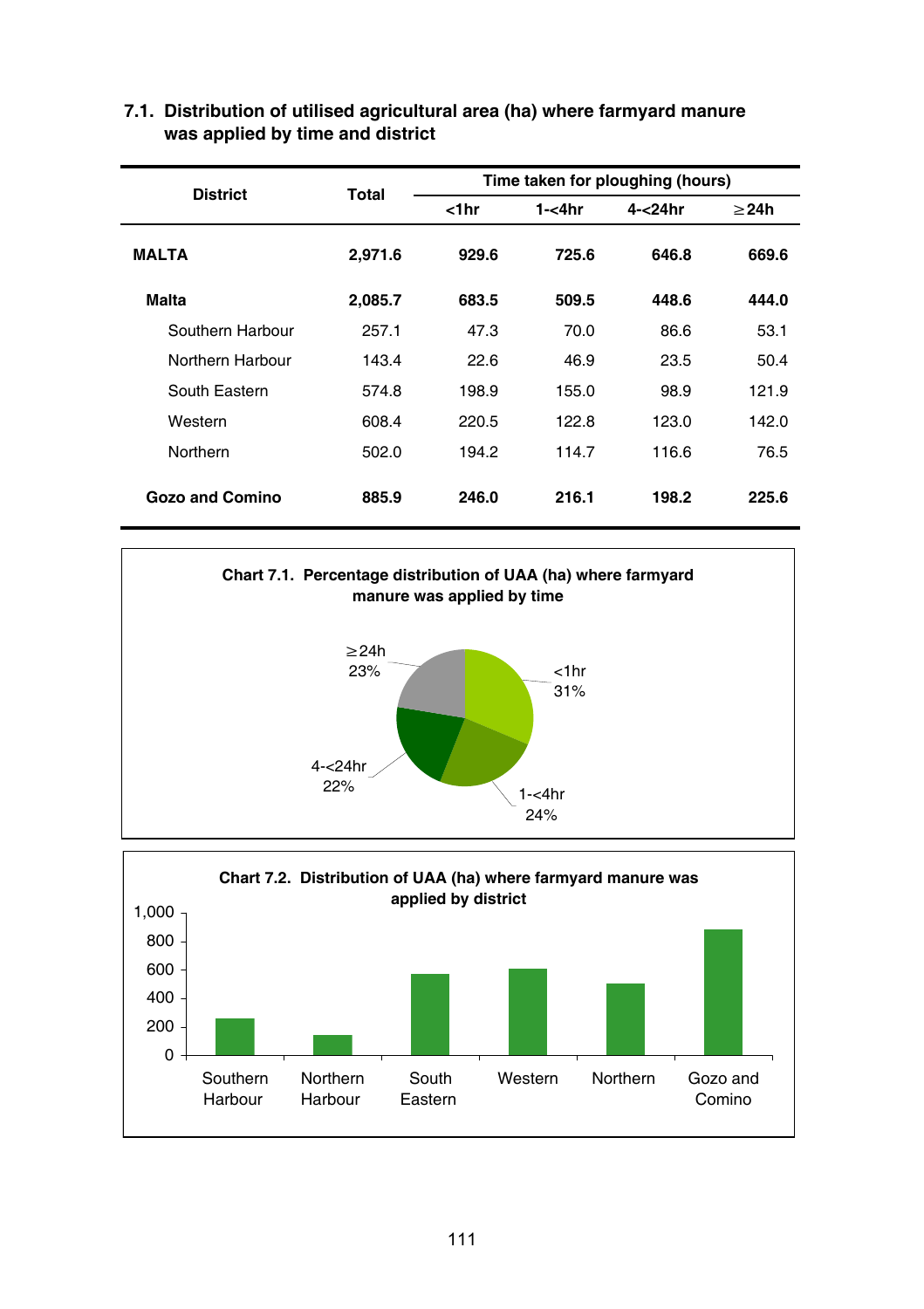### 7.1. Distribution of utilised agricultural area (ha) where farmyard manure was applied by time and district

| District | Total | Time taken for ploughing (hours) | | | |
|---|---|---|---|---|---|
| | | <1hr | 1-<4hr | 4-<24hr | ≥24h |
| **MALTA** | **2,971.6** | **929.6** | **725.6** | **646.8** | **669.6** |
| **Malta** | **2,085.7** | **683.5** | **509.5** | **448.6** | **444.0** |
| Southern Harbour | 257.1 | 47.3 | 70.0 | 86.6 | 53.1 |
| Northern Harbour | 143.4 | 22.6 | 46.9 | 23.5 | 50.4 |
| South Eastern | 574.8 | 198.9 | 155.0 | 98.9 | 121.9 |
| Western | 608.4 | 220.5 | 122.8 | 123.0 | 142.0 |
| Northern | 502.0 | 194.2 | 114.7 | 116.6 | 76.5 |
| **Gozo and Comino** | **885.9** | **246.0** | **216.1** | **198.2** | **225.6** |

**Chart 7.1. Percentage distribution of UAA (ha) where farmyard manure was applied by time**

| Time | Percentage |
|---|---|
| <1hr | 31% |
| 1-<4hr | 24% |
| 4-<24hr | 22% |
| ≥24h | 23% |

**Chart 7.2. Distribution of UAA (ha) where farmyard manure was applied by district**

Districts: Southern Harbour, Northern Harbour, South Eastern, Western, Northern, Gozo and Comino (y-axis: 0 to 1,000)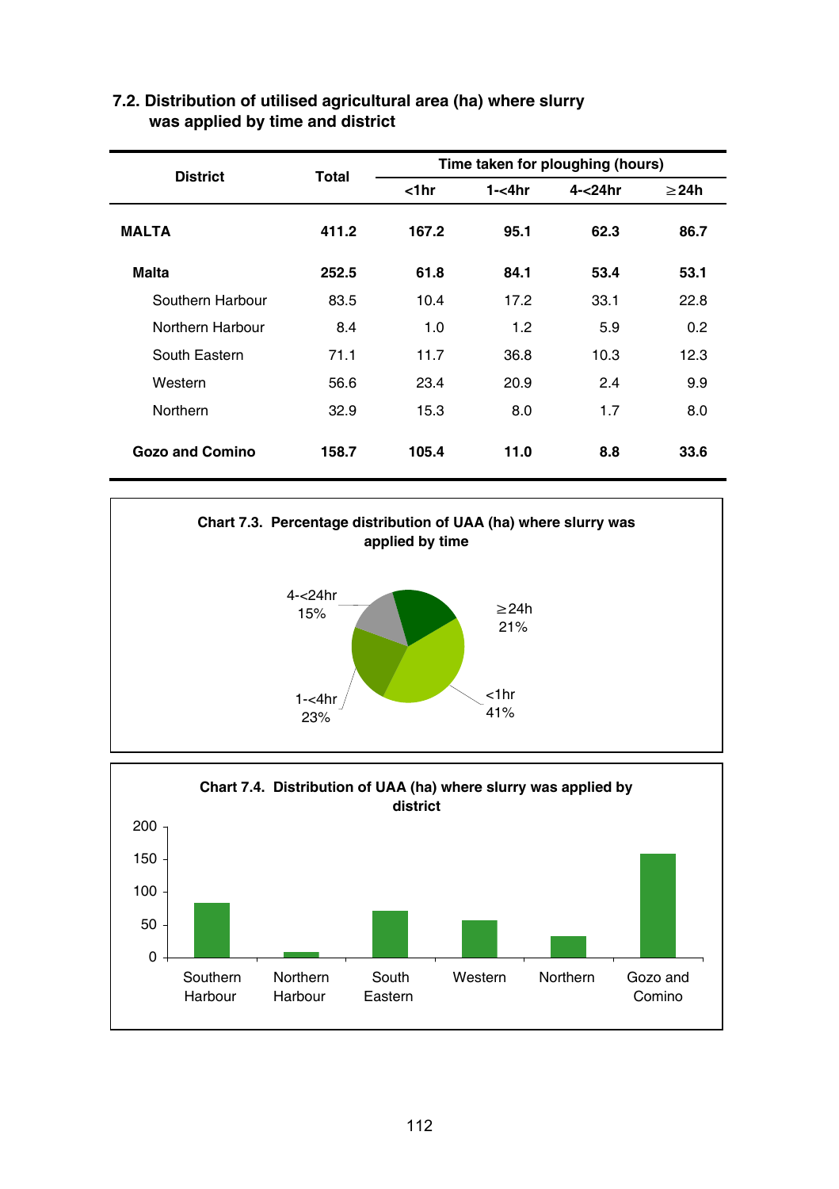### 7.2. Distribution of utilised agricultural area (ha) where slurry was applied by time and district

| District | Total | Time taken for ploughing (hours) | | | |
|---|---|---|---|---|---|
| | | <1hr | 1-<4hr | 4-<24hr | ≥24h |
| **MALTA** | **411.2** | **167.2** | **95.1** | **62.3** | **86.7** |
| **Malta** | **252.5** | **61.8** | **84.1** | **53.4** | **53.1** |
| Southern Harbour | 83.5 | 10.4 | 17.2 | 33.1 | 22.8 |
| Northern Harbour | 8.4 | 1.0 | 1.2 | 5.9 | 0.2 |
| South Eastern | 71.1 | 11.7 | 36.8 | 10.3 | 12.3 |
| Western | 56.6 | 23.4 | 20.9 | 2.4 | 9.9 |
| Northern | 32.9 | 15.3 | 8.0 | 1.7 | 8.0 |
| **Gozo and Comino** | **158.7** | **105.4** | **11.0** | **8.8** | **33.6** |

**Chart 7.3. Percentage distribution of UAA (ha) where slurry was applied by time**

4-<24hr 15%

≥24h 21%

1-<4hr 23%

<1hr 41%

**Chart 7.4. Distribution of UAA (ha) where slurry was applied by district**

200
150
100
50
0

Southern Harbour | Northern Harbour | South Eastern | Western | Northern | Gozo and Comino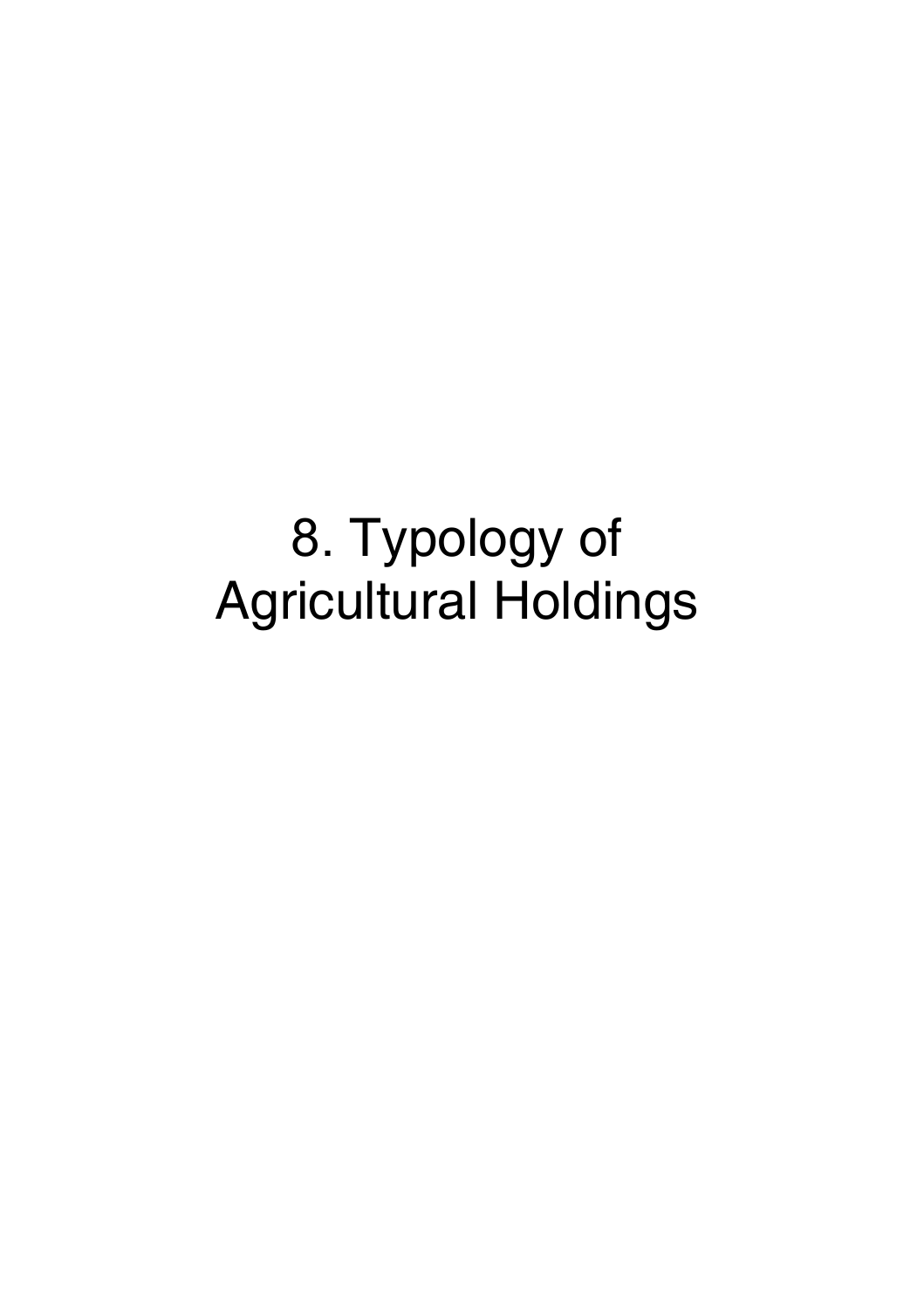# 8. Typology of Agricultural Holdings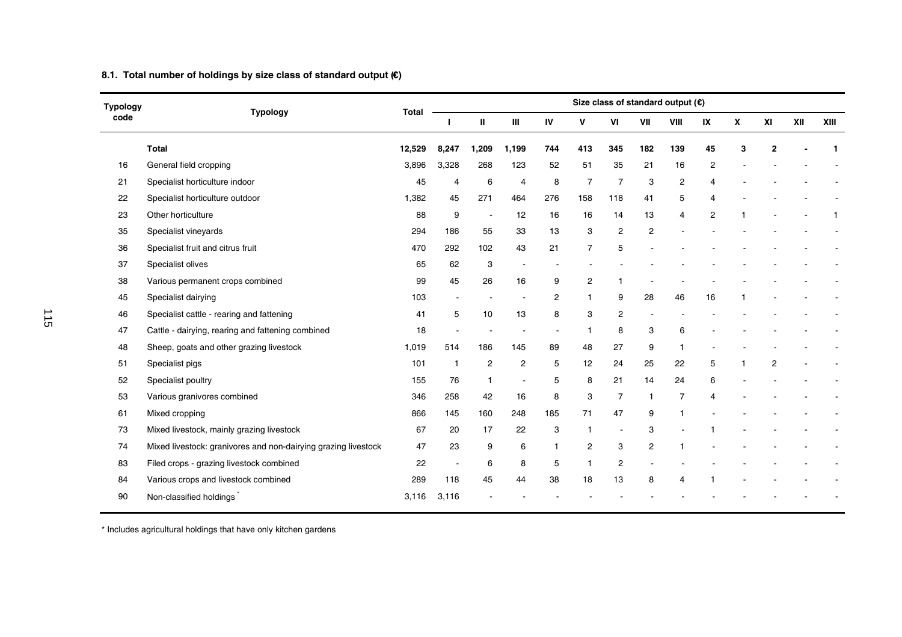### 8.1. Total number of holdings by size class of standard output (€)

| Typology code | Typology | Total | Size class of standard output (€) | | | | | | | | | | | | |
|---|---|---|---|---|---|---|---|---|---|---|---|---|---|---|---|
| | | | I | II | III | IV | V | VI | VII | VIII | IX | X | XI | XII | XIII |
| | **Total** | **12,529** | **8,247** | **1,209** | **1,199** | **744** | **413** | **345** | **182** | **139** | **45** | **3** | **2** | **-** | **1** |
| 16 | General field cropping | 3,896 | 3,328 | 268 | 123 | 52 | 51 | 35 | 21 | 16 | 2 | - | - | - | - |
| 21 | Specialist horticulture indoor | 45 | 4 | 6 | 4 | 8 | 7 | 7 | 3 | 2 | 4 | - | - | - | - |
| 22 | Specialist horticulture outdoor | 1,382 | 45 | 271 | 464 | 276 | 158 | 118 | 41 | 5 | 4 | - | - | - | - |
| 23 | Other horticulture | 88 | 9 | - | 12 | 16 | 16 | 14 | 13 | 4 | 2 | 1 | - | - | 1 |
| 35 | Specialist vineyards | 294 | 186 | 55 | 33 | 13 | 3 | 2 | 2 | - | - | - | - | - | - |
| 36 | Specialist fruit and citrus fruit | 470 | 292 | 102 | 43 | 21 | 7 | 5 | - | - | - | - | - | - | - |
| 37 | Specialist olives | 65 | 62 | 3 | - | - | - | - | - | - | - | - | - | - | - |
| 38 | Various permanent crops combined | 99 | 45 | 26 | 16 | 9 | 2 | 1 | - | - | - | - | - | - | - |
| 45 | Specialist dairying | 103 | - | - | - | 2 | 1 | 9 | 28 | 46 | 16 | 1 | - | - | - |
| 46 | Specialist cattle - rearing and fattening | 41 | 5 | 10 | 13 | 8 | 3 | 2 | - | - | - | - | - | - | - |
| 47 | Cattle - dairying, rearing and fattening combined | 18 | - | - | - | - | 1 | 8 | 3 | 6 | - | - | - | - | - |
| 48 | Sheep, goats and other grazing livestock | 1,019 | 514 | 186 | 145 | 89 | 48 | 27 | 9 | 1 | - | - | - | - | - |
| 51 | Specialist pigs | 101 | 1 | 2 | 2 | 5 | 12 | 24 | 25 | 22 | 5 | 1 | 2 | - | - |
| 52 | Specialist poultry | 155 | 76 | 1 | - | 5 | 8 | 21 | 14 | 24 | 6 | - | - | - | - |
| 53 | Various granivores combined | 346 | 258 | 42 | 16 | 8 | 3 | 7 | 1 | 7 | 4 | - | - | - | - |
| 61 | Mixed cropping | 866 | 145 | 160 | 248 | 185 | 71 | 47 | 9 | 1 | - | - | - | - | - |
| 73 | Mixed livestock, mainly grazing livestock | 67 | 20 | 17 | 22 | 3 | 1 | - | 3 | - | 1 | - | - | - | - |
| 74 | Mixed livestock: granivores and non-dairying grazing livestock | 47 | 23 | 9 | 6 | 1 | 2 | 3 | 2 | 1 | - | - | - | - | - |
| 83 | Filed crops - grazing livestock combined | 22 | - | 6 | 8 | 5 | 1 | 2 | - | - | - | - | - | - | - |
| 84 | Various crops and livestock combined | 289 | 118 | 45 | 44 | 38 | 18 | 13 | 8 | 4 | 1 | - | - | - | - |
| 90 | Non-classified holdings * | 3,116 | 3,116 | - | - | - | - | - | - | - | - | - | - | - | - |

* Includes agricultural holdings that have only kitchen gardens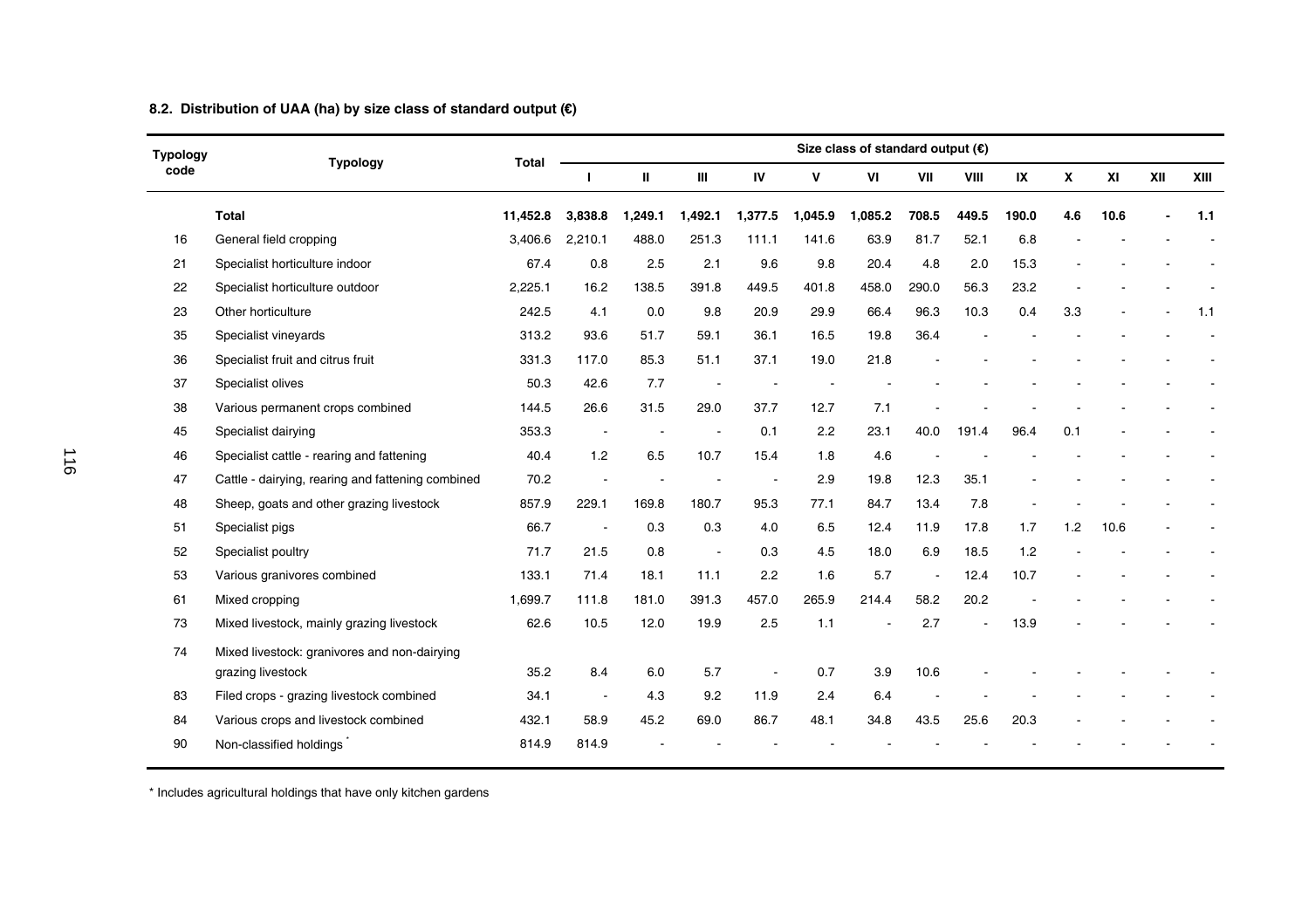### 8.2. Distribution of UAA (ha) by size class of standard output (€)

| Typology code | Typology | Total | Size class of standard output (€) | | | | | | | | | | | | |
|---|---|---|---|---|---|---|---|---|---|---|---|---|---|---|---|
| | | | I | II | III | IV | V | VI | VII | VIII | IX | X | XI | XII | XIII |
| | **Total** | **11,452.8** | **3,838.8** | **1,249.1** | **1,492.1** | **1,377.5** | **1,045.9** | **1,085.2** | **708.5** | **449.5** | **190.0** | **4.6** | **10.6** | **-** | **1.1** |
| 16 | General field cropping | 3,406.6 | 2,210.1 | 488.0 | 251.3 | 111.1 | 141.6 | 63.9 | 81.7 | 52.1 | 6.8 | - | - | - | - |
| 21 | Specialist horticulture indoor | 67.4 | 0.8 | 2.5 | 2.1 | 9.6 | 9.8 | 20.4 | 4.8 | 2.0 | 15.3 | - | - | - | - |
| 22 | Specialist horticulture outdoor | 2,225.1 | 16.2 | 138.5 | 391.8 | 449.5 | 401.8 | 458.0 | 290.0 | 56.3 | 23.2 | - | - | - | - |
| 23 | Other horticulture | 242.5 | 4.1 | 0.0 | 9.8 | 20.9 | 29.9 | 66.4 | 96.3 | 10.3 | 0.4 | 3.3 | - | - | 1.1 |
| 35 | Specialist vineyards | 313.2 | 93.6 | 51.7 | 59.1 | 36.1 | 16.5 | 19.8 | 36.4 | - | - | - | - | - | - |
| 36 | Specialist fruit and citrus fruit | 331.3 | 117.0 | 85.3 | 51.1 | 37.1 | 19.0 | 21.8 | - | - | - | - | - | - | - |
| 37 | Specialist olives | 50.3 | 42.6 | 7.7 | - | - | - | - | - | - | - | - | - | - | - |
| 38 | Various permanent crops combined | 144.5 | 26.6 | 31.5 | 29.0 | 37.7 | 12.7 | 7.1 | - | - | - | - | - | - | - |
| 45 | Specialist dairying | 353.3 | - | - | - | 0.1 | 2.2 | 23.1 | 40.0 | 191.4 | 96.4 | 0.1 | - | - | - |
| 46 | Specialist cattle - rearing and fattening | 40.4 | 1.2 | 6.5 | 10.7 | 15.4 | 1.8 | 4.6 | - | - | - | - | - | - | - |
| 47 | Cattle - dairying, rearing and fattening combined | 70.2 | - | - | - | - | 2.9 | 19.8 | 12.3 | 35.1 | - | - | - | - | - |
| 48 | Sheep, goats and other grazing livestock | 857.9 | 229.1 | 169.8 | 180.7 | 95.3 | 77.1 | 84.7 | 13.4 | 7.8 | - | - | - | - | - |
| 51 | Specialist pigs | 66.7 | - | 0.3 | 0.3 | 4.0 | 6.5 | 12.4 | 11.9 | 17.8 | 1.7 | 1.2 | 10.6 | - | - |
| 52 | Specialist poultry | 71.7 | 21.5 | 0.8 | - | 0.3 | 4.5 | 18.0 | 6.9 | 18.5 | 1.2 | - | - | - | - |
| 53 | Various granivores combined | 133.1 | 71.4 | 18.1 | 11.1 | 2.2 | 1.6 | 5.7 | - | 12.4 | 10.7 | - | - | - | - |
| 61 | Mixed cropping | 1,699.7 | 111.8 | 181.0 | 391.3 | 457.0 | 265.9 | 214.4 | 58.2 | 20.2 | - | - | - | - | - |
| 73 | Mixed livestock, mainly grazing livestock | 62.6 | 10.5 | 12.0 | 19.9 | 2.5 | 1.1 | - | 2.7 | - | 13.9 | - | - | - | - |
| 74 | Mixed livestock: granivores and non-dairying grazing livestock | 35.2 | 8.4 | 6.0 | 5.7 | - | 0.7 | 3.9 | 10.6 | - | - | - | - | - | - |
| 83 | Filed crops - grazing livestock combined | 34.1 | - | 4.3 | 9.2 | 11.9 | 2.4 | 6.4 | - | - | - | - | - | - | - |
| 84 | Various crops and livestock combined | 432.1 | 58.9 | 45.2 | 69.0 | 86.7 | 48.1 | 34.8 | 43.5 | 25.6 | 20.3 | - | - | - | - |
| 90 | Non-classified holdings * | 814.9 | 814.9 | - | - | - | - | - | - | - | - | - | - | - | - |

* Includes agricultural holdings that have only kitchen gardens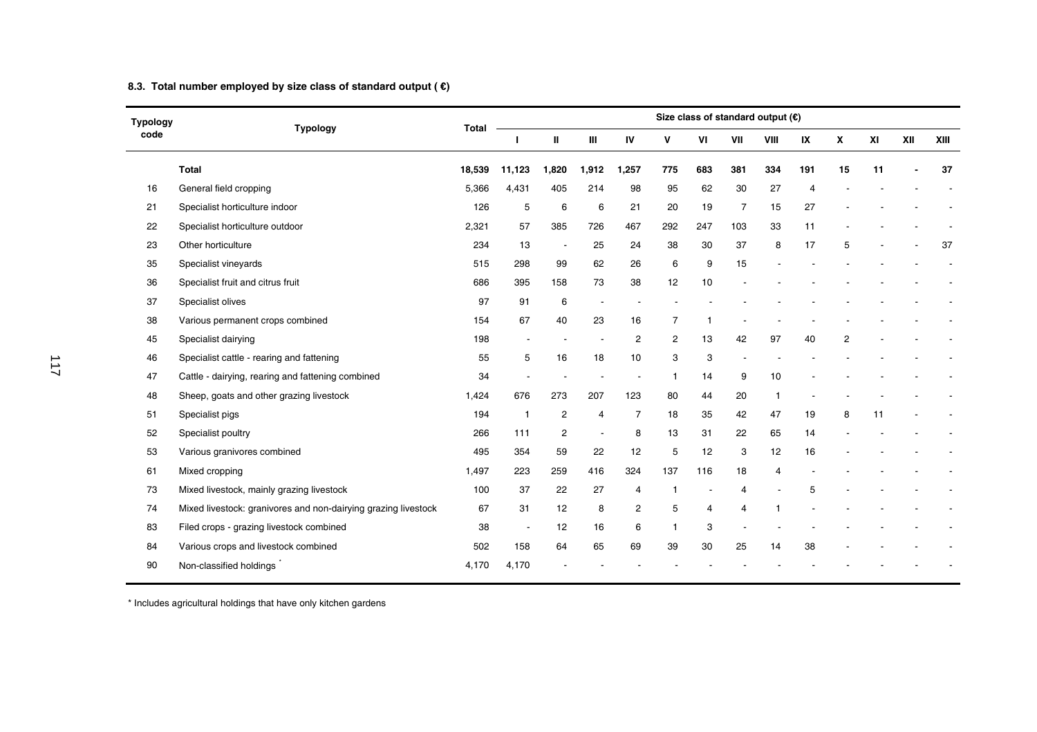### 8.3. Total number employed by size class of standard output ( €)

| Typology code | Typology | Total | Size class of standard output (€) | | | | | | | | | | | | |
|---|---|---|---|---|---|---|---|---|---|---|---|---|---|---|---|
| | | | I | II | III | IV | V | VI | VII | VIII | IX | X | XI | XII | XIII |
| | **Total** | **18,539** | **11,123** | **1,820** | **1,912** | **1,257** | **775** | **683** | **381** | **334** | **191** | **15** | **11** | **-** | **37** |
| 16 | General field cropping | 5,366 | 4,431 | 405 | 214 | 98 | 95 | 62 | 30 | 27 | 4 | - | - | - | - |
| 21 | Specialist horticulture indoor | 126 | 5 | 6 | 6 | 21 | 20 | 19 | 7 | 15 | 27 | - | - | - | - |
| 22 | Specialist horticulture outdoor | 2,321 | 57 | 385 | 726 | 467 | 292 | 247 | 103 | 33 | 11 | - | - | - | - |
| 23 | Other horticulture | 234 | 13 | - | 25 | 24 | 38 | 30 | 37 | 8 | 17 | 5 | - | - | 37 |
| 35 | Specialist vineyards | 515 | 298 | 99 | 62 | 26 | 6 | 9 | 15 | - | - | - | - | - | - |
| 36 | Specialist fruit and citrus fruit | 686 | 395 | 158 | 73 | 38 | 12 | 10 | - | - | - | - | - | - | - |
| 37 | Specialist olives | 97 | 91 | 6 | - | - | - | - | - | - | - | - | - | - | - |
| 38 | Various permanent crops combined | 154 | 67 | 40 | 23 | 16 | 7 | 1 | - | - | - | - | - | - | - |
| 45 | Specialist dairying | 198 | - | - | - | 2 | 2 | 13 | 42 | 97 | 40 | 2 | - | - | - |
| 46 | Specialist cattle - rearing and fattening | 55 | 5 | 16 | 18 | 10 | 3 | 3 | - | - | - | - | - | - | - |
| 47 | Cattle - dairying, rearing and fattening combined | 34 | - | - | - | - | 1 | 14 | 9 | 10 | - | - | - | - | - |
| 48 | Sheep, goats and other grazing livestock | 1,424 | 676 | 273 | 207 | 123 | 80 | 44 | 20 | 1 | - | - | - | - | - |
| 51 | Specialist pigs | 194 | 1 | 2 | 4 | 7 | 18 | 35 | 42 | 47 | 19 | 8 | 11 | - | - |
| 52 | Specialist poultry | 266 | 111 | 2 | - | 8 | 13 | 31 | 22 | 65 | 14 | - | - | - | - |
| 53 | Various granivores combined | 495 | 354 | 59 | 22 | 12 | 5 | 12 | 3 | 12 | 16 | - | - | - | - |
| 61 | Mixed cropping | 1,497 | 223 | 259 | 416 | 324 | 137 | 116 | 18 | 4 | - | - | - | - | - |
| 73 | Mixed livestock, mainly grazing livestock | 100 | 37 | 22 | 27 | 4 | 1 | - | 4 | - | 5 | - | - | - | - |
| 74 | Mixed livestock: granivores and non-dairying grazing livestock | 67 | 31 | 12 | 8 | 2 | 5 | 4 | 4 | 1 | - | - | - | - | - |
| 83 | Filed crops - grazing livestock combined | 38 | - | 12 | 16 | 6 | 1 | 3 | - | - | - | - | - | - | - |
| 84 | Various crops and livestock combined | 502 | 158 | 64 | 65 | 69 | 39 | 30 | 25 | 14 | 38 | - | - | - | - |
| 90 | Non-classified holdings * | 4,170 | 4,170 | - | - | - | - | - | - | - | - | - | - | - | - |

\* Includes agricultural holdings that have only kitchen gardens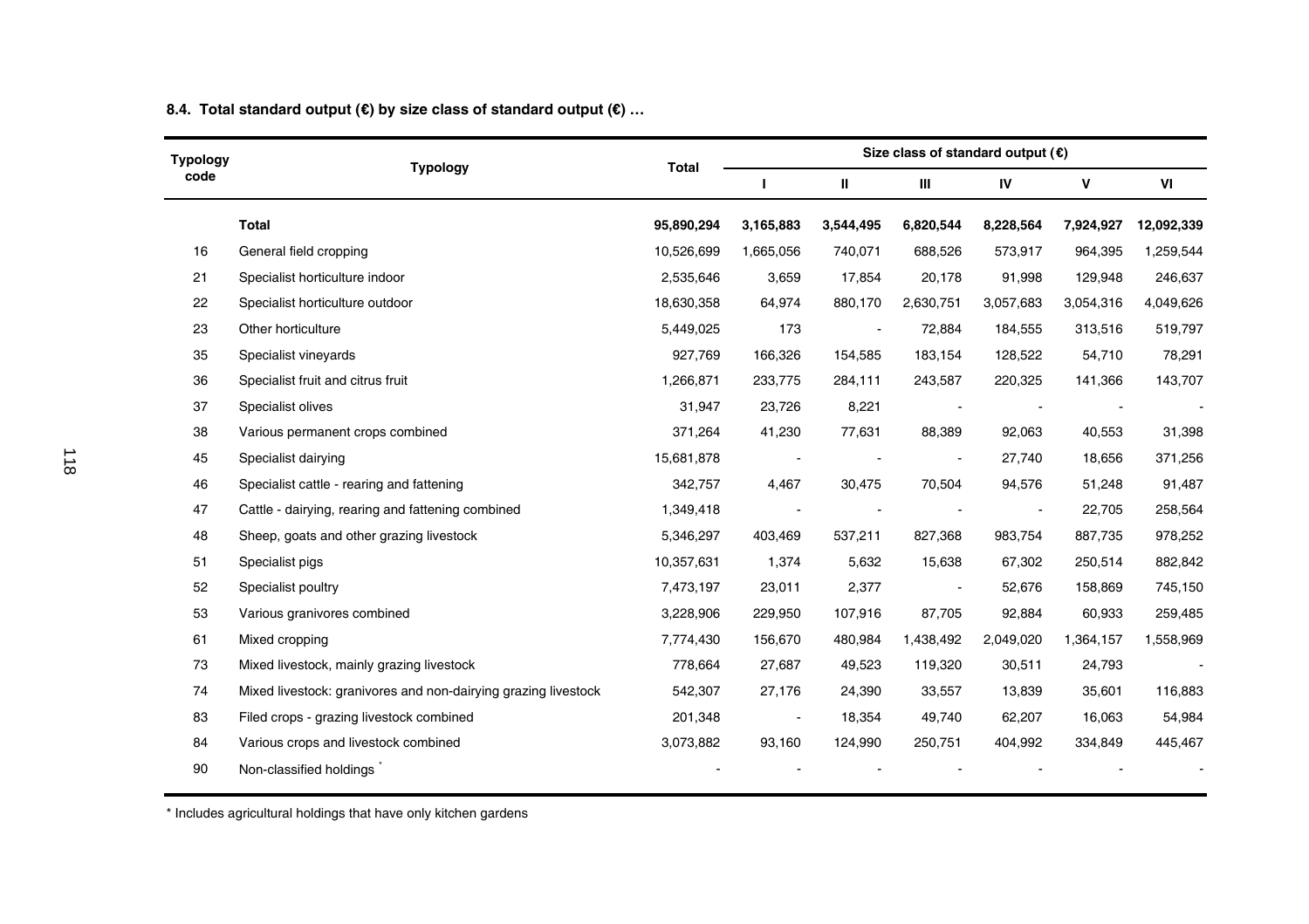**8.4. Total standard output (€) by size class of standard output (€) …**

| Typology code | Typology | Total | Size class of standard output (€) | | | | | |
|---|---|---|---|---|---|---|---|---|
| | | | I | II | III | IV | V | VI |
| | **Total** | **95,890,294** | **3,165,883** | **3,544,495** | **6,820,544** | **8,228,564** | **7,924,927** | **12,092,339** |
| 16 | General field cropping | 10,526,699 | 1,665,056 | 740,071 | 688,526 | 573,917 | 964,395 | 1,259,544 |
| 21 | Specialist horticulture indoor | 2,535,646 | 3,659 | 17,854 | 20,178 | 91,998 | 129,948 | 246,637 |
| 22 | Specialist horticulture outdoor | 18,630,358 | 64,974 | 880,170 | 2,630,751 | 3,057,683 | 3,054,316 | 4,049,626 |
| 23 | Other horticulture | 5,449,025 | 173 | - | 72,884 | 184,555 | 313,516 | 519,797 |
| 35 | Specialist vineyards | 927,769 | 166,326 | 154,585 | 183,154 | 128,522 | 54,710 | 78,291 |
| 36 | Specialist fruit and citrus fruit | 1,266,871 | 233,775 | 284,111 | 243,587 | 220,325 | 141,366 | 143,707 |
| 37 | Specialist olives | 31,947 | 23,726 | 8,221 | - | - | - | - |
| 38 | Various permanent crops combined | 371,264 | 41,230 | 77,631 | 88,389 | 92,063 | 40,553 | 31,398 |
| 45 | Specialist dairying | 15,681,878 | - | - | - | 27,740 | 18,656 | 371,256 |
| 46 | Specialist cattle - rearing and fattening | 342,757 | 4,467 | 30,475 | 70,504 | 94,576 | 51,248 | 91,487 |
| 47 | Cattle - dairying, rearing and fattening combined | 1,349,418 | - | - | - | - | 22,705 | 258,564 |
| 48 | Sheep, goats and other grazing livestock | 5,346,297 | 403,469 | 537,211 | 827,368 | 983,754 | 887,735 | 978,252 |
| 51 | Specialist pigs | 10,357,631 | 1,374 | 5,632 | 15,638 | 67,302 | 250,514 | 882,842 |
| 52 | Specialist poultry | 7,473,197 | 23,011 | 2,377 | - | 52,676 | 158,869 | 745,150 |
| 53 | Various granivores combined | 3,228,906 | 229,950 | 107,916 | 87,705 | 92,884 | 60,933 | 259,485 |
| 61 | Mixed cropping | 7,774,430 | 156,670 | 480,984 | 1,438,492 | 2,049,020 | 1,364,157 | 1,558,969 |
| 73 | Mixed livestock, mainly grazing livestock | 778,664 | 27,687 | 49,523 | 119,320 | 30,511 | 24,793 | - |
| 74 | Mixed livestock: granivores and non-dairying grazing livestock | 542,307 | 27,176 | 24,390 | 33,557 | 13,839 | 35,601 | 116,883 |
| 83 | Filed crops - grazing livestock combined | 201,348 | - | 18,354 | 49,740 | 62,207 | 16,063 | 54,984 |
| 84 | Various crops and livestock combined | 3,073,882 | 93,160 | 124,990 | 250,751 | 404,992 | 334,849 | 445,467 |
| 90 | Non-classified holdings * | - | - | - | - | - | - | - |

* Includes agricultural holdings that have only kitchen gardens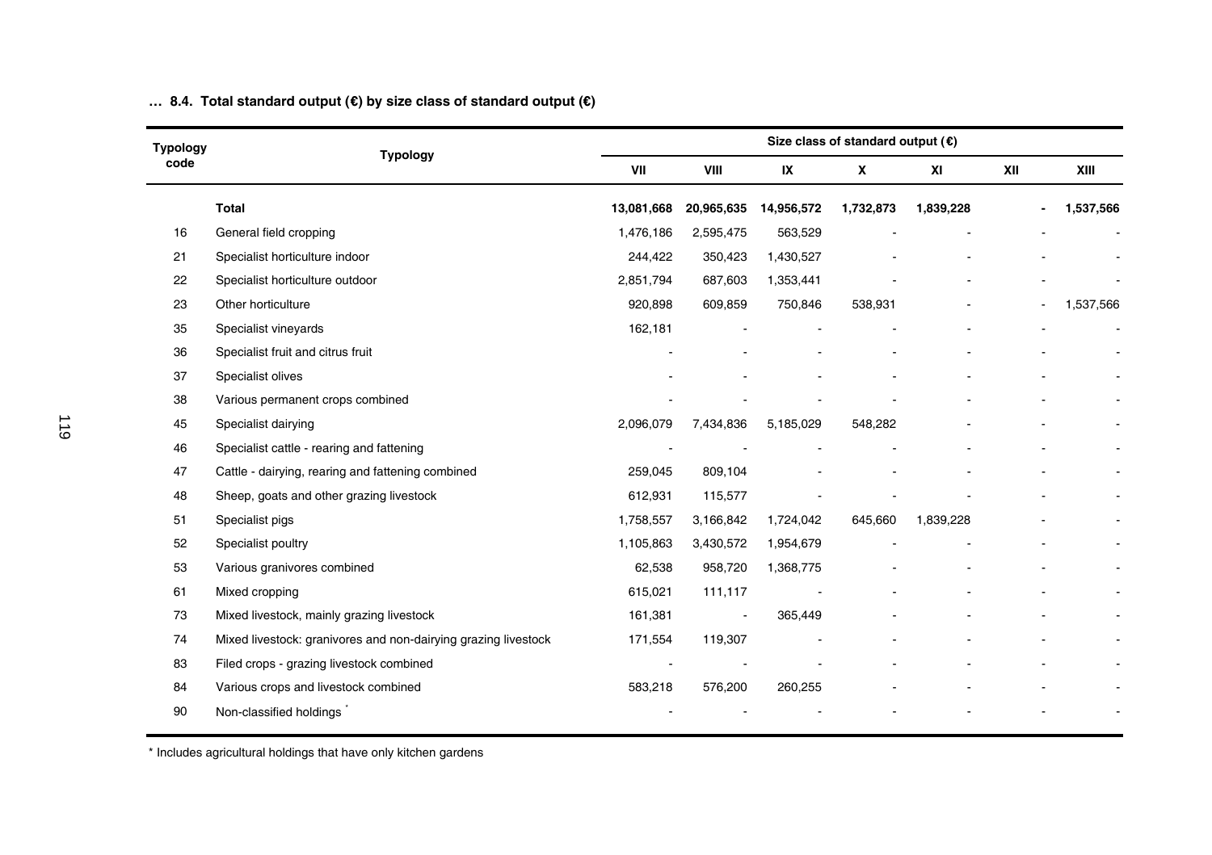### … 8.4. Total standard output (€) by size class of standard output (€)

| Typology code | Typology | Size class of standard output (€) | | | | | | |
|---|---|---|---|---|---|---|---|---|
| | | VII | VIII | IX | X | XI | XII | XIII |
| | **Total** | **13,081,668** | **20,965,635** | **14,956,572** | **1,732,873** | **1,839,228** | **-** | **1,537,566** |
| 16 | General field cropping | 1,476,186 | 2,595,475 | 563,529 | - | - | - | - |
| 21 | Specialist horticulture indoor | 244,422 | 350,423 | 1,430,527 | - | - | - | - |
| 22 | Specialist horticulture outdoor | 2,851,794 | 687,603 | 1,353,441 | - | - | - | - |
| 23 | Other horticulture | 920,898 | 609,859 | 750,846 | 538,931 | - | - | 1,537,566 |
| 35 | Specialist vineyards | 162,181 | - | - | - | - | - | - |
| 36 | Specialist fruit and citrus fruit | - | - | - | - | - | - | - |
| 37 | Specialist olives | - | - | - | - | - | - | - |
| 38 | Various permanent crops combined | - | - | - | - | - | - | - |
| 45 | Specialist dairying | 2,096,079 | 7,434,836 | 5,185,029 | 548,282 | - | - | - |
| 46 | Specialist cattle - rearing and fattening | - | - | - | - | - | - | - |
| 47 | Cattle - dairying, rearing and fattening combined | 259,045 | 809,104 | - | - | - | - | - |
| 48 | Sheep, goats and other grazing livestock | 612,931 | 115,577 | - | - | - | - | - |
| 51 | Specialist pigs | 1,758,557 | 3,166,842 | 1,724,042 | 645,660 | 1,839,228 | - | - |
| 52 | Specialist poultry | 1,105,863 | 3,430,572 | 1,954,679 | - | - | - | - |
| 53 | Various granivores combined | 62,538 | 958,720 | 1,368,775 | - | - | - | - |
| 61 | Mixed cropping | 615,021 | 111,117 | - | - | - | - | - |
| 73 | Mixed livestock, mainly grazing livestock | 161,381 | - | 365,449 | - | - | - | - |
| 74 | Mixed livestock: granivores and non-dairying grazing livestock | 171,554 | 119,307 | - | - | - | - | - |
| 83 | Filed crops - grazing livestock combined | - | - | - | - | - | - | - |
| 84 | Various crops and livestock combined | 583,218 | 576,200 | 260,255 | - | - | - | - |
| 90 | Non-classified holdings * | - | - | - | - | - | - | - |

* Includes agricultural holdings that have only kitchen gardens